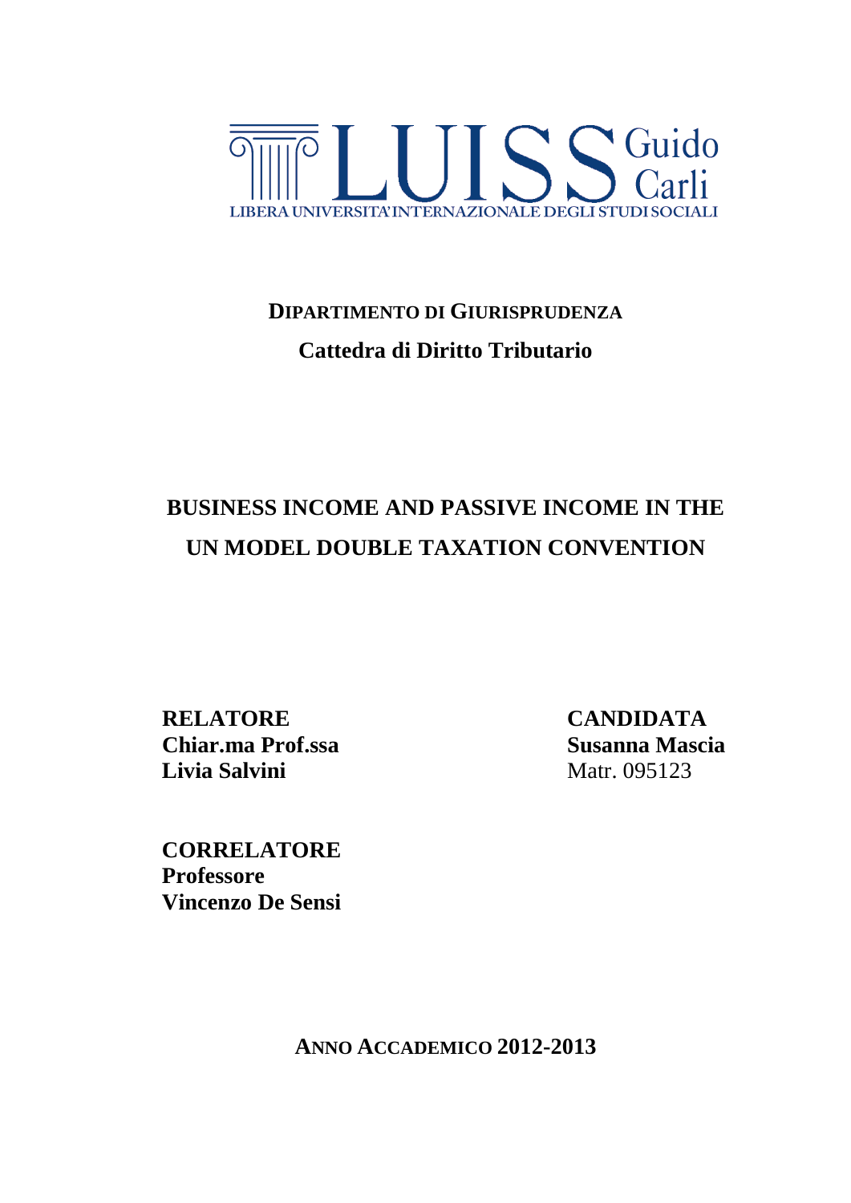LUISS Guido Carli

LIBERA UNIVERSITA' INTERNAZIONALE DEGLI STUDI SOCIALI

**DIPARTIMENTO DI GIURISPRUDENZA**

**Cattedra di Diritto Tributario**

# BUSINESS INCOME AND PASSIVE INCOME IN THE UN MODEL DOUBLE TAXATION CONVENTION

**RELATORE**
**Chiar.ma Prof.ssa**
**Livia Salvini**

**CANDIDATA**
**Susanna Mascia**
Matr. 095123

**CORRELATORE**
**Professore**
**Vincenzo De Sensi**

**ANNO ACCADEMICO 2012-2013**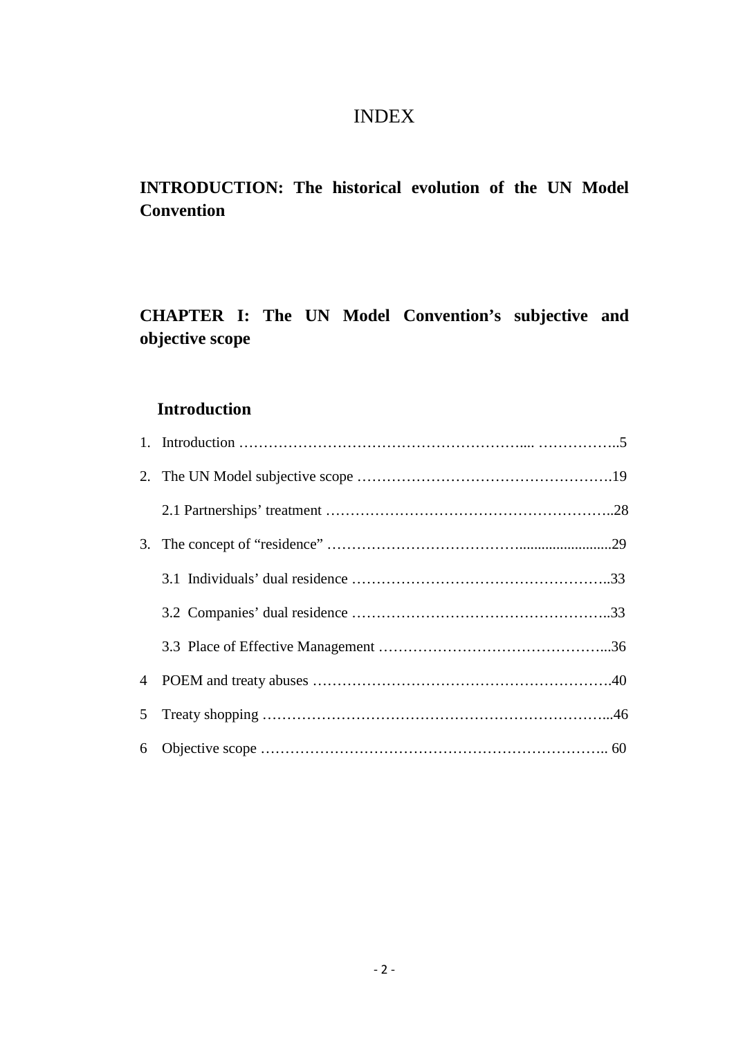# INDEX

## INTRODUCTION: The historical evolution of the UN Model Convention

## CHAPTER I: The UN Model Convention's subjective and objective scope

### Introduction

1. Introduction ……………………………………………………..... ……………..5
2. The UN Model subjective scope …………………………………………….19
   2.1 Partnerships' treatment …………………………………………………..28
3. The concept of "residence" ……………………………….........................29
   3.1 Individuals' dual residence ……………………………………………..33
   3.2 Companies' dual residence ……………………………………………..33
   3.3 Place of Effective Management ………………………………………...36
4. POEM and treaty abuses …………………………………………………….40
5. Treaty shopping ……………………………………………………………...46
6. Objective scope ……………………………………………………………….. 60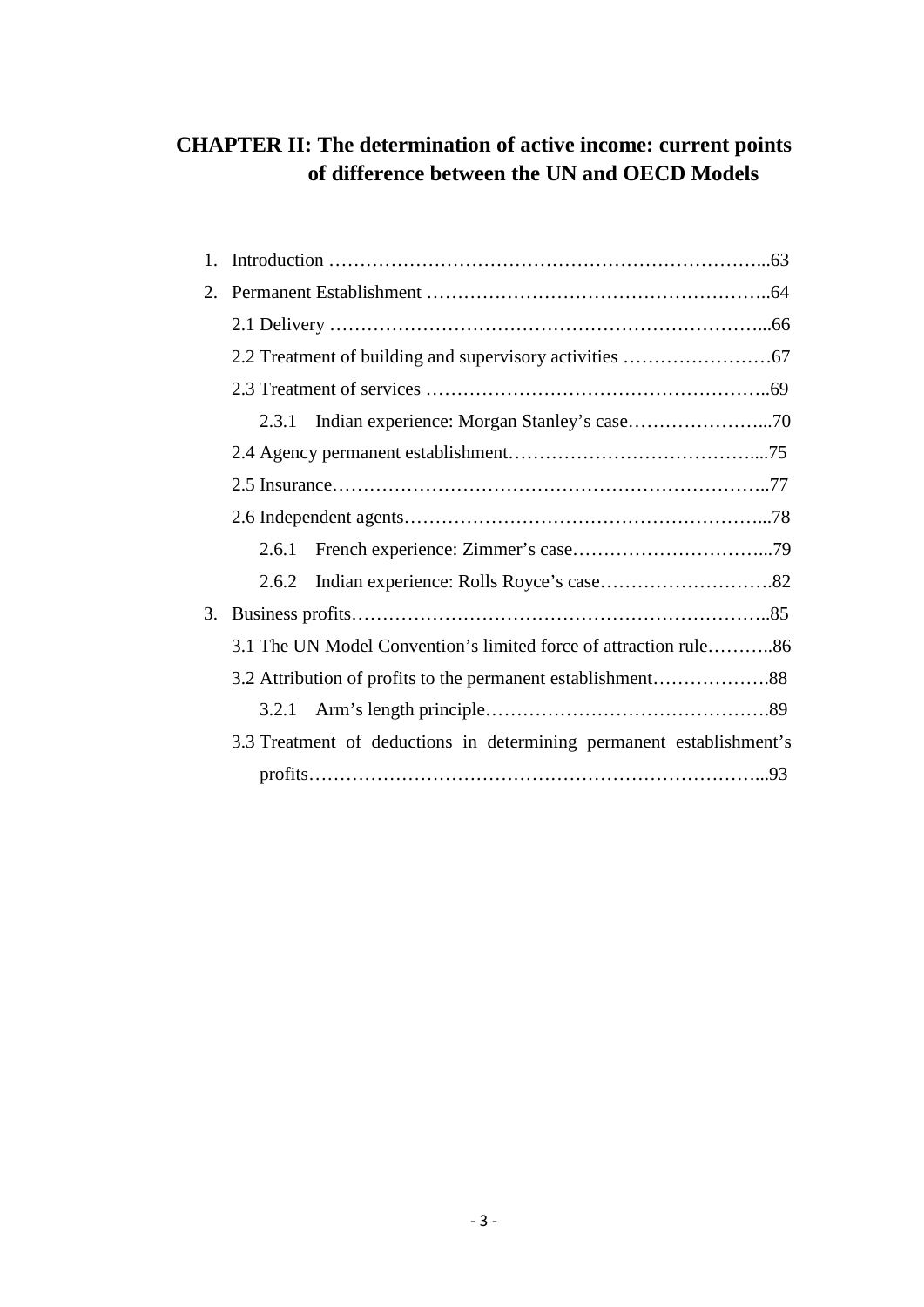## CHAPTER II: The determination of active income: current points of difference between the UN and OECD Models

1. Introduction ………………………………………………………………...63
2. Permanent Establishment ……………………………………………….64
   - 2.1 Delivery ………………………………………………………………...66
   - 2.2 Treatment of building and supervisory activities ……………………67
   - 2.3 Treatment of services ………………………………………………..69
     - 2.3.1 Indian experience: Morgan Stanley's case…………………...70
   - 2.4 Agency permanent establishment…………………………………....75
   - 2.5 Insurance……………………………………………………………..77
   - 2.6 Independent agents…………………………………………………...78
     - 2.6.1 French experience: Zimmer's case…………………………...79
     - 2.6.2 Indian experience: Rolls Royce's case……………………….82
3. Business profits…………………………………………………………..85
   - 3.1 The UN Model Convention's limited force of attraction rule………..86
   - 3.2 Attribution of profits to the permanent establishment……………….88
     - 3.2.1 Arm's length principle……………………………………….89
   - 3.3 Treatment of deductions in determining permanent establishment's profits………………………………………………………………...93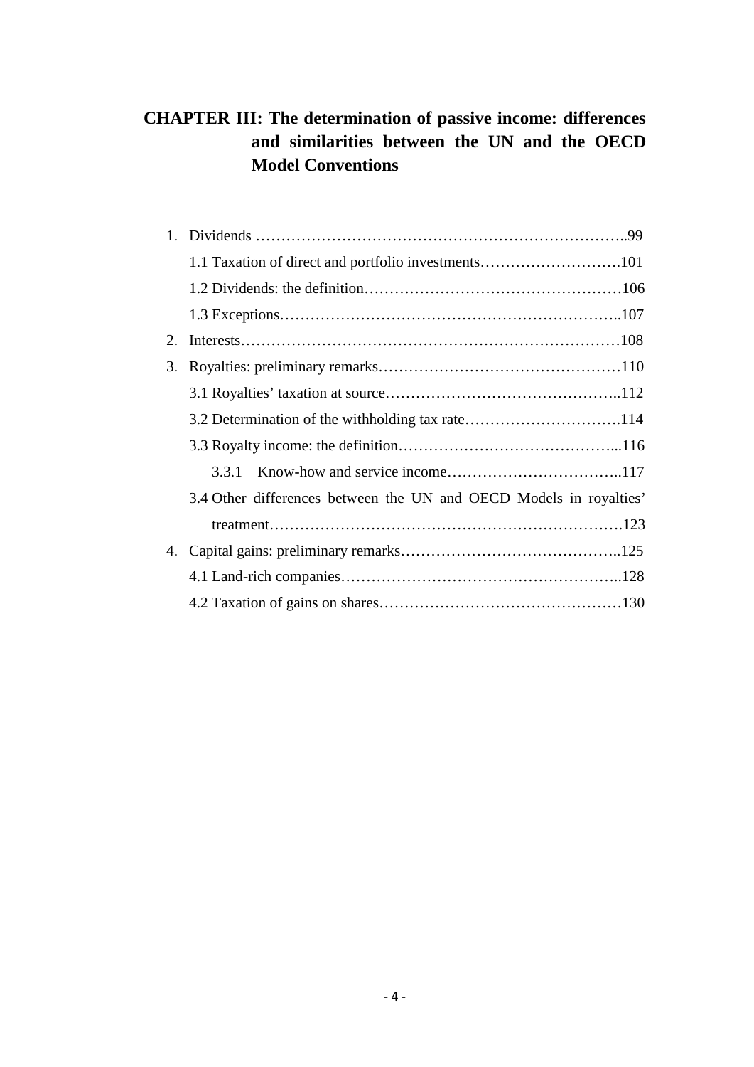## CHAPTER III: The determination of passive income: differences and similarities between the UN and the OECD Model Conventions

1. Dividends ………………………………………………………………..99
   - 1.1 Taxation of direct and portfolio investments……………………….101
   - 1.2 Dividends: the definition……………………………………………106
   - 1.3 Exceptions………………………………………………………..107
2. Interests…………………………………………………………………108
3. Royalties: preliminary remarks…………………………………………110
   - 3.1 Royalties' taxation at source………………………………………..112
   - 3.2 Determination of the withholding tax rate………………………….114
   - 3.3 Royalty income: the definition……………………………………...116
     - 3.3.1 Know-how and service income……………………………..117
   - 3.4 Other differences between the UN and OECD Models in royalties' treatment…………………………………………………………….123
4. Capital gains: preliminary remarks……………………………………..125
   - 4.1 Land-rich companies………………………………………………..128
   - 4.2 Taxation of gains on shares…………………………………………130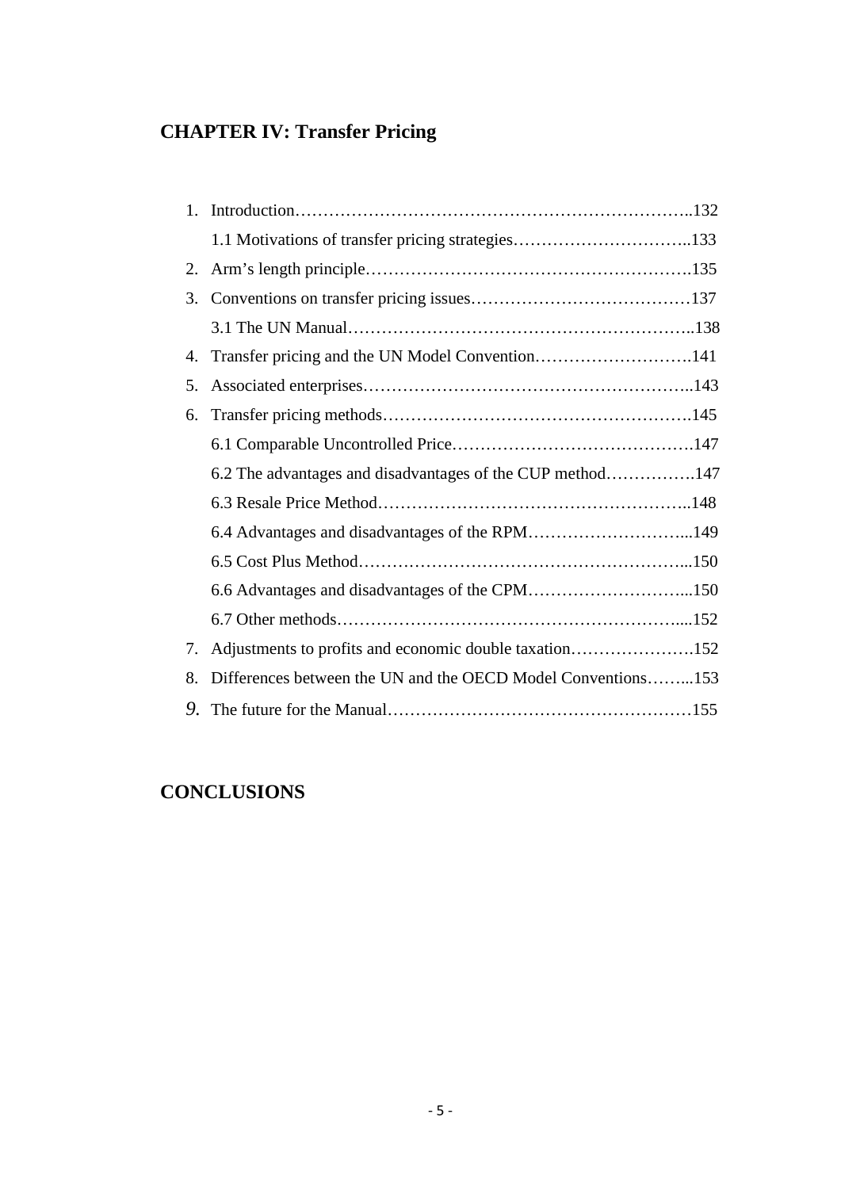## CHAPTER IV: Transfer Pricing

1. Introduction……………………………………………………………..132
   1.1 Motivations of transfer pricing strategies…………………………..133
2. Arm's length principle………………………….……………………….135
3. Conventions on transfer pricing issues…………………………………137
   3.1 The UN Manual……………………………………………………..138
4. Transfer pricing and the UN Model Convention……………………….141
5. Associated enterprises…………………………………………………..143
6. Transfer pricing methods……………………………………………….145
   6.1 Comparable Uncontrolled Price…………………………………….147
   6.2 The advantages and disadvantages of the CUP method…………….147
   6.3 Resale Price Method………………………………………………..148
   6.4 Advantages and disadvantages of the RPM………………………...149
   6.5 Cost Plus Method…………………………………………………...150
   6.6 Advantages and disadvantages of the CPM………………………...150
   6.7 Other methods……………………………………………………....152
7. Adjustments to profits and economic double taxation………………….152
8. Differences between the UN and the OECD Model Conventions……...153
9. The future for the Manual………………………………………………155

## CONCLUSIONS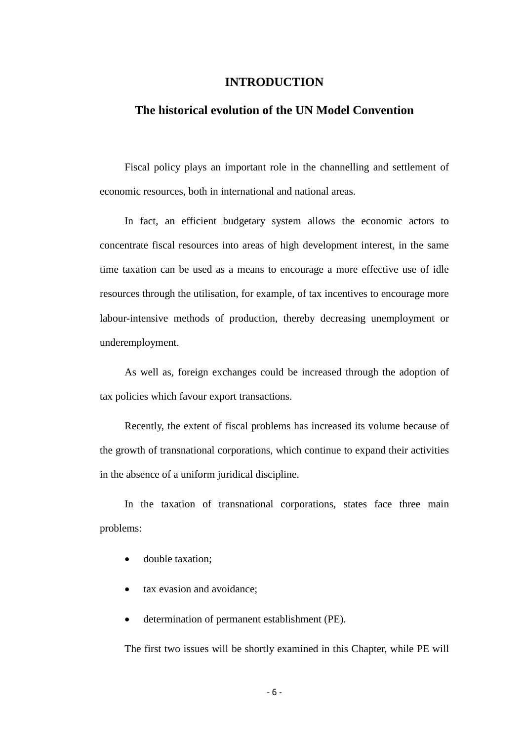# INTRODUCTION

## The historical evolution of the UN Model Convention

Fiscal policy plays an important role in the channelling and settlement of economic resources, both in international and national areas.

In fact, an efficient budgetary system allows the economic actors to concentrate fiscal resources into areas of high development interest, in the same time taxation can be used as a means to encourage a more effective use of idle resources through the utilisation, for example, of tax incentives to encourage more labour-intensive methods of production, thereby decreasing unemployment or underemployment.

As well as, foreign exchanges could be increased through the adoption of tax policies which favour export transactions.

Recently, the extent of fiscal problems has increased its volume because of the growth of transnational corporations, which continue to expand their activities in the absence of a uniform juridical discipline.

In the taxation of transnational corporations, states face three main problems:

- double taxation;
- tax evasion and avoidance;
- determination of permanent establishment (PE).

The first two issues will be shortly examined in this Chapter, while PE will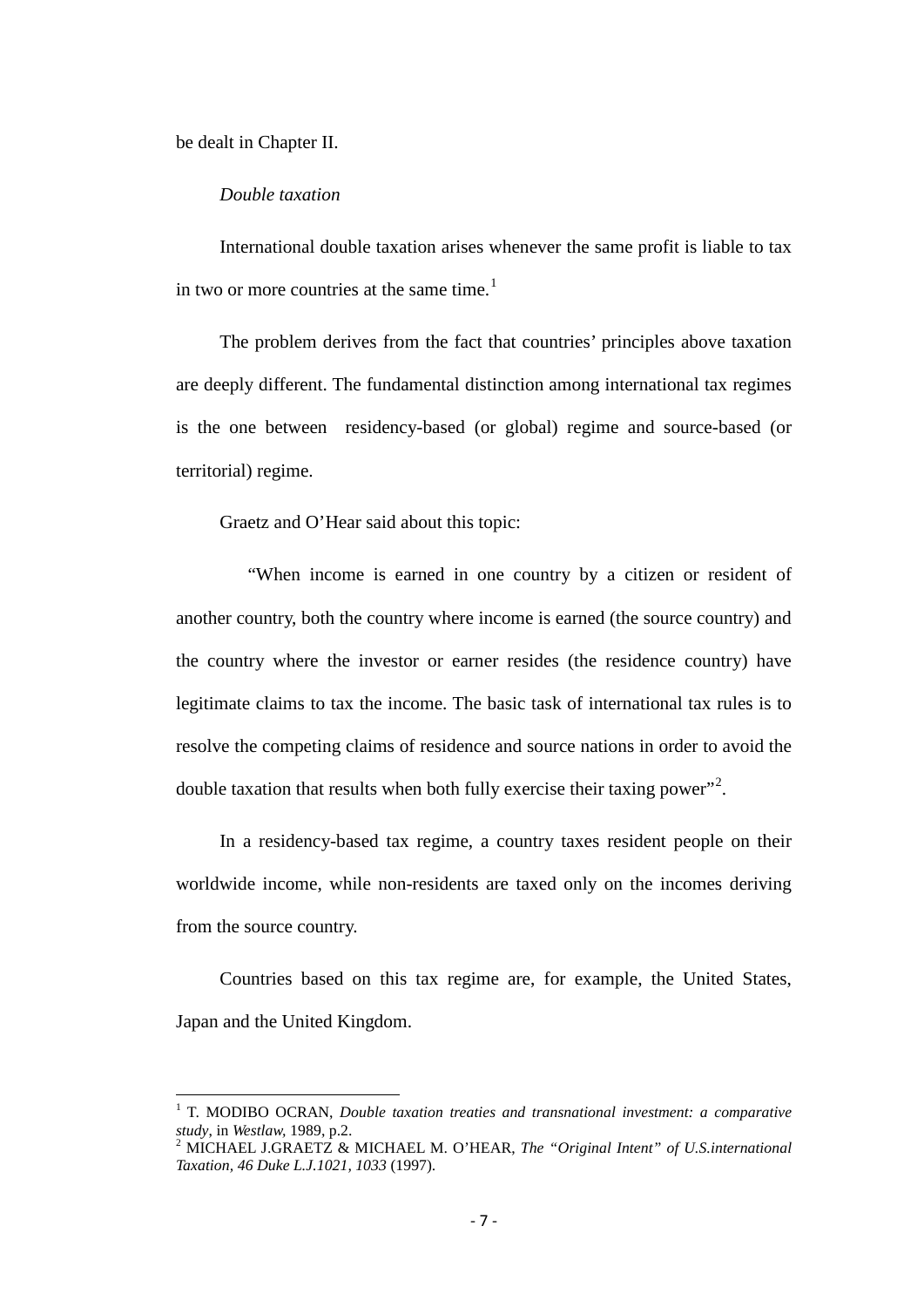be dealt in Chapter II.

*Double taxation*

International double taxation arises whenever the same profit is liable to tax in two or more countries at the same time.[1]

The problem derives from the fact that countries' principles above taxation are deeply different. The fundamental distinction among international tax regimes is the one between residency-based (or global) regime and source-based (or territorial) regime.

Graetz and O'Hear said about this topic:

"When income is earned in one country by a citizen or resident of another country, both the country where income is earned (the source country) and the country where the investor or earner resides (the residence country) have legitimate claims to tax the income. The basic task of international tax rules is to resolve the competing claims of residence and source nations in order to avoid the double taxation that results when both fully exercise their taxing power"[2].

In a residency-based tax regime, a country taxes resident people on their worldwide income, while non-residents are taxed only on the incomes deriving from the source country.

Countries based on this tax regime are, for example, the United States, Japan and the United Kingdom.

---

[1] T. MODIBO OCRAN, *Double taxation treaties and transnational investment: a comparative study*, in *Westlaw*, 1989, p.2.

[2] MICHAEL J.GRAETZ & MICHAEL M. O'HEAR, *The "Original Intent" of U.S.international Taxation, 46 Duke L.J.1021, 1033* (1997).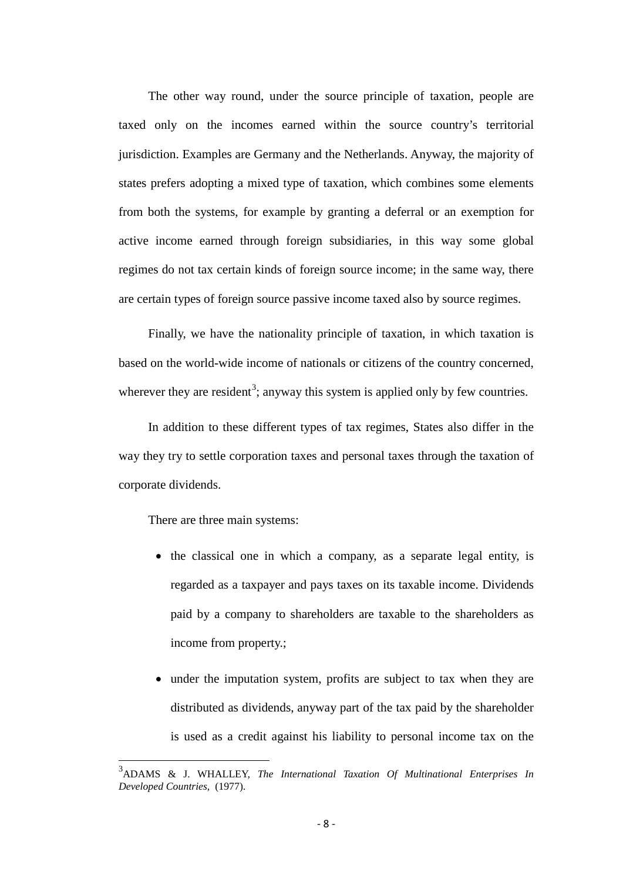The other way round, under the source principle of taxation, people are taxed only on the incomes earned within the source country's territorial jurisdiction. Examples are Germany and the Netherlands. Anyway, the majority of states prefers adopting a mixed type of taxation, which combines some elements from both the systems, for example by granting a deferral or an exemption for active income earned through foreign subsidiaries, in this way some global regimes do not tax certain kinds of foreign source income; in the same way, there are certain types of foreign source passive income taxed also by source regimes.

Finally, we have the nationality principle of taxation, in which taxation is based on the world-wide income of nationals or citizens of the country concerned, wherever they are resident[3]; anyway this system is applied only by few countries.

In addition to these different types of tax regimes, States also differ in the way they try to settle corporation taxes and personal taxes through the taxation of corporate dividends.

There are three main systems:

- the classical one in which a company, as a separate legal entity, is regarded as a taxpayer and pays taxes on its taxable income. Dividends paid by a company to shareholders are taxable to the shareholders as income from property.;
- under the imputation system, profits are subject to tax when they are distributed as dividends, anyway part of the tax paid by the shareholder is used as a credit against his liability to personal income tax on the

---

[3] ADAMS & J. WHALLEY, *The International Taxation Of Multinational Enterprises In Developed Countries*, (1977).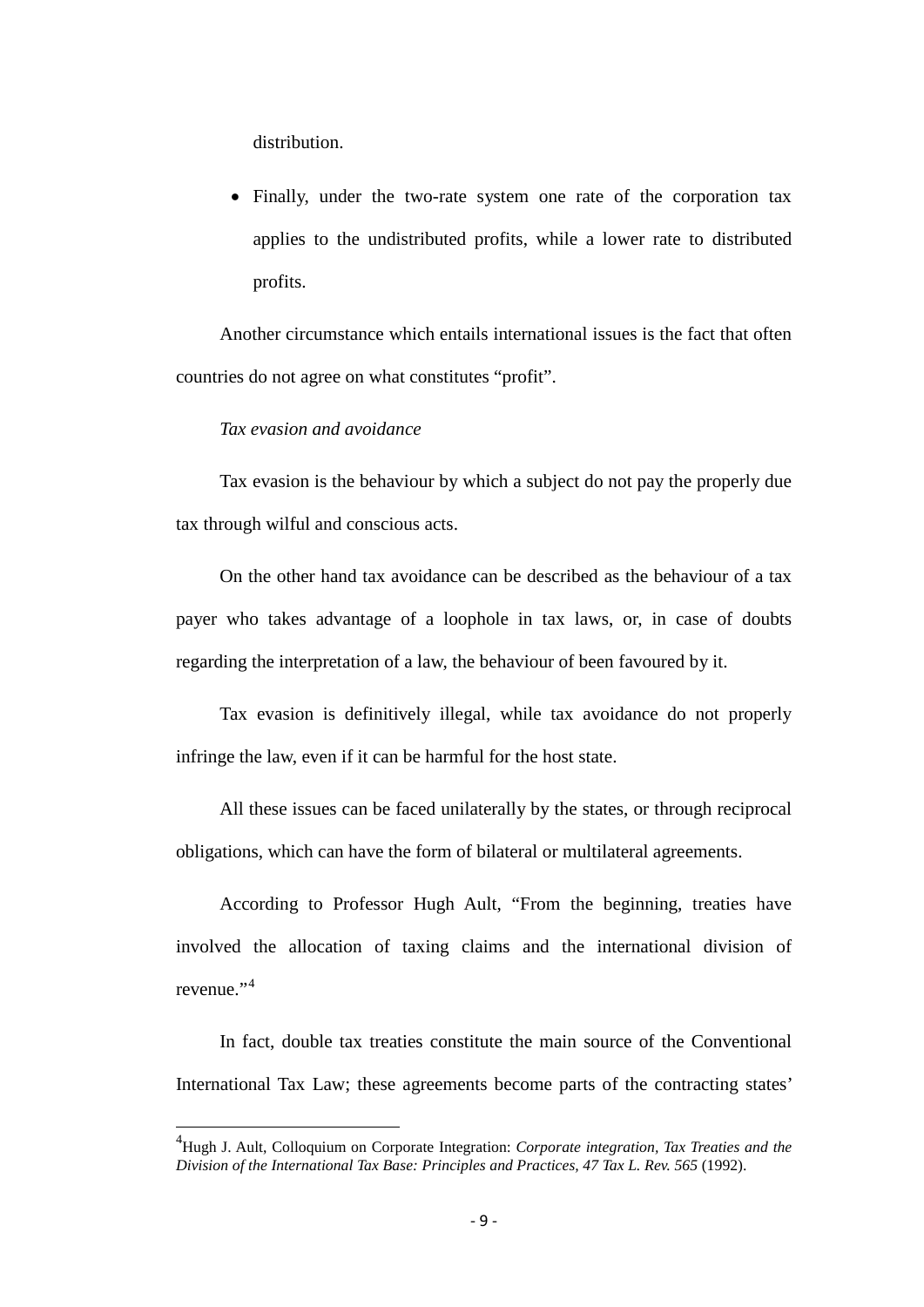distribution.

- Finally, under the two-rate system one rate of the corporation tax applies to the undistributed profits, while a lower rate to distributed profits.

Another circumstance which entails international issues is the fact that often countries do not agree on what constitutes "profit".

*Tax evasion and avoidance*

Tax evasion is the behaviour by which a subject do not pay the properly due tax through wilful and conscious acts.

On the other hand tax avoidance can be described as the behaviour of a tax payer who takes advantage of a loophole in tax laws, or, in case of doubts regarding the interpretation of a law, the behaviour of been favoured by it.

Tax evasion is definitively illegal, while tax avoidance do not properly infringe the law, even if it can be harmful for the host state.

All these issues can be faced unilaterally by the states, or through reciprocal obligations, which can have the form of bilateral or multilateral agreements.

According to Professor Hugh Ault, "From the beginning, treaties have involved the allocation of taxing claims and the international division of revenue."[4]

In fact, double tax treaties constitute the main source of the Conventional International Tax Law; these agreements become parts of the contracting states'

---

[4] Hugh J. Ault, Colloquium on Corporate Integration: *Corporate integration, Tax Treaties and the Division of the International Tax Base: Principles and Practices, 47 Tax L. Rev. 565* (1992).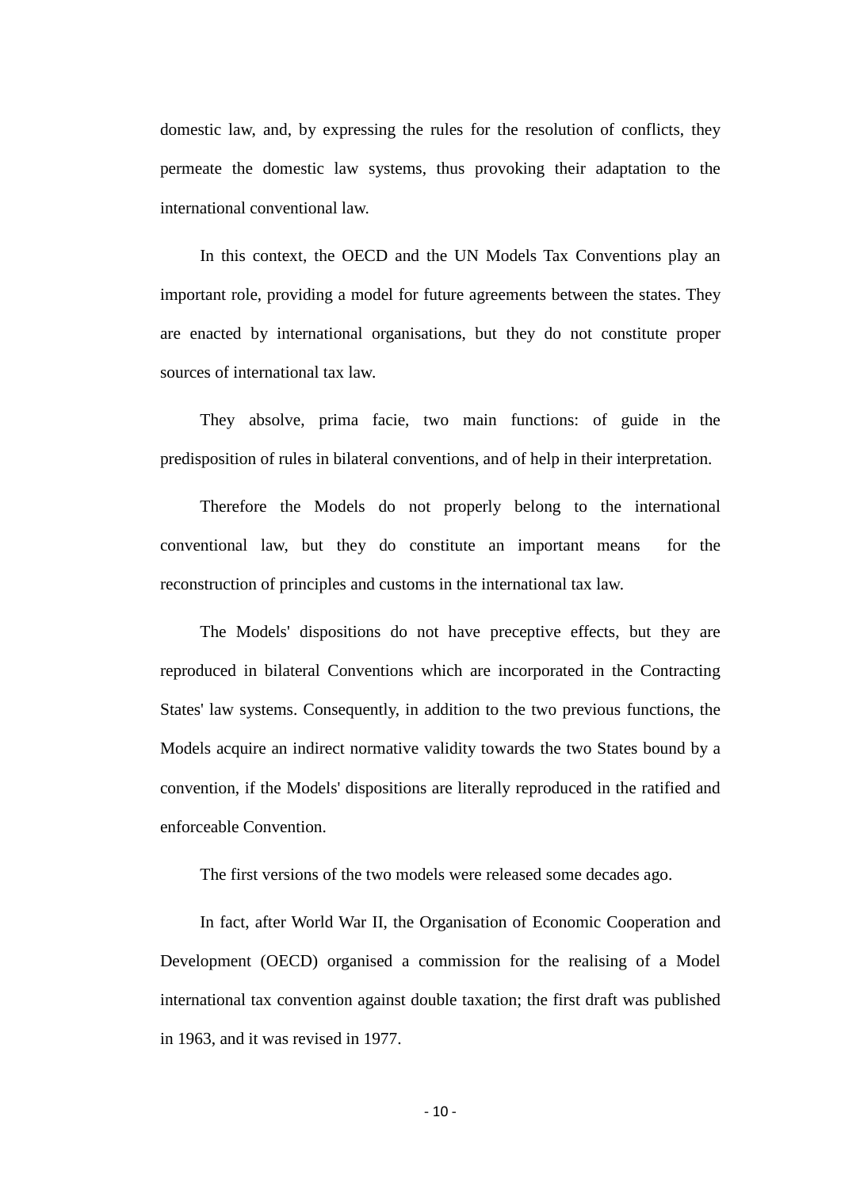domestic law, and, by expressing the rules for the resolution of conflicts, they permeate the domestic law systems, thus provoking their adaptation to the international conventional law.

In this context, the OECD and the UN Models Tax Conventions play an important role, providing a model for future agreements between the states. They are enacted by international organisations, but they do not constitute proper sources of international tax law.

They absolve, prima facie, two main functions: of guide in the predisposition of rules in bilateral conventions, and of help in their interpretation.

Therefore the Models do not properly belong to the international conventional law, but they do constitute an important means for the reconstruction of principles and customs in the international tax law.

The Models' dispositions do not have preceptive effects, but they are reproduced in bilateral Conventions which are incorporated in the Contracting States' law systems. Consequently, in addition to the two previous functions, the Models acquire an indirect normative validity towards the two States bound by a convention, if the Models' dispositions are literally reproduced in the ratified and enforceable Convention.

The first versions of the two models were released some decades ago.

In fact, after World War II, the Organisation of Economic Cooperation and Development (OECD) organised a commission for the realising of a Model international tax convention against double taxation; the first draft was published in 1963, and it was revised in 1977.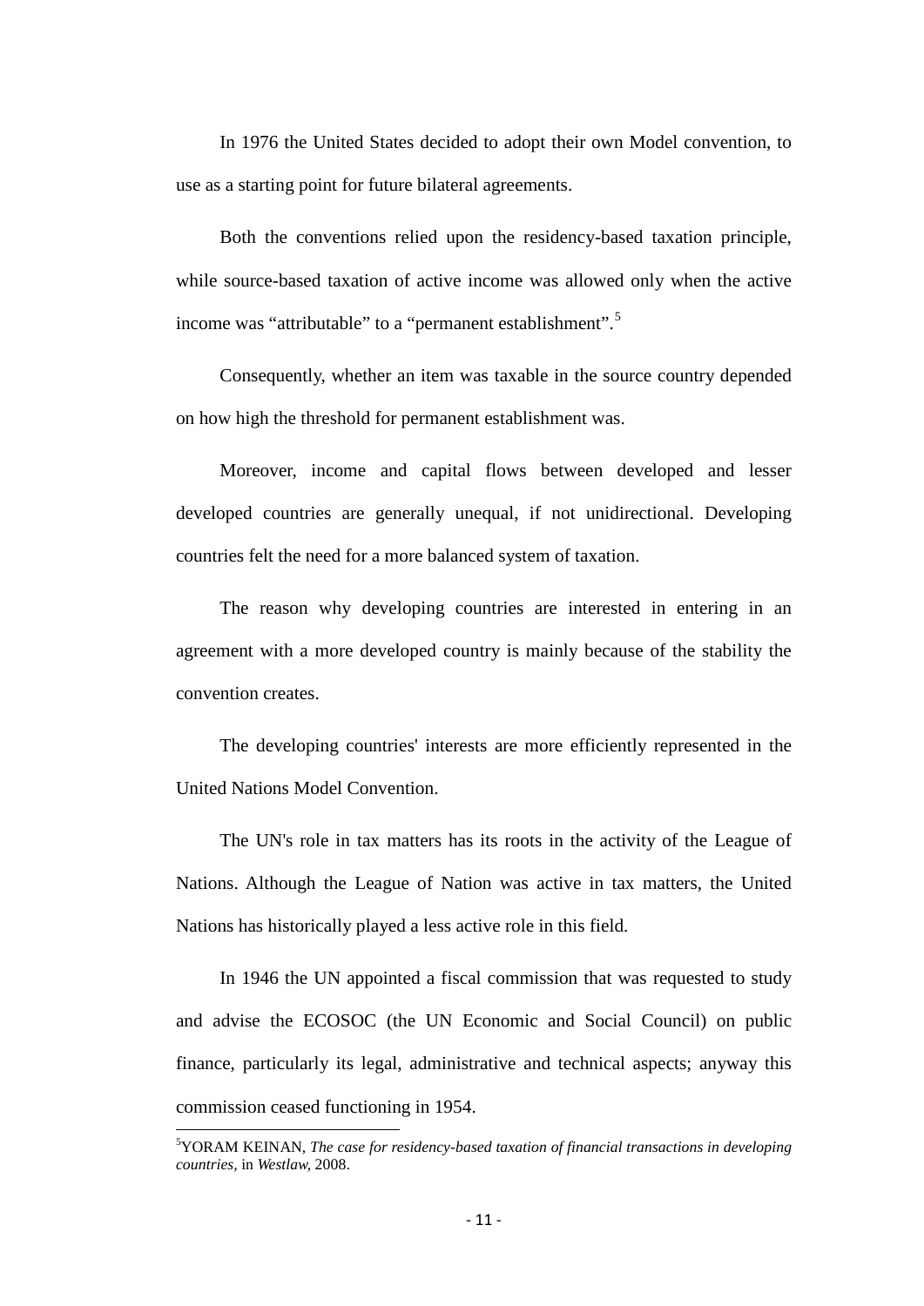In 1976 the United States decided to adopt their own Model convention, to use as a starting point for future bilateral agreements.

Both the conventions relied upon the residency-based taxation principle, while source-based taxation of active income was allowed only when the active income was "attributable" to a "permanent establishment".[5]

Consequently, whether an item was taxable in the source country depended on how high the threshold for permanent establishment was.

Moreover, income and capital flows between developed and lesser developed countries are generally unequal, if not unidirectional. Developing countries felt the need for a more balanced system of taxation.

The reason why developing countries are interested in entering in an agreement with a more developed country is mainly because of the stability the convention creates.

The developing countries' interests are more efficiently represented in the United Nations Model Convention.

The UN's role in tax matters has its roots in the activity of the League of Nations. Although the League of Nation was active in tax matters, the United Nations has historically played a less active role in this field.

In 1946 the UN appointed a fiscal commission that was requested to study and advise the ECOSOC (the UN Economic and Social Council) on public finance, particularly its legal, administrative and technical aspects; anyway this commission ceased functioning in 1954.

---

[5] YORAM KEINAN, *The case for residency-based taxation of financial transactions in developing countries*, in *Westlaw*, 2008.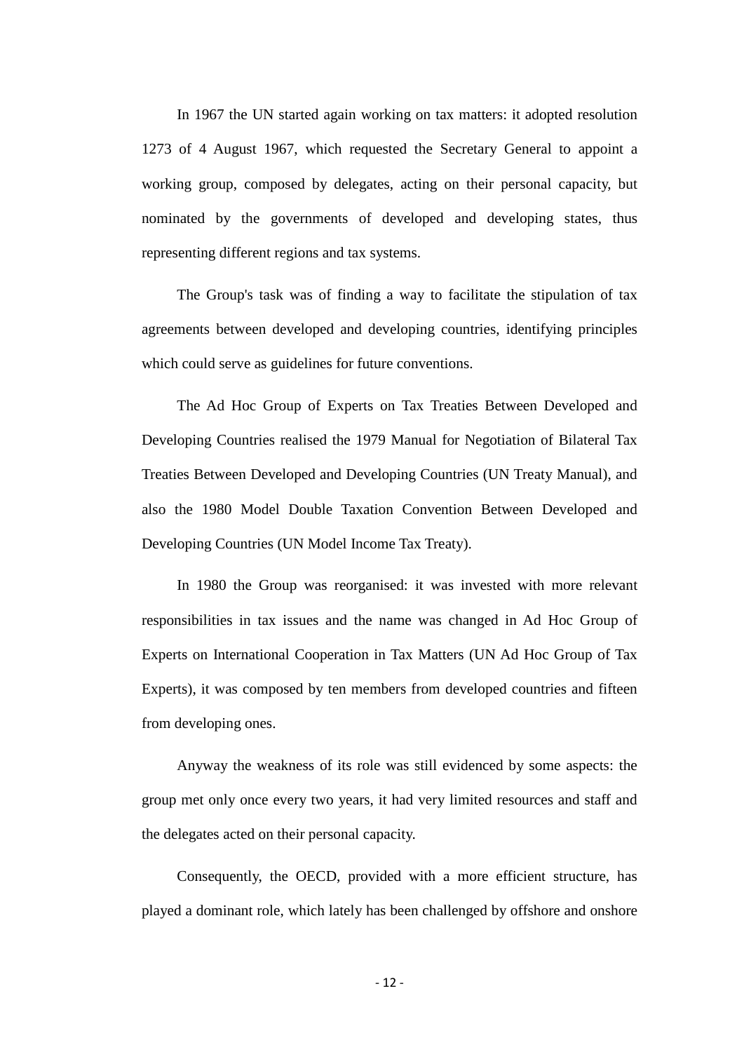In 1967 the UN started again working on tax matters: it adopted resolution 1273 of 4 August 1967, which requested the Secretary General to appoint a working group, composed by delegates, acting on their personal capacity, but nominated by the governments of developed and developing states, thus representing different regions and tax systems.

The Group's task was of finding a way to facilitate the stipulation of tax agreements between developed and developing countries, identifying principles which could serve as guidelines for future conventions.

The Ad Hoc Group of Experts on Tax Treaties Between Developed and Developing Countries realised the 1979 Manual for Negotiation of Bilateral Tax Treaties Between Developed and Developing Countries (UN Treaty Manual), and also the 1980 Model Double Taxation Convention Between Developed and Developing Countries (UN Model Income Tax Treaty).

In 1980 the Group was reorganised: it was invested with more relevant responsibilities in tax issues and the name was changed in Ad Hoc Group of Experts on International Cooperation in Tax Matters (UN Ad Hoc Group of Tax Experts), it was composed by ten members from developed countries and fifteen from developing ones.

Anyway the weakness of its role was still evidenced by some aspects: the group met only once every two years, it had very limited resources and staff and the delegates acted on their personal capacity.

Consequently, the OECD, provided with a more efficient structure, has played a dominant role, which lately has been challenged by offshore and onshore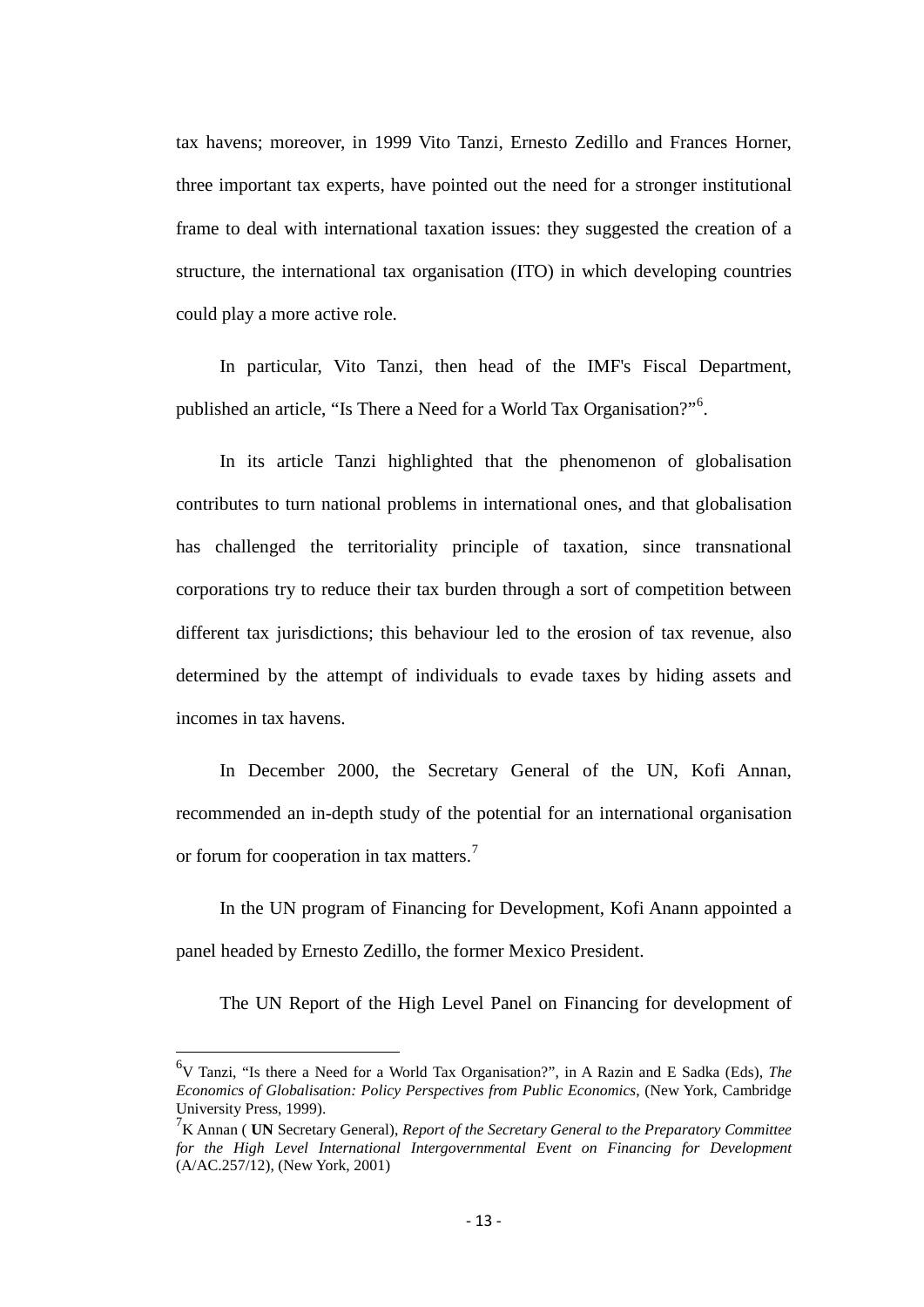tax havens; moreover, in 1999 Vito Tanzi, Ernesto Zedillo and Frances Horner, three important tax experts, have pointed out the need for a stronger institutional frame to deal with international taxation issues: they suggested the creation of a structure, the international tax organisation (ITO) in which developing countries could play a more active role.

In particular, Vito Tanzi, then head of the IMF's Fiscal Department, published an article, "Is There a Need for a World Tax Organisation?"[6].

In its article Tanzi highlighted that the phenomenon of globalisation contributes to turn national problems in international ones, and that globalisation has challenged the territoriality principle of taxation, since transnational corporations try to reduce their tax burden through a sort of competition between different tax jurisdictions; this behaviour led to the erosion of tax revenue, also determined by the attempt of individuals to evade taxes by hiding assets and incomes in tax havens.

In December 2000, the Secretary General of the UN, Kofi Annan, recommended an in-depth study of the potential for an international organisation or forum for cooperation in tax matters.[7]

In the UN program of Financing for Development, Kofi Anann appointed a panel headed by Ernesto Zedillo, the former Mexico President.

The UN Report of the High Level Panel on Financing for development of

---

[6] V Tanzi, "Is there a Need for a World Tax Organisation?", in A Razin and E Sadka (Eds), *The Economics of Globalisation: Policy Perspectives from Public Economics*, (New York, Cambridge University Press, 1999).

[7] K Annan ( **UN** Secretary General), *Report of the Secretary General to the Preparatory Committee for the High Level International Intergovernmental Event on Financing for Development* (A/AC.257/12), (New York, 2001)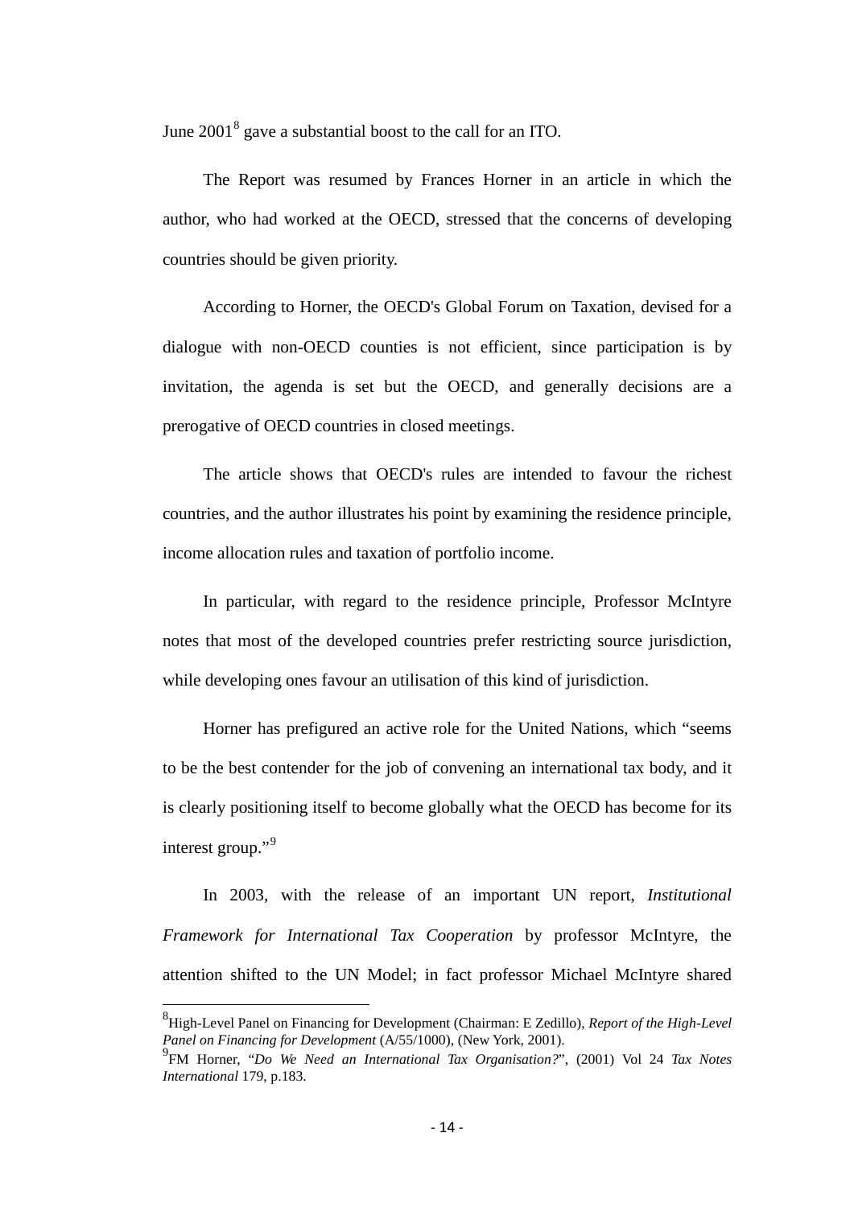June 2001[8] gave a substantial boost to the call for an ITO.

The Report was resumed by Frances Horner in an article in which the author, who had worked at the OECD, stressed that the concerns of developing countries should be given priority.

According to Horner, the OECD's Global Forum on Taxation, devised for a dialogue with non-OECD counties is not efficient, since participation is by invitation, the agenda is set but the OECD, and generally decisions are a prerogative of OECD countries in closed meetings.

The article shows that OECD's rules are intended to favour the richest countries, and the author illustrates his point by examining the residence principle, income allocation rules and taxation of portfolio income.

In particular, with regard to the residence principle, Professor McIntyre notes that most of the developed countries prefer restricting source jurisdiction, while developing ones favour an utilisation of this kind of jurisdiction.

Horner has prefigured an active role for the United Nations, which "seems to be the best contender for the job of convening an international tax body, and it is clearly positioning itself to become globally what the OECD has become for its interest group."[9]

In 2003, with the release of an important UN report, *Institutional Framework for International Tax Cooperation* by professor McIntyre, the attention shifted to the UN Model; in fact professor Michael McIntyre shared

---

[8] High-Level Panel on Financing for Development (Chairman: E Zedillo), *Report of the High-Level Panel on Financing for Development* (A/55/1000), (New York, 2001).

[9] FM Horner, "*Do We Need an International Tax Organisation?*", (2001) Vol 24 *Tax Notes International* 179, p.183.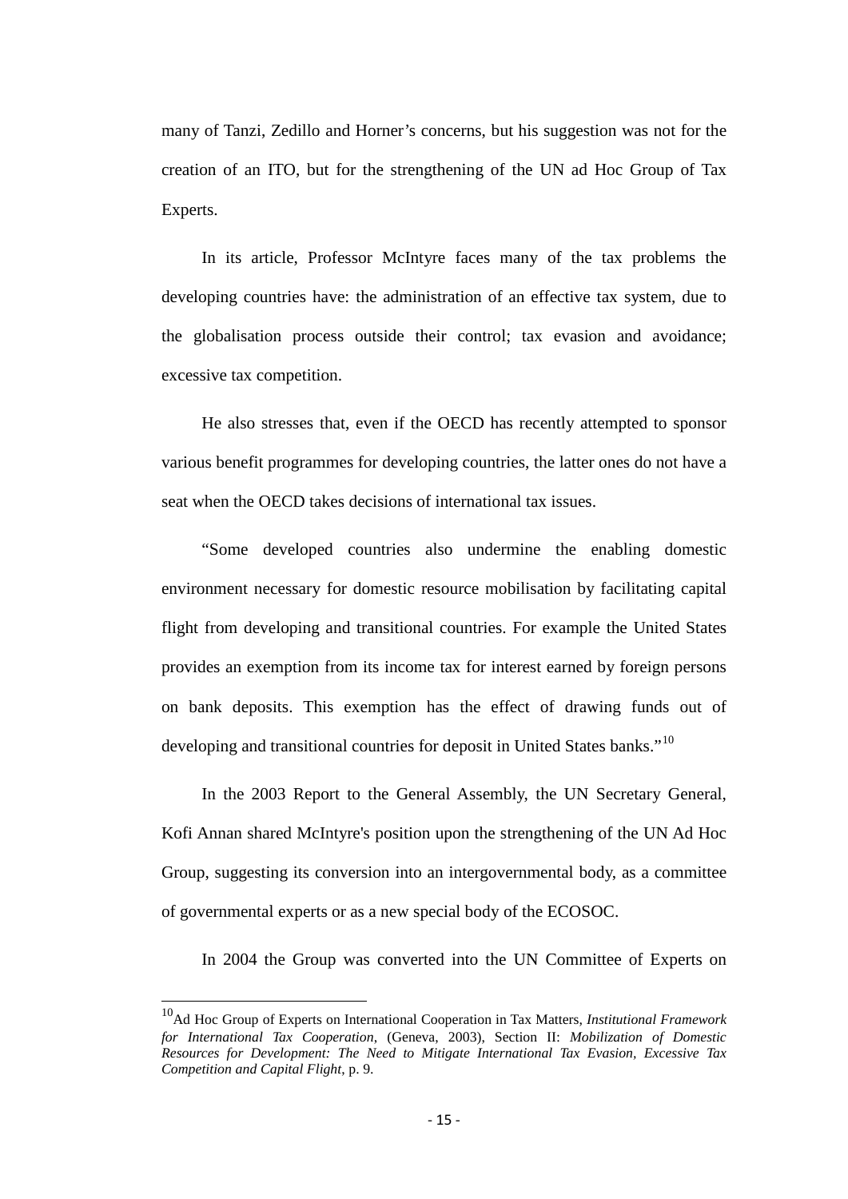many of Tanzi, Zedillo and Horner's concerns, but his suggestion was not for the creation of an ITO, but for the strengthening of the UN ad Hoc Group of Tax Experts.

In its article, Professor McIntyre faces many of the tax problems the developing countries have: the administration of an effective tax system, due to the globalisation process outside their control; tax evasion and avoidance; excessive tax competition.

He also stresses that, even if the OECD has recently attempted to sponsor various benefit programmes for developing countries, the latter ones do not have a seat when the OECD takes decisions of international tax issues.

"Some developed countries also undermine the enabling domestic environment necessary for domestic resource mobilisation by facilitating capital flight from developing and transitional countries. For example the United States provides an exemption from its income tax for interest earned by foreign persons on bank deposits. This exemption has the effect of drawing funds out of developing and transitional countries for deposit in United States banks."[10]

In the 2003 Report to the General Assembly, the UN Secretary General, Kofi Annan shared McIntyre's position upon the strengthening of the UN Ad Hoc Group, suggesting its conversion into an intergovernmental body, as a committee of governmental experts or as a new special body of the ECOSOC.

In 2004 the Group was converted into the UN Committee of Experts on

---

[10] Ad Hoc Group of Experts on International Cooperation in Tax Matters, *Institutional Framework for International Tax Cooperation*, (Geneva, 2003), Section II: *Mobilization of Domestic Resources for Development: The Need to Mitigate International Tax Evasion, Excessive Tax Competition and Capital Flight*, p. 9.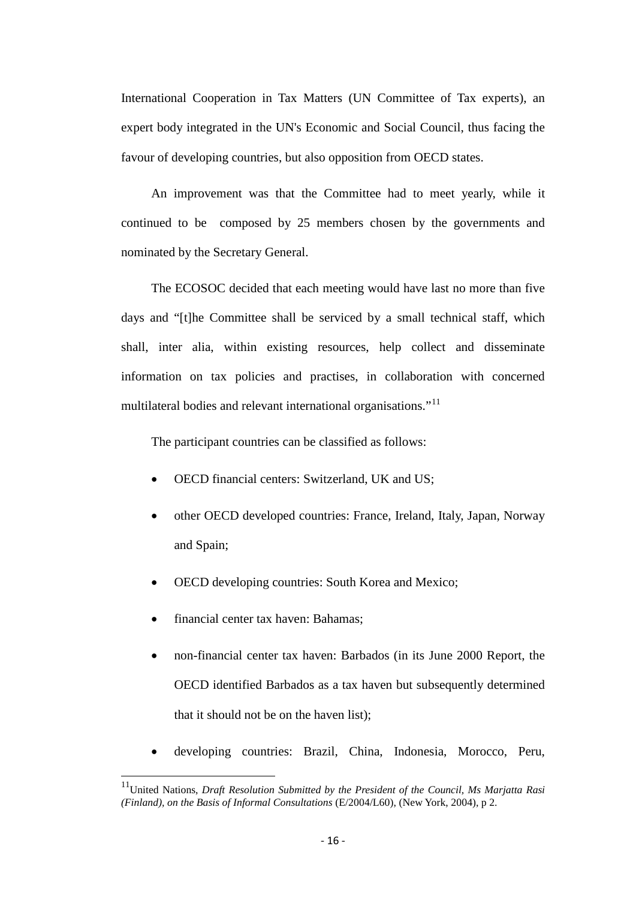International Cooperation in Tax Matters (UN Committee of Tax experts), an expert body integrated in the UN's Economic and Social Council, thus facing the favour of developing countries, but also opposition from OECD states.

An improvement was that the Committee had to meet yearly, while it continued to be composed by 25 members chosen by the governments and nominated by the Secretary General.

The ECOSOC decided that each meeting would have last no more than five days and "[t]he Committee shall be serviced by a small technical staff, which shall, inter alia, within existing resources, help collect and disseminate information on tax policies and practises, in collaboration with concerned multilateral bodies and relevant international organisations."[11]

The participant countries can be classified as follows:

- OECD financial centers: Switzerland, UK and US;
- other OECD developed countries: France, Ireland, Italy, Japan, Norway and Spain;
- OECD developing countries: South Korea and Mexico;
- financial center tax haven: Bahamas;
- non-financial center tax haven: Barbados (in its June 2000 Report, the OECD identified Barbados as a tax haven but subsequently determined that it should not be on the haven list);
- developing countries: Brazil, China, Indonesia, Morocco, Peru,

[11] United Nations, *Draft Resolution Submitted by the President of the Council, Ms Marjatta Rasi (Finland), on the Basis of Informal Consultations* (E/2004/L60), (New York, 2004), p 2.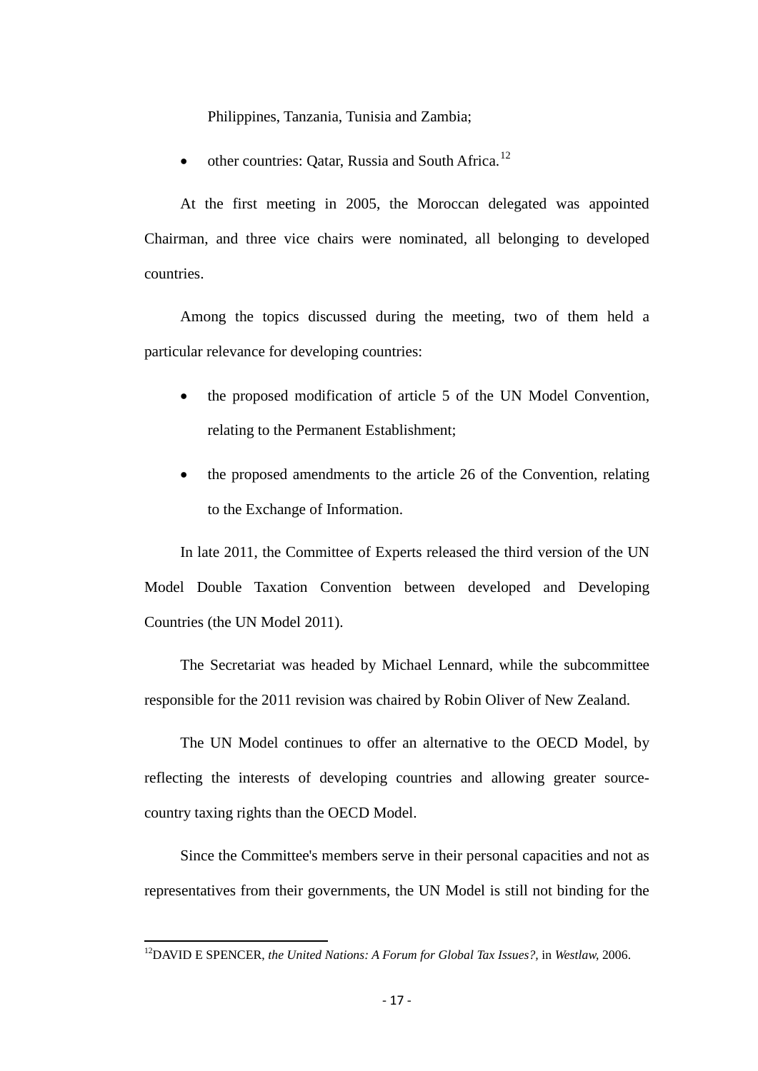Philippines, Tanzania, Tunisia and Zambia;

- other countries: Qatar, Russia and South Africa.[12]

At the first meeting in 2005, the Moroccan delegated was appointed Chairman, and three vice chairs were nominated, all belonging to developed countries.

Among the topics discussed during the meeting, two of them held a particular relevance for developing countries:

- the proposed modification of article 5 of the UN Model Convention, relating to the Permanent Establishment;
- the proposed amendments to the article 26 of the Convention, relating to the Exchange of Information.

In late 2011, the Committee of Experts released the third version of the UN Model Double Taxation Convention between developed and Developing Countries (the UN Model 2011).

The Secretariat was headed by Michael Lennard, while the subcommittee responsible for the 2011 revision was chaired by Robin Oliver of New Zealand.

The UN Model continues to offer an alternative to the OECD Model, by reflecting the interests of developing countries and allowing greater source-country taxing rights than the OECD Model.

Since the Committee's members serve in their personal capacities and not as representatives from their governments, the UN Model is still not binding for the

---

[12] DAVID E SPENCER, *the United Nations: A Forum for Global Tax Issues?*, in *Westlaw*, 2006.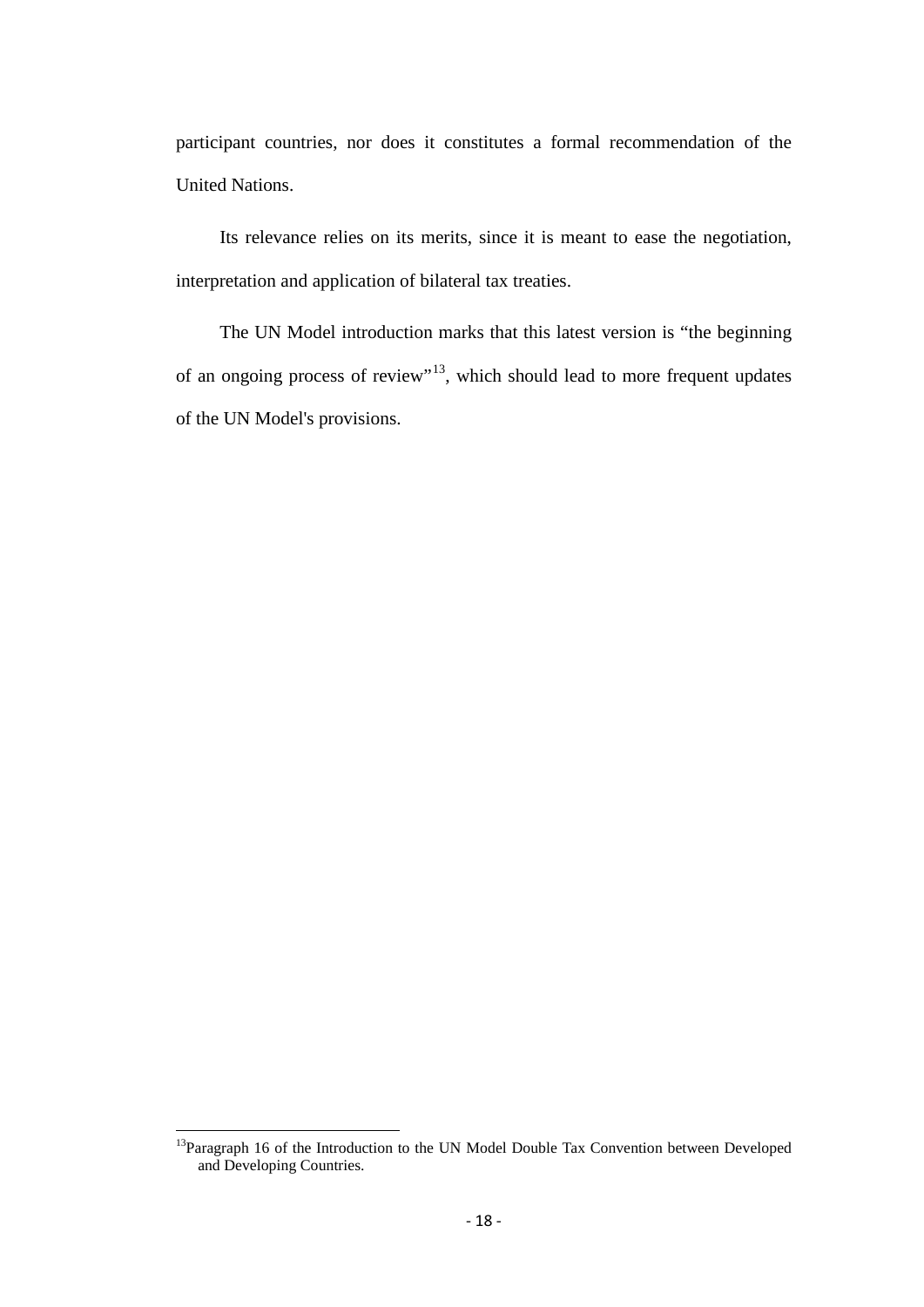participant countries, nor does it constitutes a formal recommendation of the United Nations.

Its relevance relies on its merits, since it is meant to ease the negotiation, interpretation and application of bilateral tax treaties.

The UN Model introduction marks that this latest version is "the beginning of an ongoing process of review"[13], which should lead to more frequent updates of the UN Model's provisions.

[13] Paragraph 16 of the Introduction to the UN Model Double Tax Convention between Developed and Developing Countries.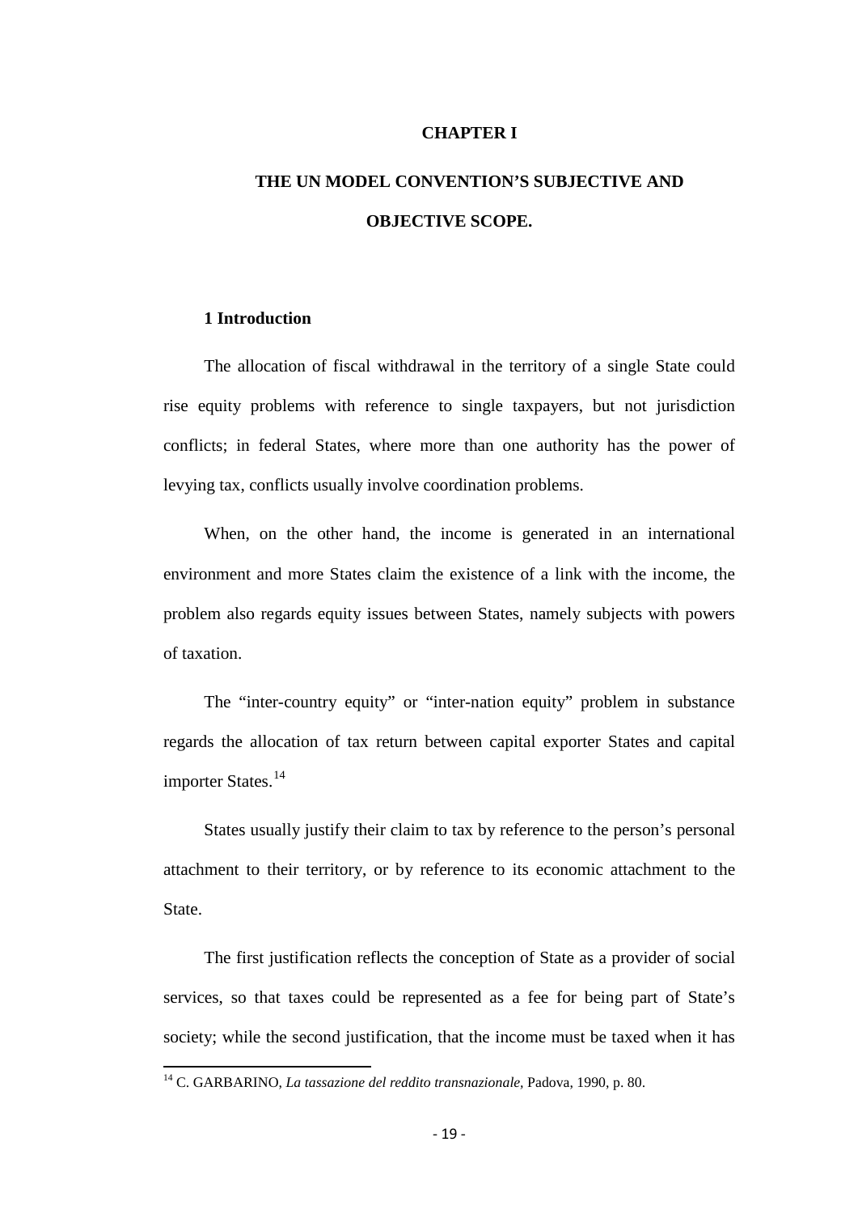# CHAPTER I

# THE UN MODEL CONVENTION'S SUBJECTIVE AND OBJECTIVE SCOPE.

## 1 Introduction

The allocation of fiscal withdrawal in the territory of a single State could rise equity problems with reference to single taxpayers, but not jurisdiction conflicts; in federal States, where more than one authority has the power of levying tax, conflicts usually involve coordination problems.

When, on the other hand, the income is generated in an international environment and more States claim the existence of a link with the income, the problem also regards equity issues between States, namely subjects with powers of taxation.

The "inter-country equity" or "inter-nation equity" problem in substance regards the allocation of tax return between capital exporter States and capital importer States.[14]

States usually justify their claim to tax by reference to the person's personal attachment to their territory, or by reference to its economic attachment to the State.

The first justification reflects the conception of State as a provider of social services, so that taxes could be represented as a fee for being part of State's society; while the second justification, that the income must be taxed when it has

---

[14] C. GARBARINO, *La tassazione del reddito transnazionale*, Padova, 1990, p. 80.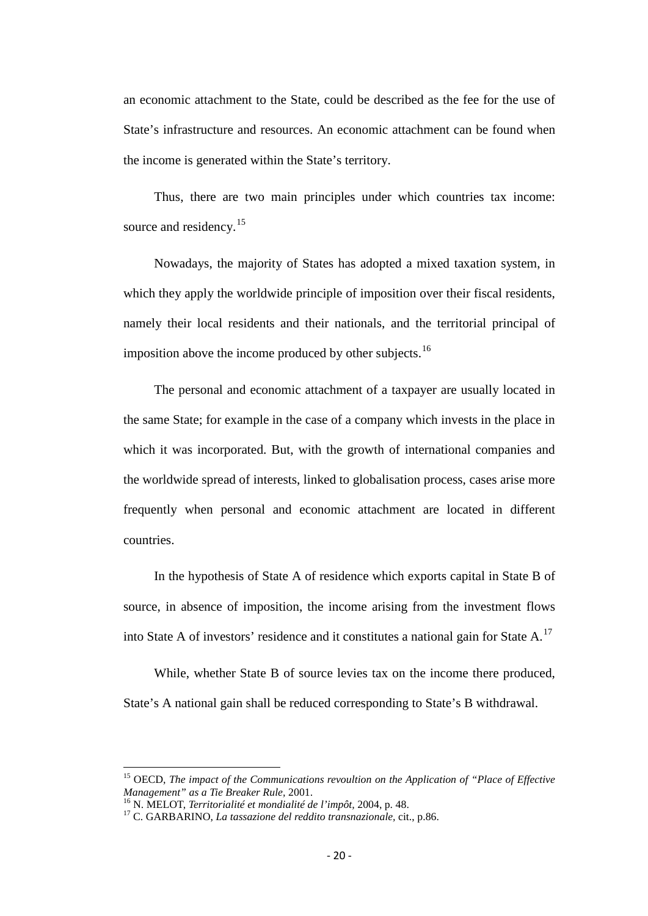an economic attachment to the State, could be described as the fee for the use of State's infrastructure and resources. An economic attachment can be found when the income is generated within the State's territory.

Thus, there are two main principles under which countries tax income: source and residency.[15]

Nowadays, the majority of States has adopted a mixed taxation system, in which they apply the worldwide principle of imposition over their fiscal residents, namely their local residents and their nationals, and the territorial principal of imposition above the income produced by other subjects.[16]

The personal and economic attachment of a taxpayer are usually located in the same State; for example in the case of a company which invests in the place in which it was incorporated. But, with the growth of international companies and the worldwide spread of interests, linked to globalisation process, cases arise more frequently when personal and economic attachment are located in different countries.

In the hypothesis of State A of residence which exports capital in State B of source, in absence of imposition, the income arising from the investment flows into State A of investors' residence and it constitutes a national gain for State A.[17]

While, whether State B of source levies tax on the income there produced, State's A national gain shall be reduced corresponding to State's B withdrawal.

---

[15] OECD, *The impact of the Communications revoultion on the Application of "Place of Effective Management" as a Tie Breaker Rule*, 2001.

[16] N. MELOT, *Territorialité et mondialité de l'impôt*, 2004, p. 48.

[17] C. GARBARINO, *La tassazione del reddito transnazionale*, cit., p.86.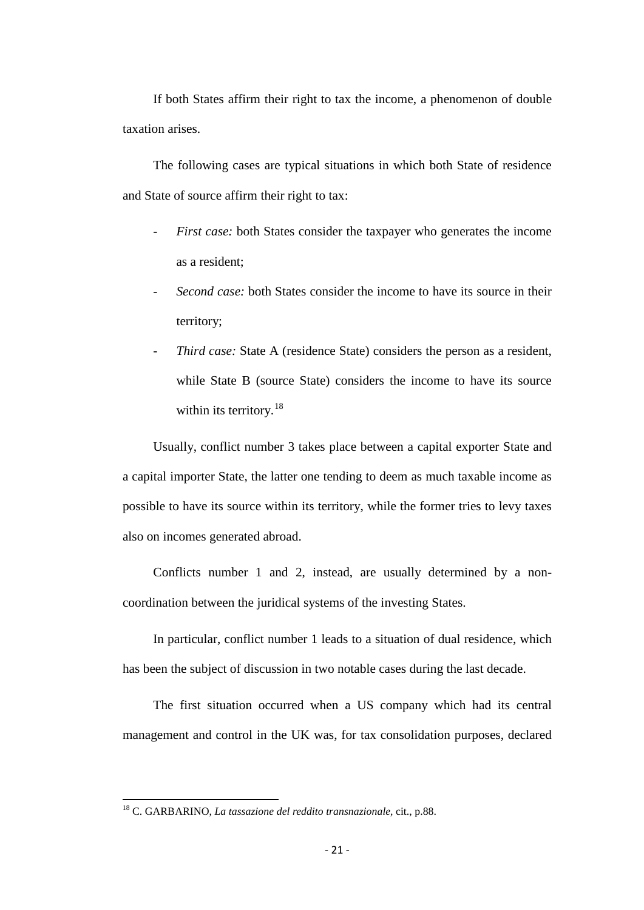If both States affirm their right to tax the income, a phenomenon of double taxation arises.

The following cases are typical situations in which both State of residence and State of source affirm their right to tax:

- *First case:* both States consider the taxpayer who generates the income as a resident;
- *Second case:* both States consider the income to have its source in their territory;
- *Third case:* State A (residence State) considers the person as a resident, while State B (source State) considers the income to have its source within its territory.[18]

Usually, conflict number 3 takes place between a capital exporter State and a capital importer State, the latter one tending to deem as much taxable income as possible to have its source within its territory, while the former tries to levy taxes also on incomes generated abroad.

Conflicts number 1 and 2, instead, are usually determined by a non-coordination between the juridical systems of the investing States.

In particular, conflict number 1 leads to a situation of dual residence, which has been the subject of discussion in two notable cases during the last decade.

The first situation occurred when a US company which had its central management and control in the UK was, for tax consolidation purposes, declared

[18] C. GARBARINO, *La tassazione del reddito transnazionale*, cit., p.88.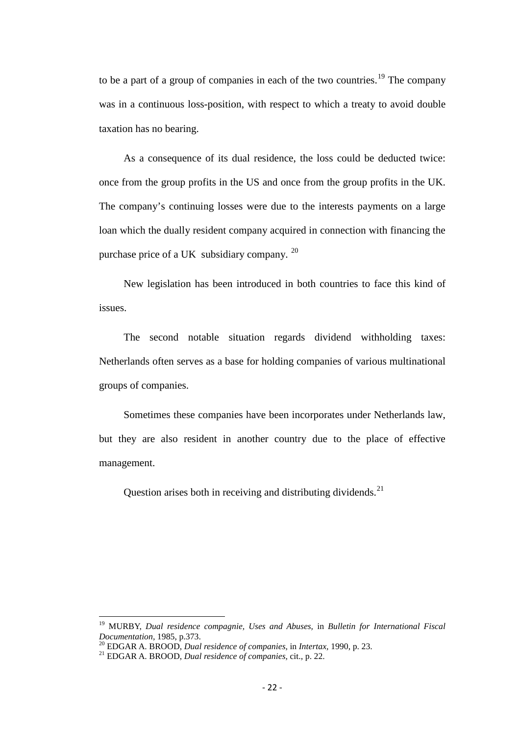to be a part of a group of companies in each of the two countries.[19] The company was in a continuous loss-position, with respect to which a treaty to avoid double taxation has no bearing.

As a consequence of its dual residence, the loss could be deducted twice: once from the group profits in the US and once from the group profits in the UK. The company's continuing losses were due to the interests payments on a large loan which the dually resident company acquired in connection with financing the purchase price of a UK subsidiary company. [20]

New legislation has been introduced in both countries to face this kind of issues.

The second notable situation regards dividend withholding taxes: Netherlands often serves as a base for holding companies of various multinational groups of companies.

Sometimes these companies have been incorporates under Netherlands law, but they are also resident in another country due to the place of effective management.

Question arises both in receiving and distributing dividends.[21]

---

[19] MURBY, *Dual residence compagnie, Uses and Abuses,* in *Bulletin for International Fiscal Documentation*, 1985, p.373.

[20] EDGAR A. BROOD, *Dual residence of companies,* in *Intertax*, 1990, p. 23.

[21] EDGAR A. BROOD, *Dual residence of companies*, cit., p. 22.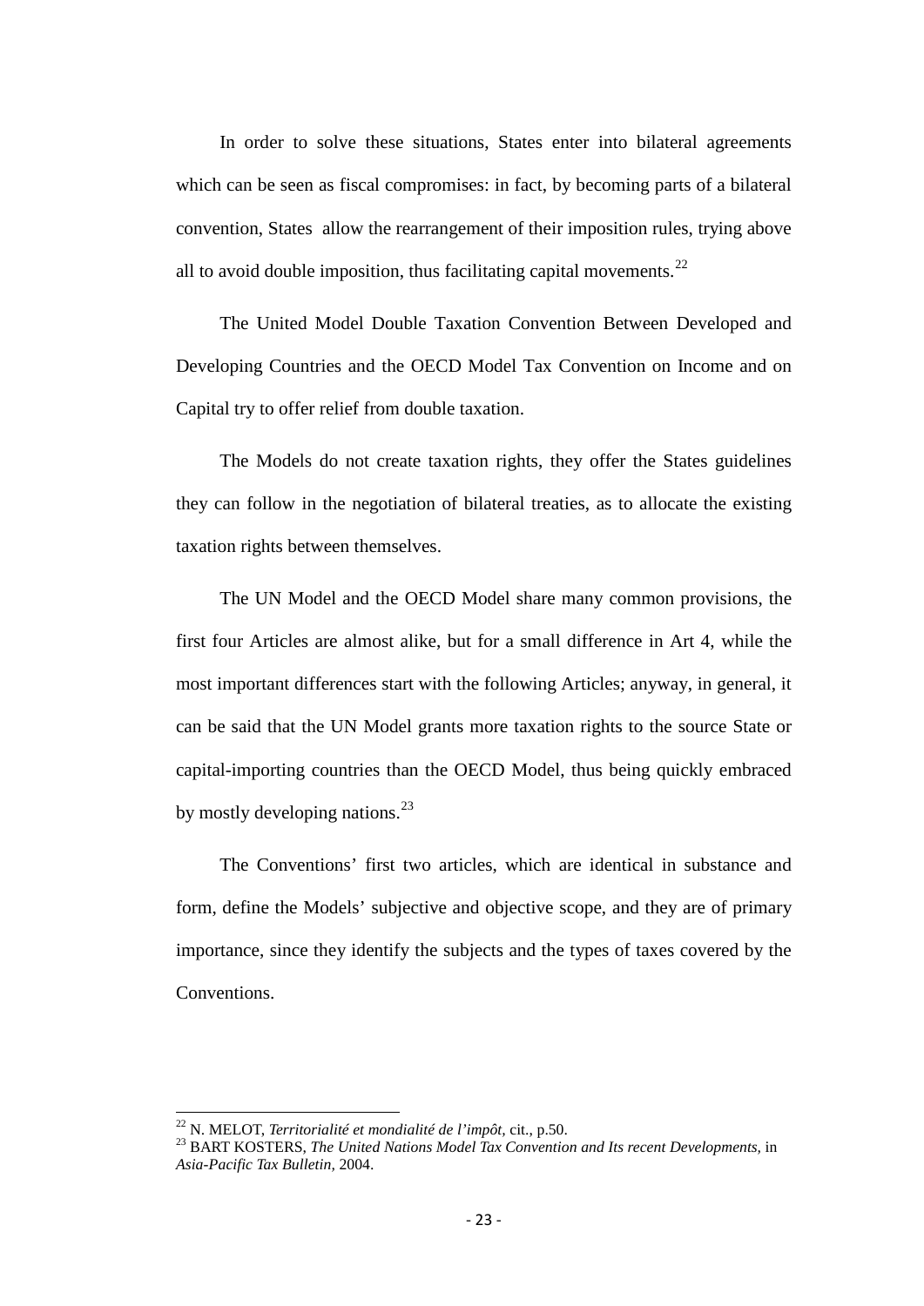In order to solve these situations, States enter into bilateral agreements which can be seen as fiscal compromises: in fact, by becoming parts of a bilateral convention, States allow the rearrangement of their imposition rules, trying above all to avoid double imposition, thus facilitating capital movements.[22]

The United Model Double Taxation Convention Between Developed and Developing Countries and the OECD Model Tax Convention on Income and on Capital try to offer relief from double taxation.

The Models do not create taxation rights, they offer the States guidelines they can follow in the negotiation of bilateral treaties, as to allocate the existing taxation rights between themselves.

The UN Model and the OECD Model share many common provisions, the first four Articles are almost alike, but for a small difference in Art 4, while the most important differences start with the following Articles; anyway, in general, it can be said that the UN Model grants more taxation rights to the source State or capital-importing countries than the OECD Model, thus being quickly embraced by mostly developing nations.[23]

The Conventions' first two articles, which are identical in substance and form, define the Models' subjective and objective scope, and they are of primary importance, since they identify the subjects and the types of taxes covered by the Conventions.

---

[22] N. MELOT, *Territorialité et mondialité de l'impôt*, cit., p.50.

[23] BART KOSTERS, *The United Nations Model Tax Convention and Its recent Developments,* in *Asia-Pacific Tax Bulletin,* 2004.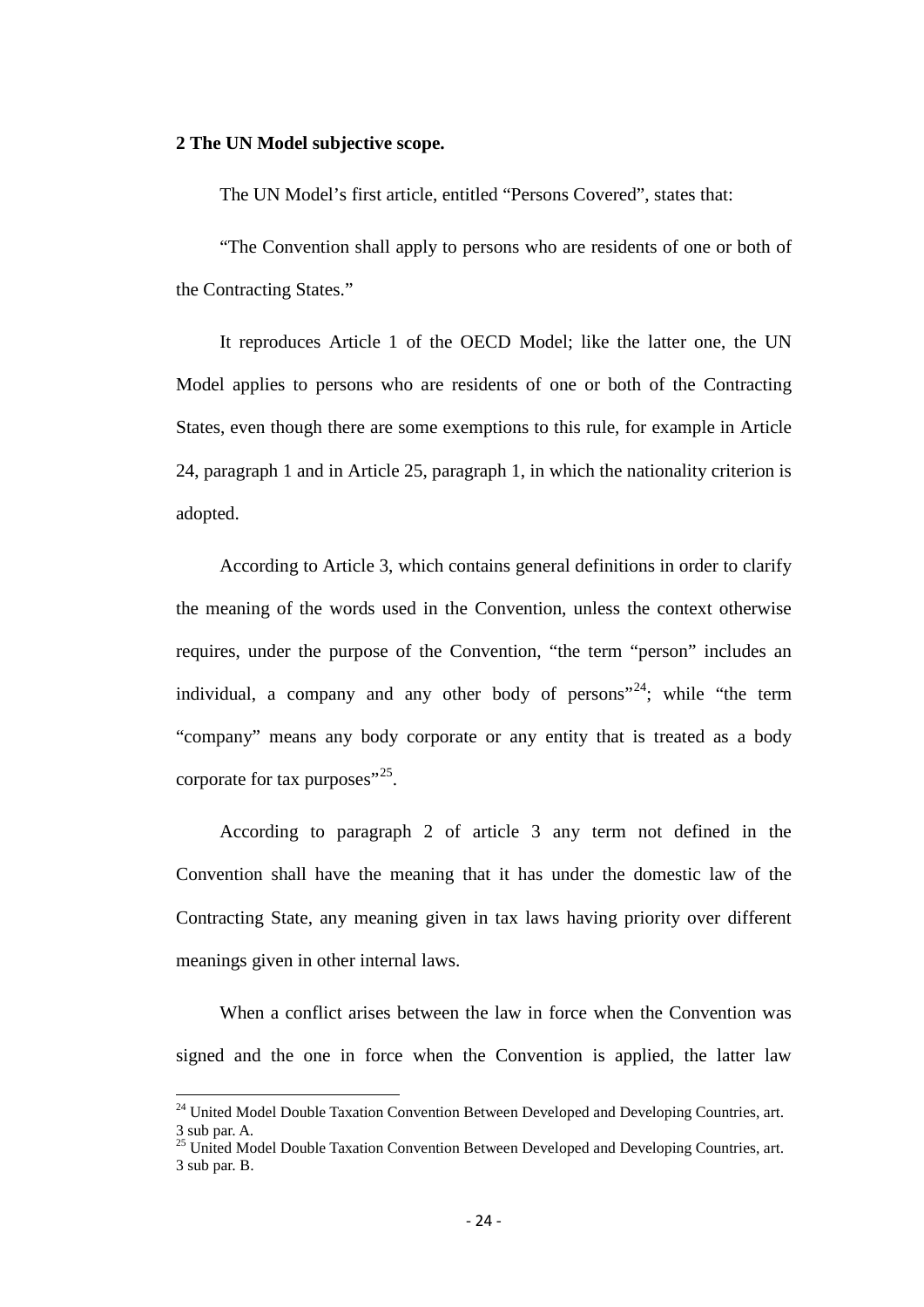**2 The UN Model subjective scope.**

The UN Model's first article, entitled "Persons Covered", states that:

"The Convention shall apply to persons who are residents of one or both of the Contracting States."

It reproduces Article 1 of the OECD Model; like the latter one, the UN Model applies to persons who are residents of one or both of the Contracting States, even though there are some exemptions to this rule, for example in Article 24, paragraph 1 and in Article 25, paragraph 1, in which the nationality criterion is adopted.

According to Article 3, which contains general definitions in order to clarify the meaning of the words used in the Convention, unless the context otherwise requires, under the purpose of the Convention, "the term "person" includes an individual, a company and any other body of persons"[24]; while "the term "company" means any body corporate or any entity that is treated as a body corporate for tax purposes"[25].

According to paragraph 2 of article 3 any term not defined in the Convention shall have the meaning that it has under the domestic law of the Contracting State, any meaning given in tax laws having priority over different meanings given in other internal laws.

When a conflict arises between the law in force when the Convention was signed and the one in force when the Convention is applied, the latter law

[24] United Model Double Taxation Convention Between Developed and Developing Countries, art. 3 sub par. A.

[25] United Model Double Taxation Convention Between Developed and Developing Countries, art. 3 sub par. B.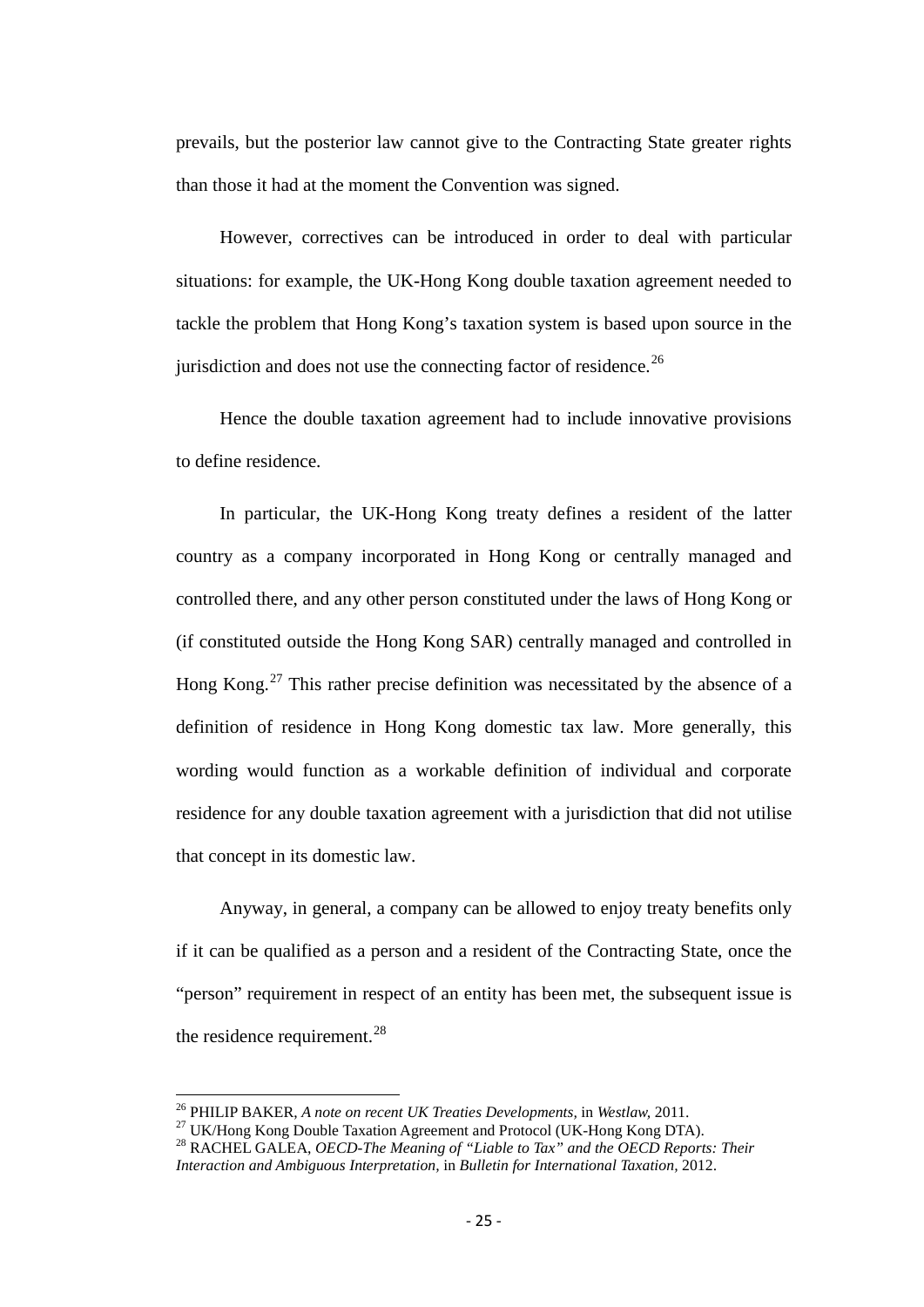prevails, but the posterior law cannot give to the Contracting State greater rights than those it had at the moment the Convention was signed.

However, correctives can be introduced in order to deal with particular situations: for example, the UK-Hong Kong double taxation agreement needed to tackle the problem that Hong Kong's taxation system is based upon source in the jurisdiction and does not use the connecting factor of residence.[26]

Hence the double taxation agreement had to include innovative provisions to define residence.

In particular, the UK-Hong Kong treaty defines a resident of the latter country as a company incorporated in Hong Kong or centrally managed and controlled there, and any other person constituted under the laws of Hong Kong or (if constituted outside the Hong Kong SAR) centrally managed and controlled in Hong Kong.[27] This rather precise definition was necessitated by the absence of a definition of residence in Hong Kong domestic tax law. More generally, this wording would function as a workable definition of individual and corporate residence for any double taxation agreement with a jurisdiction that did not utilise that concept in its domestic law.

Anyway, in general, a company can be allowed to enjoy treaty benefits only if it can be qualified as a person and a resident of the Contracting State, once the "person" requirement in respect of an entity has been met, the subsequent issue is the residence requirement.[28]

---

[26] PHILIP BAKER, *A note on recent UK Treaties Developments*, in *Westlaw*, 2011.

[27] UK/Hong Kong Double Taxation Agreement and Protocol (UK-Hong Kong DTA).

[28] RACHEL GALEA, *OECD-The Meaning of "Liable to Tax" and the OECD Reports: Their Interaction and Ambiguous Interpretation*, in *Bulletin for International Taxation*, 2012.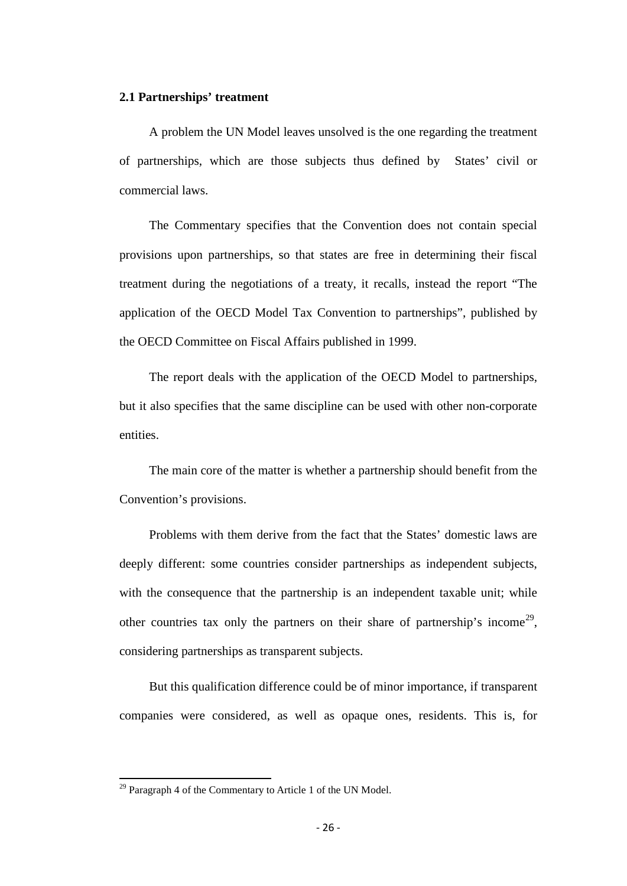### 2.1 Partnerships' treatment

A problem the UN Model leaves unsolved is the one regarding the treatment of partnerships, which are those subjects thus defined by States' civil or commercial laws.

The Commentary specifies that the Convention does not contain special provisions upon partnerships, so that states are free in determining their fiscal treatment during the negotiations of a treaty, it recalls, instead the report "The application of the OECD Model Tax Convention to partnerships", published by the OECD Committee on Fiscal Affairs published in 1999.

The report deals with the application of the OECD Model to partnerships, but it also specifies that the same discipline can be used with other non-corporate entities.

The main core of the matter is whether a partnership should benefit from the Convention's provisions.

Problems with them derive from the fact that the States' domestic laws are deeply different: some countries consider partnerships as independent subjects, with the consequence that the partnership is an independent taxable unit; while other countries tax only the partners on their share of partnership's income[29], considering partnerships as transparent subjects.

But this qualification difference could be of minor importance, if transparent companies were considered, as well as opaque ones, residents. This is, for

[29] Paragraph 4 of the Commentary to Article 1 of the UN Model.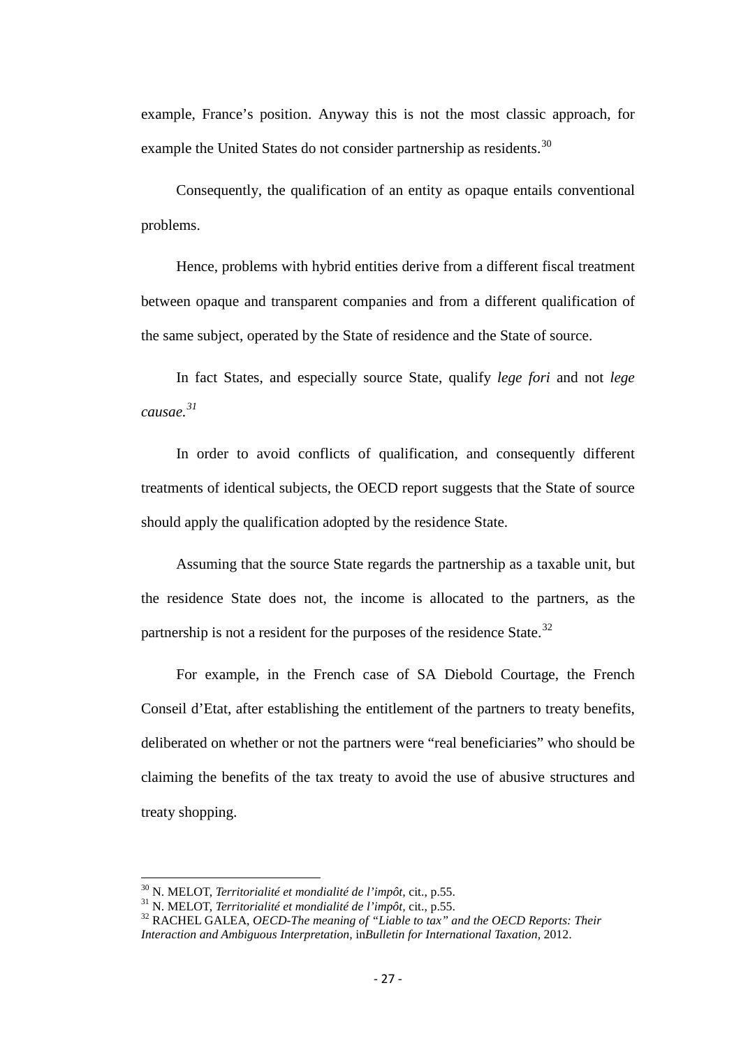example, France's position. Anyway this is not the most classic approach, for example the United States do not consider partnership as residents.[30]

Consequently, the qualification of an entity as opaque entails conventional problems.

Hence, problems with hybrid entities derive from a different fiscal treatment between opaque and transparent companies and from a different qualification of the same subject, operated by the State of residence and the State of source.

In fact States, and especially source State, qualify *lege fori* and not *lege causae.*[31]

In order to avoid conflicts of qualification, and consequently different treatments of identical subjects, the OECD report suggests that the State of source should apply the qualification adopted by the residence State.

Assuming that the source State regards the partnership as a taxable unit, but the residence State does not, the income is allocated to the partners, as the partnership is not a resident for the purposes of the residence State.[32]

For example, in the French case of SA Diebold Courtage, the French Conseil d'Etat, after establishing the entitlement of the partners to treaty benefits, deliberated on whether or not the partners were "real beneficiaries" who should be claiming the benefits of the tax treaty to avoid the use of abusive structures and treaty shopping.

---

[30] N. MELOT, *Territorialité et mondialité de l'impôt*, cit., p.55.

[31] N. MELOT, *Territorialité et mondialité de l'impôt*, cit., p.55.

[32] RACHEL GALEA, *OECD-The meaning of "Liable to tax" and the OECD Reports: Their Interaction and Ambiguous Interpretation*, in*Bulletin for International Taxation*, 2012.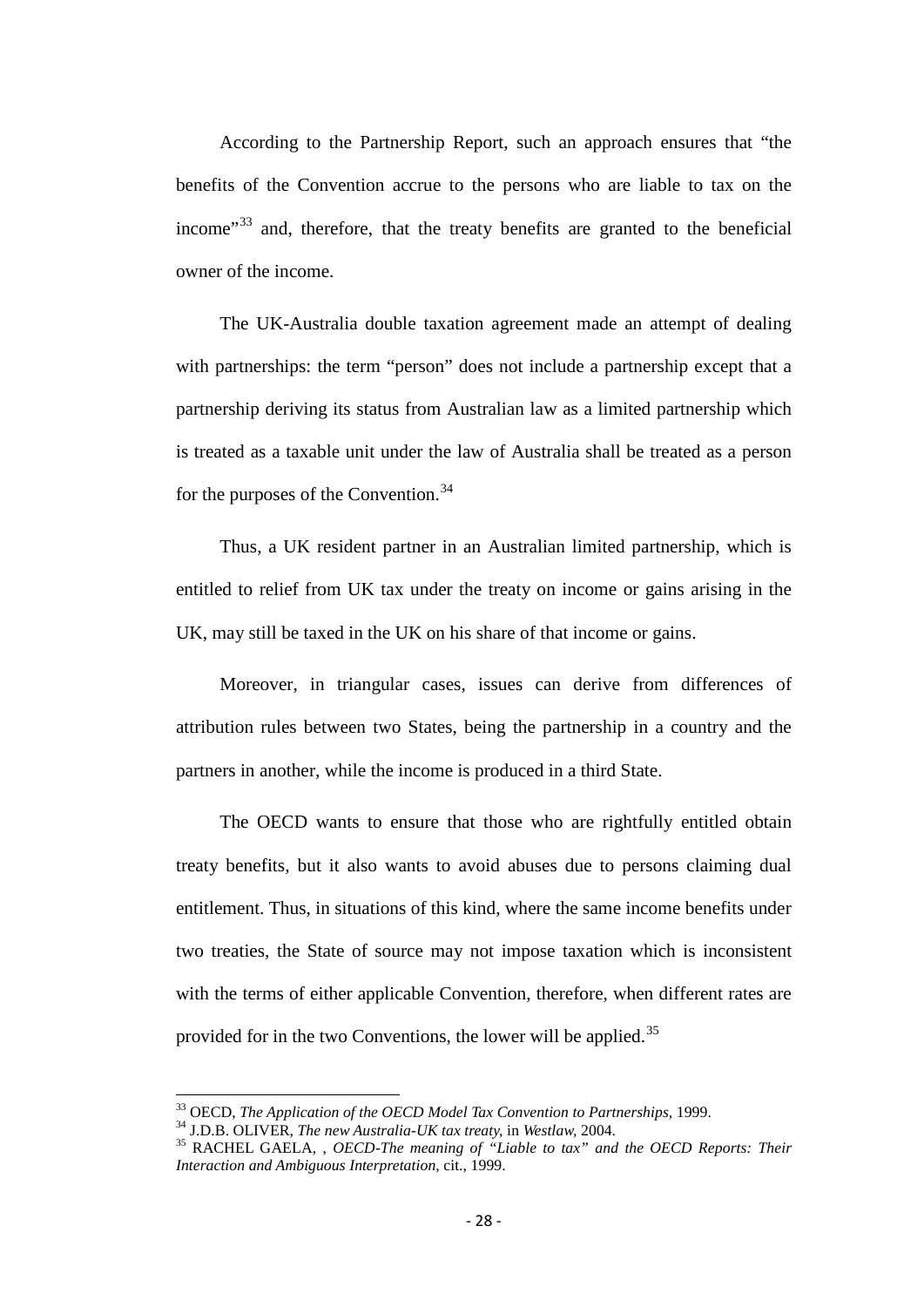According to the Partnership Report, such an approach ensures that "the benefits of the Convention accrue to the persons who are liable to tax on the income"[33] and, therefore, that the treaty benefits are granted to the beneficial owner of the income.

The UK-Australia double taxation agreement made an attempt of dealing with partnerships: the term "person" does not include a partnership except that a partnership deriving its status from Australian law as a limited partnership which is treated as a taxable unit under the law of Australia shall be treated as a person for the purposes of the Convention.[34]

Thus, a UK resident partner in an Australian limited partnership, which is entitled to relief from UK tax under the treaty on income or gains arising in the UK, may still be taxed in the UK on his share of that income or gains.

Moreover, in triangular cases, issues can derive from differences of attribution rules between two States, being the partnership in a country and the partners in another, while the income is produced in a third State.

The OECD wants to ensure that those who are rightfully entitled obtain treaty benefits, but it also wants to avoid abuses due to persons claiming dual entitlement. Thus, in situations of this kind, where the same income benefits under two treaties, the State of source may not impose taxation which is inconsistent with the terms of either applicable Convention, therefore, when different rates are provided for in the two Conventions, the lower will be applied.[35]

---

[33] OECD, *The Application of the OECD Model Tax Convention to Partnerships*, 1999.

[34] J.D.B. OLIVER, *The new Australia-UK tax treaty*, in *Westlaw*, 2004.

[35] RACHEL GAELA, , *OECD-The meaning of "Liable to tax" and the OECD Reports: Their Interaction and Ambiguous Interpretation*, cit., 1999.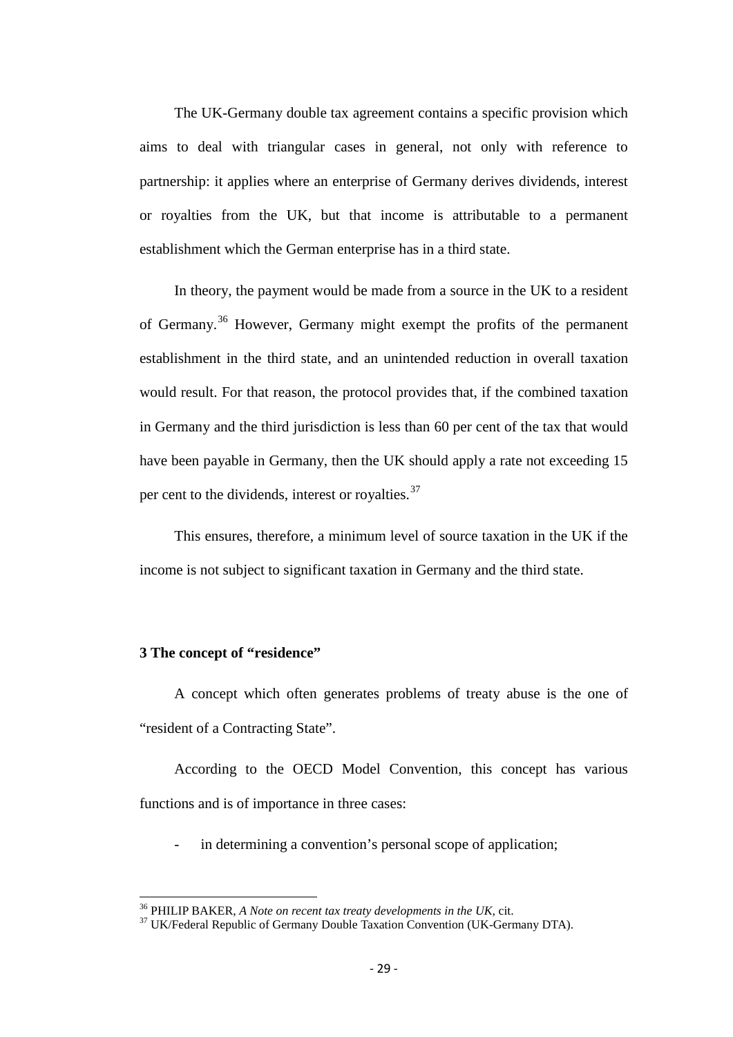The UK-Germany double tax agreement contains a specific provision which aims to deal with triangular cases in general, not only with reference to partnership: it applies where an enterprise of Germany derives dividends, interest or royalties from the UK, but that income is attributable to a permanent establishment which the German enterprise has in a third state.

In theory, the payment would be made from a source in the UK to a resident of Germany.[36] However, Germany might exempt the profits of the permanent establishment in the third state, and an unintended reduction in overall taxation would result. For that reason, the protocol provides that, if the combined taxation in Germany and the third jurisdiction is less than 60 per cent of the tax that would have been payable in Germany, then the UK should apply a rate not exceeding 15 per cent to the dividends, interest or royalties.[37]

This ensures, therefore, a minimum level of source taxation in the UK if the income is not subject to significant taxation in Germany and the third state.

### 3 The concept of "residence"

A concept which often generates problems of treaty abuse is the one of "resident of a Contracting State".

According to the OECD Model Convention, this concept has various functions and is of importance in three cases:

- in determining a convention's personal scope of application;

---

[36] PHILIP BAKER, *A Note on recent tax treaty developments in the UK*, cit.

[37] UK/Federal Republic of Germany Double Taxation Convention (UK-Germany DTA).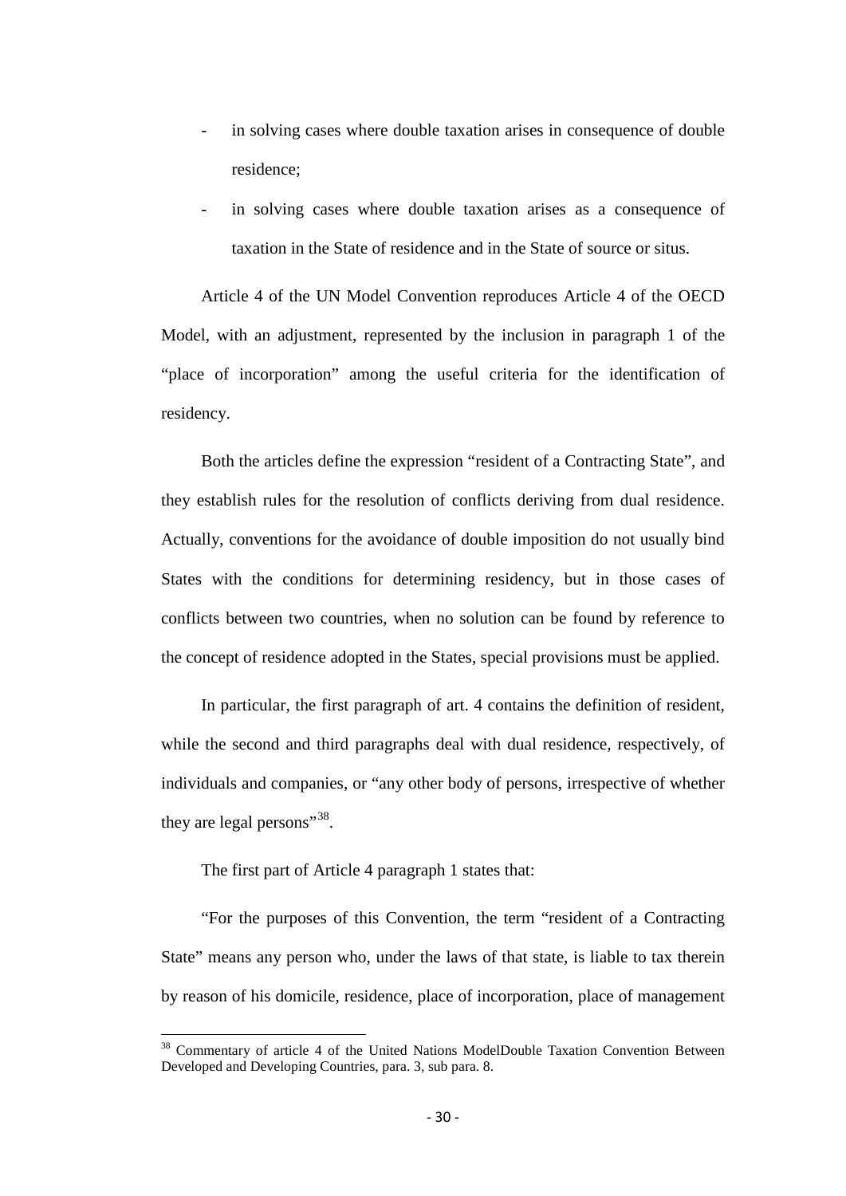- in solving cases where double taxation arises in consequence of double residence;
- in solving cases where double taxation arises as a consequence of taxation in the State of residence and in the State of source or situs.

Article 4 of the UN Model Convention reproduces Article 4 of the OECD Model, with an adjustment, represented by the inclusion in paragraph 1 of the "place of incorporation" among the useful criteria for the identification of residency.

Both the articles define the expression "resident of a Contracting State", and they establish rules for the resolution of conflicts deriving from dual residence. Actually, conventions for the avoidance of double imposition do not usually bind States with the conditions for determining residency, but in those cases of conflicts between two countries, when no solution can be found by reference to the concept of residence adopted in the States, special provisions must be applied.

In particular, the first paragraph of art. 4 contains the definition of resident, while the second and third paragraphs deal with dual residence, respectively, of individuals and companies, or "any other body of persons, irrespective of whether they are legal persons"[38].

The first part of Article 4 paragraph 1 states that:

"For the purposes of this Convention, the term "resident of a Contracting State" means any person who, under the laws of that state, is liable to tax therein by reason of his domicile, residence, place of incorporation, place of management

---

[38] Commentary of article 4 of the United Nations ModelDouble Taxation Convention Between Developed and Developing Countries, para. 3, sub para. 8.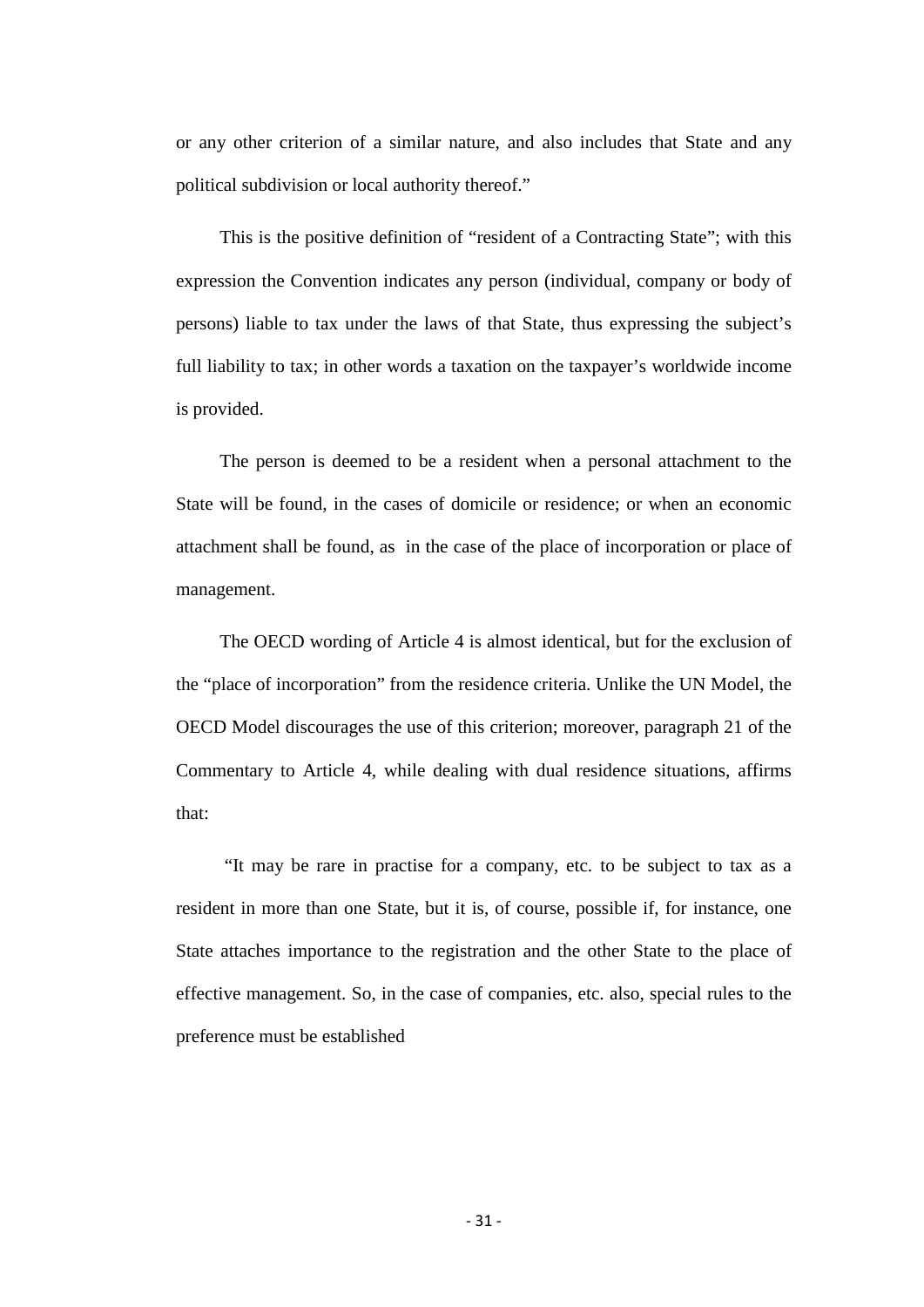or any other criterion of a similar nature, and also includes that State and any political subdivision or local authority thereof."

This is the positive definition of "resident of a Contracting State"; with this expression the Convention indicates any person (individual, company or body of persons) liable to tax under the laws of that State, thus expressing the subject's full liability to tax; in other words a taxation on the taxpayer's worldwide income is provided.

The person is deemed to be a resident when a personal attachment to the State will be found, in the cases of domicile or residence; or when an economic attachment shall be found, as in the case of the place of incorporation or place of management.

The OECD wording of Article 4 is almost identical, but for the exclusion of the "place of incorporation" from the residence criteria. Unlike the UN Model, the OECD Model discourages the use of this criterion; moreover, paragraph 21 of the Commentary to Article 4, while dealing with dual residence situations, affirms that:

"It may be rare in practise for a company, etc. to be subject to tax as a resident in more than one State, but it is, of course, possible if, for instance, one State attaches importance to the registration and the other State to the place of effective management. So, in the case of companies, etc. also, special rules to the preference must be established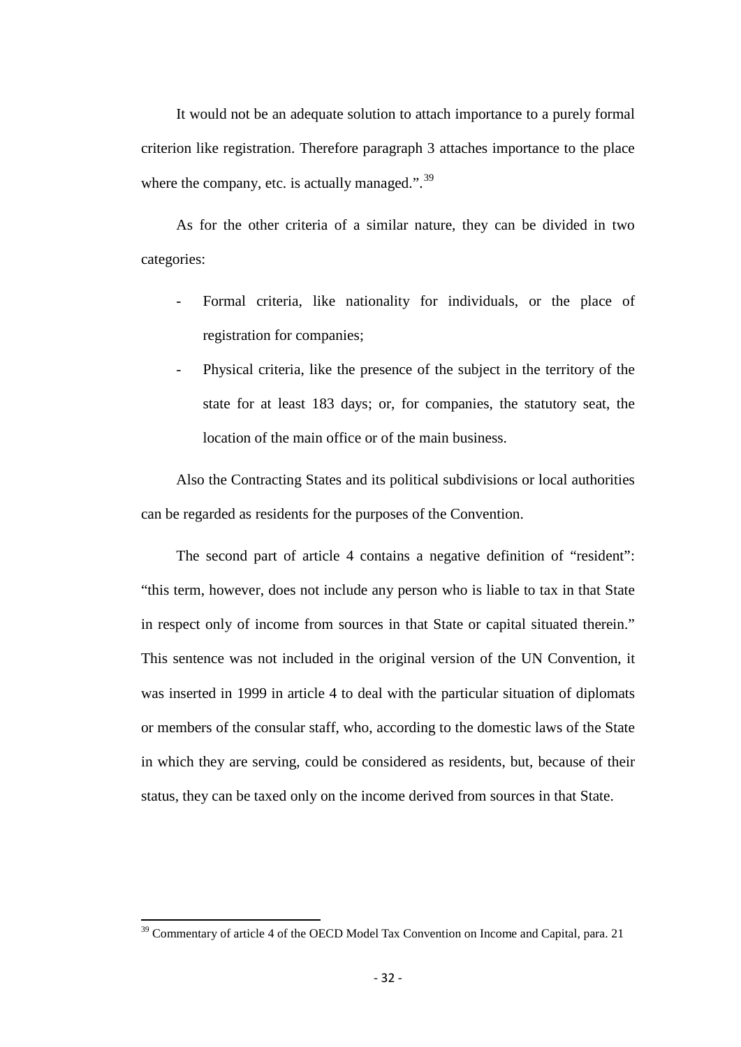It would not be an adequate solution to attach importance to a purely formal criterion like registration. Therefore paragraph 3 attaches importance to the place where the company, etc. is actually managed.".[39]

As for the other criteria of a similar nature, they can be divided in two categories:

- Formal criteria, like nationality for individuals, or the place of registration for companies;
- Physical criteria, like the presence of the subject in the territory of the state for at least 183 days; or, for companies, the statutory seat, the location of the main office or of the main business.

Also the Contracting States and its political subdivisions or local authorities can be regarded as residents for the purposes of the Convention.

The second part of article 4 contains a negative definition of "resident": "this term, however, does not include any person who is liable to tax in that State in respect only of income from sources in that State or capital situated therein." This sentence was not included in the original version of the UN Convention, it was inserted in 1999 in article 4 to deal with the particular situation of diplomats or members of the consular staff, who, according to the domestic laws of the State in which they are serving, could be considered as residents, but, because of their status, they can be taxed only on the income derived from sources in that State.

[39] Commentary of article 4 of the OECD Model Tax Convention on Income and Capital, para. 21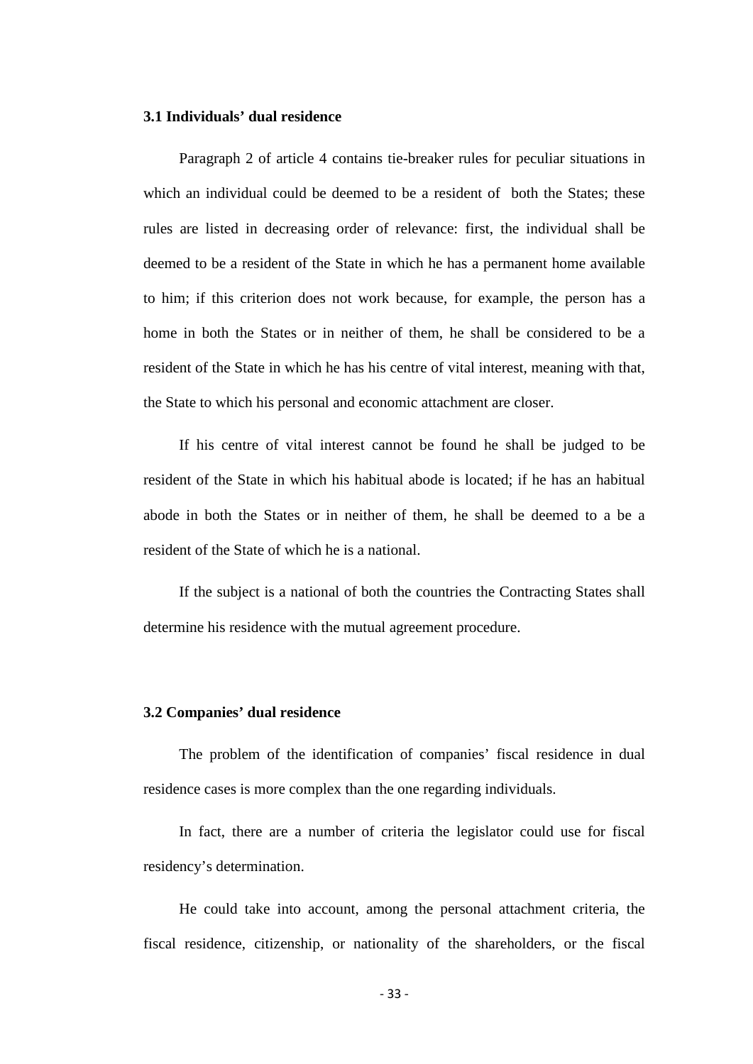### 3.1 Individuals' dual residence

Paragraph 2 of article 4 contains tie-breaker rules for peculiar situations in which an individual could be deemed to be a resident of both the States; these rules are listed in decreasing order of relevance: first, the individual shall be deemed to be a resident of the State in which he has a permanent home available to him; if this criterion does not work because, for example, the person has a home in both the States or in neither of them, he shall be considered to be a resident of the State in which he has his centre of vital interest, meaning with that, the State to which his personal and economic attachment are closer.

If his centre of vital interest cannot be found he shall be judged to be resident of the State in which his habitual abode is located; if he has an habitual abode in both the States or in neither of them, he shall be deemed to a be a resident of the State of which he is a national.

If the subject is a national of both the countries the Contracting States shall determine his residence with the mutual agreement procedure.

### 3.2 Companies' dual residence

The problem of the identification of companies' fiscal residence in dual residence cases is more complex than the one regarding individuals.

In fact, there are a number of criteria the legislator could use for fiscal residency's determination.

He could take into account, among the personal attachment criteria, the fiscal residence, citizenship, or nationality of the shareholders, or the fiscal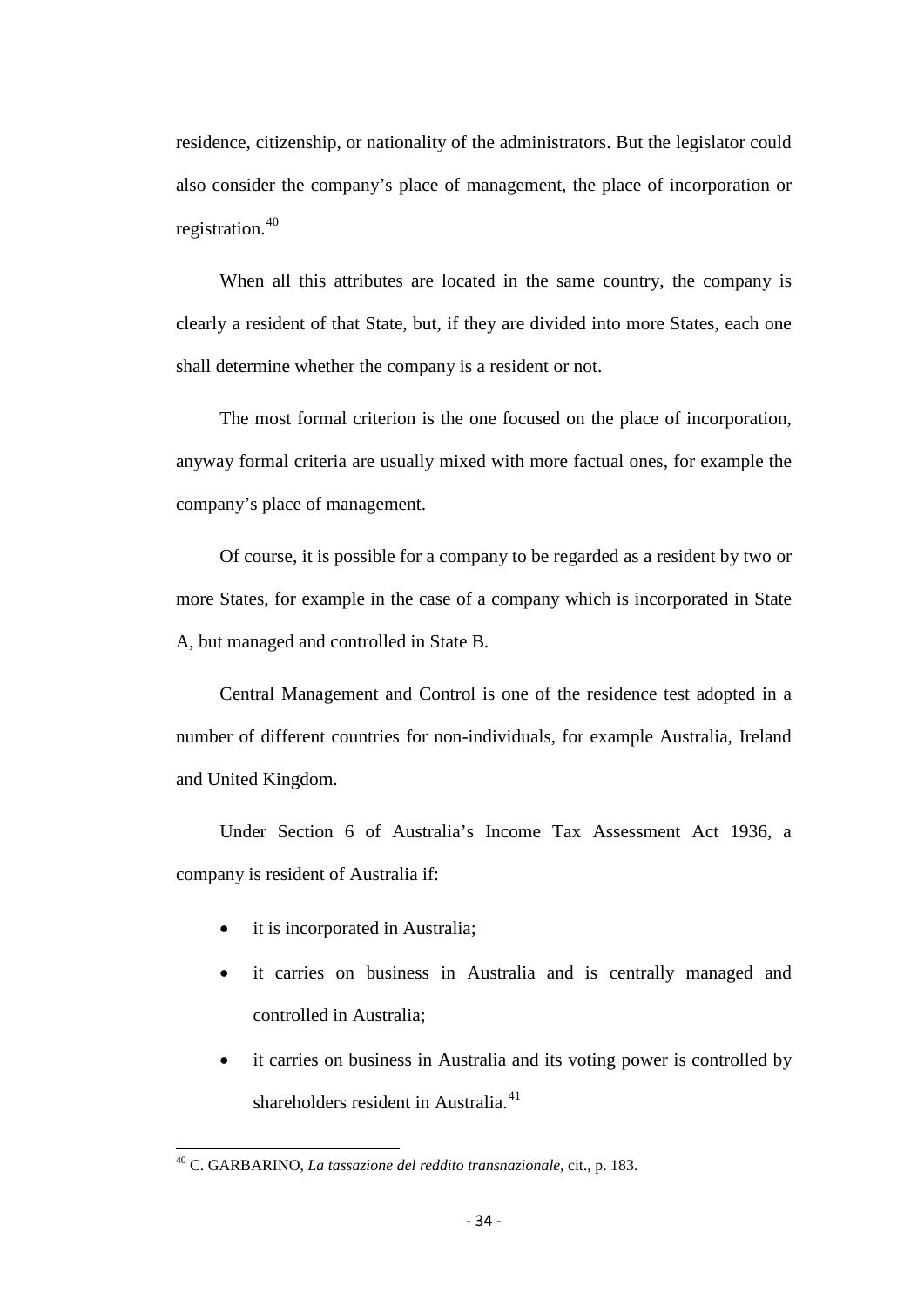residence, citizenship, or nationality of the administrators. But the legislator could also consider the company's place of management, the place of incorporation or registration.[40]

When all this attributes are located in the same country, the company is clearly a resident of that State, but, if they are divided into more States, each one shall determine whether the company is a resident or not.

The most formal criterion is the one focused on the place of incorporation, anyway formal criteria are usually mixed with more factual ones, for example the company's place of management.

Of course, it is possible for a company to be regarded as a resident by two or more States, for example in the case of a company which is incorporated in State A, but managed and controlled in State B.

Central Management and Control is one of the residence test adopted in a number of different countries for non-individuals, for example Australia, Ireland and United Kingdom.

Under Section 6 of Australia's Income Tax Assessment Act 1936, a company is resident of Australia if:

- it is incorporated in Australia;
- it carries on business in Australia and is centrally managed and controlled in Australia;
- it carries on business in Australia and its voting power is controlled by shareholders resident in Australia.[41]

---

[40] C. GARBARINO, *La tassazione del reddito transnazionale*, cit., p. 183.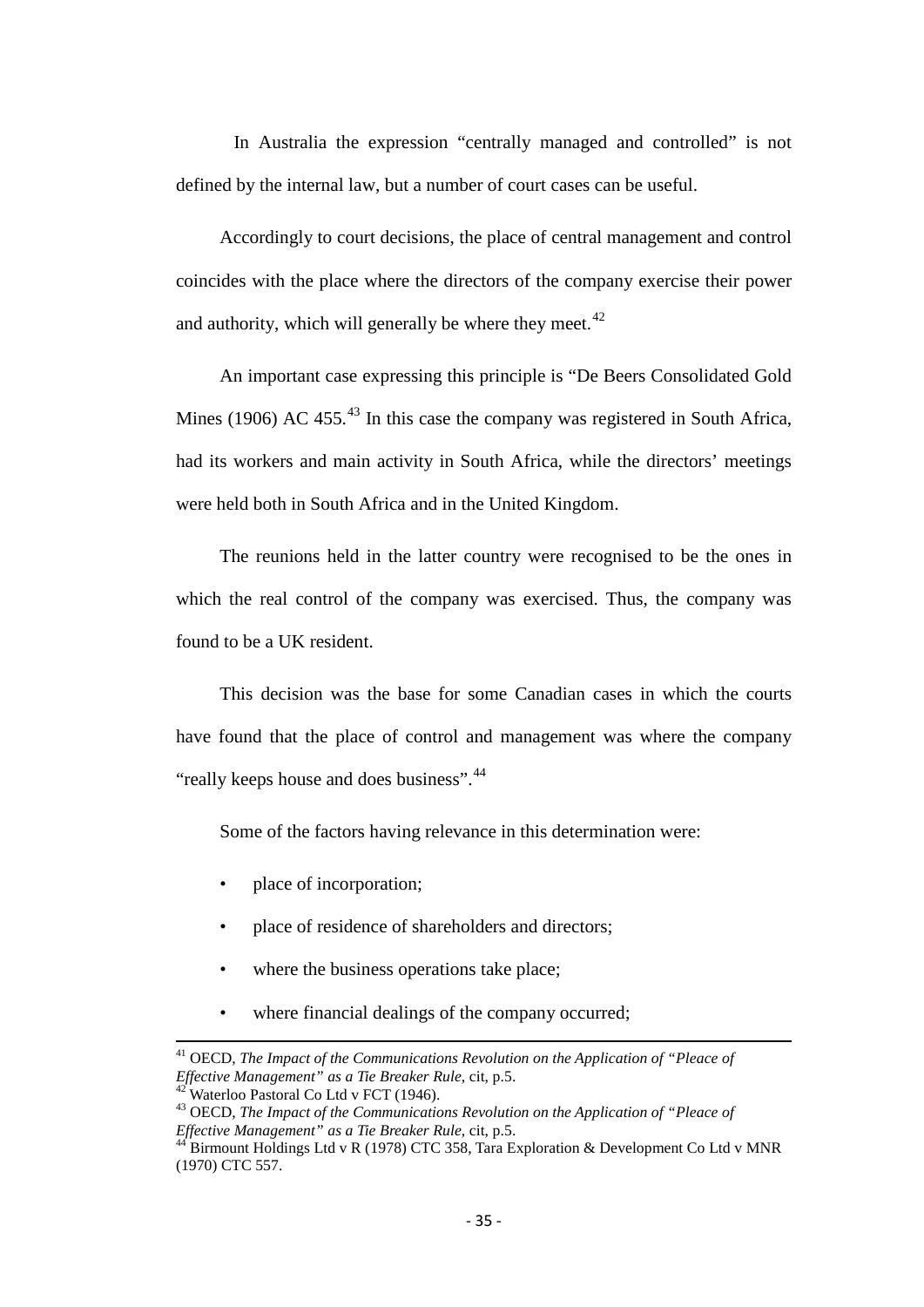In Australia the expression "centrally managed and controlled" is not defined by the internal law, but a number of court cases can be useful.

Accordingly to court decisions, the place of central management and control coincides with the place where the directors of the company exercise their power and authority, which will generally be where they meet.[42]

An important case expressing this principle is "De Beers Consolidated Gold Mines (1906) AC 455.[43] In this case the company was registered in South Africa, had its workers and main activity in South Africa, while the directors' meetings were held both in South Africa and in the United Kingdom.

The reunions held in the latter country were recognised to be the ones in which the real control of the company was exercised. Thus, the company was found to be a UK resident.

This decision was the base for some Canadian cases in which the courts have found that the place of control and management was where the company "really keeps house and does business".[44]

Some of the factors having relevance in this determination were:

- place of incorporation;
- place of residence of shareholders and directors;
- where the business operations take place;
- where financial dealings of the company occurred;

---

[41] OECD, *The Impact of the Communications Revolution on the Application of "Pleace of Effective Management" as a Tie Breaker Rule*, cit, p.5.

[42] Waterloo Pastoral Co Ltd v FCT (1946).

[43] OECD, *The Impact of the Communications Revolution on the Application of "Pleace of Effective Management" as a Tie Breaker Rule*, cit, p.5.

[44] Birmount Holdings Ltd v R (1978) CTC 358, Tara Exploration & Development Co Ltd v MNR (1970) CTC 557.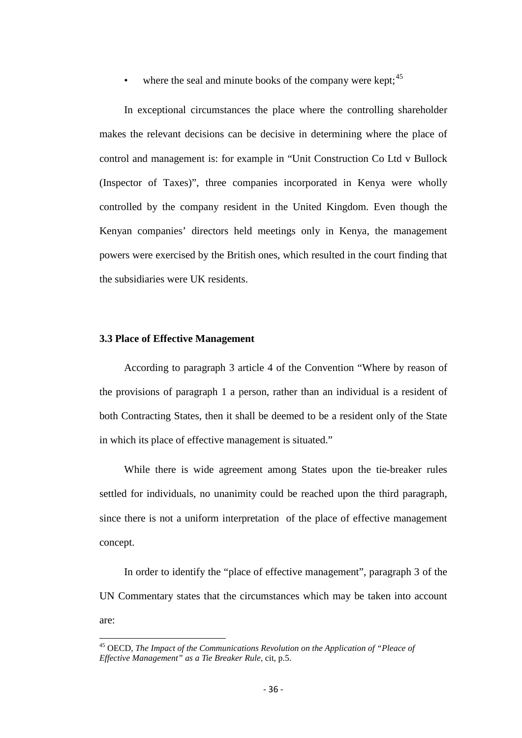- where the seal and minute books of the company were kept;[45]

In exceptional circumstances the place where the controlling shareholder makes the relevant decisions can be decisive in determining where the place of control and management is: for example in "Unit Construction Co Ltd v Bullock (Inspector of Taxes)", three companies incorporated in Kenya were wholly controlled by the company resident in the United Kingdom. Even though the Kenyan companies' directors held meetings only in Kenya, the management powers were exercised by the British ones, which resulted in the court finding that the subsidiaries were UK residents.

### 3.3 Place of Effective Management

According to paragraph 3 article 4 of the Convention "Where by reason of the provisions of paragraph 1 a person, rather than an individual is a resident of both Contracting States, then it shall be deemed to be a resident only of the State in which its place of effective management is situated."

While there is wide agreement among States upon the tie-breaker rules settled for individuals, no unanimity could be reached upon the third paragraph, since there is not a uniform interpretation of the place of effective management concept.

In order to identify the "place of effective management", paragraph 3 of the UN Commentary states that the circumstances which may be taken into account are:

---

[45] OECD, *The Impact of the Communications Revolution on the Application of "Pleace of Effective Management" as a Tie Breaker Rule*, cit, p.5.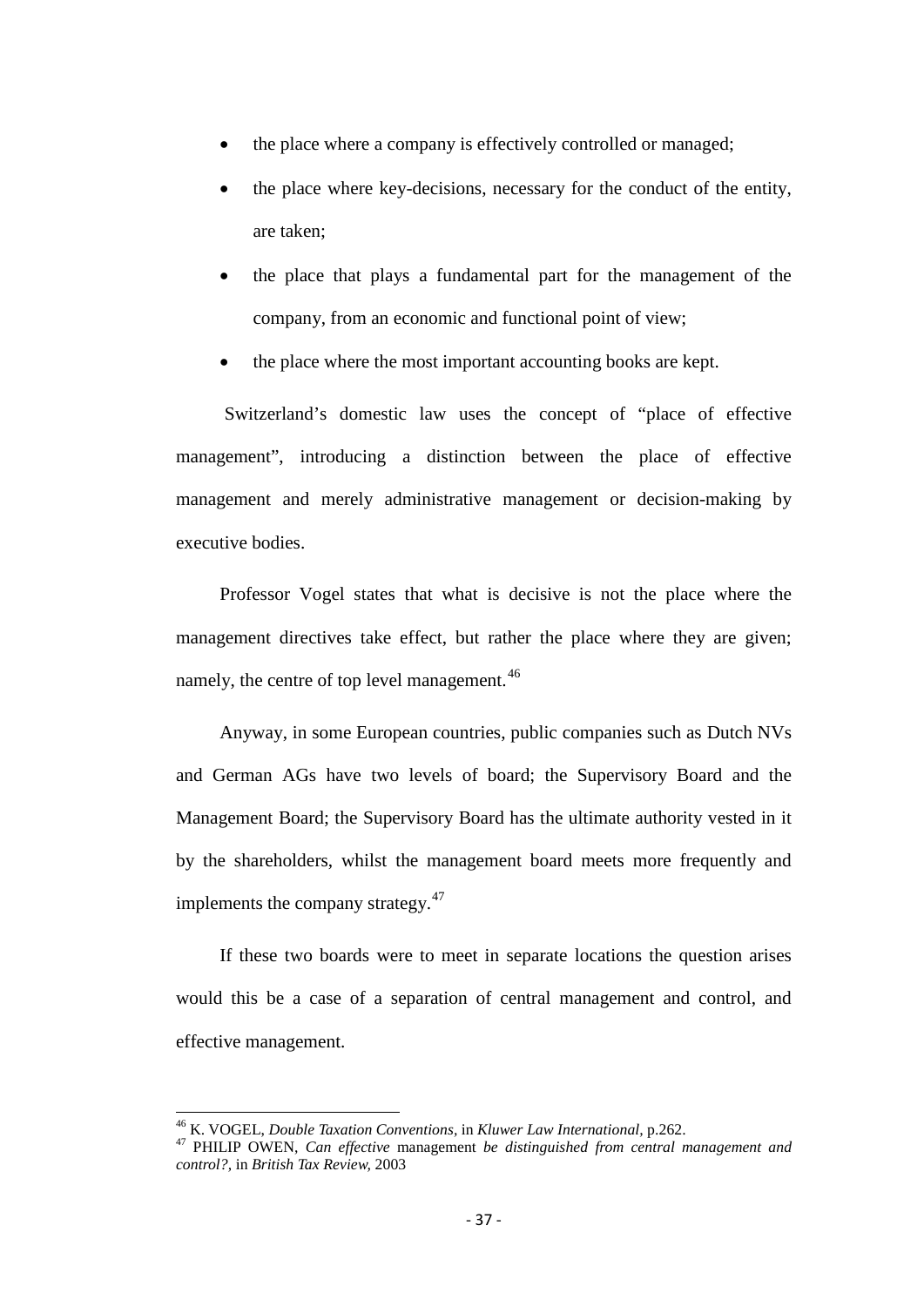- the place where a company is effectively controlled or managed;
- the place where key-decisions, necessary for the conduct of the entity, are taken;
- the place that plays a fundamental part for the management of the company, from an economic and functional point of view;
- the place where the most important accounting books are kept.

Switzerland's domestic law uses the concept of "place of effective management", introducing a distinction between the place of effective management and merely administrative management or decision-making by executive bodies.

Professor Vogel states that what is decisive is not the place where the management directives take effect, but rather the place where they are given; namely, the centre of top level management.[46]

Anyway, in some European countries, public companies such as Dutch NVs and German AGs have two levels of board; the Supervisory Board and the Management Board; the Supervisory Board has the ultimate authority vested in it by the shareholders, whilst the management board meets more frequently and implements the company strategy.[47]

If these two boards were to meet in separate locations the question arises would this be a case of a separation of central management and control, and effective management.

---

[46] K. VOGEL, *Double Taxation Conventions*, in *Kluwer Law International*, p.262.

[47] PHILIP OWEN, *Can effective* management *be distinguished from central management and control?*, in *British Tax Review*, 2003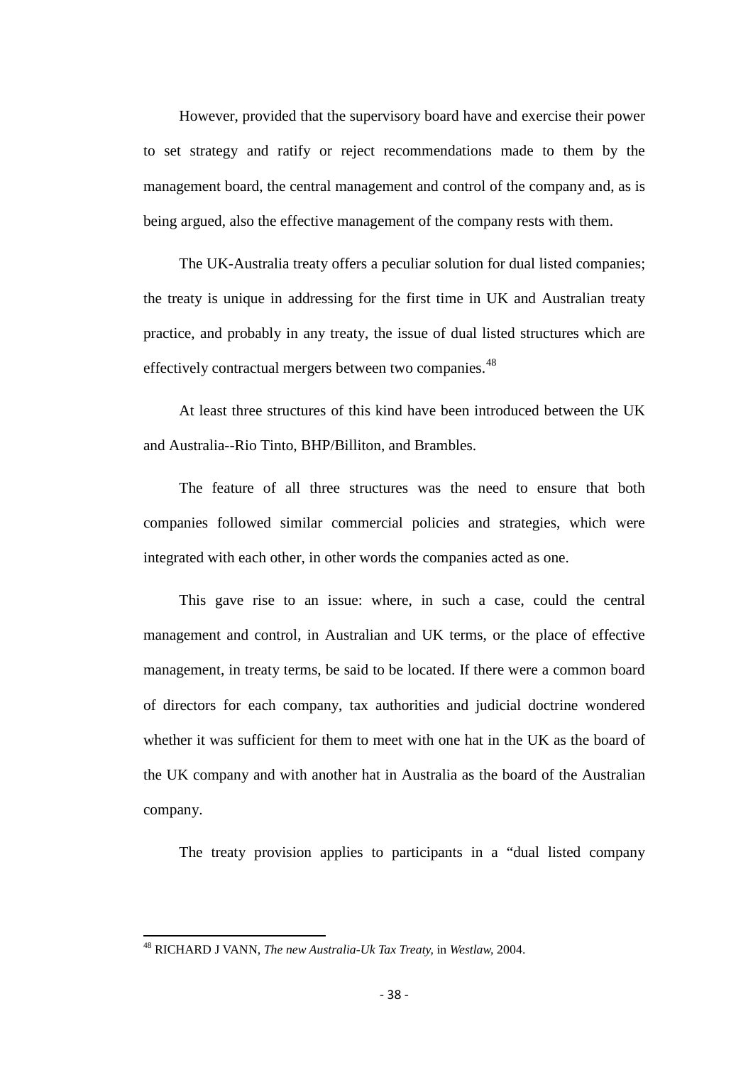However, provided that the supervisory board have and exercise their power to set strategy and ratify or reject recommendations made to them by the management board, the central management and control of the company and, as is being argued, also the effective management of the company rests with them.

The UK-Australia treaty offers a peculiar solution for dual listed companies; the treaty is unique in addressing for the first time in UK and Australian treaty practice, and probably in any treaty, the issue of dual listed structures which are effectively contractual mergers between two companies.[48]

At least three structures of this kind have been introduced between the UK and Australia--Rio Tinto, BHP/Billiton, and Brambles.

The feature of all three structures was the need to ensure that both companies followed similar commercial policies and strategies, which were integrated with each other, in other words the companies acted as one.

This gave rise to an issue: where, in such a case, could the central management and control, in Australian and UK terms, or the place of effective management, in treaty terms, be said to be located. If there were a common board of directors for each company, tax authorities and judicial doctrine wondered whether it was sufficient for them to meet with one hat in the UK as the board of the UK company and with another hat in Australia as the board of the Australian company.

The treaty provision applies to participants in a "dual listed company

[48] RICHARD J VANN, *The new Australia-Uk Tax Treaty*, in *Westlaw*, 2004.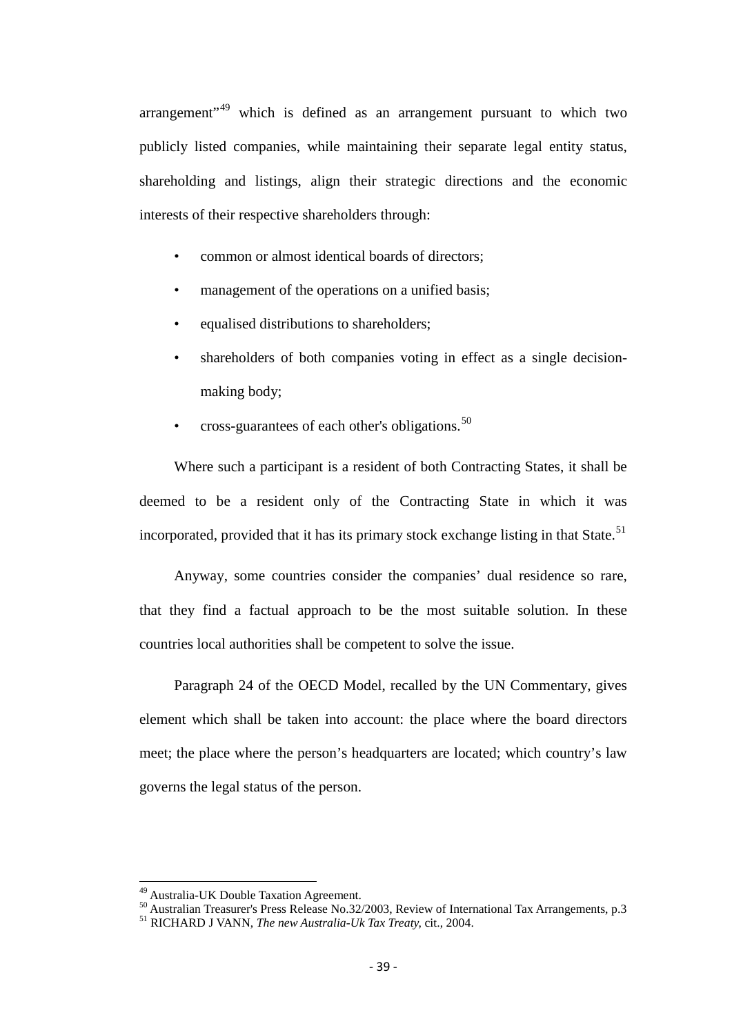arrangement"[49] which is defined as an arrangement pursuant to which two publicly listed companies, while maintaining their separate legal entity status, shareholding and listings, align their strategic directions and the economic interests of their respective shareholders through:

- common or almost identical boards of directors;
- management of the operations on a unified basis;
- equalised distributions to shareholders;
- shareholders of both companies voting in effect as a single decision-making body;
- cross-guarantees of each other's obligations.[50]

Where such a participant is a resident of both Contracting States, it shall be deemed to be a resident only of the Contracting State in which it was incorporated, provided that it has its primary stock exchange listing in that State.[51]

Anyway, some countries consider the companies' dual residence so rare, that they find a factual approach to be the most suitable solution. In these countries local authorities shall be competent to solve the issue.

Paragraph 24 of the OECD Model, recalled by the UN Commentary, gives element which shall be taken into account: the place where the board directors meet; the place where the person's headquarters are located; which country's law governs the legal status of the person.

---

[49] Australia-UK Double Taxation Agreement.

[50] Australian Treasurer's Press Release No.32/2003, Review of International Tax Arrangements, p.3

[51] RICHARD J VANN, *The new Australia-Uk Tax Treaty,* cit., 2004.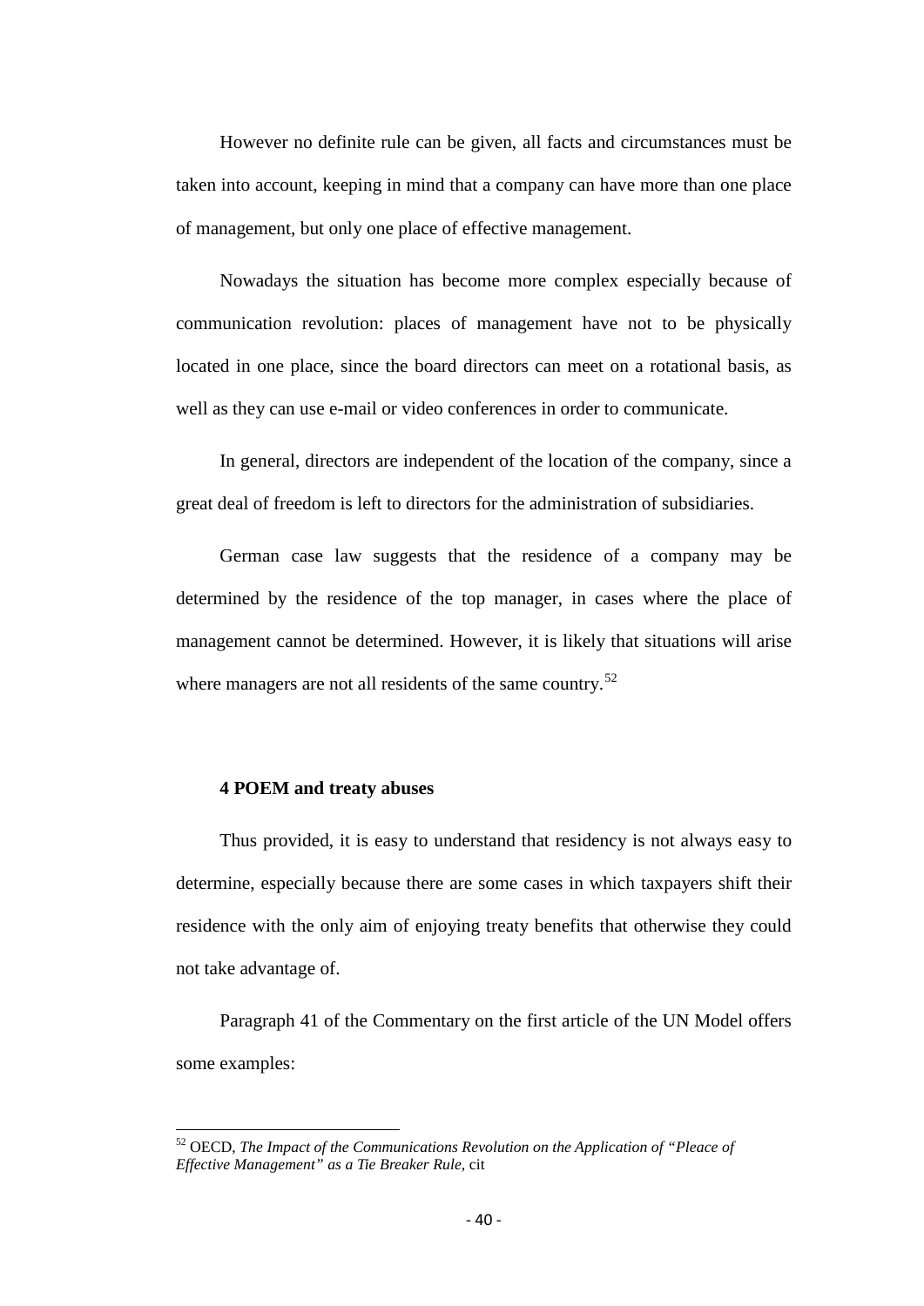However no definite rule can be given, all facts and circumstances must be taken into account, keeping in mind that a company can have more than one place of management, but only one place of effective management.

Nowadays the situation has become more complex especially because of communication revolution: places of management have not to be physically located in one place, since the board directors can meet on a rotational basis, as well as they can use e-mail or video conferences in order to communicate.

In general, directors are independent of the location of the company, since a great deal of freedom is left to directors for the administration of subsidiaries.

German case law suggests that the residence of a company may be determined by the residence of the top manager, in cases where the place of management cannot be determined. However, it is likely that situations will arise where managers are not all residents of the same country.[52]

### 4 POEM and treaty abuses

Thus provided, it is easy to understand that residency is not always easy to determine, especially because there are some cases in which taxpayers shift their residence with the only aim of enjoying treaty benefits that otherwise they could not take advantage of.

Paragraph 41 of the Commentary on the first article of the UN Model offers some examples:

---

[52] OECD, *The Impact of the Communications Revolution on the Application of "Pleace of Effective Management" as a Tie Breaker Rule*, cit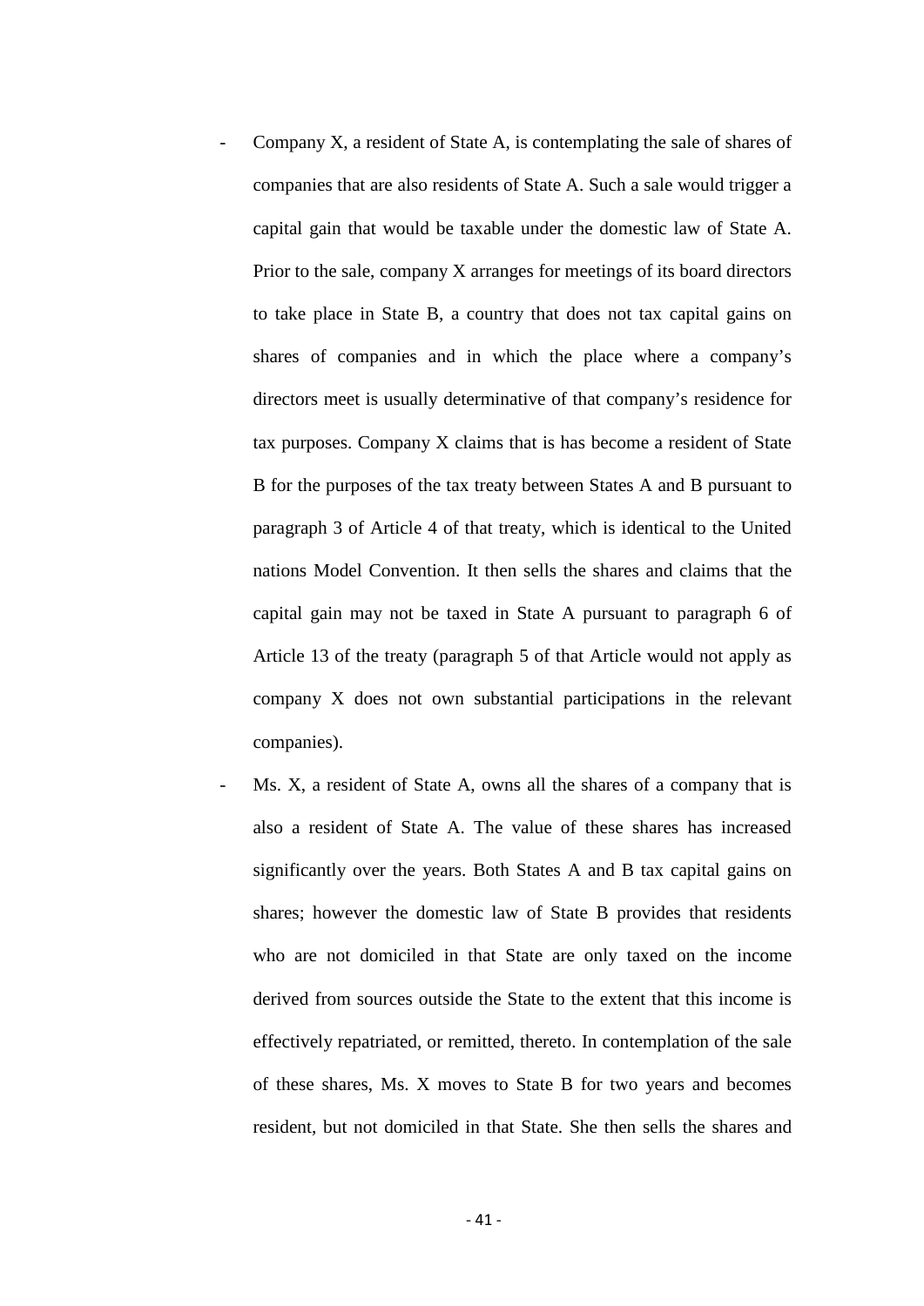- Company X, a resident of State A, is contemplating the sale of shares of companies that are also residents of State A. Such a sale would trigger a capital gain that would be taxable under the domestic law of State A. Prior to the sale, company X arranges for meetings of its board directors to take place in State B, a country that does not tax capital gains on shares of companies and in which the place where a company's directors meet is usually determinative of that company's residence for tax purposes. Company X claims that is has become a resident of State B for the purposes of the tax treaty between States A and B pursuant to paragraph 3 of Article 4 of that treaty, which is identical to the United nations Model Convention. It then sells the shares and claims that the capital gain may not be taxed in State A pursuant to paragraph 6 of Article 13 of the treaty (paragraph 5 of that Article would not apply as company X does not own substantial participations in the relevant companies).
- Ms. X, a resident of State A, owns all the shares of a company that is also a resident of State A. The value of these shares has increased significantly over the years. Both States A and B tax capital gains on shares; however the domestic law of State B provides that residents who are not domiciled in that State are only taxed on the income derived from sources outside the State to the extent that this income is effectively repatriated, or remitted, thereto. In contemplation of the sale of these shares, Ms. X moves to State B for two years and becomes resident, but not domiciled in that State. She then sells the shares and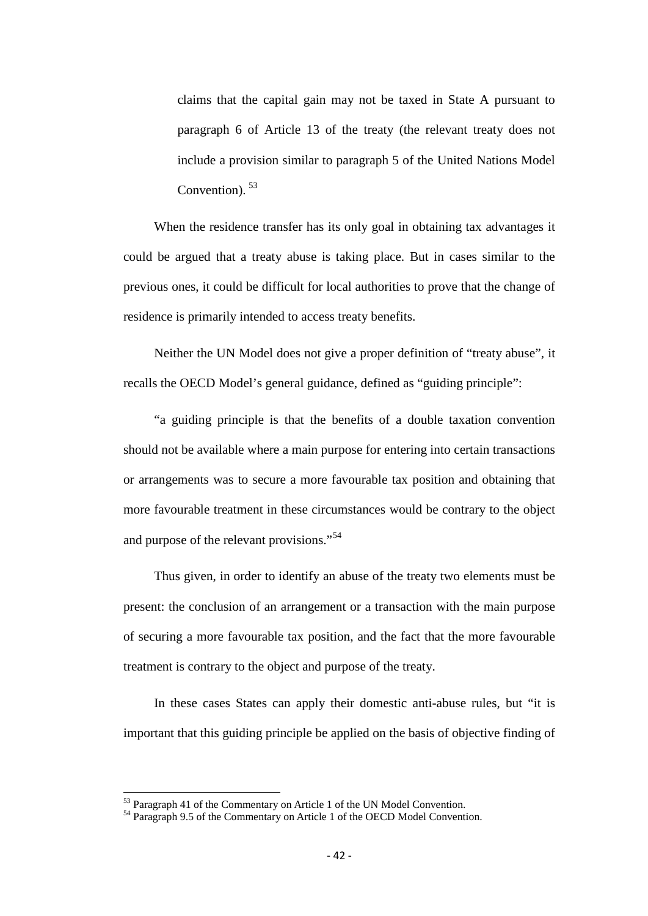> claims that the capital gain may not be taxed in State A pursuant to paragraph 6 of Article 13 of the treaty (the relevant treaty does not include a provision similar to paragraph 5 of the United Nations Model Convention). [53]

When the residence transfer has its only goal in obtaining tax advantages it could be argued that a treaty abuse is taking place. But in cases similar to the previous ones, it could be difficult for local authorities to prove that the change of residence is primarily intended to access treaty benefits.

Neither the UN Model does not give a proper definition of "treaty abuse", it recalls the OECD Model's general guidance, defined as "guiding principle":

"a guiding principle is that the benefits of a double taxation convention should not be available where a main purpose for entering into certain transactions or arrangements was to secure a more favourable tax position and obtaining that more favourable treatment in these circumstances would be contrary to the object and purpose of the relevant provisions."[54]

Thus given, in order to identify an abuse of the treaty two elements must be present: the conclusion of an arrangement or a transaction with the main purpose of securing a more favourable tax position, and the fact that the more favourable treatment is contrary to the object and purpose of the treaty.

In these cases States can apply their domestic anti-abuse rules, but "it is important that this guiding principle be applied on the basis of objective finding of

---

[53] Paragraph 41 of the Commentary on Article 1 of the UN Model Convention.

[54] Paragraph 9.5 of the Commentary on Article 1 of the OECD Model Convention.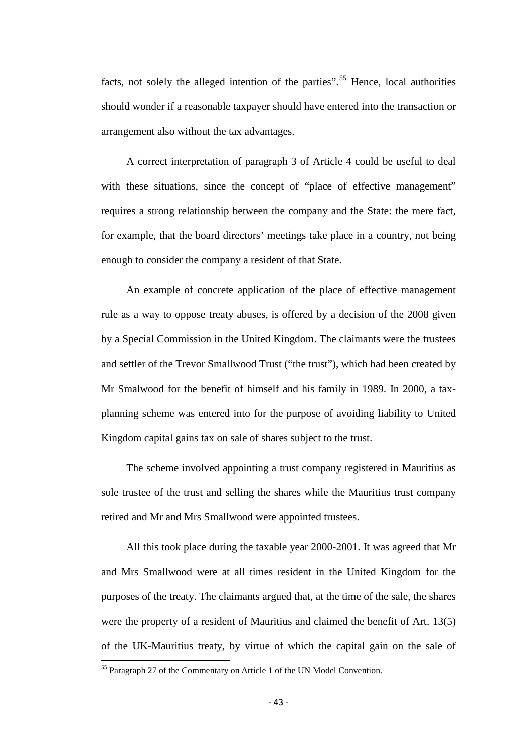facts, not solely the alleged intention of the parties".[55] Hence, local authorities should wonder if a reasonable taxpayer should have entered into the transaction or arrangement also without the tax advantages.

A correct interpretation of paragraph 3 of Article 4 could be useful to deal with these situations, since the concept of "place of effective management" requires a strong relationship between the company and the State: the mere fact, for example, that the board directors' meetings take place in a country, not being enough to consider the company a resident of that State.

An example of concrete application of the place of effective management rule as a way to oppose treaty abuses, is offered by a decision of the 2008 given by a Special Commission in the United Kingdom. The claimants were the trustees and settler of the Trevor Smallwood Trust ("the trust"), which had been created by Mr Smalwood for the benefit of himself and his family in 1989. In 2000, a tax-planning scheme was entered into for the purpose of avoiding liability to United Kingdom capital gains tax on sale of shares subject to the trust.

The scheme involved appointing a trust company registered in Mauritius as sole trustee of the trust and selling the shares while the Mauritius trust company retired and Mr and Mrs Smallwood were appointed trustees.

All this took place during the taxable year 2000-2001. It was agreed that Mr and Mrs Smallwood were at all times resident in the United Kingdom for the purposes of the treaty. The claimants argued that, at the time of the sale, the shares were the property of a resident of Mauritius and claimed the benefit of Art. 13(5) of the UK-Mauritius treaty, by virtue of which the capital gain on the sale of

[55] Paragraph 27 of the Commentary on Article 1 of the UN Model Convention.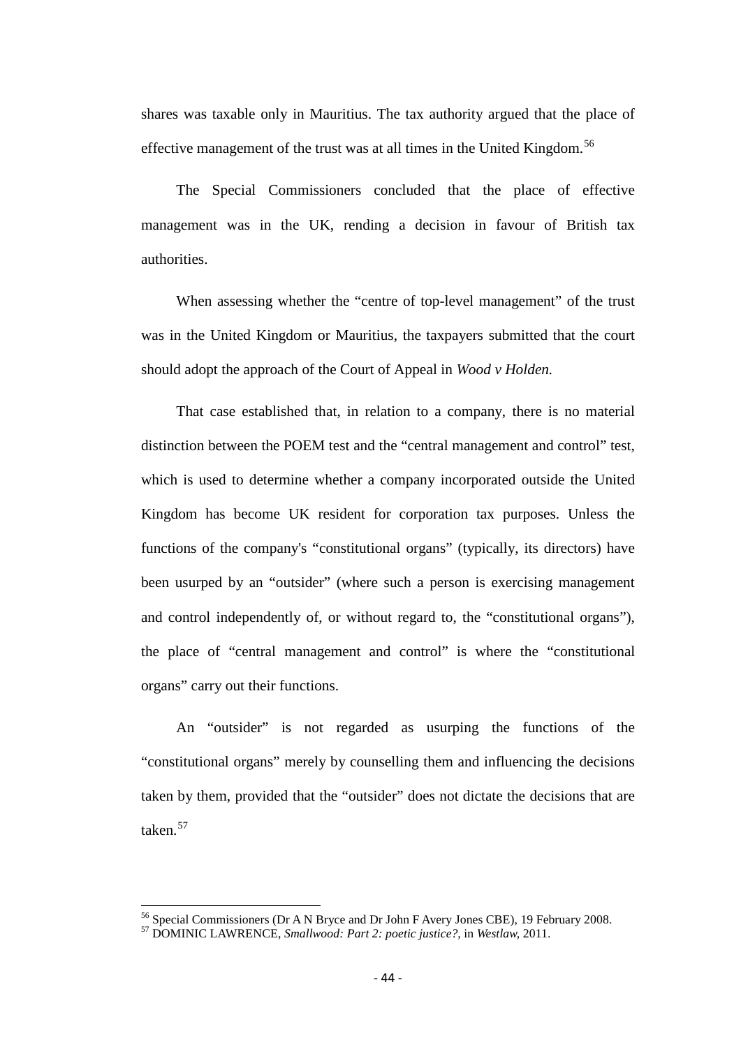shares was taxable only in Mauritius. The tax authority argued that the place of effective management of the trust was at all times in the United Kingdom.[56]

The Special Commissioners concluded that the place of effective management was in the UK, rending a decision in favour of British tax authorities.

When assessing whether the "centre of top-level management" of the trust was in the United Kingdom or Mauritius, the taxpayers submitted that the court should adopt the approach of the Court of Appeal in *Wood v Holden.*

That case established that, in relation to a company, there is no material distinction between the POEM test and the "central management and control" test, which is used to determine whether a company incorporated outside the United Kingdom has become UK resident for corporation tax purposes. Unless the functions of the company's "constitutional organs" (typically, its directors) have been usurped by an "outsider" (where such a person is exercising management and control independently of, or without regard to, the "constitutional organs"), the place of "central management and control" is where the "constitutional organs" carry out their functions.

An "outsider" is not regarded as usurping the functions of the "constitutional organs" merely by counselling them and influencing the decisions taken by them, provided that the "outsider" does not dictate the decisions that are taken.[57]

---

[56] Special Commissioners (Dr A N Bryce and Dr John F Avery Jones CBE), 19 February 2008.

[57] DOMINIC LAWRENCE, *Smallwood: Part 2: poetic justice?*, in *Westlaw*, 2011.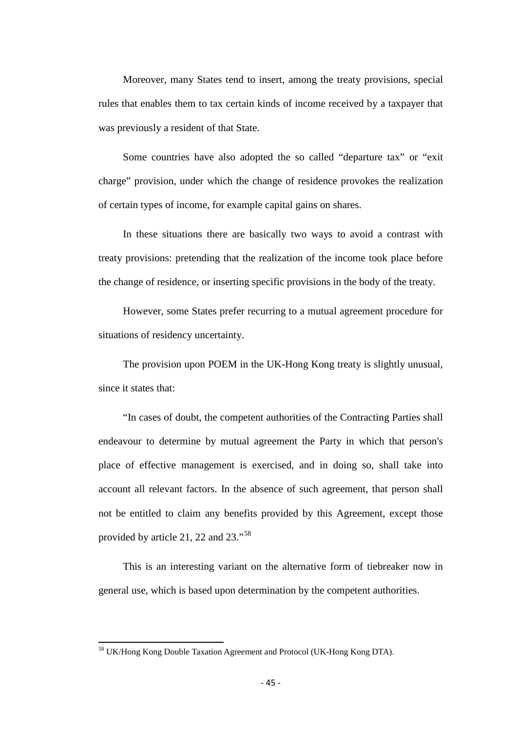Moreover, many States tend to insert, among the treaty provisions, special rules that enables them to tax certain kinds of income received by a taxpayer that was previously a resident of that State.

Some countries have also adopted the so called "departure tax" or "exit charge" provision, under which the change of residence provokes the realization of certain types of income, for example capital gains on shares.

In these situations there are basically two ways to avoid a contrast with treaty provisions: pretending that the realization of the income took place before the change of residence, or inserting specific provisions in the body of the treaty.

However, some States prefer recurring to a mutual agreement procedure for situations of residency uncertainty.

The provision upon POEM in the UK-Hong Kong treaty is slightly unusual, since it states that:

"In cases of doubt, the competent authorities of the Contracting Parties shall endeavour to determine by mutual agreement the Party in which that person's place of effective management is exercised, and in doing so, shall take into account all relevant factors. In the absence of such agreement, that person shall not be entitled to claim any benefits provided by this Agreement, except those provided by article 21, 22 and 23."[58]

This is an interesting variant on the alternative form of tiebreaker now in general use, which is based upon determination by the competent authorities.

---

[58] UK/Hong Kong Double Taxation Agreement and Protocol (UK-Hong Kong DTA).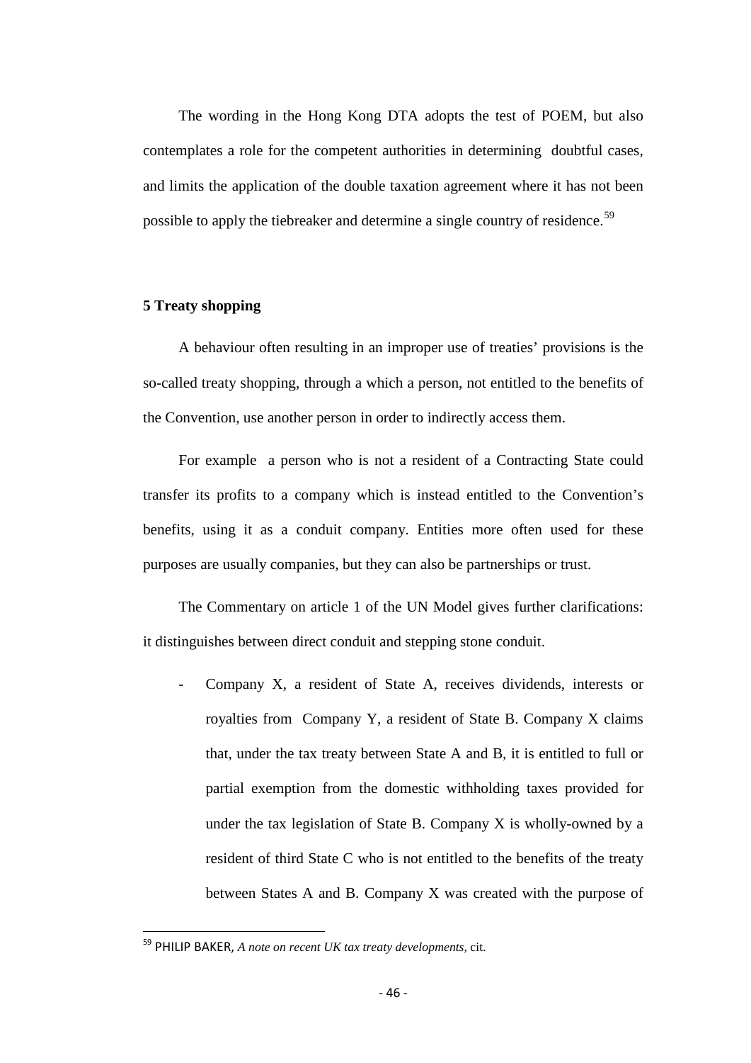The wording in the Hong Kong DTA adopts the test of POEM, but also contemplates a role for the competent authorities in determining doubtful cases, and limits the application of the double taxation agreement where it has not been possible to apply the tiebreaker and determine a single country of residence.[59]

## 5 Treaty shopping

A behaviour often resulting in an improper use of treaties' provisions is the so-called treaty shopping, through a which a person, not entitled to the benefits of the Convention, use another person in order to indirectly access them.

For example a person who is not a resident of a Contracting State could transfer its profits to a company which is instead entitled to the Convention's benefits, using it as a conduit company. Entities more often used for these purposes are usually companies, but they can also be partnerships or trust.

The Commentary on article 1 of the UN Model gives further clarifications: it distinguishes between direct conduit and stepping stone conduit.

- Company X, a resident of State A, receives dividends, interests or royalties from Company Y, a resident of State B. Company X claims that, under the tax treaty between State A and B, it is entitled to full or partial exemption from the domestic withholding taxes provided for under the tax legislation of State B. Company X is wholly-owned by a resident of third State C who is not entitled to the benefits of the treaty between States A and B. Company X was created with the purpose of

---

[59] PHILIP BAKER, *A note on recent UK tax treaty developments*, cit.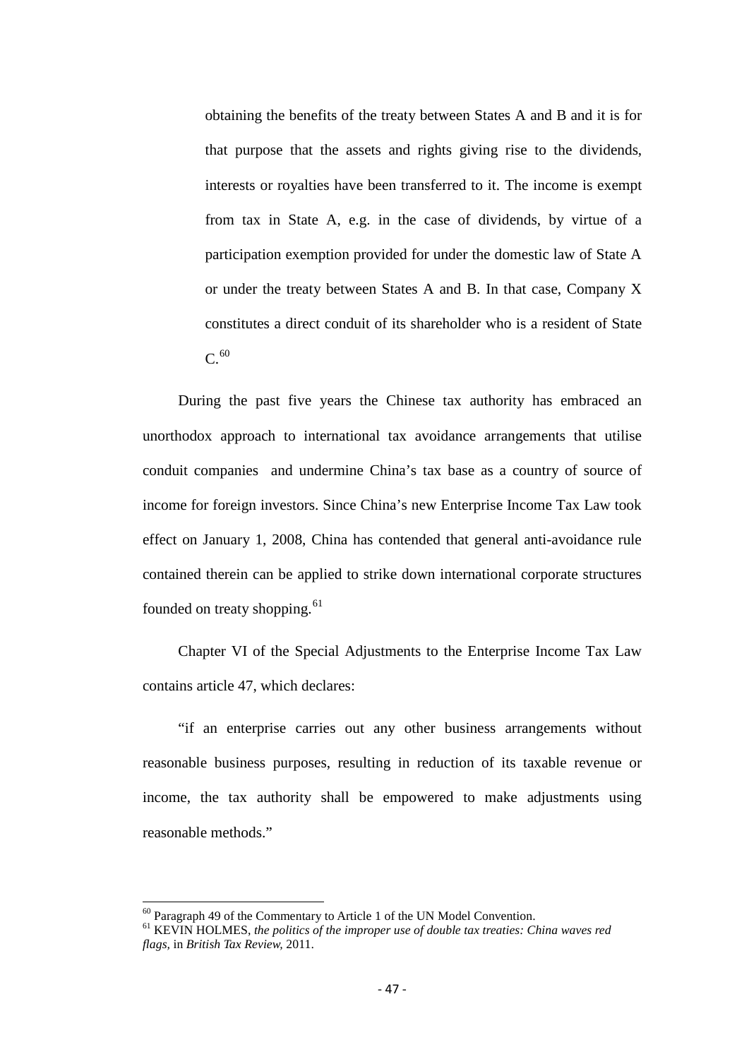> obtaining the benefits of the treaty between States A and B and it is for that purpose that the assets and rights giving rise to the dividends, interests or royalties have been transferred to it. The income is exempt from tax in State A, e.g. in the case of dividends, by virtue of a participation exemption provided for under the domestic law of State A or under the treaty between States A and B. In that case, Company X constitutes a direct conduit of its shareholder who is a resident of State C.[60]

During the past five years the Chinese tax authority has embraced an unorthodox approach to international tax avoidance arrangements that utilise conduit companies and undermine China's tax base as a country of source of income for foreign investors. Since China's new Enterprise Income Tax Law took effect on January 1, 2008, China has contended that general anti-avoidance rule contained therein can be applied to strike down international corporate structures founded on treaty shopping.[61]

Chapter VI of the Special Adjustments to the Enterprise Income Tax Law contains article 47, which declares:

"if an enterprise carries out any other business arrangements without reasonable business purposes, resulting in reduction of its taxable revenue or income, the tax authority shall be empowered to make adjustments using reasonable methods."

---

[60] Paragraph 49 of the Commentary to Article 1 of the UN Model Convention.

[61] KEVIN HOLMES, *the politics of the improper use of double tax treaties: China waves red flags,* in *British Tax Review,* 2011.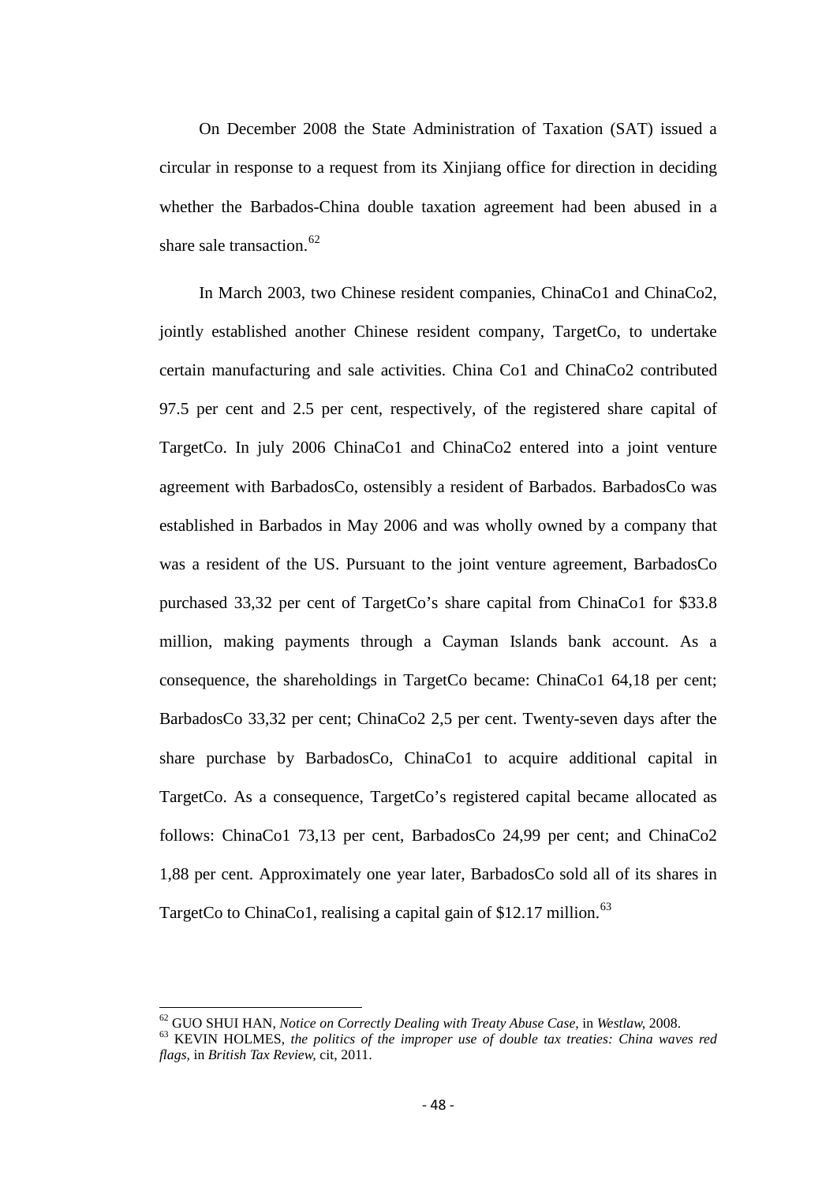On December 2008 the State Administration of Taxation (SAT) issued a circular in response to a request from its Xinjiang office for direction in deciding whether the Barbados-China double taxation agreement had been abused in a share sale transaction.[62]

In March 2003, two Chinese resident companies, ChinaCo1 and ChinaCo2, jointly established another Chinese resident company, TargetCo, to undertake certain manufacturing and sale activities. China Co1 and ChinaCo2 contributed 97.5 per cent and 2.5 per cent, respectively, of the registered share capital of TargetCo. In july 2006 ChinaCo1 and ChinaCo2 entered into a joint venture agreement with BarbadosCo, ostensibly a resident of Barbados. BarbadosCo was established in Barbados in May 2006 and was wholly owned by a company that was a resident of the US. Pursuant to the joint venture agreement, BarbadosCo purchased 33,32 per cent of TargetCo's share capital from ChinaCo1 for $33.8 million, making payments through a Cayman Islands bank account. As a consequence, the shareholdings in TargetCo became: ChinaCo1 64,18 per cent; BarbadosCo 33,32 per cent; ChinaCo2 2,5 per cent. Twenty-seven days after the share purchase by BarbadosCo, ChinaCo1 to acquire additional capital in TargetCo. As a consequence, TargetCo's registered capital became allocated as follows: ChinaCo1 73,13 per cent, BarbadosCo 24,99 per cent; and ChinaCo2 1,88 per cent. Approximately one year later, BarbadosCo sold all of its shares in TargetCo to ChinaCo1, realising a capital gain of $12.17 million.[63]

---

[62] GUO SHUI HAN, *Notice on Correctly Dealing with Treaty Abuse Case*, in *Westlaw*, 2008.

[63] KEVIN HOLMES, *the politics of the improper use of double tax treaties: China waves red flags*, in *British Tax Review*, cit, 2011.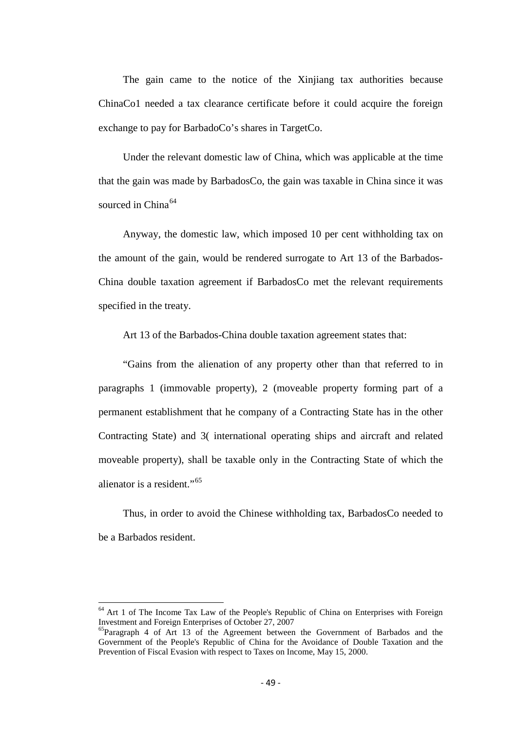The gain came to the notice of the Xinjiang tax authorities because ChinaCo1 needed a tax clearance certificate before it could acquire the foreign exchange to pay for BarbadoCo's shares in TargetCo.

Under the relevant domestic law of China, which was applicable at the time that the gain was made by BarbadosCo, the gain was taxable in China since it was sourced in China[64]

Anyway, the domestic law, which imposed 10 per cent withholding tax on the amount of the gain, would be rendered surrogate to Art 13 of the Barbados-China double taxation agreement if BarbadosCo met the relevant requirements specified in the treaty.

Art 13 of the Barbados-China double taxation agreement states that:

"Gains from the alienation of any property other than that referred to in paragraphs 1 (immovable property), 2 (moveable property forming part of a permanent establishment that he company of a Contracting State has in the other Contracting State) and 3( international operating ships and aircraft and related moveable property), shall be taxable only in the Contracting State of which the alienator is a resident."[65]

Thus, in order to avoid the Chinese withholding tax, BarbadosCo needed to be a Barbados resident.

---

[64] Art 1 of The Income Tax Law of the People's Republic of China on Enterprises with Foreign Investment and Foreign Enterprises of October 27, 2007

[65] Paragraph 4 of Art 13 of the Agreement between the Government of Barbados and the Government of the People's Republic of China for the Avoidance of Double Taxation and the Prevention of Fiscal Evasion with respect to Taxes on Income, May 15, 2000.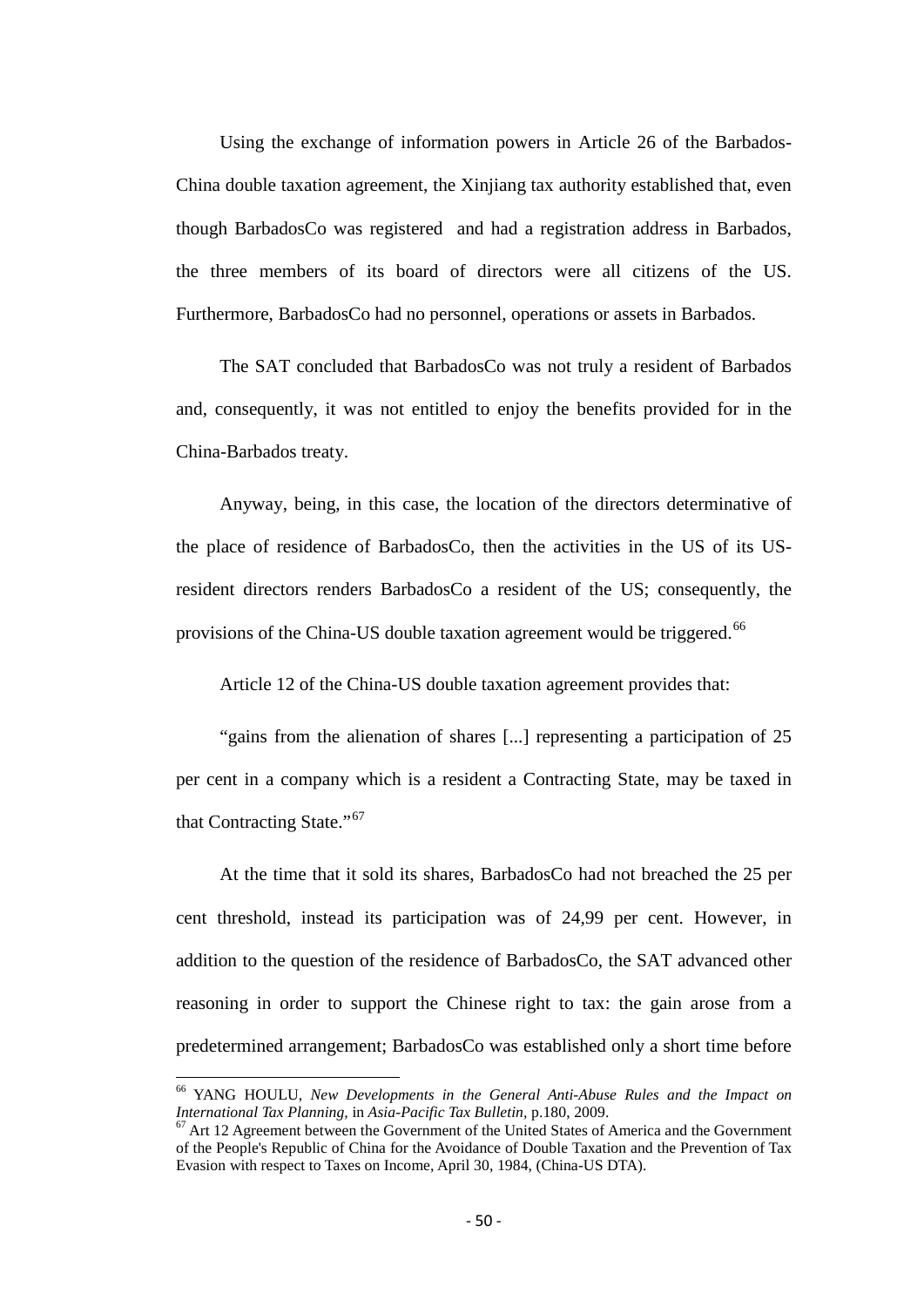Using the exchange of information powers in Article 26 of the Barbados-China double taxation agreement, the Xinjiang tax authority established that, even though BarbadosCo was registered and had a registration address in Barbados, the three members of its board of directors were all citizens of the US. Furthermore, BarbadosCo had no personnel, operations or assets in Barbados.

The SAT concluded that BarbadosCo was not truly a resident of Barbados and, consequently, it was not entitled to enjoy the benefits provided for in the China-Barbados treaty.

Anyway, being, in this case, the location of the directors determinative of the place of residence of BarbadosCo, then the activities in the US of its US-resident directors renders BarbadosCo a resident of the US; consequently, the provisions of the China-US double taxation agreement would be triggered.[66]

Article 12 of the China-US double taxation agreement provides that:

"gains from the alienation of shares [...] representing a participation of 25 per cent in a company which is a resident a Contracting State, may be taxed in that Contracting State."[67]

At the time that it sold its shares, BarbadosCo had not breached the 25 per cent threshold, instead its participation was of 24,99 per cent. However, in addition to the question of the residence of BarbadosCo, the SAT advanced other reasoning in order to support the Chinese right to tax: the gain arose from a predetermined arrangement; BarbadosCo was established only a short time before

---

[66] YANG HOULU, *New Developments in the General Anti-Abuse Rules and the Impact on International Tax Planning*, in *Asia-Pacific Tax Bulletin*, p.180, 2009.

[67] Art 12 Agreement between the Government of the United States of America and the Government of the People's Republic of China for the Avoidance of Double Taxation and the Prevention of Tax Evasion with respect to Taxes on Income, April 30, 1984, (China-US DTA).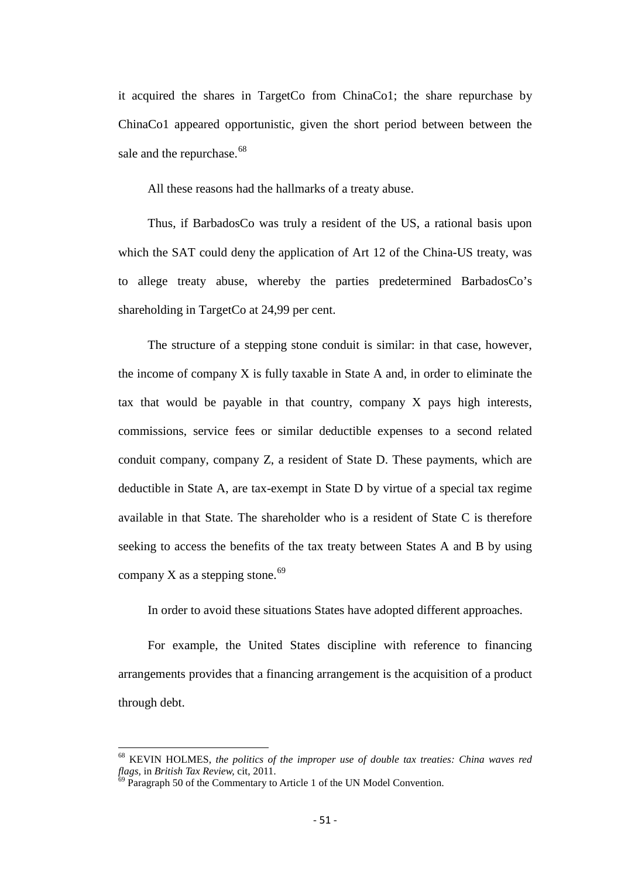it acquired the shares in TargetCo from ChinaCo1; the share repurchase by ChinaCo1 appeared opportunistic, given the short period between between the sale and the repurchase.[68]

All these reasons had the hallmarks of a treaty abuse.

Thus, if BarbadosCo was truly a resident of the US, a rational basis upon which the SAT could deny the application of Art 12 of the China-US treaty, was to allege treaty abuse, whereby the parties predetermined BarbadosCo's shareholding in TargetCo at 24,99 per cent.

The structure of a stepping stone conduit is similar: in that case, however, the income of company X is fully taxable in State A and, in order to eliminate the tax that would be payable in that country, company X pays high interests, commissions, service fees or similar deductible expenses to a second related conduit company, company Z, a resident of State D. These payments, which are deductible in State A, are tax-exempt in State D by virtue of a special tax regime available in that State. The shareholder who is a resident of State C is therefore seeking to access the benefits of the tax treaty between States A and B by using company X as a stepping stone.[69]

In order to avoid these situations States have adopted different approaches.

For example, the United States discipline with reference to financing arrangements provides that a financing arrangement is the acquisition of a product through debt.

---

[68] KEVIN HOLMES, *the politics of the improper use of double tax treaties: China waves red flags*, in *British Tax Review*, cit, 2011.

[69] Paragraph 50 of the Commentary to Article 1 of the UN Model Convention.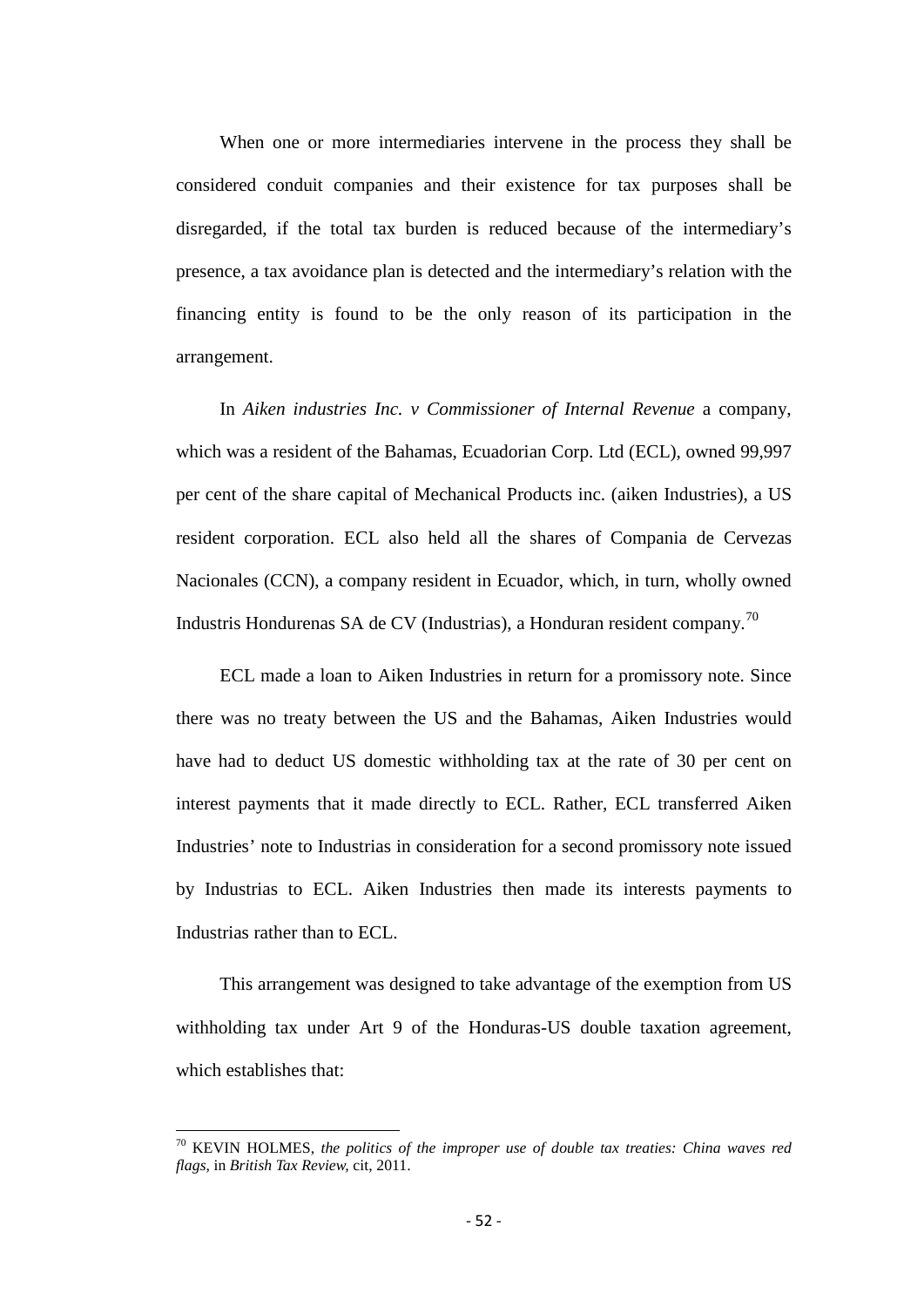When one or more intermediaries intervene in the process they shall be considered conduit companies and their existence for tax purposes shall be disregarded, if the total tax burden is reduced because of the intermediary's presence, a tax avoidance plan is detected and the intermediary's relation with the financing entity is found to be the only reason of its participation in the arrangement.

In *Aiken industries Inc. v Commissioner of Internal Revenue* a company, which was a resident of the Bahamas, Ecuadorian Corp. Ltd (ECL), owned 99,997 per cent of the share capital of Mechanical Products inc. (aiken Industries), a US resident corporation. ECL also held all the shares of Compania de Cervezas Nacionales (CCN), a company resident in Ecuador, which, in turn, wholly owned Industris Hondurenas SA de CV (Industrias), a Honduran resident company.[70]

ECL made a loan to Aiken Industries in return for a promissory note. Since there was no treaty between the US and the Bahamas, Aiken Industries would have had to deduct US domestic withholding tax at the rate of 30 per cent on interest payments that it made directly to ECL. Rather, ECL transferred Aiken Industries' note to Industrias in consideration for a second promissory note issued by Industrias to ECL. Aiken Industries then made its interests payments to Industrias rather than to ECL.

This arrangement was designed to take advantage of the exemption from US withholding tax under Art 9 of the Honduras-US double taxation agreement, which establishes that:

---

[70] KEVIN HOLMES, *the politics of the improper use of double tax treaties: China waves red flags,* in *British Tax Review,* cit, 2011.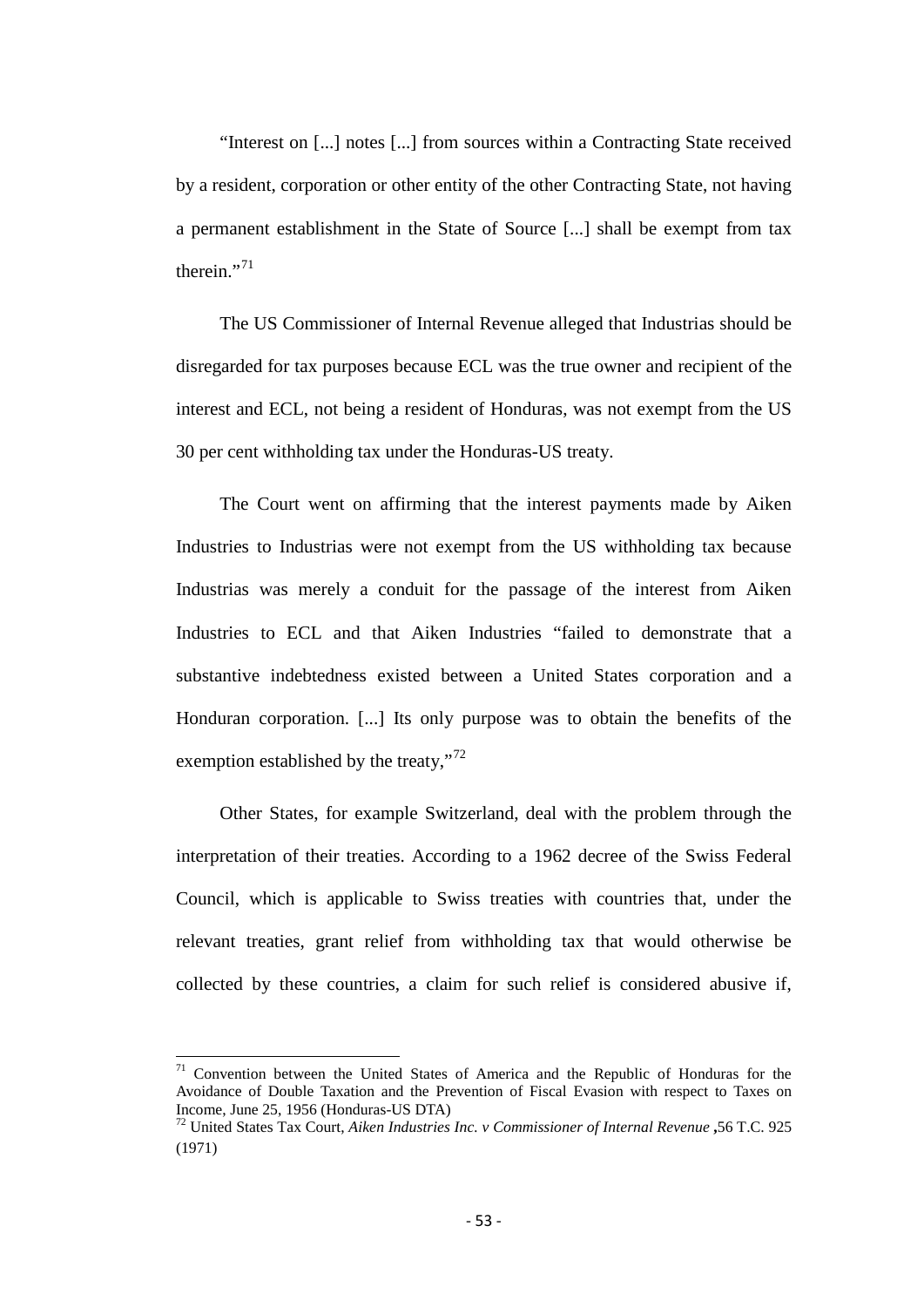"Interest on [...] notes [...] from sources within a Contracting State received by a resident, corporation or other entity of the other Contracting State, not having a permanent establishment in the State of Source [...] shall be exempt from tax therein."[71]

The US Commissioner of Internal Revenue alleged that Industrias should be disregarded for tax purposes because ECL was the true owner and recipient of the interest and ECL, not being a resident of Honduras, was not exempt from the US 30 per cent withholding tax under the Honduras-US treaty.

The Court went on affirming that the interest payments made by Aiken Industries to Industrias were not exempt from the US withholding tax because Industrias was merely a conduit for the passage of the interest from Aiken Industries to ECL and that Aiken Industries "failed to demonstrate that a substantive indebtedness existed between a United States corporation and a Honduran corporation. [...] Its only purpose was to obtain the benefits of the exemption established by the treaty,"[72]

Other States, for example Switzerland, deal with the problem through the interpretation of their treaties. According to a 1962 decree of the Swiss Federal Council, which is applicable to Swiss treaties with countries that, under the relevant treaties, grant relief from withholding tax that would otherwise be collected by these countries, a claim for such relief is considered abusive if,

---

[71] Convention between the United States of America and the Republic of Honduras for the Avoidance of Double Taxation and the Prevention of Fiscal Evasion with respect to Taxes on Income, June 25, 1956 (Honduras-US DTA)

[72] United States Tax Court, *Aiken Industries Inc. v Commissioner of Internal Revenue* ,56 T.C. 925 (1971)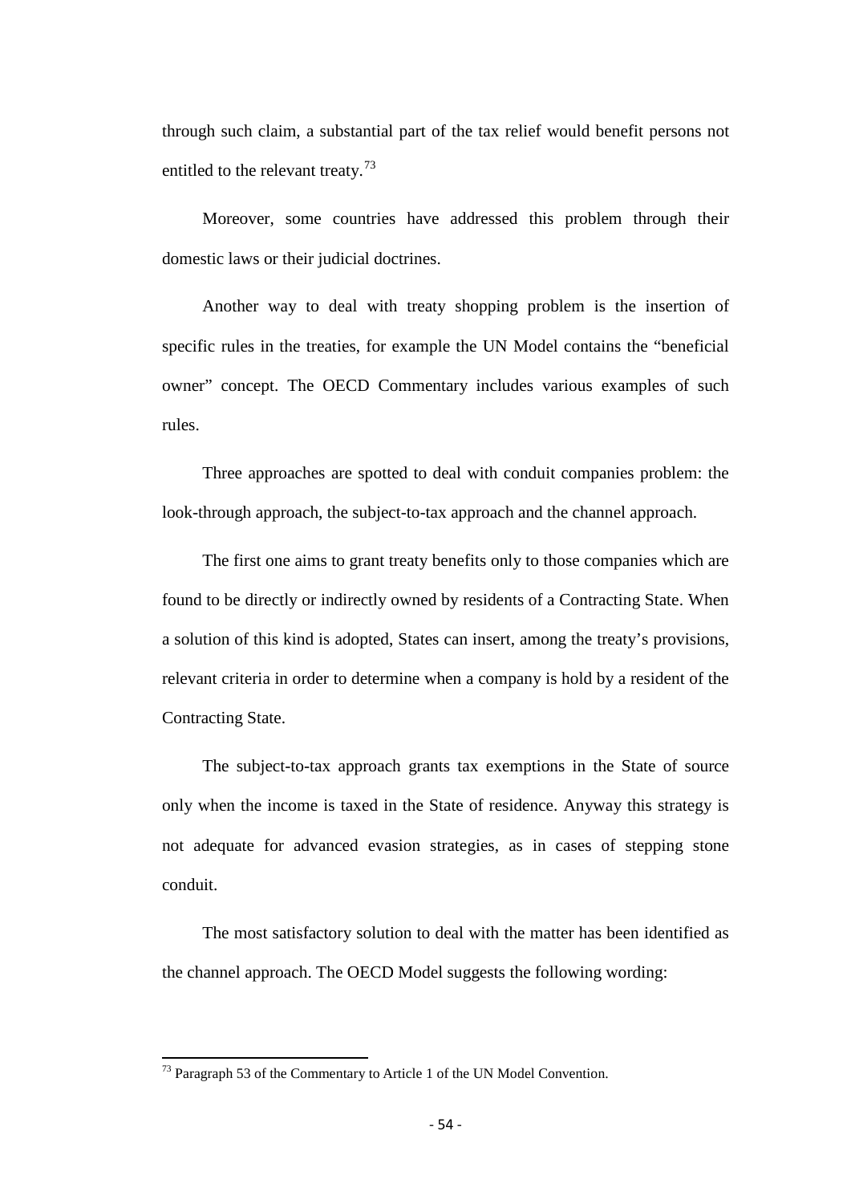through such claim, a substantial part of the tax relief would benefit persons not entitled to the relevant treaty.[73]

Moreover, some countries have addressed this problem through their domestic laws or their judicial doctrines.

Another way to deal with treaty shopping problem is the insertion of specific rules in the treaties, for example the UN Model contains the "beneficial owner" concept. The OECD Commentary includes various examples of such rules.

Three approaches are spotted to deal with conduit companies problem: the look-through approach, the subject-to-tax approach and the channel approach.

The first one aims to grant treaty benefits only to those companies which are found to be directly or indirectly owned by residents of a Contracting State. When a solution of this kind is adopted, States can insert, among the treaty's provisions, relevant criteria in order to determine when a company is hold by a resident of the Contracting State.

The subject-to-tax approach grants tax exemptions in the State of source only when the income is taxed in the State of residence. Anyway this strategy is not adequate for advanced evasion strategies, as in cases of stepping stone conduit.

The most satisfactory solution to deal with the matter has been identified as the channel approach. The OECD Model suggests the following wording:

---

[73] Paragraph 53 of the Commentary to Article 1 of the UN Model Convention.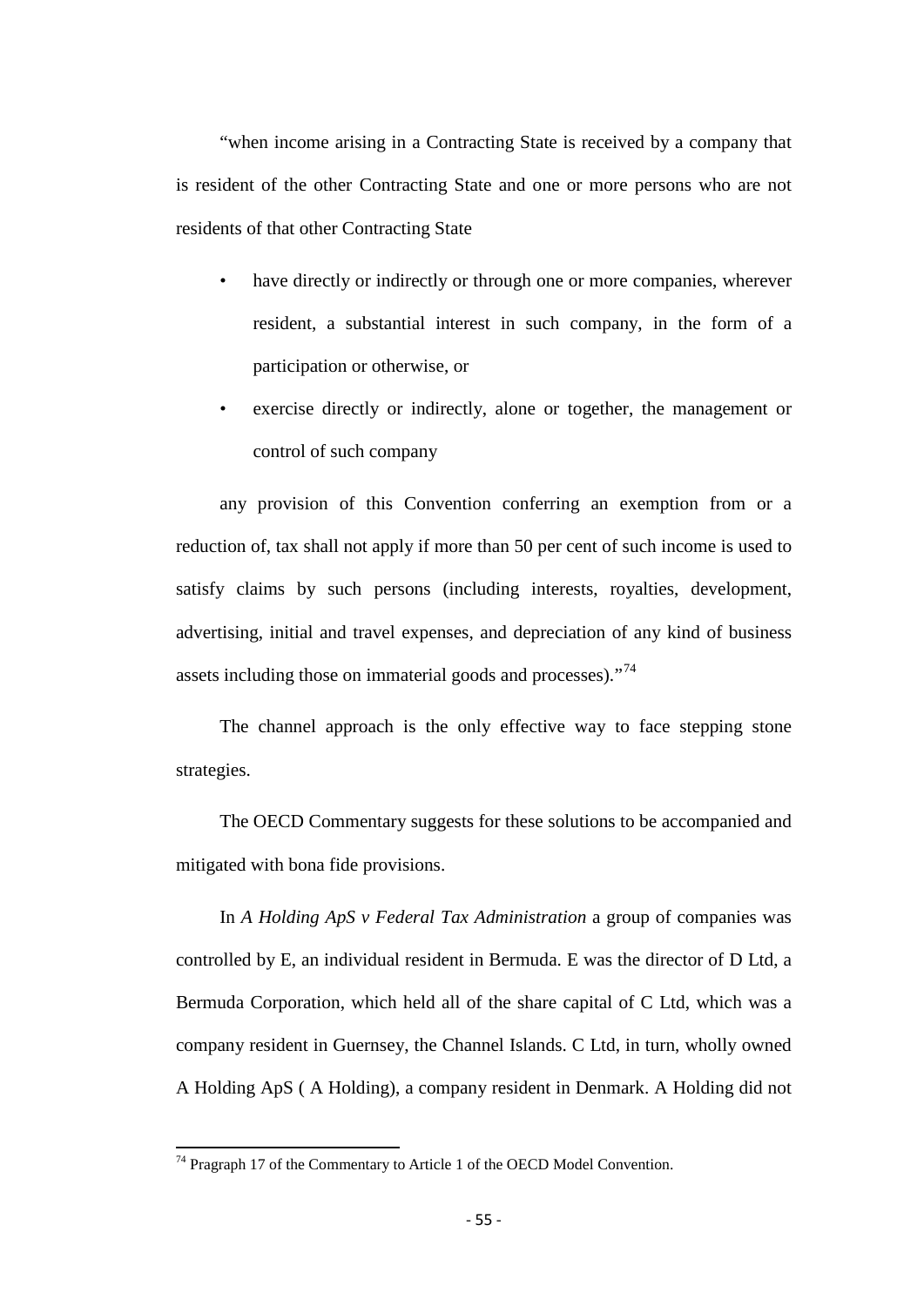"when income arising in a Contracting State is received by a company that is resident of the other Contracting State and one or more persons who are not residents of that other Contracting State

- have directly or indirectly or through one or more companies, wherever resident, a substantial interest in such company, in the form of a participation or otherwise, or
- exercise directly or indirectly, alone or together, the management or control of such company

any provision of this Convention conferring an exemption from or a reduction of, tax shall not apply if more than 50 per cent of such income is used to satisfy claims by such persons (including interests, royalties, development, advertising, initial and travel expenses, and depreciation of any kind of business assets including those on immaterial goods and processes)."[74]

The channel approach is the only effective way to face stepping stone strategies.

The OECD Commentary suggests for these solutions to be accompanied and mitigated with bona fide provisions.

In *A Holding ApS v Federal Tax Administration* a group of companies was controlled by E, an individual resident in Bermuda. E was the director of D Ltd, a Bermuda Corporation, which held all of the share capital of C Ltd, which was a company resident in Guernsey, the Channel Islands. C Ltd, in turn, wholly owned A Holding ApS ( A Holding), a company resident in Denmark. A Holding did not

---

[74] Pragraph 17 of the Commentary to Article 1 of the OECD Model Convention.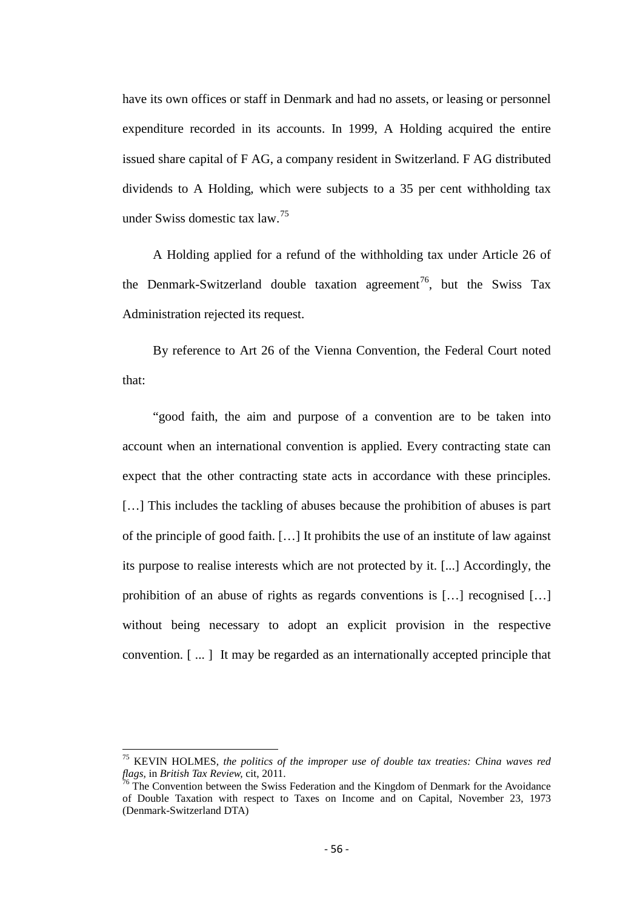have its own offices or staff in Denmark and had no assets, or leasing or personnel expenditure recorded in its accounts. In 1999, A Holding acquired the entire issued share capital of F AG, a company resident in Switzerland. F AG distributed dividends to A Holding, which were subjects to a 35 per cent withholding tax under Swiss domestic tax law.[75]

A Holding applied for a refund of the withholding tax under Article 26 of the Denmark-Switzerland double taxation agreement[76], but the Swiss Tax Administration rejected its request.

By reference to Art 26 of the Vienna Convention, the Federal Court noted that:

"good faith, the aim and purpose of a convention are to be taken into account when an international convention is applied. Every contracting state can expect that the other contracting state acts in accordance with these principles. […] This includes the tackling of abuses because the prohibition of abuses is part of the principle of good faith. […] It prohibits the use of an institute of law against its purpose to realise interests which are not protected by it. [...] Accordingly, the prohibition of an abuse of rights as regards conventions is […] recognised […] without being necessary to adopt an explicit provision in the respective convention. [ ... ] It may be regarded as an internationally accepted principle that

---

[75] KEVIN HOLMES, *the politics of the improper use of double tax treaties: China waves red flags*, in *British Tax Review*, cit, 2011.

[76] The Convention between the Swiss Federation and the Kingdom of Denmark for the Avoidance of Double Taxation with respect to Taxes on Income and on Capital, November 23, 1973 (Denmark-Switzerland DTA)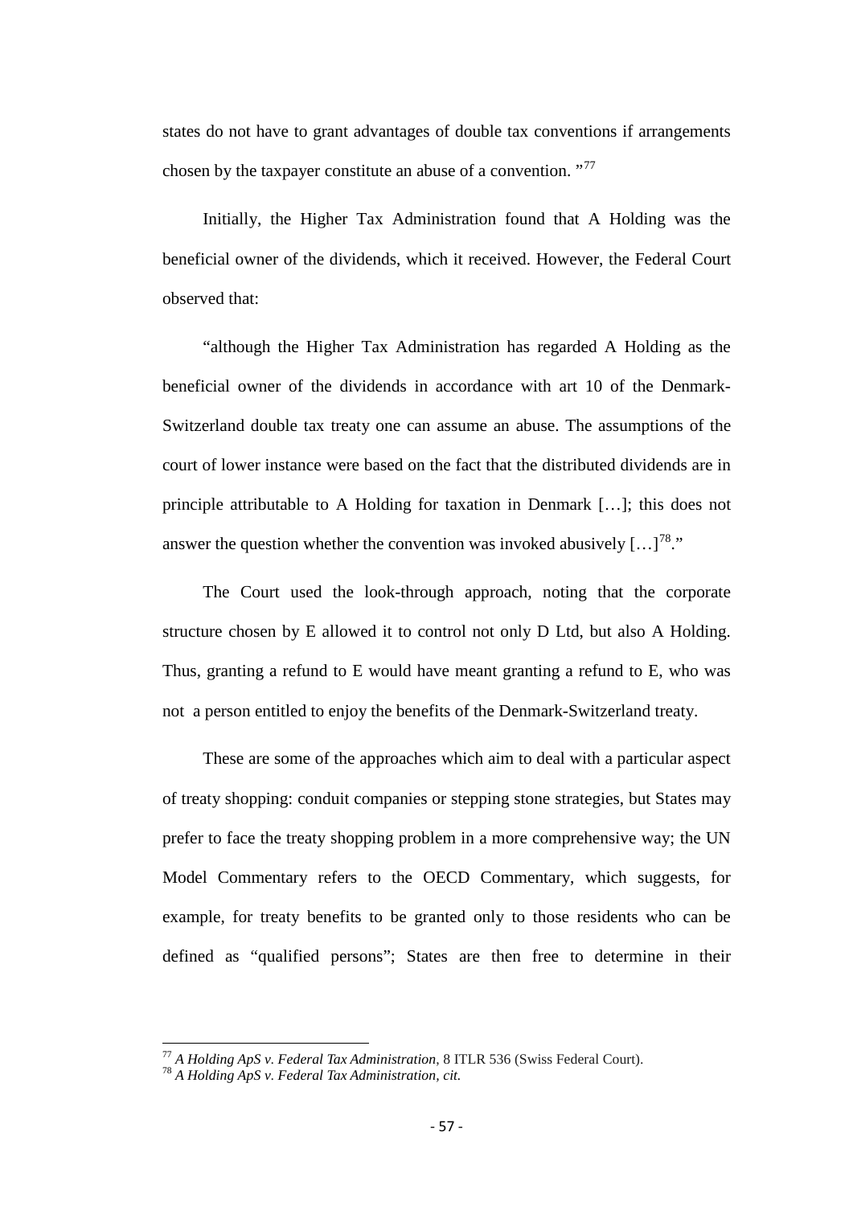states do not have to grant advantages of double tax conventions if arrangements chosen by the taxpayer constitute an abuse of a convention. "[77]

Initially, the Higher Tax Administration found that A Holding was the beneficial owner of the dividends, which it received. However, the Federal Court observed that:

"although the Higher Tax Administration has regarded A Holding as the beneficial owner of the dividends in accordance with art 10 of the Denmark-Switzerland double tax treaty one can assume an abuse. The assumptions of the court of lower instance were based on the fact that the distributed dividends are in principle attributable to A Holding for taxation in Denmark […]; this does not answer the question whether the convention was invoked abusively […][78]."

The Court used the look-through approach, noting that the corporate structure chosen by E allowed it to control not only D Ltd, but also A Holding. Thus, granting a refund to E would have meant granting a refund to E, who was not a person entitled to enjoy the benefits of the Denmark-Switzerland treaty.

These are some of the approaches which aim to deal with a particular aspect of treaty shopping: conduit companies or stepping stone strategies, but States may prefer to face the treaty shopping problem in a more comprehensive way; the UN Model Commentary refers to the OECD Commentary, which suggests, for example, for treaty benefits to be granted only to those residents who can be defined as "qualified persons"; States are then free to determine in their

[77] *A Holding ApS v. Federal Tax Administration*, 8 ITLR 536 (Swiss Federal Court).

[78] *A Holding ApS v. Federal Tax Administration, cit.*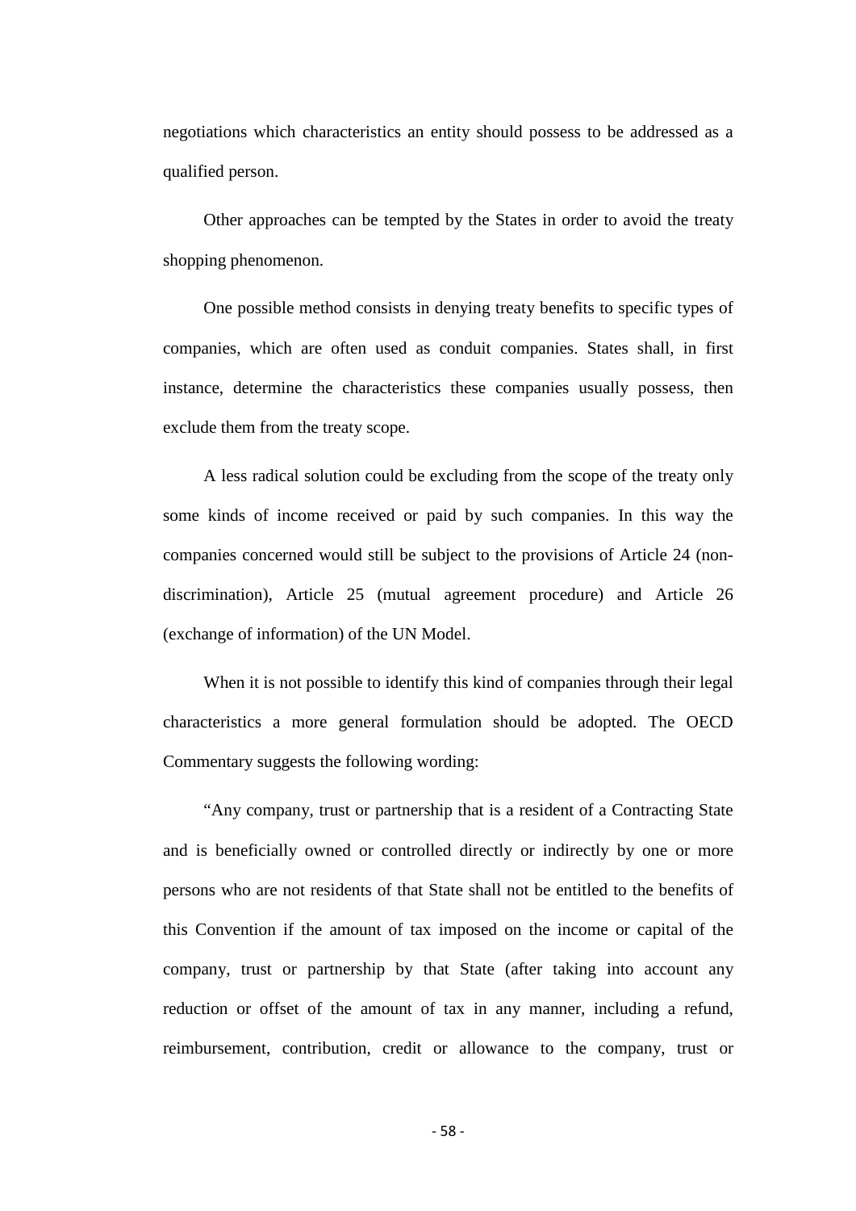negotiations which characteristics an entity should possess to be addressed as a qualified person.

Other approaches can be tempted by the States in order to avoid the treaty shopping phenomenon.

One possible method consists in denying treaty benefits to specific types of companies, which are often used as conduit companies. States shall, in first instance, determine the characteristics these companies usually possess, then exclude them from the treaty scope.

A less radical solution could be excluding from the scope of the treaty only some kinds of income received or paid by such companies. In this way the companies concerned would still be subject to the provisions of Article 24 (non-discrimination), Article 25 (mutual agreement procedure) and Article 26 (exchange of information) of the UN Model.

When it is not possible to identify this kind of companies through their legal characteristics a more general formulation should be adopted. The OECD Commentary suggests the following wording:

"Any company, trust or partnership that is a resident of a Contracting State and is beneficially owned or controlled directly or indirectly by one or more persons who are not residents of that State shall not be entitled to the benefits of this Convention if the amount of tax imposed on the income or capital of the company, trust or partnership by that State (after taking into account any reduction or offset of the amount of tax in any manner, including a refund, reimbursement, contribution, credit or allowance to the company, trust or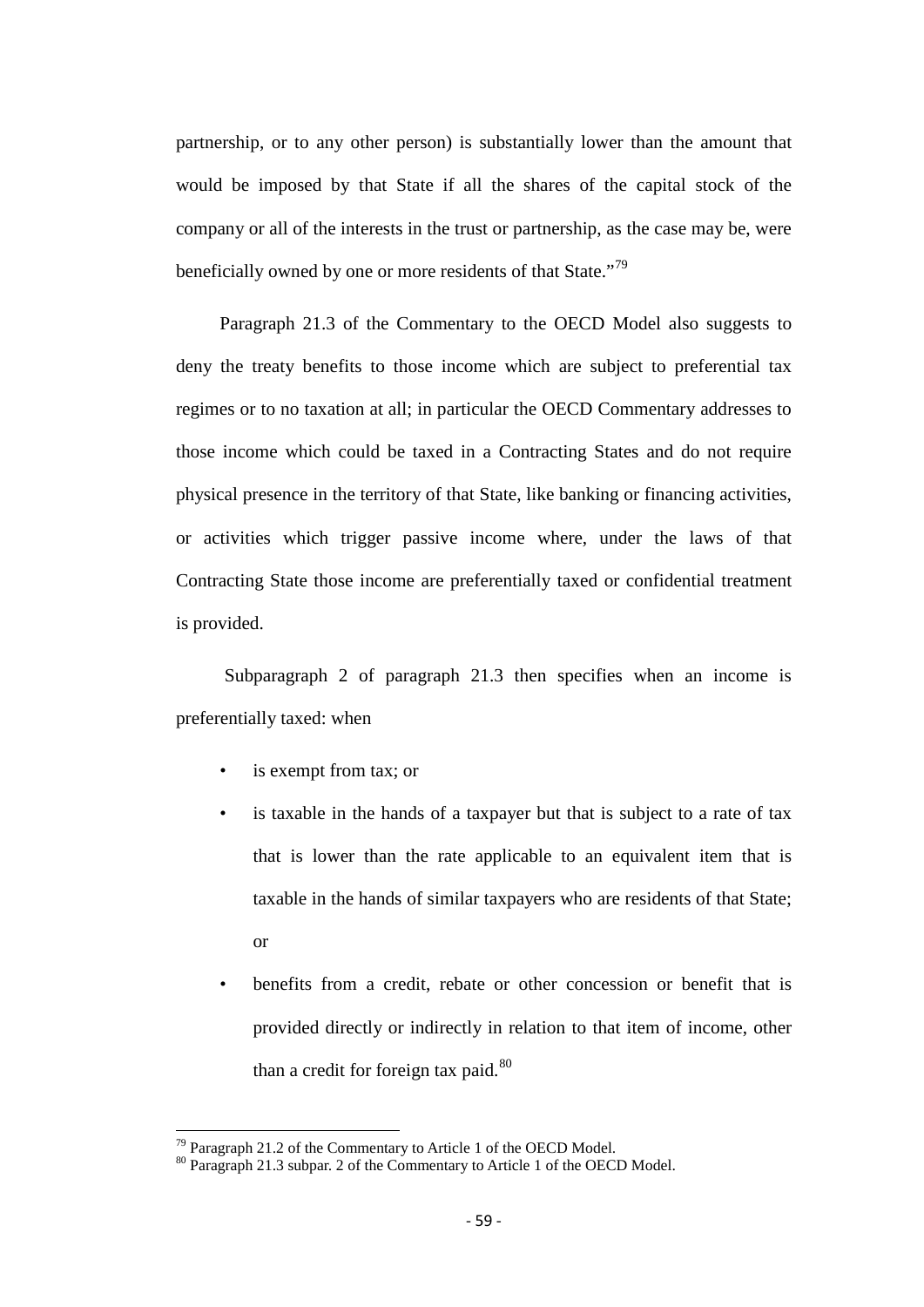partnership, or to any other person) is substantially lower than the amount that would be imposed by that State if all the shares of the capital stock of the company or all of the interests in the trust or partnership, as the case may be, were beneficially owned by one or more residents of that State."[79]

Paragraph 21.3 of the Commentary to the OECD Model also suggests to deny the treaty benefits to those income which are subject to preferential tax regimes or to no taxation at all; in particular the OECD Commentary addresses to those income which could be taxed in a Contracting States and do not require physical presence in the territory of that State, like banking or financing activities, or activities which trigger passive income where, under the laws of that Contracting State those income are preferentially taxed or confidential treatment is provided.

Subparagraph 2 of paragraph 21.3 then specifies when an income is preferentially taxed: when

- is exempt from tax; or
- is taxable in the hands of a taxpayer but that is subject to a rate of tax that is lower than the rate applicable to an equivalent item that is taxable in the hands of similar taxpayers who are residents of that State; or
- benefits from a credit, rebate or other concession or benefit that is provided directly or indirectly in relation to that item of income, other than a credit for foreign tax paid.[80]

---

[79] Paragraph 21.2 of the Commentary to Article 1 of the OECD Model.
[80] Paragraph 21.3 subpar. 2 of the Commentary to Article 1 of the OECD Model.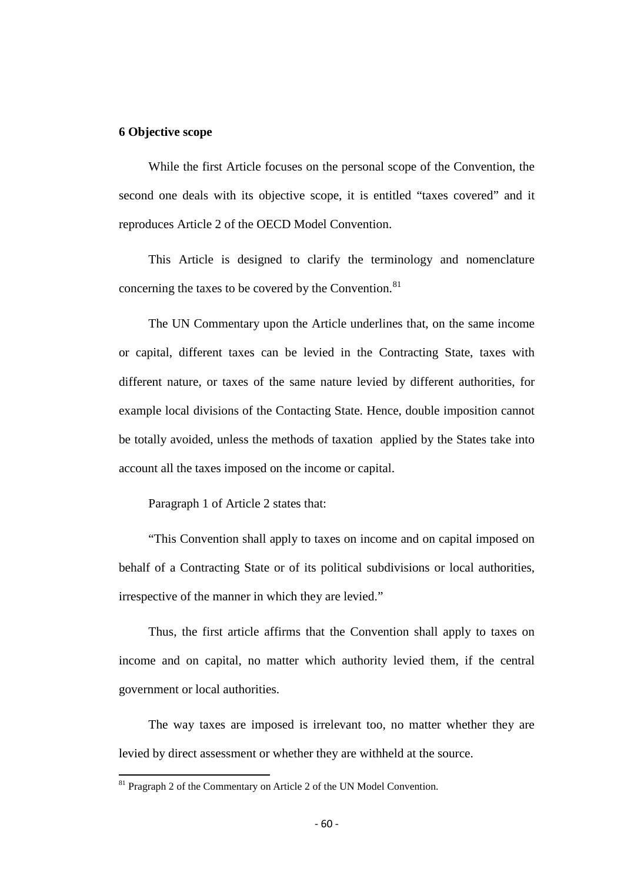## 6 Objective scope

While the first Article focuses on the personal scope of the Convention, the second one deals with its objective scope, it is entitled "taxes covered" and it reproduces Article 2 of the OECD Model Convention.

This Article is designed to clarify the terminology and nomenclature concerning the taxes to be covered by the Convention.[81]

The UN Commentary upon the Article underlines that, on the same income or capital, different taxes can be levied in the Contracting State, taxes with different nature, or taxes of the same nature levied by different authorities, for example local divisions of the Contacting State. Hence, double imposition cannot be totally avoided, unless the methods of taxation applied by the States take into account all the taxes imposed on the income or capital.

Paragraph 1 of Article 2 states that:

"This Convention shall apply to taxes on income and on capital imposed on behalf of a Contracting State or of its political subdivisions or local authorities, irrespective of the manner in which they are levied."

Thus, the first article affirms that the Convention shall apply to taxes on income and on capital, no matter which authority levied them, if the central government or local authorities.

The way taxes are imposed is irrelevant too, no matter whether they are levied by direct assessment or whether they are withheld at the source.

[81] Pragraph 2 of the Commentary on Article 2 of the UN Model Convention.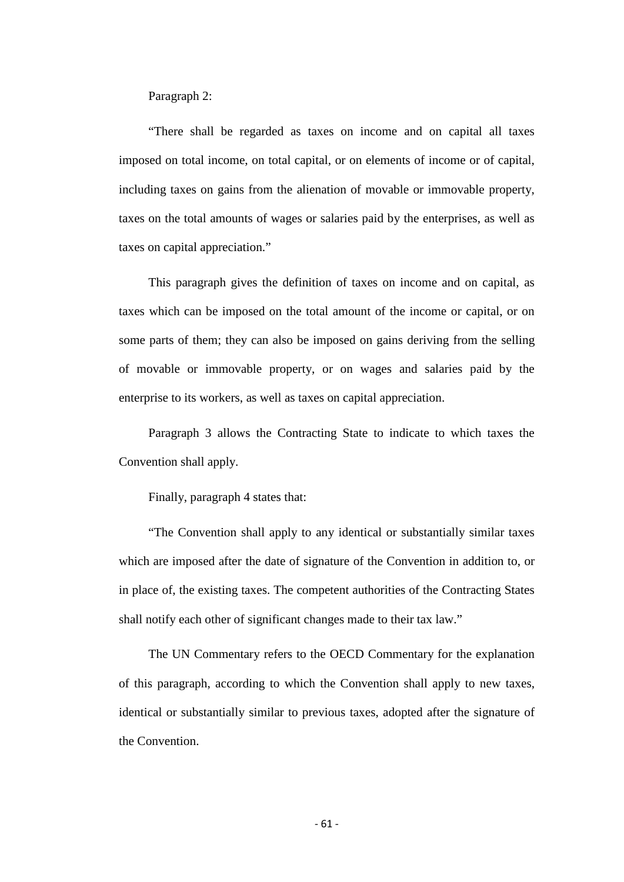Paragraph 2:

"There shall be regarded as taxes on income and on capital all taxes imposed on total income, on total capital, or on elements of income or of capital, including taxes on gains from the alienation of movable or immovable property, taxes on the total amounts of wages or salaries paid by the enterprises, as well as taxes on capital appreciation."

This paragraph gives the definition of taxes on income and on capital, as taxes which can be imposed on the total amount of the income or capital, or on some parts of them; they can also be imposed on gains deriving from the selling of movable or immovable property, or on wages and salaries paid by the enterprise to its workers, as well as taxes on capital appreciation.

Paragraph 3 allows the Contracting State to indicate to which taxes the Convention shall apply.

Finally, paragraph 4 states that:

"The Convention shall apply to any identical or substantially similar taxes which are imposed after the date of signature of the Convention in addition to, or in place of, the existing taxes. The competent authorities of the Contracting States shall notify each other of significant changes made to their tax law."

The UN Commentary refers to the OECD Commentary for the explanation of this paragraph, according to which the Convention shall apply to new taxes, identical or substantially similar to previous taxes, adopted after the signature of the Convention.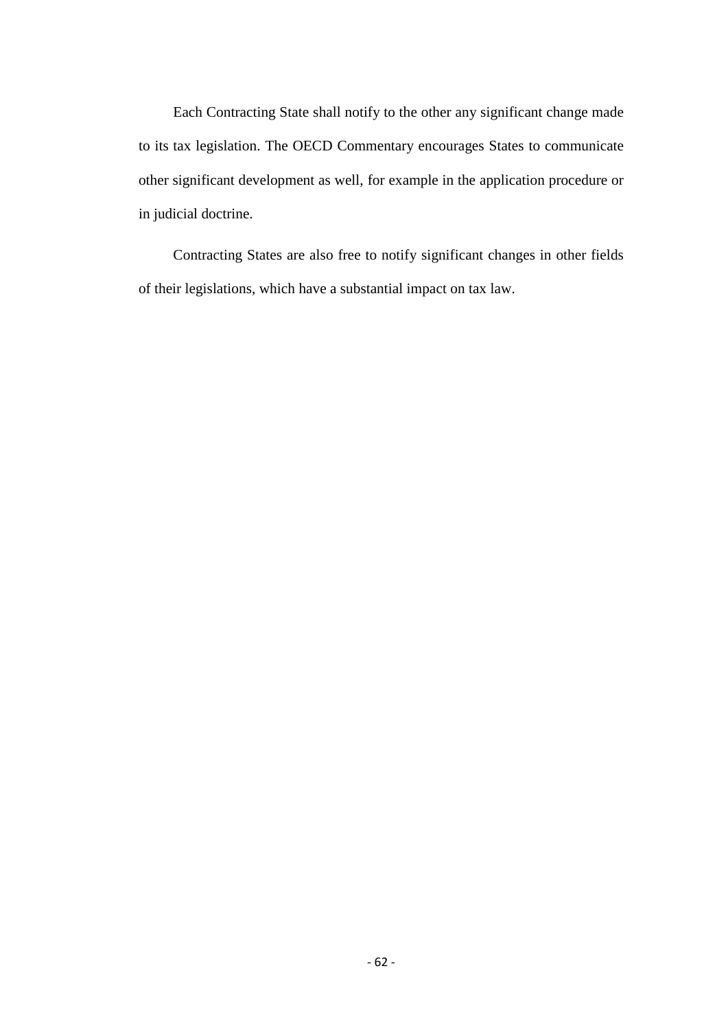Each Contracting State shall notify to the other any significant change made to its tax legislation. The OECD Commentary encourages States to communicate other significant development as well, for example in the application procedure or in judicial doctrine.

Contracting States are also free to notify significant changes in other fields of their legislations, which have a substantial impact on tax law.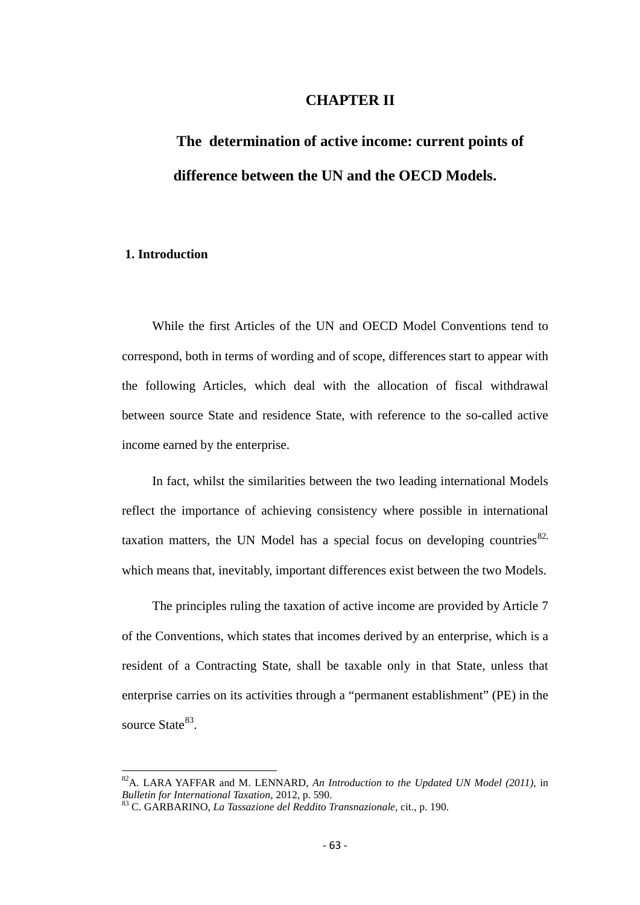# CHAPTER II

## The determination of active income: current points of difference between the UN and the OECD Models.

### 1. Introduction

While the first Articles of the UN and OECD Model Conventions tend to correspond, both in terms of wording and of scope, differences start to appear with the following Articles, which deal with the allocation of fiscal withdrawal between source State and residence State, with reference to the so-called active income earned by the enterprise.

In fact, whilst the similarities between the two leading international Models reflect the importance of achieving consistency where possible in international taxation matters, the UN Model has a special focus on developing countries[82], which means that, inevitably, important differences exist between the two Models.

The principles ruling the taxation of active income are provided by Article 7 of the Conventions, which states that incomes derived by an enterprise, which is a resident of a Contracting State, shall be taxable only in that State, unless that enterprise carries on its activities through a "permanent establishment" (PE) in the source State[83].

---

[82] A. LARA YAFFAR and M. LENNARD, *An Introduction to the Updated UN Model (2011)*, in *Bulletin for International Taxation*, 2012, p. 590.

[83] C. GARBARINO, *La Tassazione del Reddito Transnazionale*, cit., p. 190.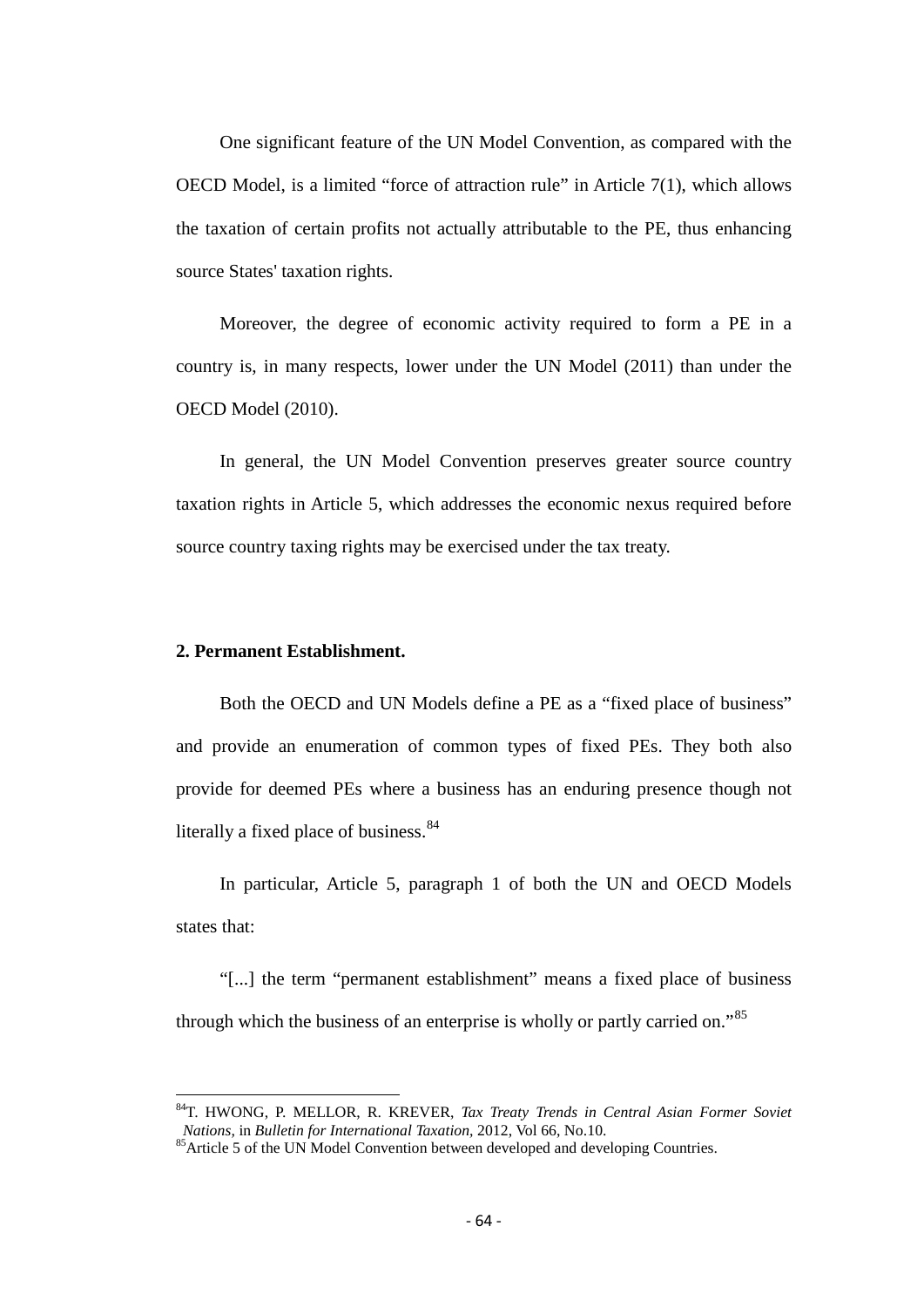One significant feature of the UN Model Convention, as compared with the OECD Model, is a limited "force of attraction rule" in Article 7(1), which allows the taxation of certain profits not actually attributable to the PE, thus enhancing source States' taxation rights.

Moreover, the degree of economic activity required to form a PE in a country is, in many respects, lower under the UN Model (2011) than under the OECD Model (2010).

In general, the UN Model Convention preserves greater source country taxation rights in Article 5, which addresses the economic nexus required before source country taxing rights may be exercised under the tax treaty.

**2. Permanent Establishment.**

Both the OECD and UN Models define a PE as a "fixed place of business" and provide an enumeration of common types of fixed PEs. They both also provide for deemed PEs where a business has an enduring presence though not literally a fixed place of business.[84]

In particular, Article 5, paragraph 1 of both the UN and OECD Models states that:

"[...] the term "permanent establishment" means a fixed place of business through which the business of an enterprise is wholly or partly carried on."[85]

---

[84] T. HWONG, P. MELLOR, R. KREVER, *Tax Treaty Trends in Central Asian Former Soviet Nations*, in *Bulletin for International Taxation*, 2012, Vol 66, No.10.

[85] Article 5 of the UN Model Convention between developed and developing Countries.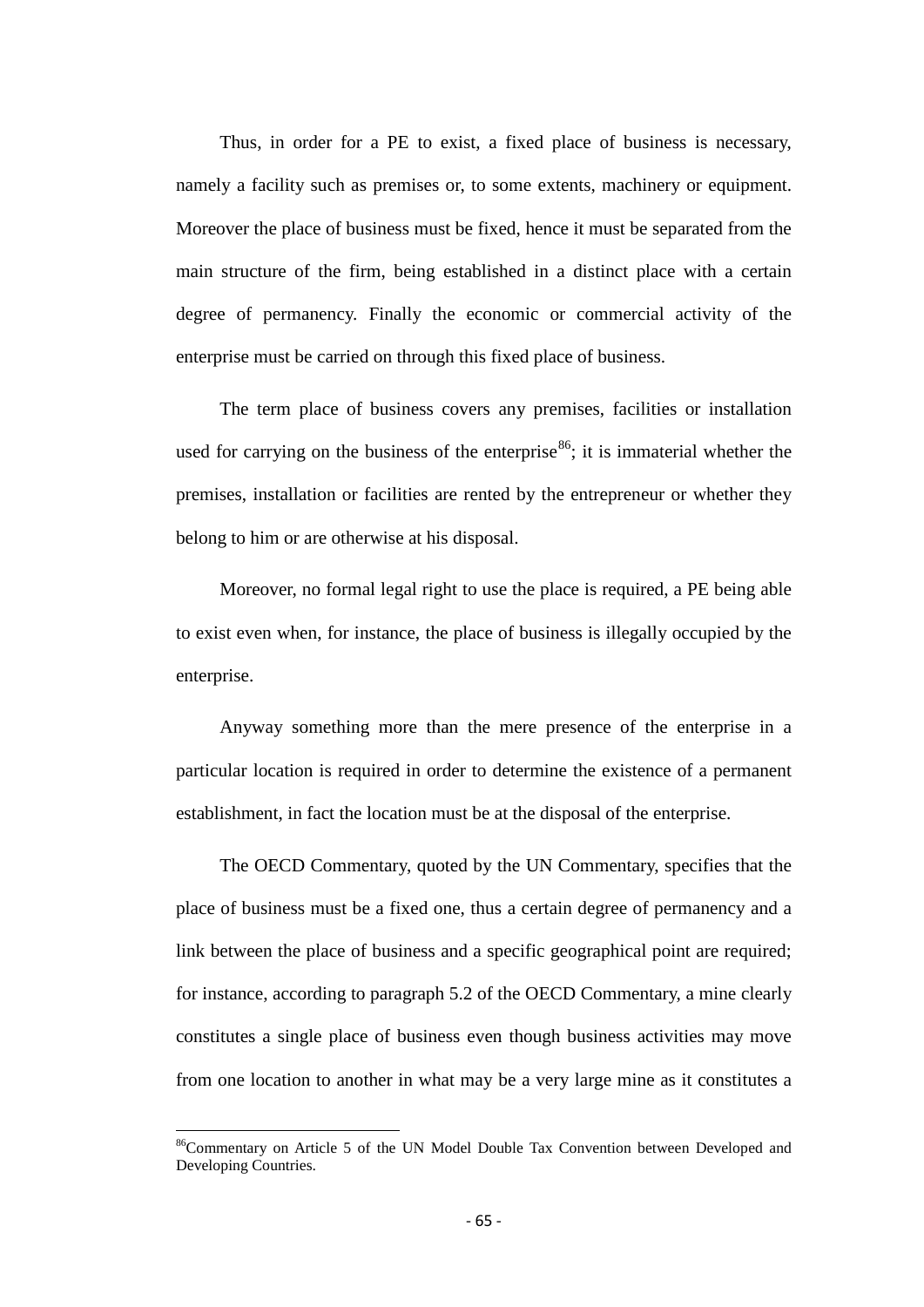Thus, in order for a PE to exist, a fixed place of business is necessary, namely a facility such as premises or, to some extents, machinery or equipment. Moreover the place of business must be fixed, hence it must be separated from the main structure of the firm, being established in a distinct place with a certain degree of permanency. Finally the economic or commercial activity of the enterprise must be carried on through this fixed place of business.

The term place of business covers any premises, facilities or installation used for carrying on the business of the enterprise[86]; it is immaterial whether the premises, installation or facilities are rented by the entrepreneur or whether they belong to him or are otherwise at his disposal.

Moreover, no formal legal right to use the place is required, a PE being able to exist even when, for instance, the place of business is illegally occupied by the enterprise.

Anyway something more than the mere presence of the enterprise in a particular location is required in order to determine the existence of a permanent establishment, in fact the location must be at the disposal of the enterprise.

The OECD Commentary, quoted by the UN Commentary, specifies that the place of business must be a fixed one, thus a certain degree of permanency and a link between the place of business and a specific geographical point are required; for instance, according to paragraph 5.2 of the OECD Commentary, a mine clearly constitutes a single place of business even though business activities may move from one location to another in what may be a very large mine as it constitutes a

---

[86] Commentary on Article 5 of the UN Model Double Tax Convention between Developed and Developing Countries.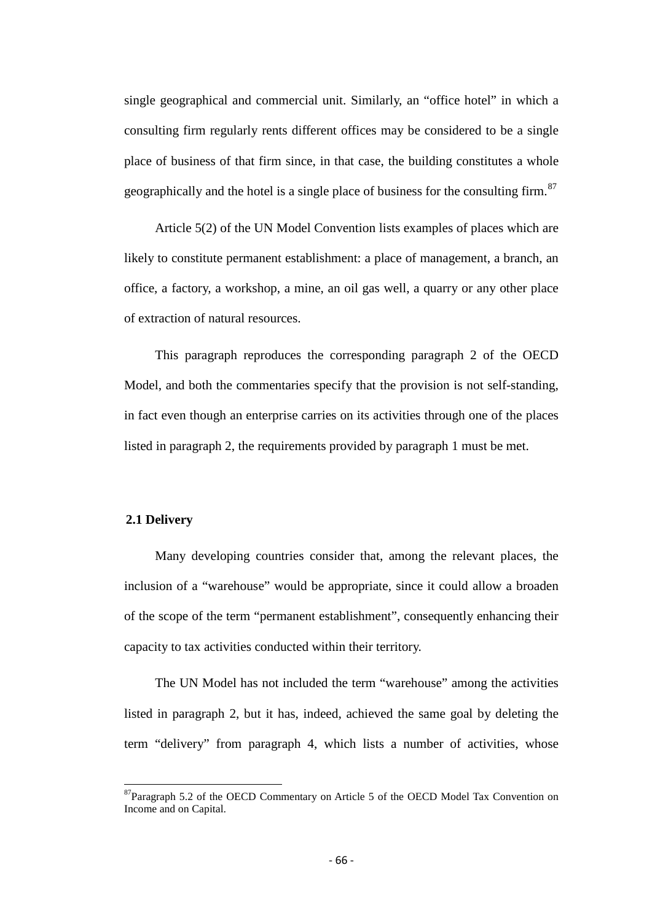single geographical and commercial unit. Similarly, an "office hotel" in which a consulting firm regularly rents different offices may be considered to be a single place of business of that firm since, in that case, the building constitutes a whole geographically and the hotel is a single place of business for the consulting firm.[87]

Article 5(2) of the UN Model Convention lists examples of places which are likely to constitute permanent establishment: a place of management, a branch, an office, a factory, a workshop, a mine, an oil gas well, a quarry or any other place of extraction of natural resources.

This paragraph reproduces the corresponding paragraph 2 of the OECD Model, and both the commentaries specify that the provision is not self-standing, in fact even though an enterprise carries on its activities through one of the places listed in paragraph 2, the requirements provided by paragraph 1 must be met.

### 2.1 Delivery

Many developing countries consider that, among the relevant places, the inclusion of a "warehouse" would be appropriate, since it could allow a broaden of the scope of the term "permanent establishment", consequently enhancing their capacity to tax activities conducted within their territory.

The UN Model has not included the term "warehouse" among the activities listed in paragraph 2, but it has, indeed, achieved the same goal by deleting the term "delivery" from paragraph 4, which lists a number of activities, whose

---

[87] Paragraph 5.2 of the OECD Commentary on Article 5 of the OECD Model Tax Convention on Income and on Capital.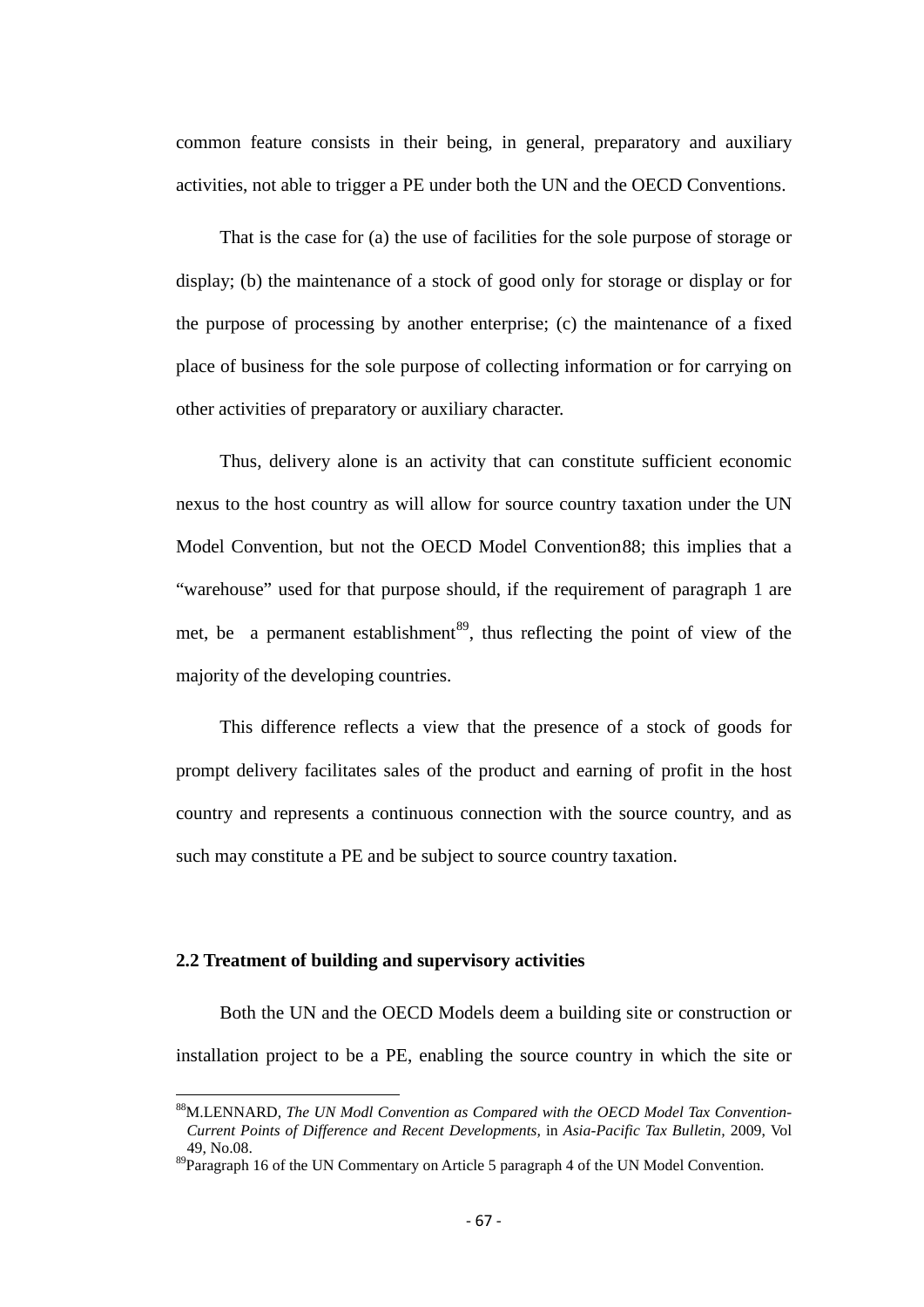common feature consists in their being, in general, preparatory and auxiliary activities, not able to trigger a PE under both the UN and the OECD Conventions.

That is the case for (a) the use of facilities for the sole purpose of storage or display; (b) the maintenance of a stock of good only for storage or display or for the purpose of processing by another enterprise; (c) the maintenance of a fixed place of business for the sole purpose of collecting information or for carrying on other activities of preparatory or auxiliary character.

Thus, delivery alone is an activity that can constitute sufficient economic nexus to the host country as will allow for source country taxation under the UN Model Convention, but not the OECD Model Convention88; this implies that a "warehouse" used for that purpose should, if the requirement of paragraph 1 are met, be a permanent establishment[89], thus reflecting the point of view of the majority of the developing countries.

This difference reflects a view that the presence of a stock of goods for prompt delivery facilitates sales of the product and earning of profit in the host country and represents a continuous connection with the source country, and as such may constitute a PE and be subject to source country taxation.

**2.2 Treatment of building and supervisory activities**

Both the UN and the OECD Models deem a building site or construction or installation project to be a PE, enabling the source country in which the site or

---

[88]M.LENNARD, *The UN Modl Convention as Compared with the OECD Model Tax Convention-Current Points of Difference and Recent Developments,* in *Asia-Pacific Tax Bulletin*, 2009, Vol 49, No.08.

[89]Paragraph 16 of the UN Commentary on Article 5 paragraph 4 of the UN Model Convention.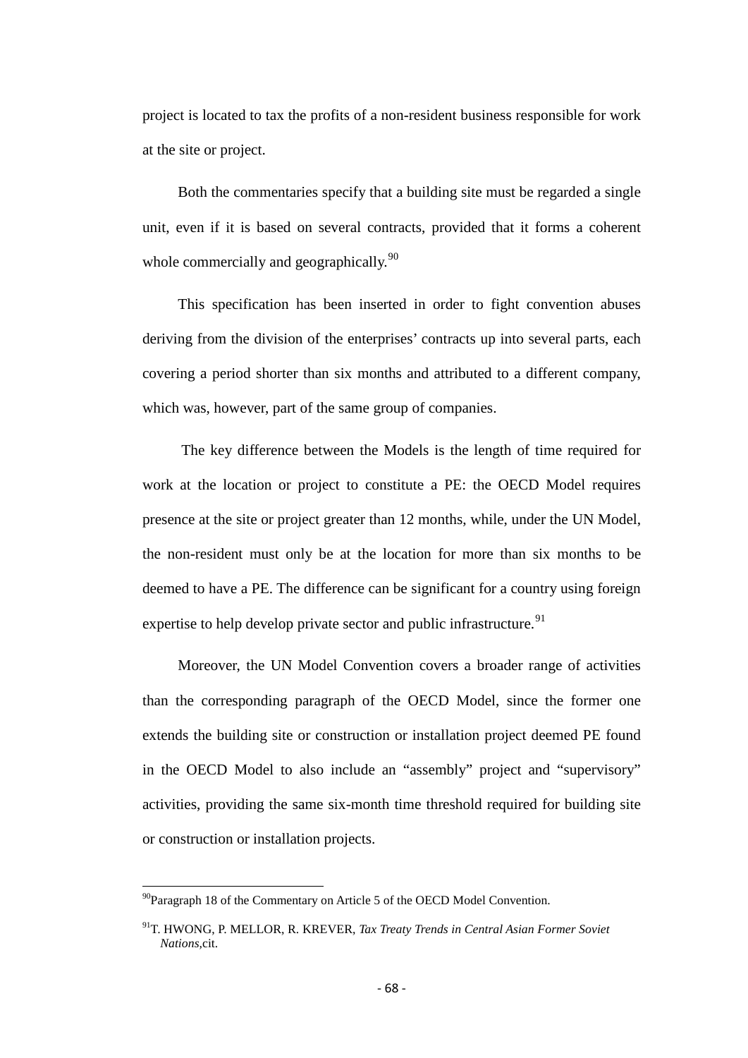project is located to tax the profits of a non-resident business responsible for work at the site or project.

Both the commentaries specify that a building site must be regarded a single unit, even if it is based on several contracts, provided that it forms a coherent whole commercially and geographically.[90]

This specification has been inserted in order to fight convention abuses deriving from the division of the enterprises' contracts up into several parts, each covering a period shorter than six months and attributed to a different company, which was, however, part of the same group of companies.

The key difference between the Models is the length of time required for work at the location or project to constitute a PE: the OECD Model requires presence at the site or project greater than 12 months, while, under the UN Model, the non-resident must only be at the location for more than six months to be deemed to have a PE. The difference can be significant for a country using foreign expertise to help develop private sector and public infrastructure.[91]

Moreover, the UN Model Convention covers a broader range of activities than the corresponding paragraph of the OECD Model, since the former one extends the building site or construction or installation project deemed PE found in the OECD Model to also include an "assembly" project and "supervisory" activities, providing the same six-month time threshold required for building site or construction or installation projects.

---

[90]Paragraph 18 of the Commentary on Article 5 of the OECD Model Convention.

[91]T. HWONG, P. MELLOR, R. KREVER, *Tax Treaty Trends in Central Asian Former Soviet Nations*,cit.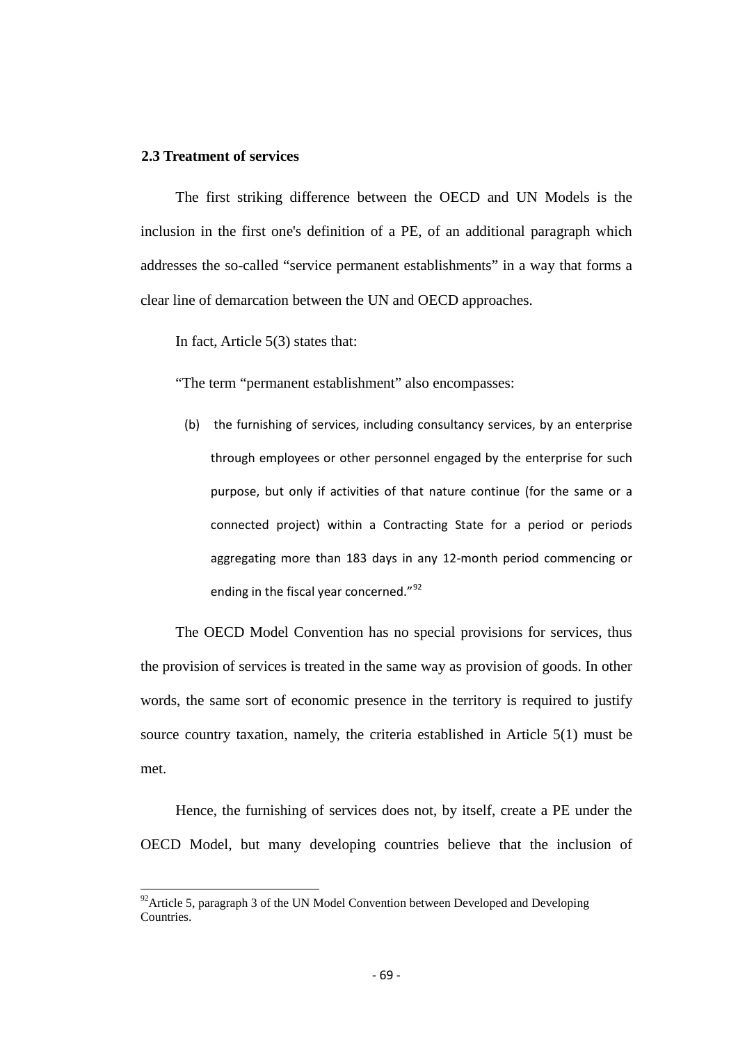### 2.3 Treatment of services

The first striking difference between the OECD and UN Models is the inclusion in the first one's definition of a PE, of an additional paragraph which addresses the so-called "service permanent establishments" in a way that forms a clear line of demarcation between the UN and OECD approaches.

In fact, Article 5(3) states that:

"The term "permanent establishment" also encompasses:

(b) the furnishing of services, including consultancy services, by an enterprise through employees or other personnel engaged by the enterprise for such purpose, but only if activities of that nature continue (for the same or a connected project) within a Contracting State for a period or periods aggregating more than 183 days in any 12-month period commencing or ending in the fiscal year concerned."[92]

The OECD Model Convention has no special provisions for services, thus the provision of services is treated in the same way as provision of goods. In other words, the same sort of economic presence in the territory is required to justify source country taxation, namely, the criteria established in Article 5(1) must be met.

Hence, the furnishing of services does not, by itself, create a PE under the OECD Model, but many developing countries believe that the inclusion of

[92] Article 5, paragraph 3 of the UN Model Convention between Developed and Developing Countries.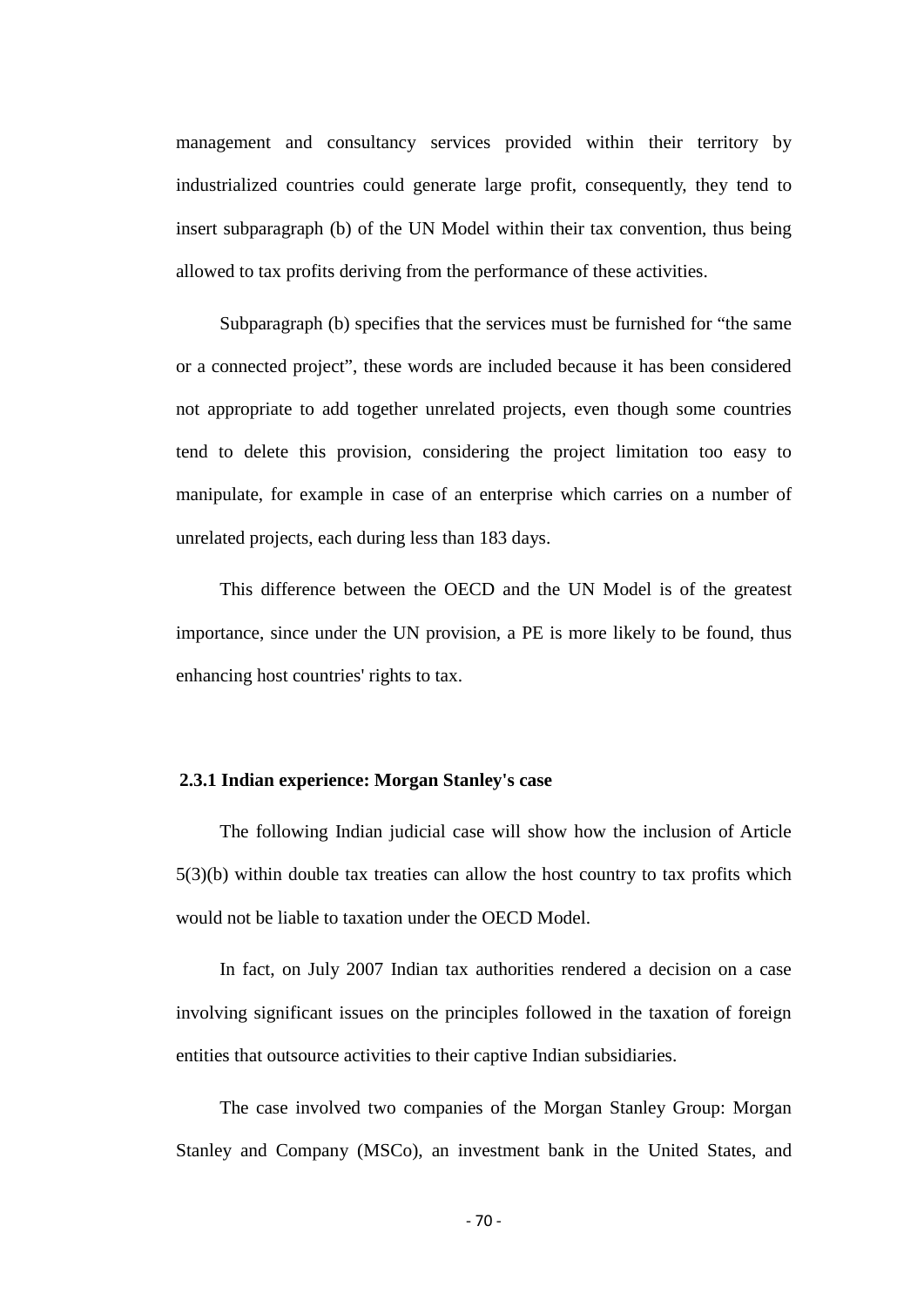management and consultancy services provided within their territory by industrialized countries could generate large profit, consequently, they tend to insert subparagraph (b) of the UN Model within their tax convention, thus being allowed to tax profits deriving from the performance of these activities.

Subparagraph (b) specifies that the services must be furnished for “the same or a connected project”, these words are included because it has been considered not appropriate to add together unrelated projects, even though some countries tend to delete this provision, considering the project limitation too easy to manipulate, for example in case of an enterprise which carries on a number of unrelated projects, each during less than 183 days.

This difference between the OECD and the UN Model is of the greatest importance, since under the UN provision, a PE is more likely to be found, thus enhancing host countries' rights to tax.

### 2.3.1 Indian experience: Morgan Stanley's case

The following Indian judicial case will show how the inclusion of Article 5(3)(b) within double tax treaties can allow the host country to tax profits which would not be liable to taxation under the OECD Model.

In fact, on July 2007 Indian tax authorities rendered a decision on a case involving significant issues on the principles followed in the taxation of foreign entities that outsource activities to their captive Indian subsidiaries.

The case involved two companies of the Morgan Stanley Group: Morgan Stanley and Company (MSCo), an investment bank in the United States, and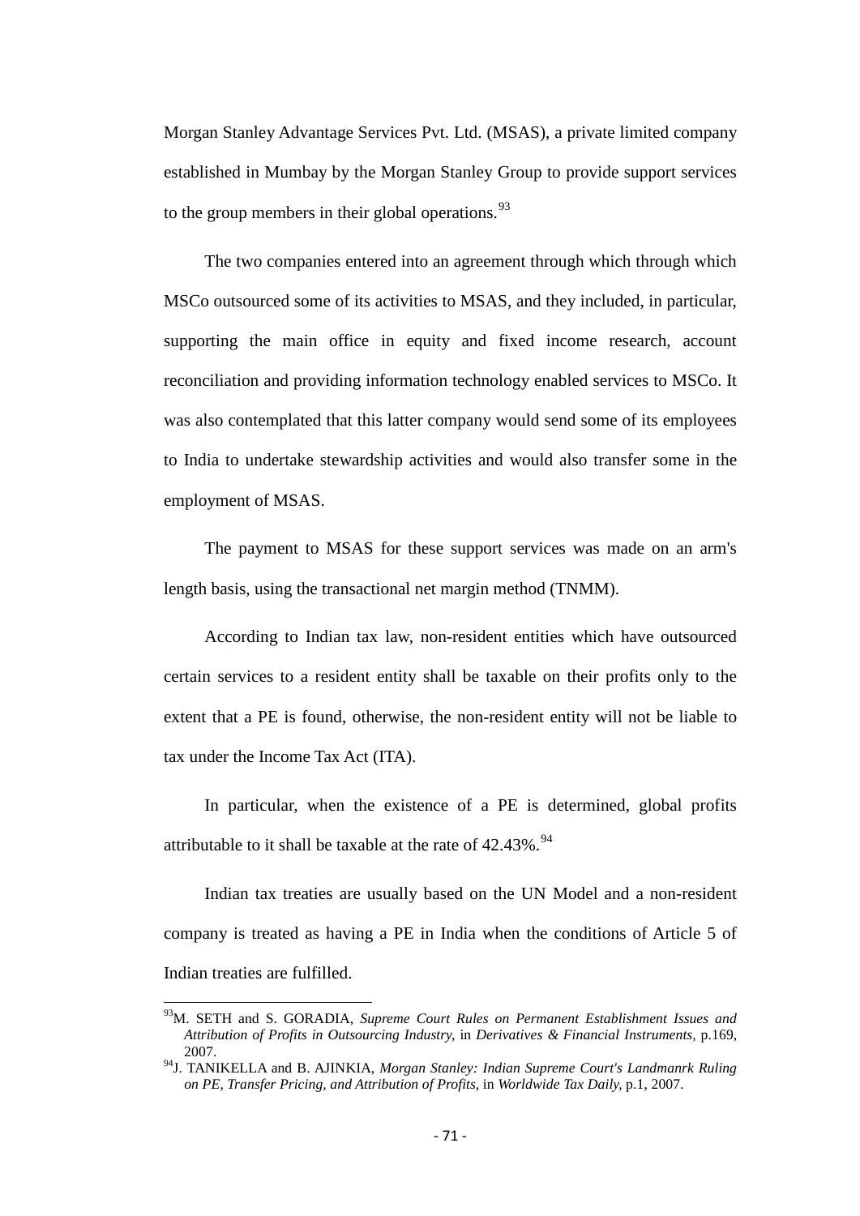Morgan Stanley Advantage Services Pvt. Ltd. (MSAS), a private limited company established in Mumbay by the Morgan Stanley Group to provide support services to the group members in their global operations.[93]

The two companies entered into an agreement through which through which MSCo outsourced some of its activities to MSAS, and they included, in particular, supporting the main office in equity and fixed income research, account reconciliation and providing information technology enabled services to MSCo. It was also contemplated that this latter company would send some of its employees to India to undertake stewardship activities and would also transfer some in the employment of MSAS.

The payment to MSAS for these support services was made on an arm's length basis, using the transactional net margin method (TNMM).

According to Indian tax law, non-resident entities which have outsourced certain services to a resident entity shall be taxable on their profits only to the extent that a PE is found, otherwise, the non-resident entity will not be liable to tax under the Income Tax Act (ITA).

In particular, when the existence of a PE is determined, global profits attributable to it shall be taxable at the rate of 42.43%.[94]

Indian tax treaties are usually based on the UN Model and a non-resident company is treated as having a PE in India when the conditions of Article 5 of Indian treaties are fulfilled.

---

[93] M. SETH and S. GORADIA, *Supreme Court Rules on Permanent Establishment Issues and Attribution of Profits in Outsourcing Industry*, in *Derivatives & Financial Instruments*, p.169, 2007.

[94] J. TANIKELLA and B. AJINKIA, *Morgan Stanley: Indian Supreme Court's Landmanrk Ruling on PE, Transfer Pricing, and Attribution of Profits*, in *Worldwide Tax Daily*, p.1, 2007.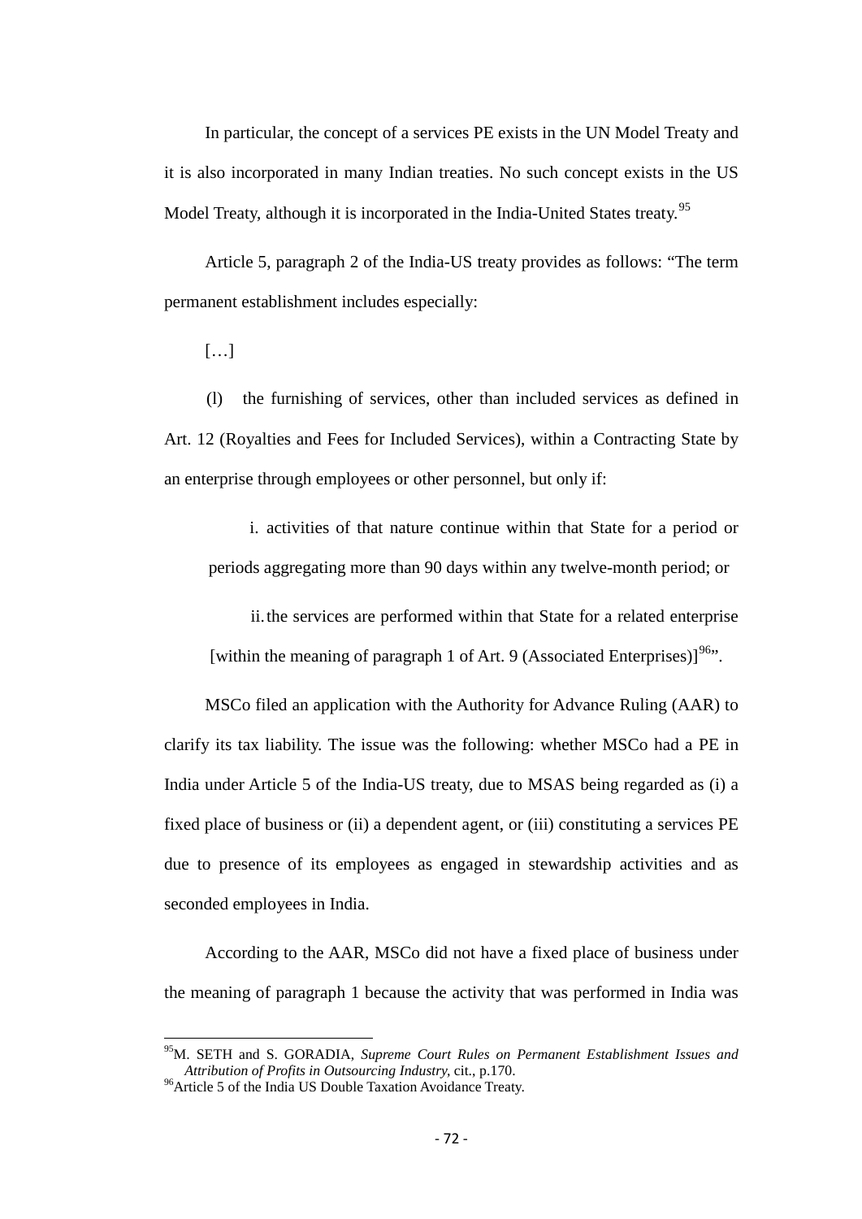In particular, the concept of a services PE exists in the UN Model Treaty and it is also incorporated in many Indian treaties. No such concept exists in the US Model Treaty, although it is incorporated in the India-United States treaty.[95]

Article 5, paragraph 2 of the India-US treaty provides as follows: "The term permanent establishment includes especially:

[…]

(l) the furnishing of services, other than included services as defined in Art. 12 (Royalties and Fees for Included Services), within a Contracting State by an enterprise through employees or other personnel, but only if:

> i. activities of that nature continue within that State for a period or periods aggregating more than 90 days within any twelve-month period; or
>
> ii. the services are performed within that State for a related enterprise [within the meaning of paragraph 1 of Art. 9 (Associated Enterprises)][96]".

MSCo filed an application with the Authority for Advance Ruling (AAR) to clarify its tax liability. The issue was the following: whether MSCo had a PE in India under Article 5 of the India-US treaty, due to MSAS being regarded as (i) a fixed place of business or (ii) a dependent agent, or (iii) constituting a services PE due to presence of its employees as engaged in stewardship activities and as seconded employees in India.

According to the AAR, MSCo did not have a fixed place of business under the meaning of paragraph 1 because the activity that was performed in India was

---

[95] M. SETH and S. GORADIA, *Supreme Court Rules on Permanent Establishment Issues and Attribution of Profits in Outsourcing Industry,* cit., p.170.

[96] Article 5 of the India US Double Taxation Avoidance Treaty.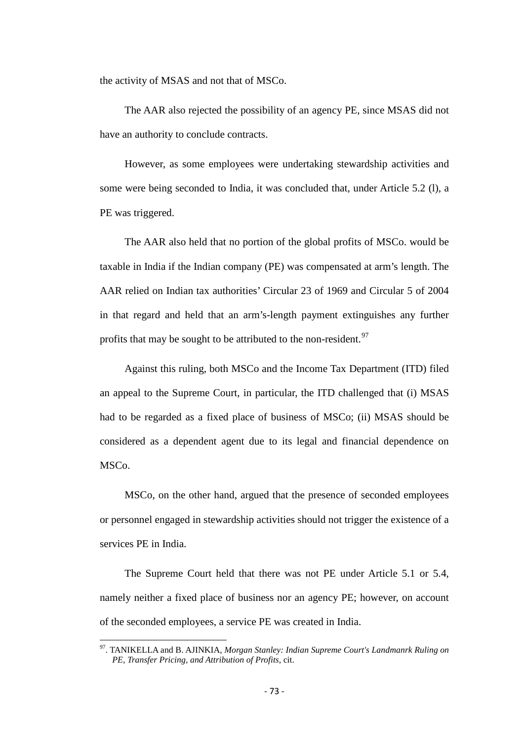the activity of MSAS and not that of MSCo.

The AAR also rejected the possibility of an agency PE, since MSAS did not have an authority to conclude contracts.

However, as some employees were undertaking stewardship activities and some were being seconded to India, it was concluded that, under Article 5.2 (l), a PE was triggered.

The AAR also held that no portion of the global profits of MSCo. would be taxable in India if the Indian company (PE) was compensated at arm's length. The AAR relied on Indian tax authorities' Circular 23 of 1969 and Circular 5 of 2004 in that regard and held that an arm's-length payment extinguishes any further profits that may be sought to be attributed to the non-resident.[97]

Against this ruling, both MSCo and the Income Tax Department (ITD) filed an appeal to the Supreme Court, in particular, the ITD challenged that (i) MSAS had to be regarded as a fixed place of business of MSCo; (ii) MSAS should be considered as a dependent agent due to its legal and financial dependence on MSCo.

MSCo, on the other hand, argued that the presence of seconded employees or personnel engaged in stewardship activities should not trigger the existence of a services PE in India.

The Supreme Court held that there was not PE under Article 5.1 or 5.4, namely neither a fixed place of business nor an agency PE; however, on account of the seconded employees, a service PE was created in India.

---

[97]. TANIKELLA and B. AJINKIA, *Morgan Stanley: Indian Supreme Court's Landmanrk Ruling on PE, Transfer Pricing, and Attribution of Profits*, cit.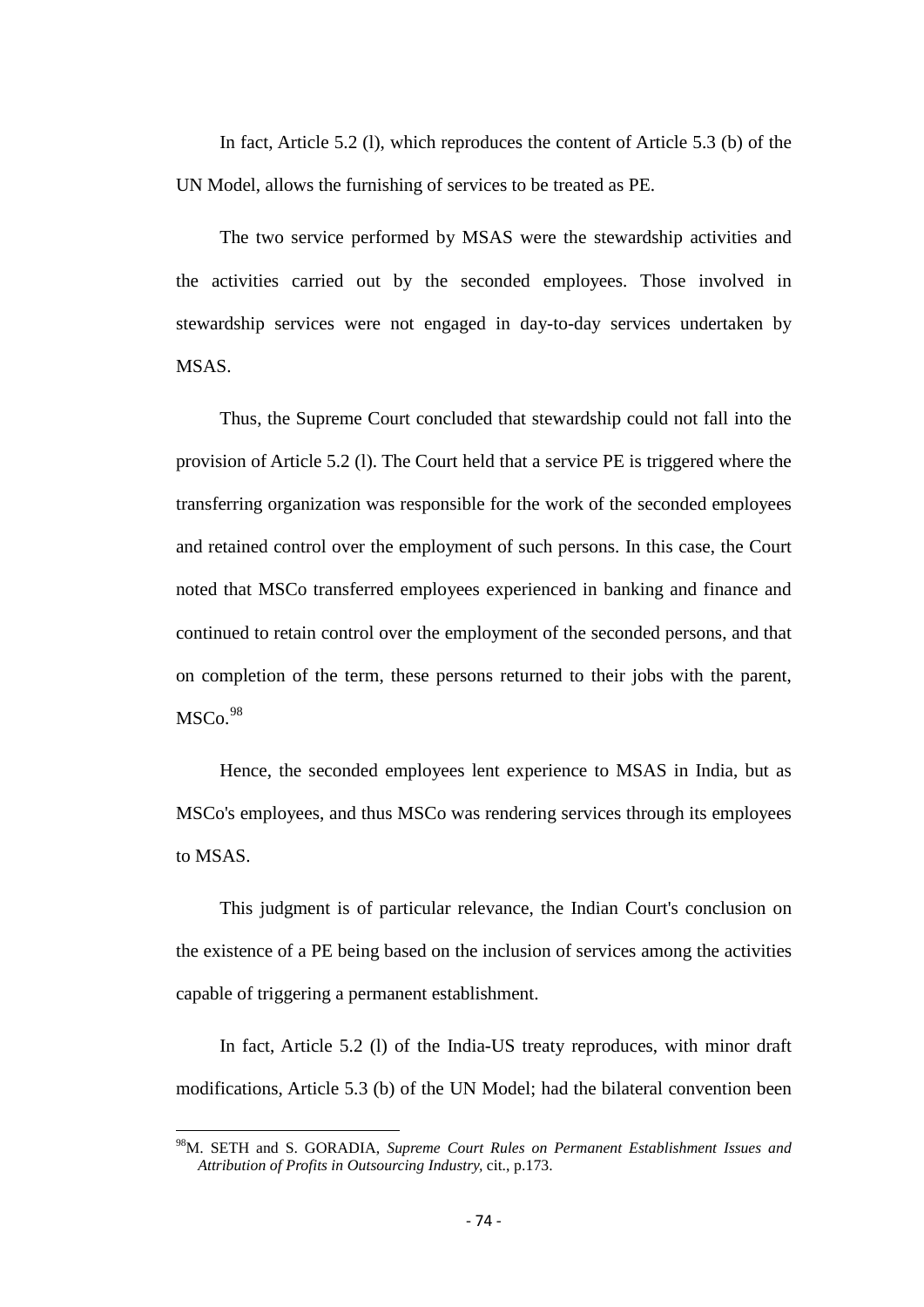In fact, Article 5.2 (l), which reproduces the content of Article 5.3 (b) of the UN Model, allows the furnishing of services to be treated as PE.

The two service performed by MSAS were the stewardship activities and the activities carried out by the seconded employees. Those involved in stewardship services were not engaged in day-to-day services undertaken by MSAS.

Thus, the Supreme Court concluded that stewardship could not fall into the provision of Article 5.2 (l). The Court held that a service PE is triggered where the transferring organization was responsible for the work of the seconded employees and retained control over the employment of such persons. In this case, the Court noted that MSCo transferred employees experienced in banking and finance and continued to retain control over the employment of the seconded persons, and that on completion of the term, these persons returned to their jobs with the parent, MSCo.[98]

Hence, the seconded employees lent experience to MSAS in India, but as MSCo's employees, and thus MSCo was rendering services through its employees to MSAS.

This judgment is of particular relevance, the Indian Court's conclusion on the existence of a PE being based on the inclusion of services among the activities capable of triggering a permanent establishment.

In fact, Article 5.2 (l) of the India-US treaty reproduces, with minor draft modifications, Article 5.3 (b) of the UN Model; had the bilateral convention been

---

[98] M. SETH and S. GORADIA, *Supreme Court Rules on Permanent Establishment Issues and Attribution of Profits in Outsourcing Industry*, cit., p.173.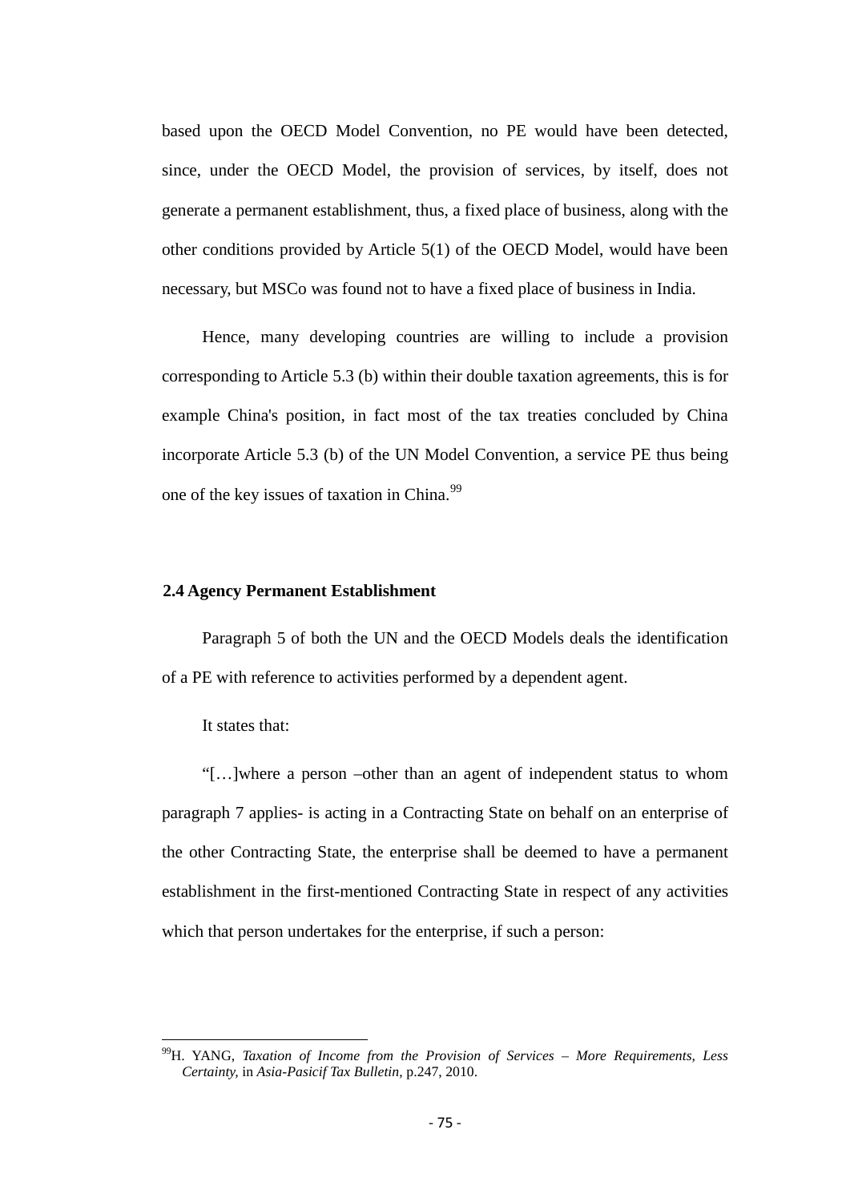based upon the OECD Model Convention, no PE would have been detected, since, under the OECD Model, the provision of services, by itself, does not generate a permanent establishment, thus, a fixed place of business, along with the other conditions provided by Article 5(1) of the OECD Model, would have been necessary, but MSCo was found not to have a fixed place of business in India.

Hence, many developing countries are willing to include a provision corresponding to Article 5.3 (b) within their double taxation agreements, this is for example China's position, in fact most of the tax treaties concluded by China incorporate Article 5.3 (b) of the UN Model Convention, a service PE thus being one of the key issues of taxation in China.[99]

### 2.4 Agency Permanent Establishment

Paragraph 5 of both the UN and the OECD Models deals the identification of a PE with reference to activities performed by a dependent agent.

It states that:

"[…]where a person –other than an agent of independent status to whom paragraph 7 applies- is acting in a Contracting State on behalf on an enterprise of the other Contracting State, the enterprise shall be deemed to have a permanent establishment in the first-mentioned Contracting State in respect of any activities which that person undertakes for the enterprise, if such a person:

---

[99] H. YANG, *Taxation of Income from the Provision of Services – More Requirements, Less Certainty,* in *Asia-Pasicif Tax Bulletin*, p.247, 2010.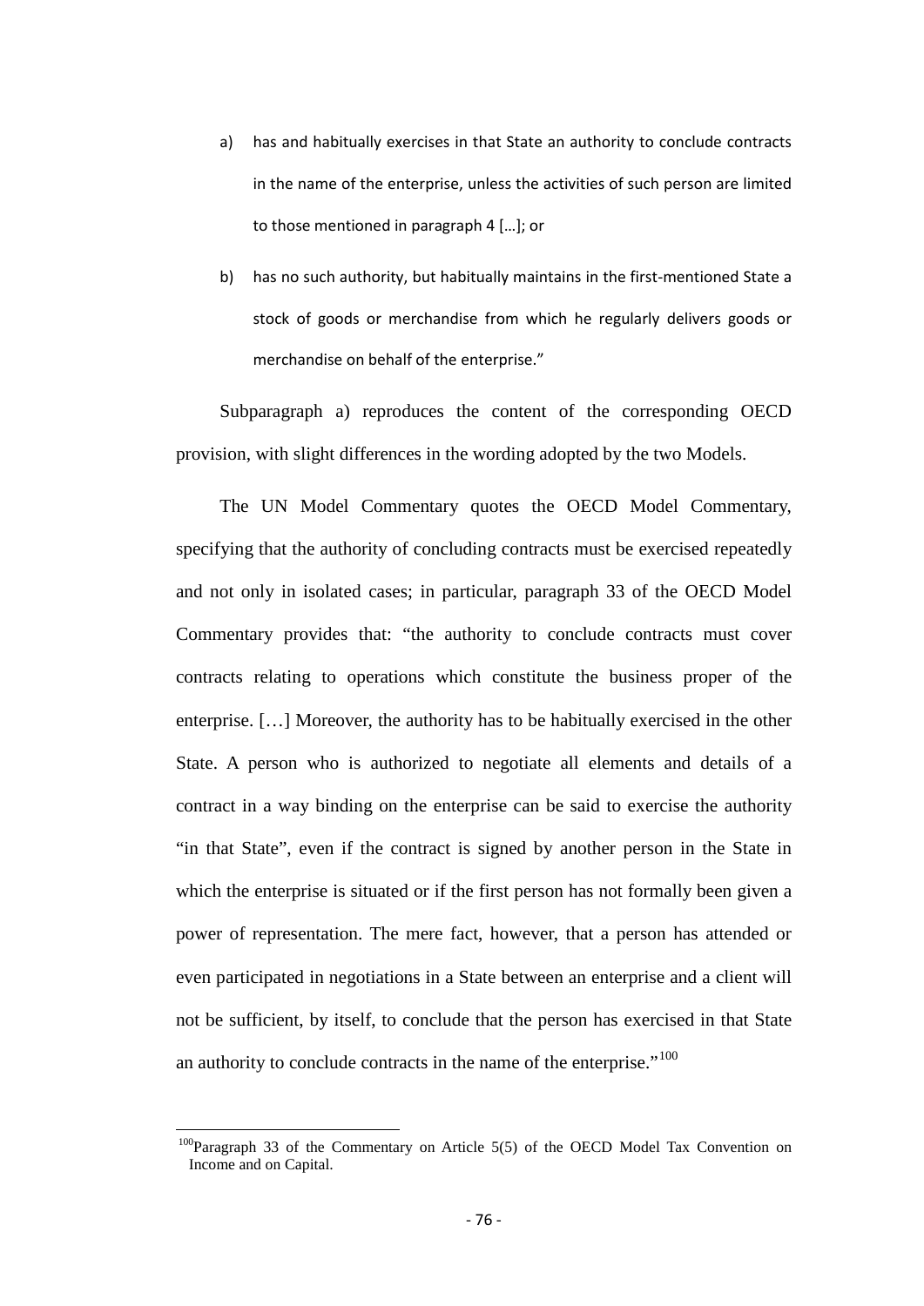a) has and habitually exercises in that State an authority to conclude contracts in the name of the enterprise, unless the activities of such person are limited to those mentioned in paragraph 4 […]; or

b) has no such authority, but habitually maintains in the first-mentioned State a stock of goods or merchandise from which he regularly delivers goods or merchandise on behalf of the enterprise."

Subparagraph a) reproduces the content of the corresponding OECD provision, with slight differences in the wording adopted by the two Models.

The UN Model Commentary quotes the OECD Model Commentary, specifying that the authority of concluding contracts must be exercised repeatedly and not only in isolated cases; in particular, paragraph 33 of the OECD Model Commentary provides that: "the authority to conclude contracts must cover contracts relating to operations which constitute the business proper of the enterprise. […] Moreover, the authority has to be habitually exercised in the other State. A person who is authorized to negotiate all elements and details of a contract in a way binding on the enterprise can be said to exercise the authority "in that State", even if the contract is signed by another person in the State in which the enterprise is situated or if the first person has not formally been given a power of representation. The mere fact, however, that a person has attended or even participated in negotiations in a State between an enterprise and a client will not be sufficient, by itself, to conclude that the person has exercised in that State an authority to conclude contracts in the name of the enterprise."[100]

[100] Paragraph 33 of the Commentary on Article 5(5) of the OECD Model Tax Convention on Income and on Capital.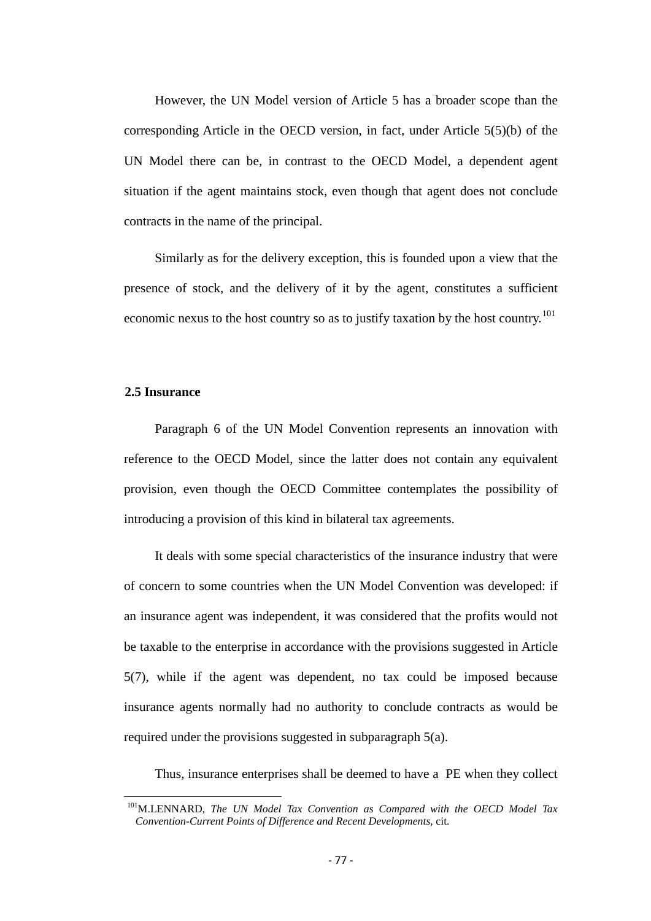However, the UN Model version of Article 5 has a broader scope than the corresponding Article in the OECD version, in fact, under Article 5(5)(b) of the UN Model there can be, in contrast to the OECD Model, a dependent agent situation if the agent maintains stock, even though that agent does not conclude contracts in the name of the principal.

Similarly as for the delivery exception, this is founded upon a view that the presence of stock, and the delivery of it by the agent, constitutes a sufficient economic nexus to the host country so as to justify taxation by the host country.[101]

### 2.5 Insurance

Paragraph 6 of the UN Model Convention represents an innovation with reference to the OECD Model, since the latter does not contain any equivalent provision, even though the OECD Committee contemplates the possibility of introducing a provision of this kind in bilateral tax agreements.

It deals with some special characteristics of the insurance industry that were of concern to some countries when the UN Model Convention was developed: if an insurance agent was independent, it was considered that the profits would not be taxable to the enterprise in accordance with the provisions suggested in Article 5(7), while if the agent was dependent, no tax could be imposed because insurance agents normally had no authority to conclude contracts as would be required under the provisions suggested in subparagraph 5(a).

Thus, insurance enterprises shall be deemed to have a PE when they collect

---

[101] M.LENNARD, *The UN Model Tax Convention as Compared with the OECD Model Tax Convention-Current Points of Difference and Recent Developments*, cit.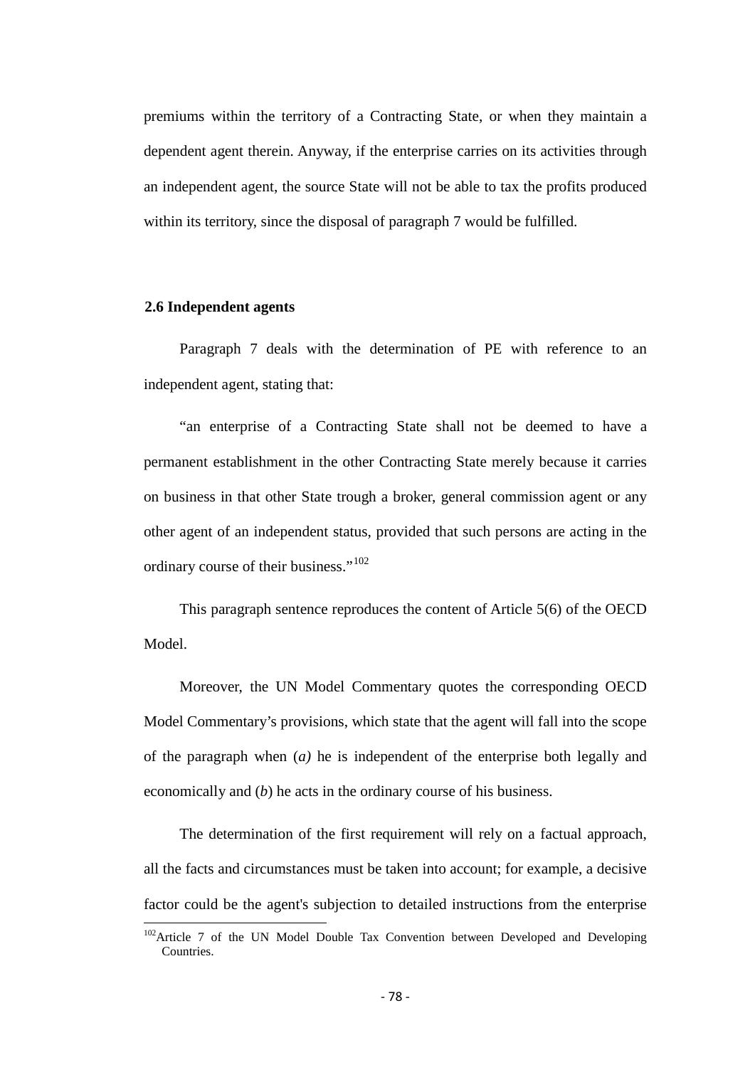premiums within the territory of a Contracting State, or when they maintain a dependent agent therein. Anyway, if the enterprise carries on its activities through an independent agent, the source State will not be able to tax the profits produced within its territory, since the disposal of paragraph 7 would be fulfilled.

### 2.6 Independent agents

Paragraph 7 deals with the determination of PE with reference to an independent agent, stating that:

"an enterprise of a Contracting State shall not be deemed to have a permanent establishment in the other Contracting State merely because it carries on business in that other State trough a broker, general commission agent or any other agent of an independent status, provided that such persons are acting in the ordinary course of their business."[102]

This paragraph sentence reproduces the content of Article 5(6) of the OECD Model.

Moreover, the UN Model Commentary quotes the corresponding OECD Model Commentary's provisions, which state that the agent will fall into the scope of the paragraph when (*a)* he is independent of the enterprise both legally and economically and (*b*) he acts in the ordinary course of his business.

The determination of the first requirement will rely on a factual approach, all the facts and circumstances must be taken into account; for example, a decisive factor could be the agent's subjection to detailed instructions from the enterprise

---

[102] Article 7 of the UN Model Double Tax Convention between Developed and Developing Countries.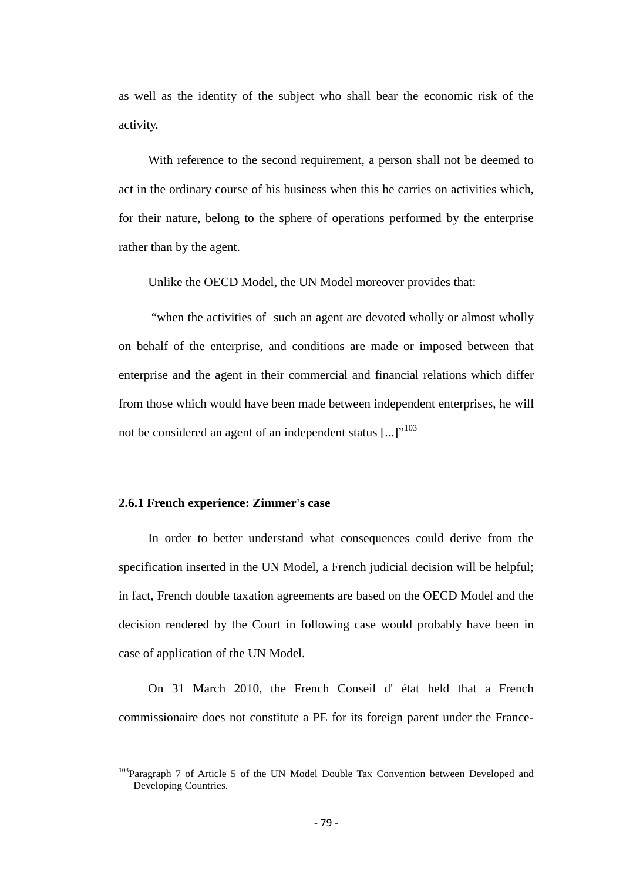as well as the identity of the subject who shall bear the economic risk of the activity.

With reference to the second requirement, a person shall not be deemed to act in the ordinary course of his business when this he carries on activities which, for their nature, belong to the sphere of operations performed by the enterprise rather than by the agent.

Unlike the OECD Model, the UN Model moreover provides that:

"when the activities of such an agent are devoted wholly or almost wholly on behalf of the enterprise, and conditions are made or imposed between that enterprise and the agent in their commercial and financial relations which differ from those which would have been made between independent enterprises, he will not be considered an agent of an independent status [...]"[103]

### 2.6.1 French experience: Zimmer's case

In order to better understand what consequences could derive from the specification inserted in the UN Model, a French judicial decision will be helpful; in fact, French double taxation agreements are based on the OECD Model and the decision rendered by the Court in following case would probably have been in case of application of the UN Model.

On 31 March 2010, the French Conseil d' état held that a French commissionaire does not constitute a PE for its foreign parent under the France-

---

[103] Paragraph 7 of Article 5 of the UN Model Double Tax Convention between Developed and Developing Countries.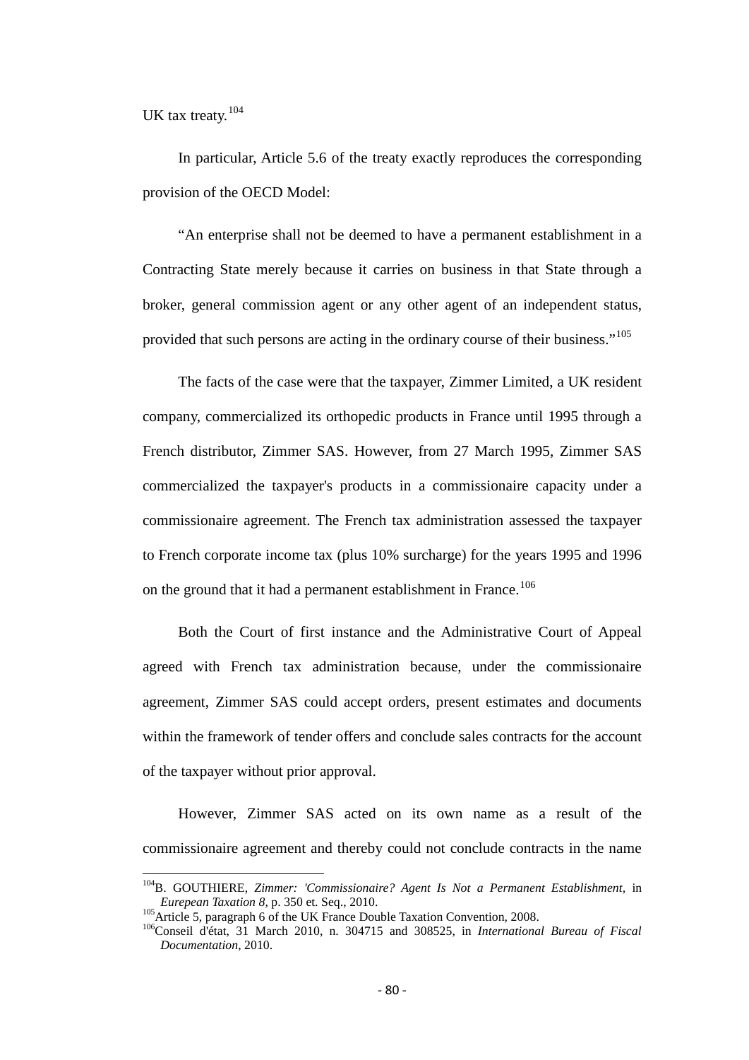UK tax treaty.[104]

In particular, Article 5.6 of the treaty exactly reproduces the corresponding provision of the OECD Model:

"An enterprise shall not be deemed to have a permanent establishment in a Contracting State merely because it carries on business in that State through a broker, general commission agent or any other agent of an independent status, provided that such persons are acting in the ordinary course of their business."[105]

The facts of the case were that the taxpayer, Zimmer Limited, a UK resident company, commercialized its orthopedic products in France until 1995 through a French distributor, Zimmer SAS. However, from 27 March 1995, Zimmer SAS commercialized the taxpayer's products in a commissionaire capacity under a commissionaire agreement. The French tax administration assessed the taxpayer to French corporate income tax (plus 10% surcharge) for the years 1995 and 1996 on the ground that it had a permanent establishment in France.[106]

Both the Court of first instance and the Administrative Court of Appeal agreed with French tax administration because, under the commissionaire agreement, Zimmer SAS could accept orders, present estimates and documents within the framework of tender offers and conclude sales contracts for the account of the taxpayer without prior approval.

However, Zimmer SAS acted on its own name as a result of the commissionaire agreement and thereby could not conclude contracts in the name

---

[104] B. GOUTHIERE, *Zimmer: 'Commissionaire? Agent Is Not a Permanent Establishment,* in *Eurepean Taxation 8,* p. 350 et. Seq., 2010.

[105] Article 5, paragraph 6 of the UK France Double Taxation Convention, 2008.

[106] Conseil d'état, 31 March 2010, n. 304715 and 308525, in *International Bureau of Fiscal Documentation,* 2010.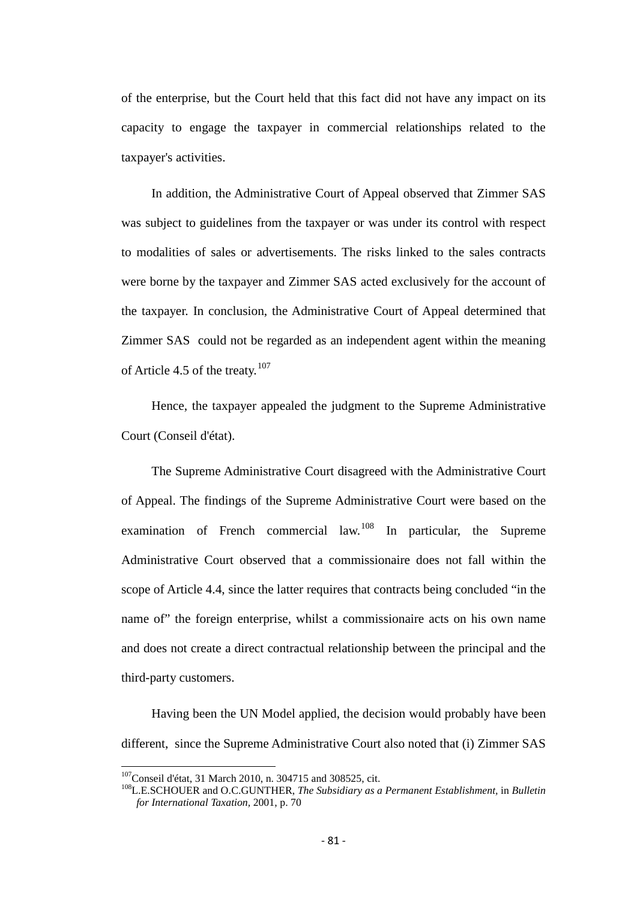of the enterprise, but the Court held that this fact did not have any impact on its capacity to engage the taxpayer in commercial relationships related to the taxpayer's activities.

In addition, the Administrative Court of Appeal observed that Zimmer SAS was subject to guidelines from the taxpayer or was under its control with respect to modalities of sales or advertisements. The risks linked to the sales contracts were borne by the taxpayer and Zimmer SAS acted exclusively for the account of the taxpayer. In conclusion, the Administrative Court of Appeal determined that Zimmer SAS could not be regarded as an independent agent within the meaning of Article 4.5 of the treaty.[107]

Hence, the taxpayer appealed the judgment to the Supreme Administrative Court (Conseil d'état).

The Supreme Administrative Court disagreed with the Administrative Court of Appeal. The findings of the Supreme Administrative Court were based on the examination of French commercial law.[108] In particular, the Supreme Administrative Court observed that a commissionaire does not fall within the scope of Article 4.4, since the latter requires that contracts being concluded "in the name of" the foreign enterprise, whilst a commissionaire acts on his own name and does not create a direct contractual relationship between the principal and the third-party customers.

Having been the UN Model applied, the decision would probably have been different, since the Supreme Administrative Court also noted that (i) Zimmer SAS

---

[107] Conseil d'état, 31 March 2010, n. 304715 and 308525, cit.

[108] L.E.SCHOUER and O.C.GUNTHER, *The Subsidiary as a Permanent Establishment*, in *Bulletin for International Taxation*, 2001, p. 70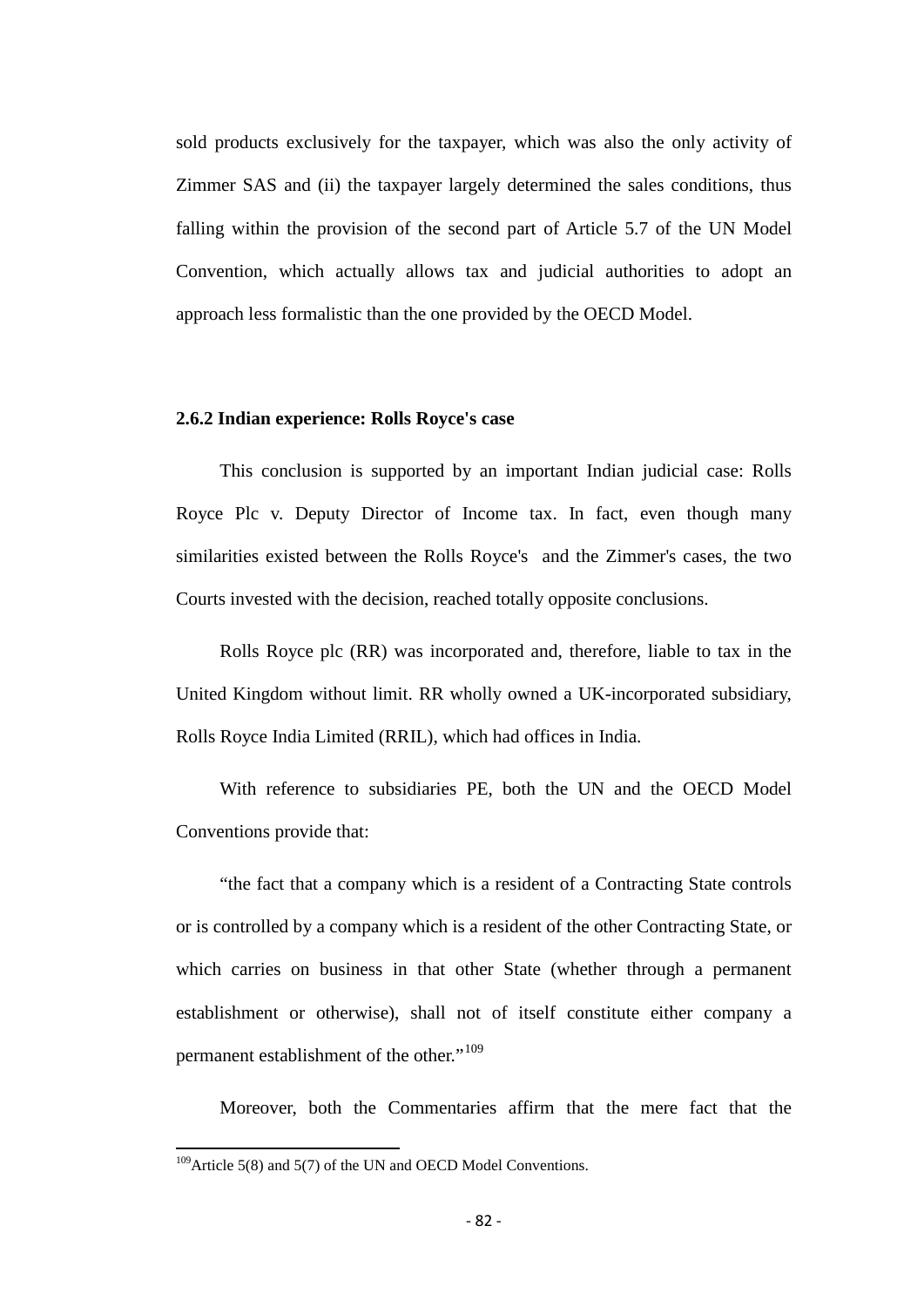sold products exclusively for the taxpayer, which was also the only activity of Zimmer SAS and (ii) the taxpayer largely determined the sales conditions, thus falling within the provision of the second part of Article 5.7 of the UN Model Convention, which actually allows tax and judicial authorities to adopt an approach less formalistic than the one provided by the OECD Model.

### 2.6.2 Indian experience: Rolls Royce's case

This conclusion is supported by an important Indian judicial case: Rolls Royce Plc v. Deputy Director of Income tax. In fact, even though many similarities existed between the Rolls Royce's and the Zimmer's cases, the two Courts invested with the decision, reached totally opposite conclusions.

Rolls Royce plc (RR) was incorporated and, therefore, liable to tax in the United Kingdom without limit. RR wholly owned a UK-incorporated subsidiary, Rolls Royce India Limited (RRIL), which had offices in India.

With reference to subsidiaries PE, both the UN and the OECD Model Conventions provide that:

"the fact that a company which is a resident of a Contracting State controls or is controlled by a company which is a resident of the other Contracting State, or which carries on business in that other State (whether through a permanent establishment or otherwise), shall not of itself constitute either company a permanent establishment of the other."[109]

Moreover, both the Commentaries affirm that the mere fact that the

[109] Article 5(8) and 5(7) of the UN and OECD Model Conventions.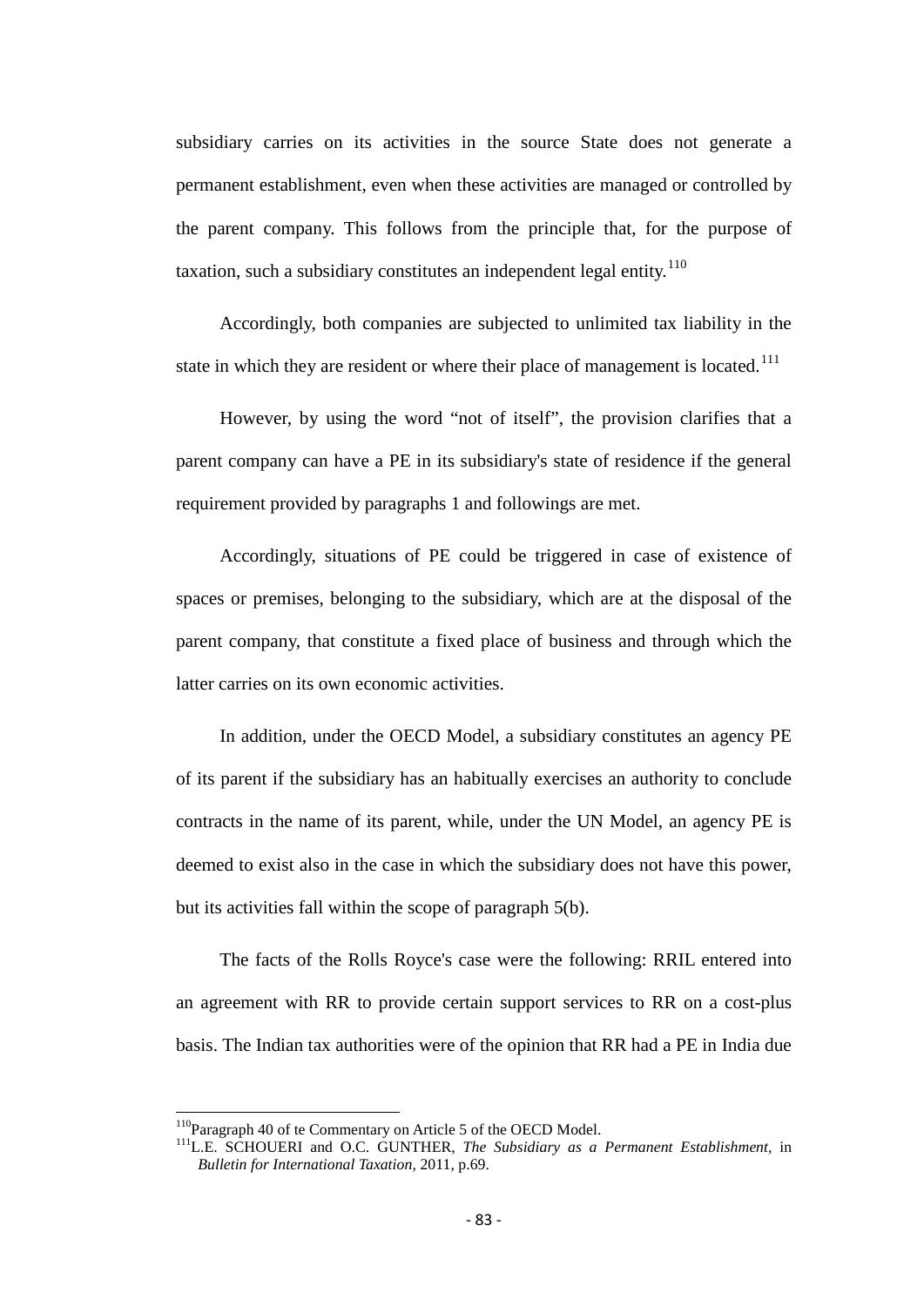subsidiary carries on its activities in the source State does not generate a permanent establishment, even when these activities are managed or controlled by the parent company. This follows from the principle that, for the purpose of taxation, such a subsidiary constitutes an independent legal entity.[110]

Accordingly, both companies are subjected to unlimited tax liability in the state in which they are resident or where their place of management is located.[111]

However, by using the word "not of itself", the provision clarifies that a parent company can have a PE in its subsidiary's state of residence if the general requirement provided by paragraphs 1 and followings are met.

Accordingly, situations of PE could be triggered in case of existence of spaces or premises, belonging to the subsidiary, which are at the disposal of the parent company, that constitute a fixed place of business and through which the latter carries on its own economic activities.

In addition, under the OECD Model, a subsidiary constitutes an agency PE of its parent if the subsidiary has an habitually exercises an authority to conclude contracts in the name of its parent, while, under the UN Model, an agency PE is deemed to exist also in the case in which the subsidiary does not have this power, but its activities fall within the scope of paragraph 5(b).

The facts of the Rolls Royce's case were the following: RRIL entered into an agreement with RR to provide certain support services to RR on a cost-plus basis. The Indian tax authorities were of the opinion that RR had a PE in India due

---

[110] Paragraph 40 of te Commentary on Article 5 of the OECD Model.

[111] L.E. SCHOUERI and O.C. GUNTHER, *The Subsidiary as a Permanent Establishment*, in *Bulletin for International Taxation*, 2011, p.69.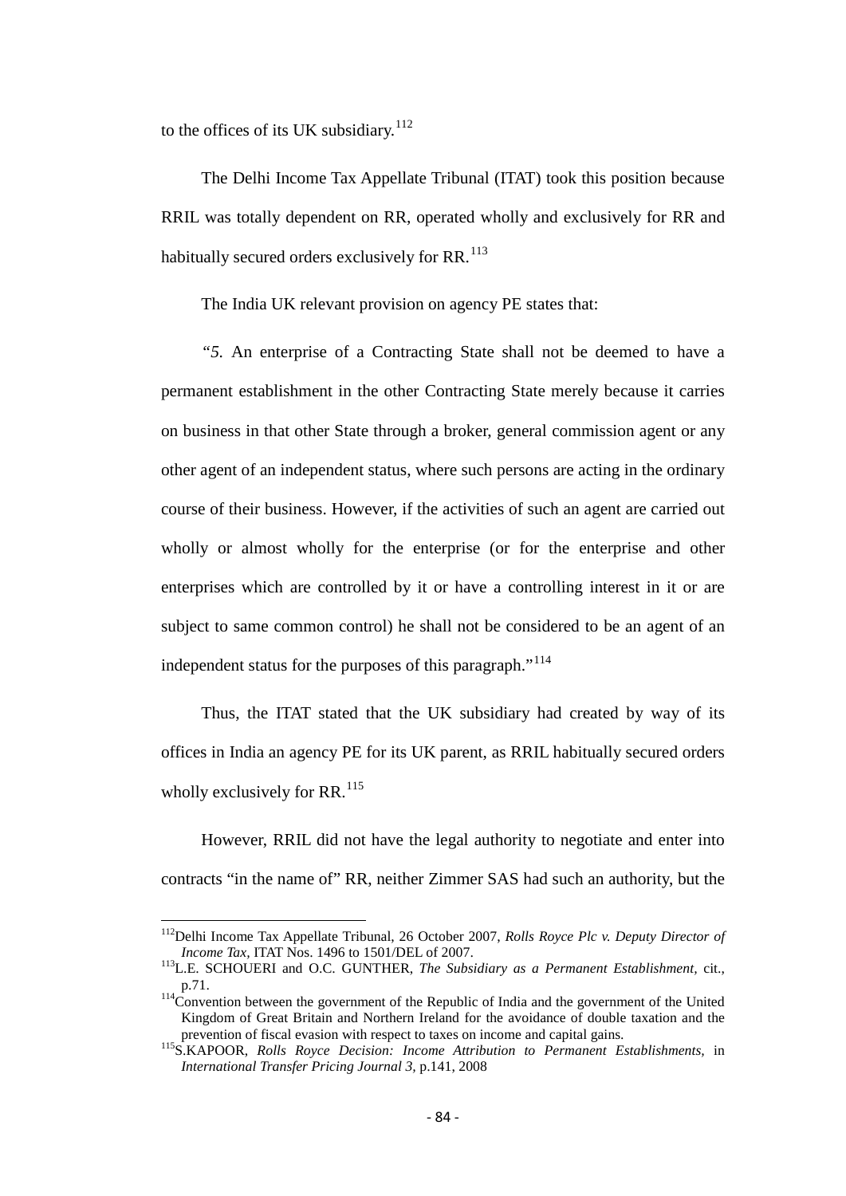to the offices of its UK subsidiary.[112]

The Delhi Income Tax Appellate Tribunal (ITAT) took this position because RRIL was totally dependent on RR, operated wholly and exclusively for RR and habitually secured orders exclusively for RR.[113]

The India UK relevant provision on agency PE states that:

*"5.* An enterprise of a Contracting State shall not be deemed to have a permanent establishment in the other Contracting State merely because it carries on business in that other State through a broker, general commission agent or any other agent of an independent status, where such persons are acting in the ordinary course of their business. However, if the activities of such an agent are carried out wholly or almost wholly for the enterprise (or for the enterprise and other enterprises which are controlled by it or have a controlling interest in it or are subject to same common control) he shall not be considered to be an agent of an independent status for the purposes of this paragraph."[114]

Thus, the ITAT stated that the UK subsidiary had created by way of its offices in India an agency PE for its UK parent, as RRIL habitually secured orders wholly exclusively for RR.[115]

However, RRIL did not have the legal authority to negotiate and enter into contracts "in the name of" RR, neither Zimmer SAS had such an authority, but the

---

[112] Delhi Income Tax Appellate Tribunal, 26 October 2007, *Rolls Royce Plc v. Deputy Director of Income Tax,* ITAT Nos. 1496 to 1501/DEL of 2007.

[113] L.E. SCHOUERI and O.C. GUNTHER, *The Subsidiary as a Permanent Establishment,* cit., p.71.

[114] Convention between the government of the Republic of India and the government of the United Kingdom of Great Britain and Northern Ireland for the avoidance of double taxation and the prevention of fiscal evasion with respect to taxes on income and capital gains.

[115] S.KAPOOR, *Rolls Royce Decision: Income Attribution to Permanent Establishments,* in *International Transfer Pricing Journal 3,* p.141, 2008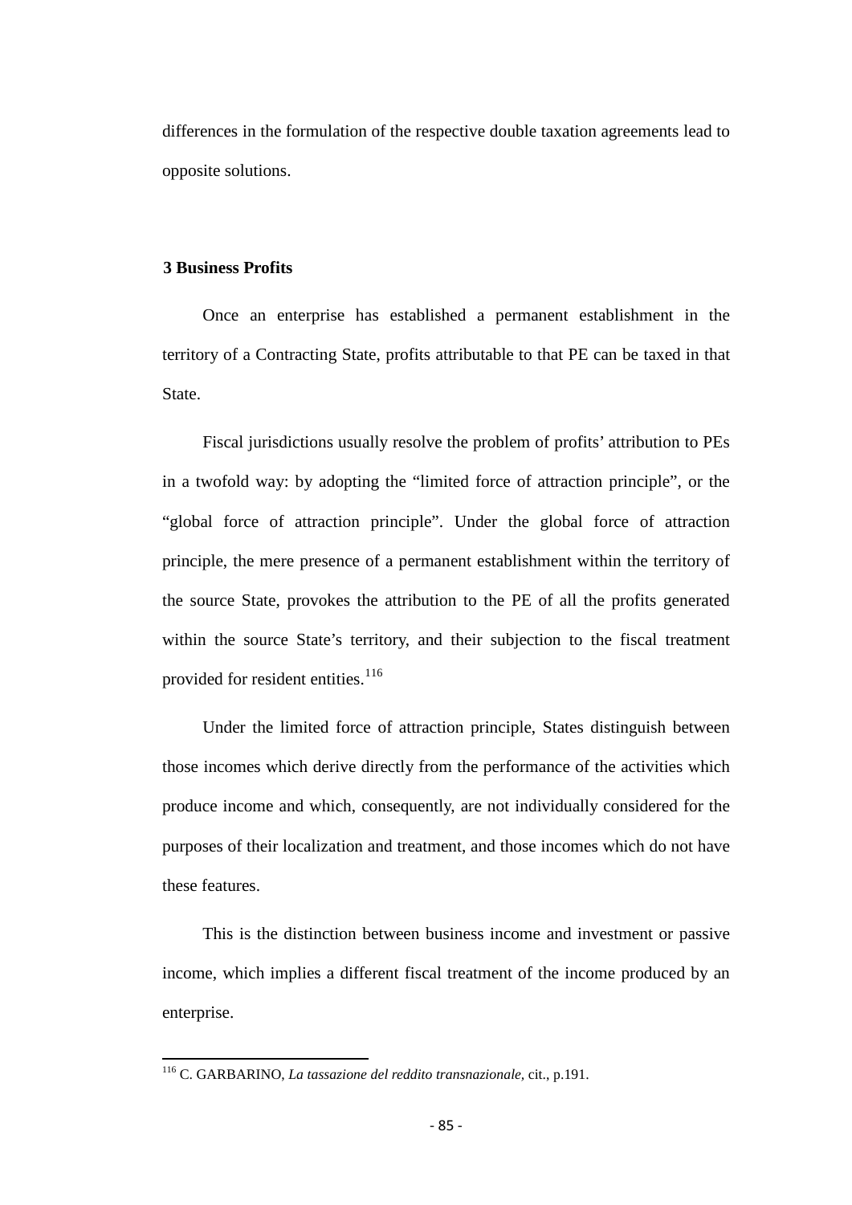differences in the formulation of the respective double taxation agreements lead to opposite solutions.

## 3 Business Profits

Once an enterprise has established a permanent establishment in the territory of a Contracting State, profits attributable to that PE can be taxed in that State.

Fiscal jurisdictions usually resolve the problem of profits' attribution to PEs in a twofold way: by adopting the "limited force of attraction principle", or the "global force of attraction principle". Under the global force of attraction principle, the mere presence of a permanent establishment within the territory of the source State, provokes the attribution to the PE of all the profits generated within the source State's territory, and their subjection to the fiscal treatment provided for resident entities.[116]

Under the limited force of attraction principle, States distinguish between those incomes which derive directly from the performance of the activities which produce income and which, consequently, are not individually considered for the purposes of their localization and treatment, and those incomes which do not have these features.

This is the distinction between business income and investment or passive income, which implies a different fiscal treatment of the income produced by an enterprise.

---

[116] C. GARBARINO, *La tassazione del reddito transnazionale*, cit., p.191.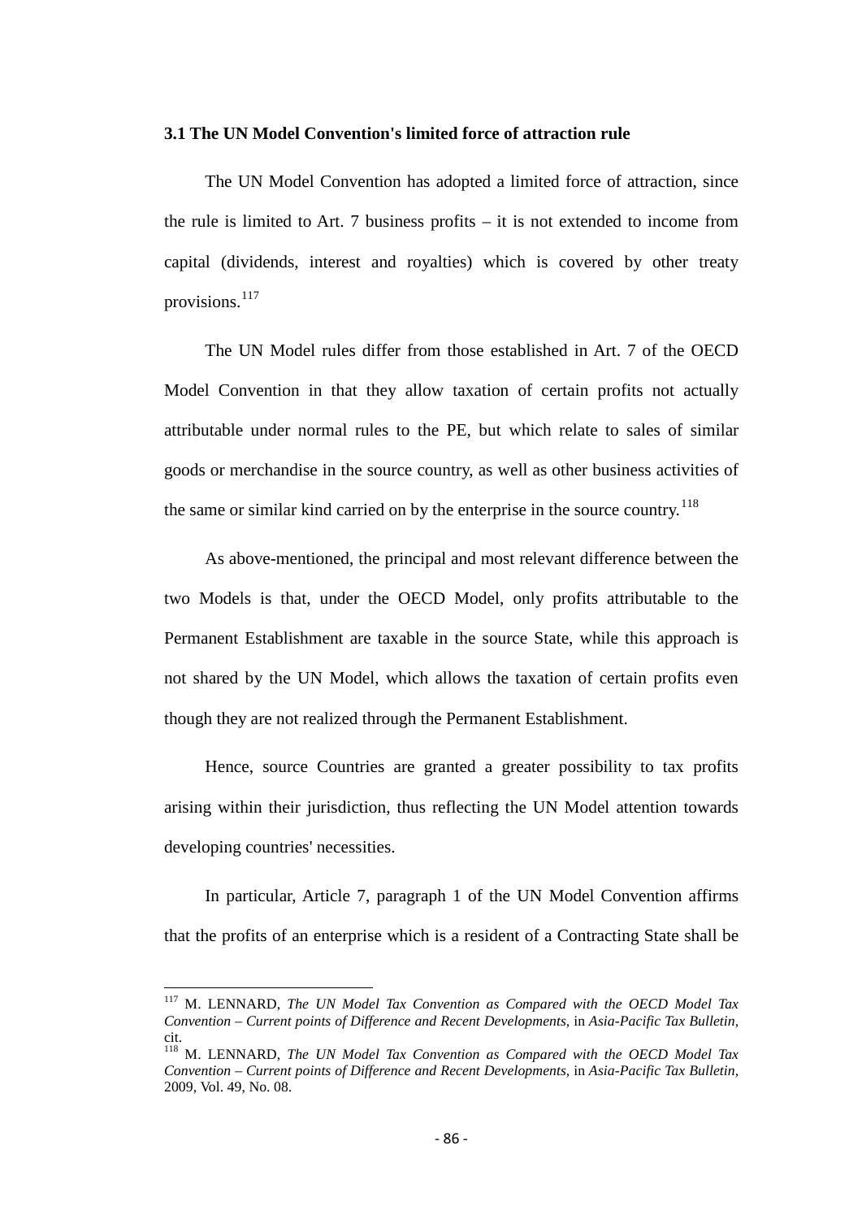### 3.1 The UN Model Convention's limited force of attraction rule

The UN Model Convention has adopted a limited force of attraction, since the rule is limited to Art. 7 business profits – it is not extended to income from capital (dividends, interest and royalties) which is covered by other treaty provisions.[117]

The UN Model rules differ from those established in Art. 7 of the OECD Model Convention in that they allow taxation of certain profits not actually attributable under normal rules to the PE, but which relate to sales of similar goods or merchandise in the source country, as well as other business activities of the same or similar kind carried on by the enterprise in the source country.[118]

As above-mentioned, the principal and most relevant difference between the two Models is that, under the OECD Model, only profits attributable to the Permanent Establishment are taxable in the source State, while this approach is not shared by the UN Model, which allows the taxation of certain profits even though they are not realized through the Permanent Establishment.

Hence, source Countries are granted a greater possibility to tax profits arising within their jurisdiction, thus reflecting the UN Model attention towards developing countries' necessities.

In particular, Article 7, paragraph 1 of the UN Model Convention affirms that the profits of an enterprise which is a resident of a Contracting State shall be

---

[117] M. LENNARD, *The UN Model Tax Convention as Compared with the OECD Model Tax Convention – Current points of Difference and Recent Developments,* in *Asia-Pacific Tax Bulletin,* cit.

[118] M. LENNARD, *The UN Model Tax Convention as Compared with the OECD Model Tax Convention – Current points of Difference and Recent Developments,* in *Asia-Pacific Tax Bulletin,* 2009, Vol. 49, No. 08.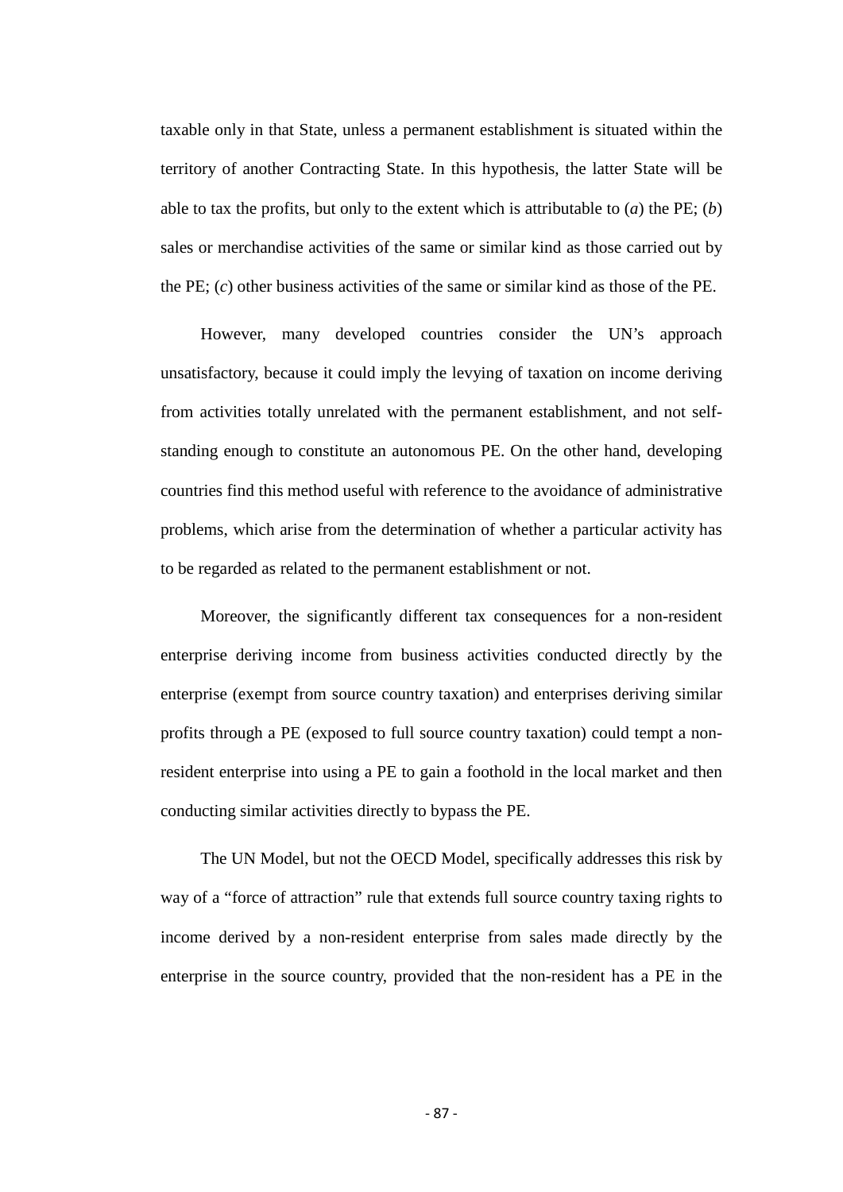taxable only in that State, unless a permanent establishment is situated within the territory of another Contracting State. In this hypothesis, the latter State will be able to tax the profits, but only to the extent which is attributable to (*a*) the PE; (*b*) sales or merchandise activities of the same or similar kind as those carried out by the PE; (*c*) other business activities of the same or similar kind as those of the PE.

However, many developed countries consider the UN's approach unsatisfactory, because it could imply the levying of taxation on income deriving from activities totally unrelated with the permanent establishment, and not self-standing enough to constitute an autonomous PE. On the other hand, developing countries find this method useful with reference to the avoidance of administrative problems, which arise from the determination of whether a particular activity has to be regarded as related to the permanent establishment or not.

Moreover, the significantly different tax consequences for a non-resident enterprise deriving income from business activities conducted directly by the enterprise (exempt from source country taxation) and enterprises deriving similar profits through a PE (exposed to full source country taxation) could tempt a non-resident enterprise into using a PE to gain a foothold in the local market and then conducting similar activities directly to bypass the PE.

The UN Model, but not the OECD Model, specifically addresses this risk by way of a "force of attraction" rule that extends full source country taxing rights to income derived by a non-resident enterprise from sales made directly by the enterprise in the source country, provided that the non-resident has a PE in the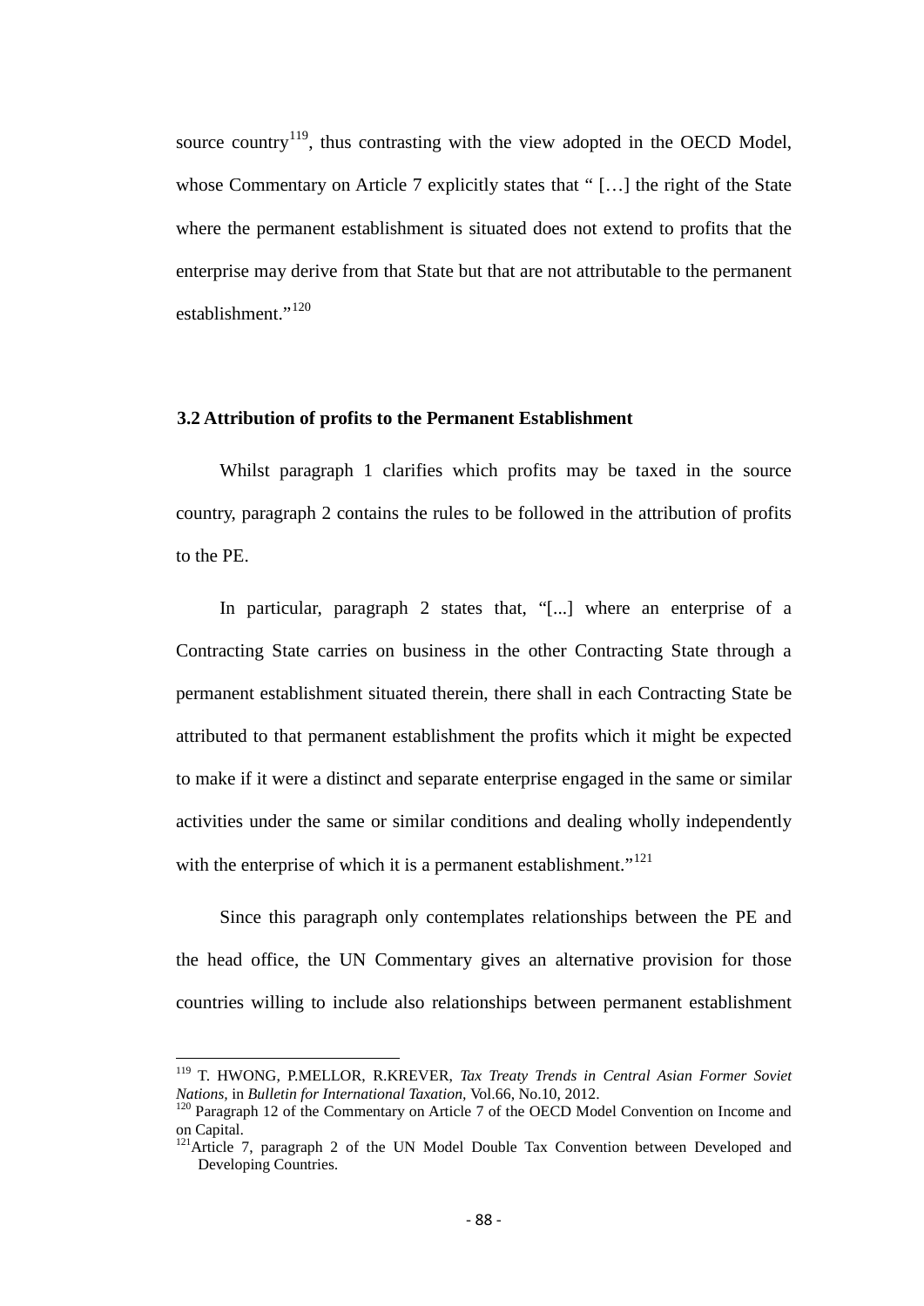source country[119], thus contrasting with the view adopted in the OECD Model, whose Commentary on Article 7 explicitly states that " […] the right of the State where the permanent establishment is situated does not extend to profits that the enterprise may derive from that State but that are not attributable to the permanent establishment."[120]

### 3.2 Attribution of profits to the Permanent Establishment

Whilst paragraph 1 clarifies which profits may be taxed in the source country, paragraph 2 contains the rules to be followed in the attribution of profits to the PE.

In particular, paragraph 2 states that, "[...] where an enterprise of a Contracting State carries on business in the other Contracting State through a permanent establishment situated therein, there shall in each Contracting State be attributed to that permanent establishment the profits which it might be expected to make if it were a distinct and separate enterprise engaged in the same or similar activities under the same or similar conditions and dealing wholly independently with the enterprise of which it is a permanent establishment."[121]

Since this paragraph only contemplates relationships between the PE and the head office, the UN Commentary gives an alternative provision for those countries willing to include also relationships between permanent establishment

---

[119] T. HWONG, P.MELLOR, R.KREVER, *Tax Treaty Trends in Central Asian Former Soviet Nations*, in *Bulletin for International Taxation*, Vol.66, No.10, 2012.

[120] Paragraph 12 of the Commentary on Article 7 of the OECD Model Convention on Income and on Capital.

[121] Article 7, paragraph 2 of the UN Model Double Tax Convention between Developed and Developing Countries.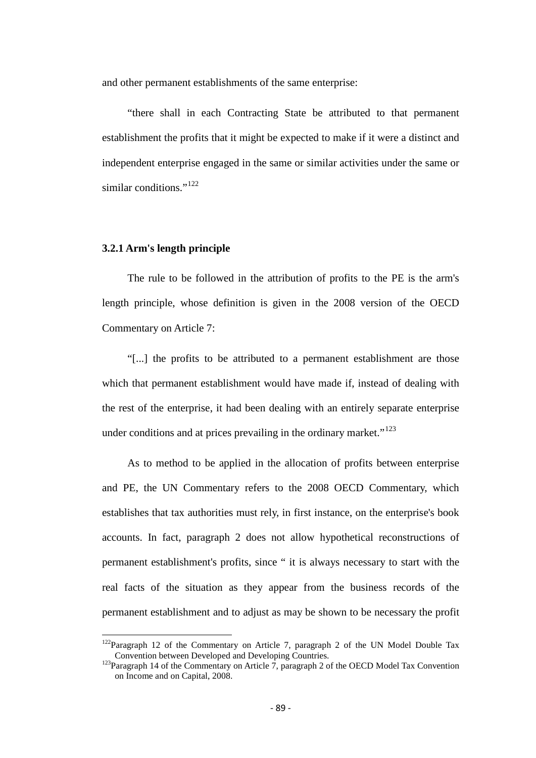and other permanent establishments of the same enterprise:

"there shall in each Contracting State be attributed to that permanent establishment the profits that it might be expected to make if it were a distinct and independent enterprise engaged in the same or similar activities under the same or similar conditions."[122]

### 3.2.1 Arm's length principle

The rule to be followed in the attribution of profits to the PE is the arm's length principle, whose definition is given in the 2008 version of the OECD Commentary on Article 7:

"[...] the profits to be attributed to a permanent establishment are those which that permanent establishment would have made if, instead of dealing with the rest of the enterprise, it had been dealing with an entirely separate enterprise under conditions and at prices prevailing in the ordinary market."[123]

As to method to be applied in the allocation of profits between enterprise and PE, the UN Commentary refers to the 2008 OECD Commentary, which establishes that tax authorities must rely, in first instance, on the enterprise's book accounts. In fact, paragraph 2 does not allow hypothetical reconstructions of permanent establishment's profits, since " it is always necessary to start with the real facts of the situation as they appear from the business records of the permanent establishment and to adjust as may be shown to be necessary the profit

---

[122] Paragraph 12 of the Commentary on Article 7, paragraph 2 of the UN Model Double Tax Convention between Developed and Developing Countries.

[123] Paragraph 14 of the Commentary on Article 7, paragraph 2 of the OECD Model Tax Convention on Income and on Capital, 2008.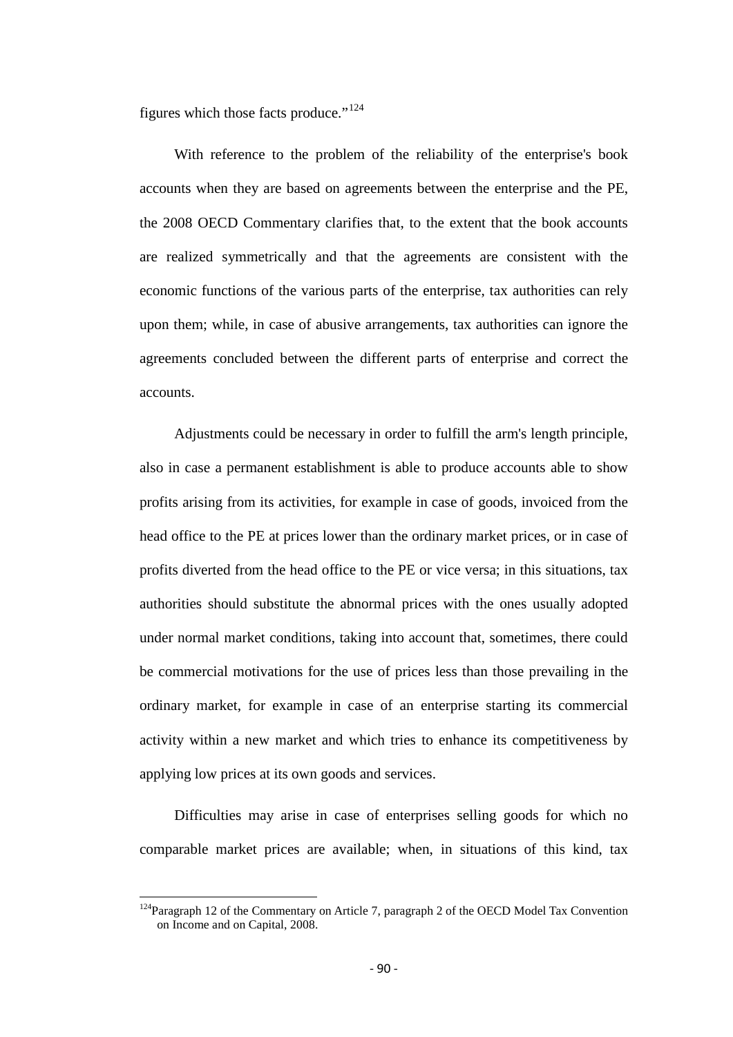figures which those facts produce."[124]

With reference to the problem of the reliability of the enterprise's book accounts when they are based on agreements between the enterprise and the PE, the 2008 OECD Commentary clarifies that, to the extent that the book accounts are realized symmetrically and that the agreements are consistent with the economic functions of the various parts of the enterprise, tax authorities can rely upon them; while, in case of abusive arrangements, tax authorities can ignore the agreements concluded between the different parts of enterprise and correct the accounts.

Adjustments could be necessary in order to fulfill the arm's length principle, also in case a permanent establishment is able to produce accounts able to show profits arising from its activities, for example in case of goods, invoiced from the head office to the PE at prices lower than the ordinary market prices, or in case of profits diverted from the head office to the PE or vice versa; in this situations, tax authorities should substitute the abnormal prices with the ones usually adopted under normal market conditions, taking into account that, sometimes, there could be commercial motivations for the use of prices less than those prevailing in the ordinary market, for example in case of an enterprise starting its commercial activity within a new market and which tries to enhance its competitiveness by applying low prices at its own goods and services.

Difficulties may arise in case of enterprises selling goods for which no comparable market prices are available; when, in situations of this kind, tax

---

[124] Paragraph 12 of the Commentary on Article 7, paragraph 2 of the OECD Model Tax Convention on Income and on Capital, 2008.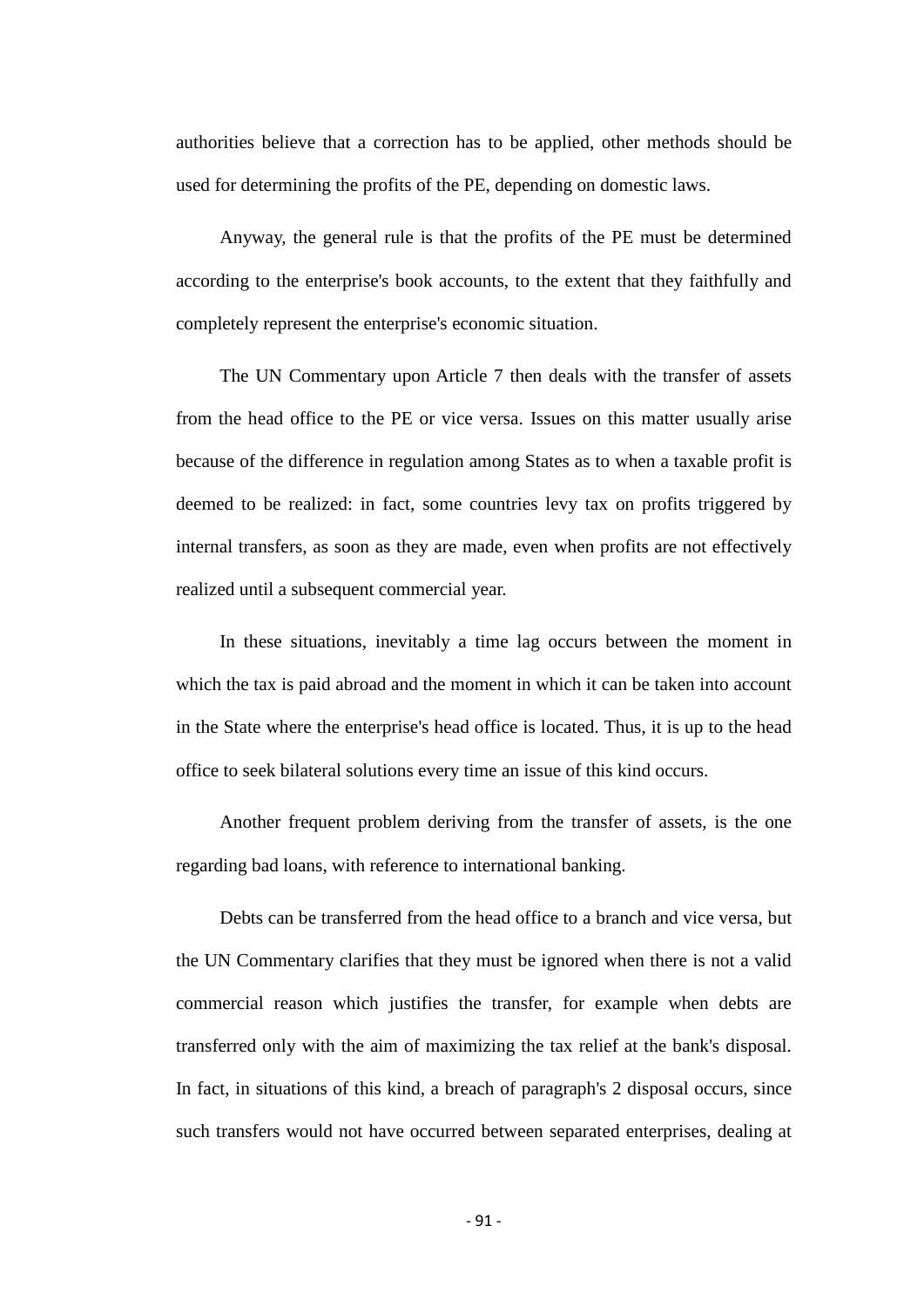authorities believe that a correction has to be applied, other methods should be used for determining the profits of the PE, depending on domestic laws.

Anyway, the general rule is that the profits of the PE must be determined according to the enterprise's book accounts, to the extent that they faithfully and completely represent the enterprise's economic situation.

The UN Commentary upon Article 7 then deals with the transfer of assets from the head office to the PE or vice versa. Issues on this matter usually arise because of the difference in regulation among States as to when a taxable profit is deemed to be realized: in fact, some countries levy tax on profits triggered by internal transfers, as soon as they are made, even when profits are not effectively realized until a subsequent commercial year.

In these situations, inevitably a time lag occurs between the moment in which the tax is paid abroad and the moment in which it can be taken into account in the State where the enterprise's head office is located. Thus, it is up to the head office to seek bilateral solutions every time an issue of this kind occurs.

Another frequent problem deriving from the transfer of assets, is the one regarding bad loans, with reference to international banking.

Debts can be transferred from the head office to a branch and vice versa, but the UN Commentary clarifies that they must be ignored when there is not a valid commercial reason which justifies the transfer, for example when debts are transferred only with the aim of maximizing the tax relief at the bank's disposal. In fact, in situations of this kind, a breach of paragraph's 2 disposal occurs, since such transfers would not have occurred between separated enterprises, dealing at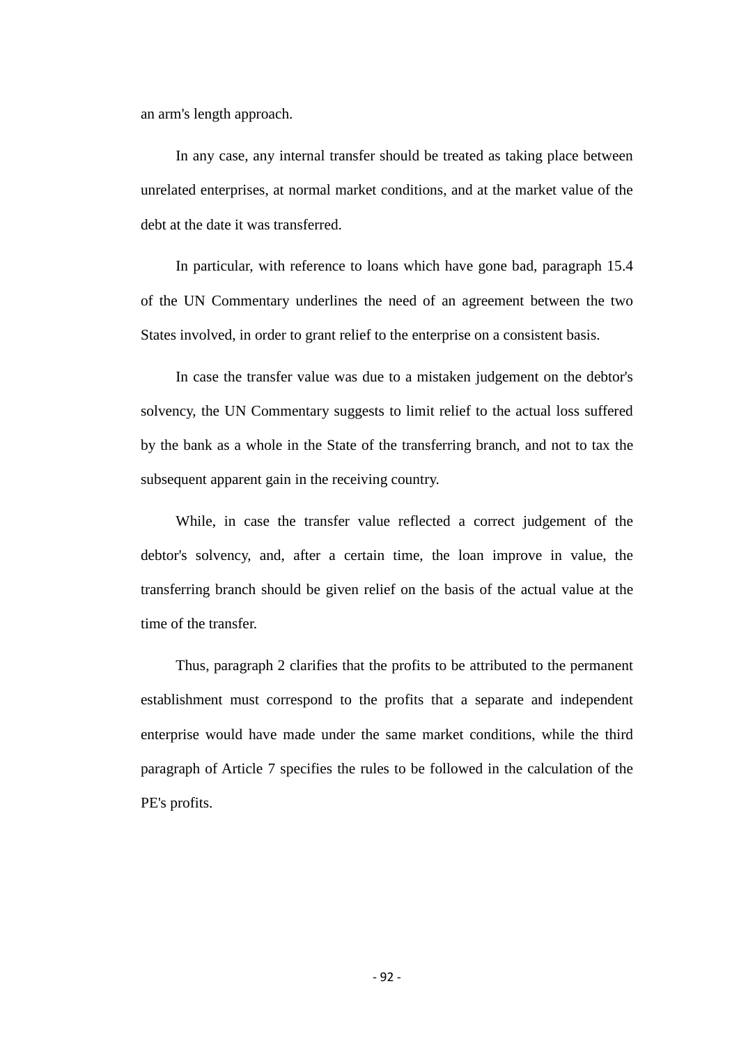an arm's length approach.

In any case, any internal transfer should be treated as taking place between unrelated enterprises, at normal market conditions, and at the market value of the debt at the date it was transferred.

In particular, with reference to loans which have gone bad, paragraph 15.4 of the UN Commentary underlines the need of an agreement between the two States involved, in order to grant relief to the enterprise on a consistent basis.

In case the transfer value was due to a mistaken judgement on the debtor's solvency, the UN Commentary suggests to limit relief to the actual loss suffered by the bank as a whole in the State of the transferring branch, and not to tax the subsequent apparent gain in the receiving country.

While, in case the transfer value reflected a correct judgement of the debtor's solvency, and, after a certain time, the loan improve in value, the transferring branch should be given relief on the basis of the actual value at the time of the transfer.

Thus, paragraph 2 clarifies that the profits to be attributed to the permanent establishment must correspond to the profits that a separate and independent enterprise would have made under the same market conditions, while the third paragraph of Article 7 specifies the rules to be followed in the calculation of the PE's profits.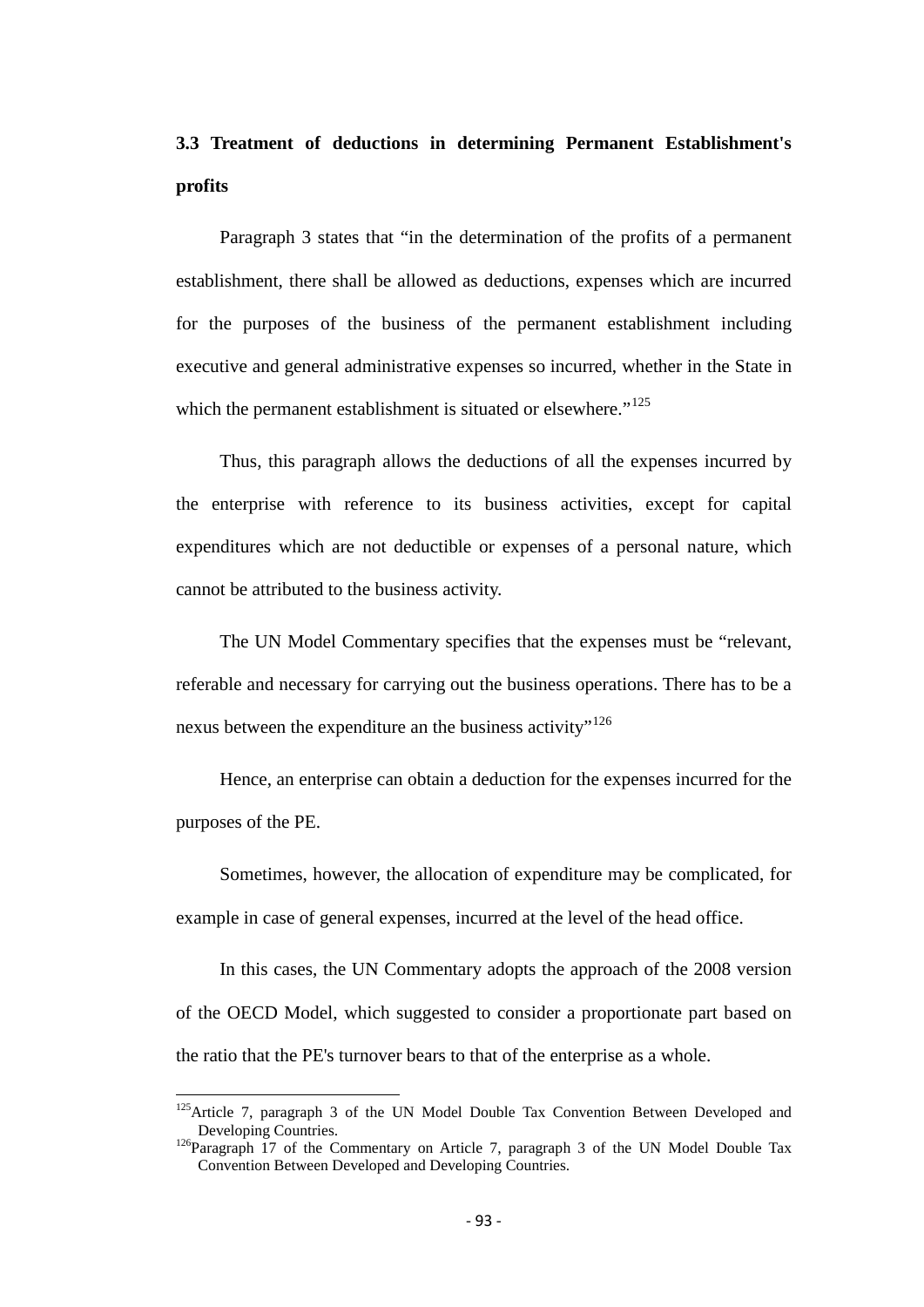### 3.3 Treatment of deductions in determining Permanent Establishment's profits

Paragraph 3 states that "in the determination of the profits of a permanent establishment, there shall be allowed as deductions, expenses which are incurred for the purposes of the business of the permanent establishment including executive and general administrative expenses so incurred, whether in the State in which the permanent establishment is situated or elsewhere."[125]

Thus, this paragraph allows the deductions of all the expenses incurred by the enterprise with reference to its business activities, except for capital expenditures which are not deductible or expenses of a personal nature, which cannot be attributed to the business activity.

The UN Model Commentary specifies that the expenses must be "relevant, referable and necessary for carrying out the business operations. There has to be a nexus between the expenditure an the business activity"[126]

Hence, an enterprise can obtain a deduction for the expenses incurred for the purposes of the PE.

Sometimes, however, the allocation of expenditure may be complicated, for example in case of general expenses, incurred at the level of the head office.

In this cases, the UN Commentary adopts the approach of the 2008 version of the OECD Model, which suggested to consider a proportionate part based on the ratio that the PE's turnover bears to that of the enterprise as a whole.

---

[125] Article 7, paragraph 3 of the UN Model Double Tax Convention Between Developed and Developing Countries.

[126] Paragraph 17 of the Commentary on Article 7, paragraph 3 of the UN Model Double Tax Convention Between Developed and Developing Countries.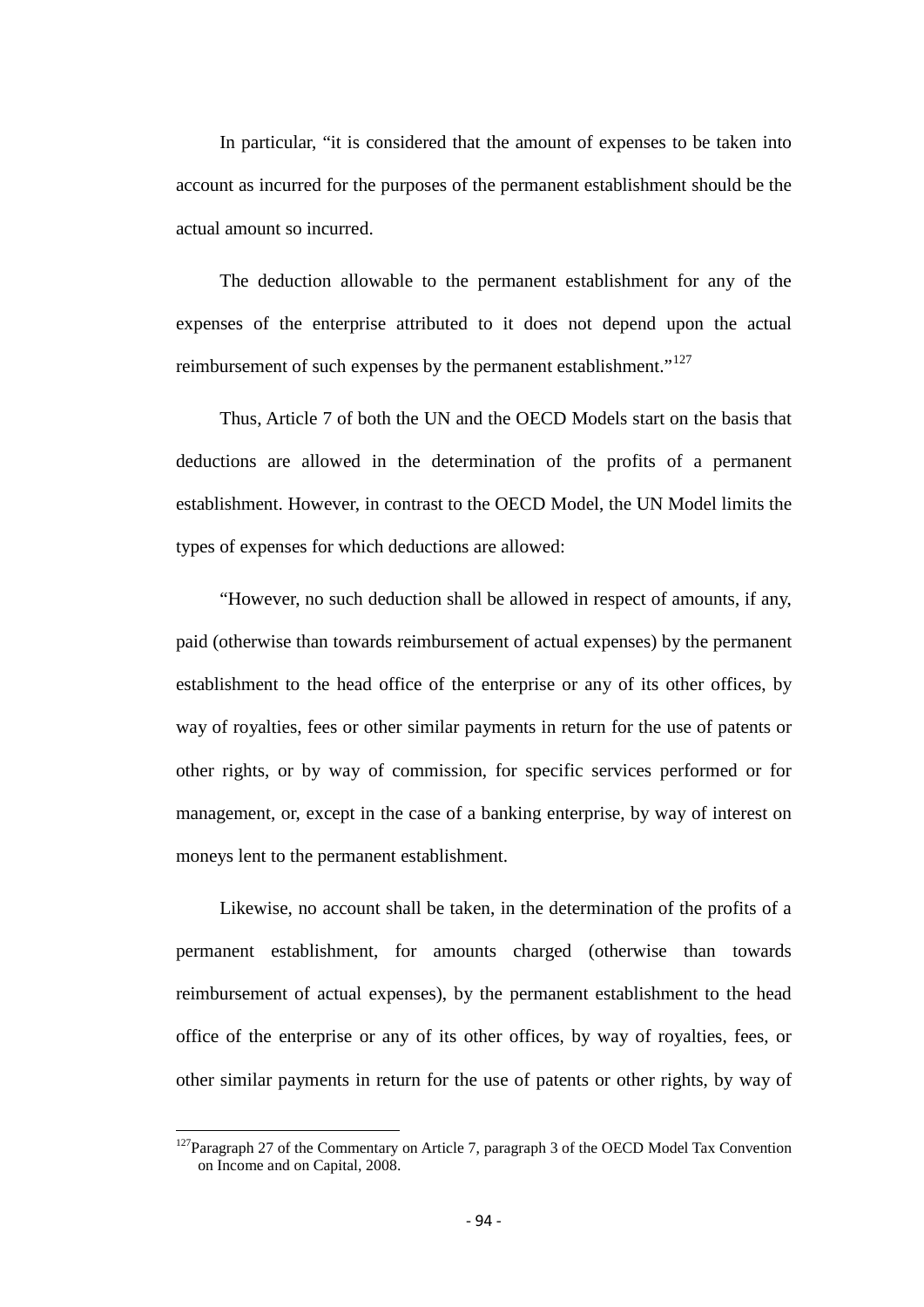In particular, "it is considered that the amount of expenses to be taken into account as incurred for the purposes of the permanent establishment should be the actual amount so incurred.

The deduction allowable to the permanent establishment for any of the expenses of the enterprise attributed to it does not depend upon the actual reimbursement of such expenses by the permanent establishment."[127]

Thus, Article 7 of both the UN and the OECD Models start on the basis that deductions are allowed in the determination of the profits of a permanent establishment. However, in contrast to the OECD Model, the UN Model limits the types of expenses for which deductions are allowed:

"However, no such deduction shall be allowed in respect of amounts, if any, paid (otherwise than towards reimbursement of actual expenses) by the permanent establishment to the head office of the enterprise or any of its other offices, by way of royalties, fees or other similar payments in return for the use of patents or other rights, or by way of commission, for specific services performed or for management, or, except in the case of a banking enterprise, by way of interest on moneys lent to the permanent establishment.

Likewise, no account shall be taken, in the determination of the profits of a permanent establishment, for amounts charged (otherwise than towards reimbursement of actual expenses), by the permanent establishment to the head office of the enterprise or any of its other offices, by way of royalties, fees, or other similar payments in return for the use of patents or other rights, by way of

[127] Paragraph 27 of the Commentary on Article 7, paragraph 3 of the OECD Model Tax Convention on Income and on Capital, 2008.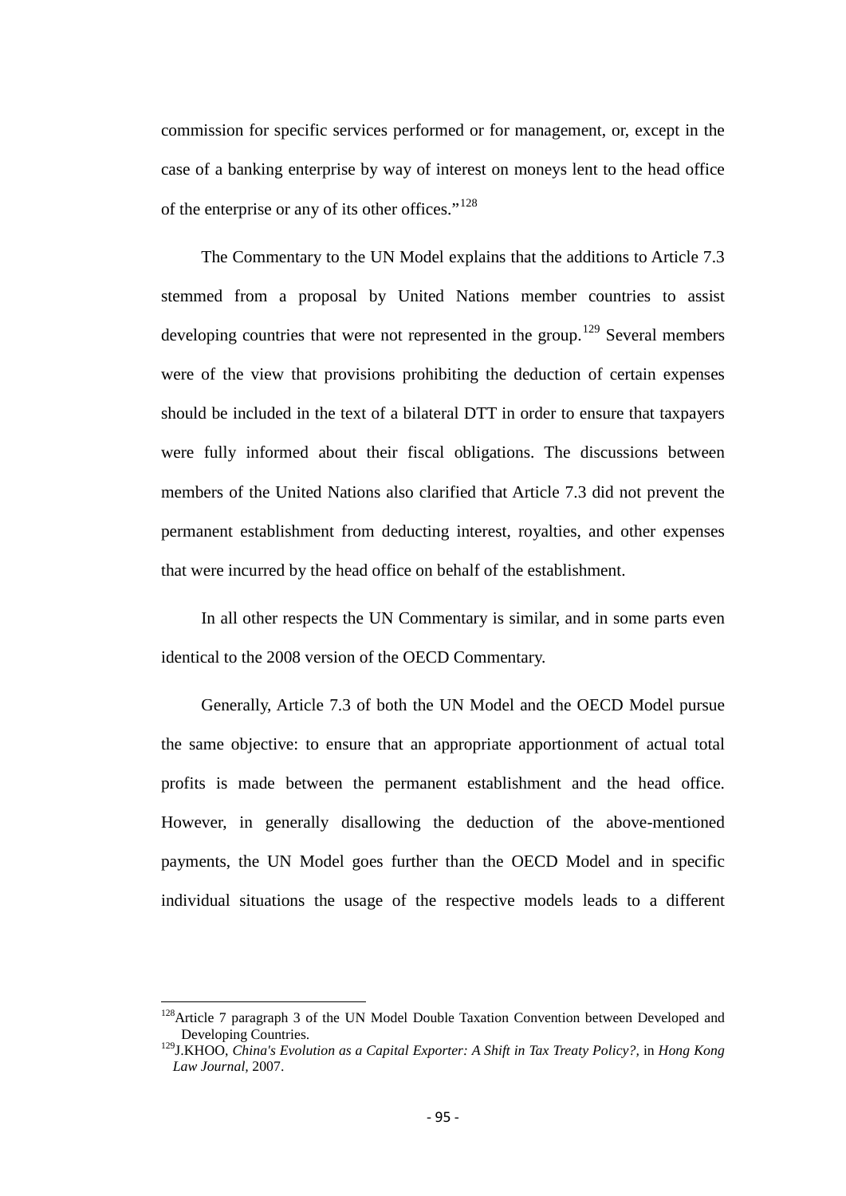commission for specific services performed or for management, or, except in the case of a banking enterprise by way of interest on moneys lent to the head office of the enterprise or any of its other offices."[128]

The Commentary to the UN Model explains that the additions to Article 7.3 stemmed from a proposal by United Nations member countries to assist developing countries that were not represented in the group.[129] Several members were of the view that provisions prohibiting the deduction of certain expenses should be included in the text of a bilateral DTT in order to ensure that taxpayers were fully informed about their fiscal obligations. The discussions between members of the United Nations also clarified that Article 7.3 did not prevent the permanent establishment from deducting interest, royalties, and other expenses that were incurred by the head office on behalf of the establishment.

In all other respects the UN Commentary is similar, and in some parts even identical to the 2008 version of the OECD Commentary.

Generally, Article 7.3 of both the UN Model and the OECD Model pursue the same objective: to ensure that an appropriate apportionment of actual total profits is made between the permanent establishment and the head office. However, in generally disallowing the deduction of the above-mentioned payments, the UN Model goes further than the OECD Model and in specific individual situations the usage of the respective models leads to a different

---

[128] Article 7 paragraph 3 of the UN Model Double Taxation Convention between Developed and Developing Countries.

[129] J.KHOO, *China's Evolution as a Capital Exporter: A Shift in Tax Treaty Policy?*, in *Hong Kong Law Journal*, 2007.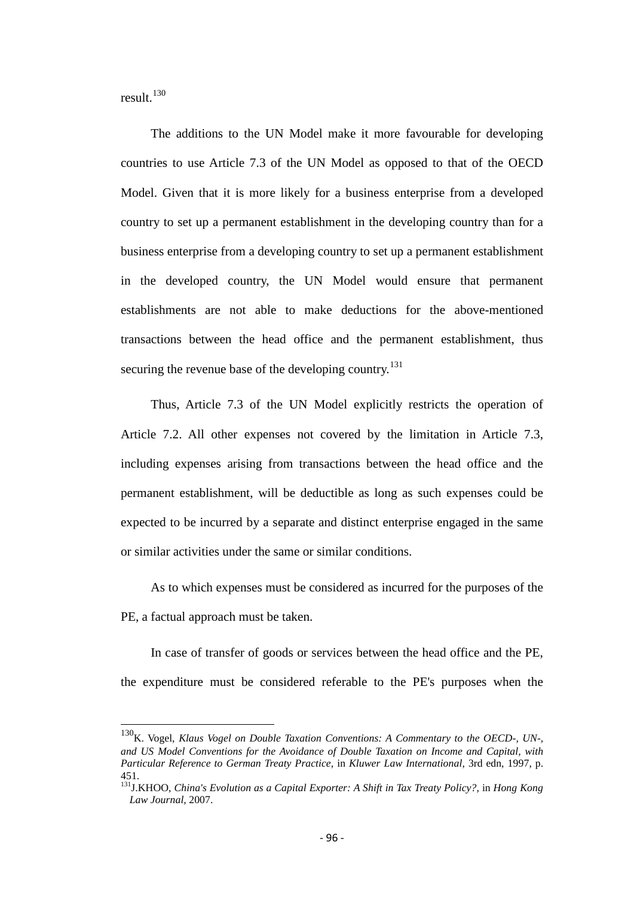result.[130]

The additions to the UN Model make it more favourable for developing countries to use Article 7.3 of the UN Model as opposed to that of the OECD Model. Given that it is more likely for a business enterprise from a developed country to set up a permanent establishment in the developing country than for a business enterprise from a developing country to set up a permanent establishment in the developed country, the UN Model would ensure that permanent establishments are not able to make deductions for the above-mentioned transactions between the head office and the permanent establishment, thus securing the revenue base of the developing country.[131]

Thus, Article 7.3 of the UN Model explicitly restricts the operation of Article 7.2. All other expenses not covered by the limitation in Article 7.3, including expenses arising from transactions between the head office and the permanent establishment, will be deductible as long as such expenses could be expected to be incurred by a separate and distinct enterprise engaged in the same or similar activities under the same or similar conditions.

As to which expenses must be considered as incurred for the purposes of the PE, a factual approach must be taken.

In case of transfer of goods or services between the head office and the PE, the expenditure must be considered referable to the PE's purposes when the

---

[130] K. Vogel, *Klaus Vogel on Double Taxation Conventions: A Commentary to the OECD-, UN-, and US Model Conventions for the Avoidance of Double Taxation on Income and Capital, with Particular Reference to German Treaty Practice,* in *Kluwer Law International,* 3rd edn, 1997, p. 451.

[131] J.KHOO, *China's Evolution as a Capital Exporter: A Shift in Tax Treaty Policy?,* in *Hong Kong Law Journal,* 2007.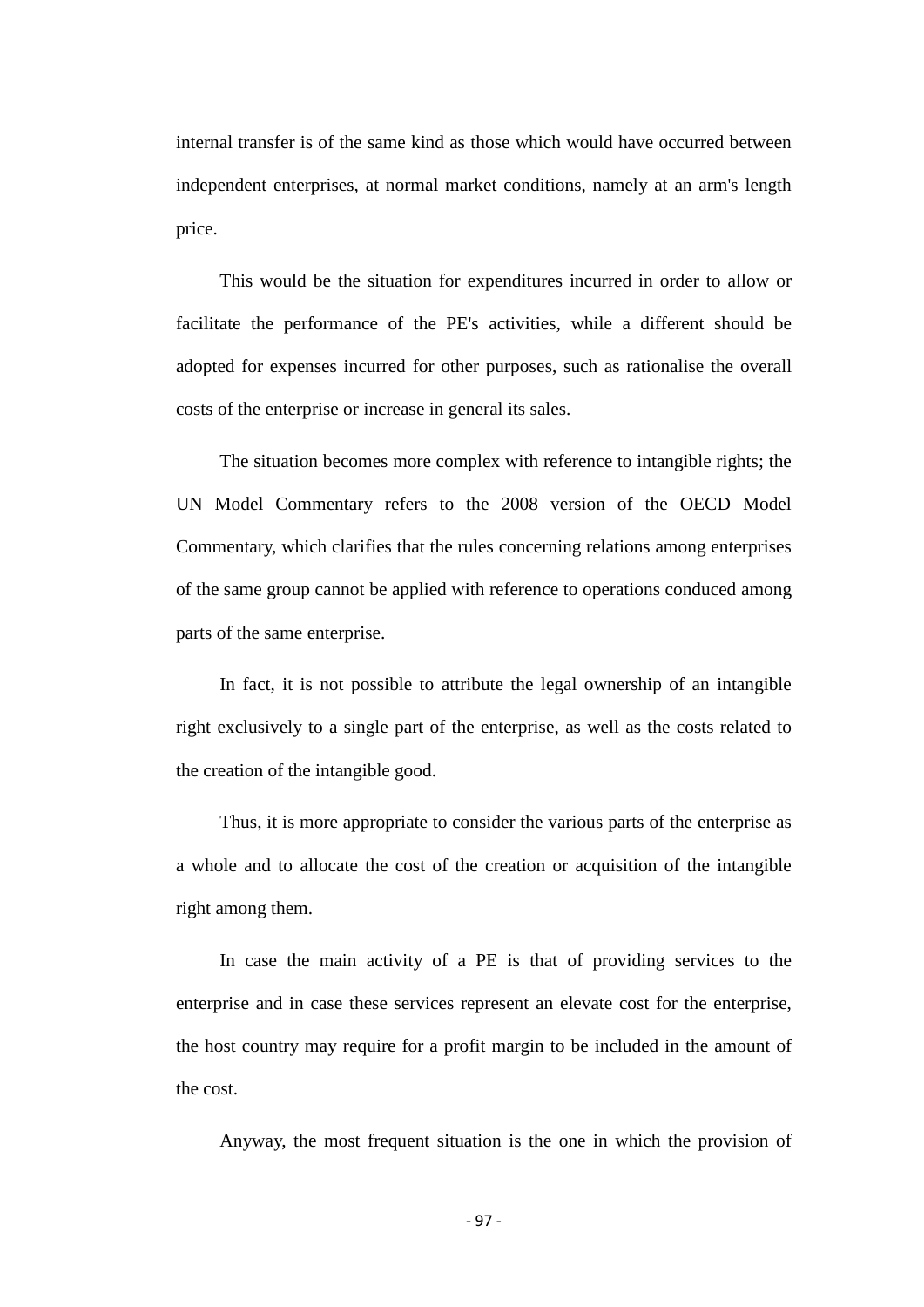internal transfer is of the same kind as those which would have occurred between independent enterprises, at normal market conditions, namely at an arm's length price.

This would be the situation for expenditures incurred in order to allow or facilitate the performance of the PE's activities, while a different should be adopted for expenses incurred for other purposes, such as rationalise the overall costs of the enterprise or increase in general its sales.

The situation becomes more complex with reference to intangible rights; the UN Model Commentary refers to the 2008 version of the OECD Model Commentary, which clarifies that the rules concerning relations among enterprises of the same group cannot be applied with reference to operations conduced among parts of the same enterprise.

In fact, it is not possible to attribute the legal ownership of an intangible right exclusively to a single part of the enterprise, as well as the costs related to the creation of the intangible good.

Thus, it is more appropriate to consider the various parts of the enterprise as a whole and to allocate the cost of the creation or acquisition of the intangible right among them.

In case the main activity of a PE is that of providing services to the enterprise and in case these services represent an elevate cost for the enterprise, the host country may require for a profit margin to be included in the amount of the cost.

Anyway, the most frequent situation is the one in which the provision of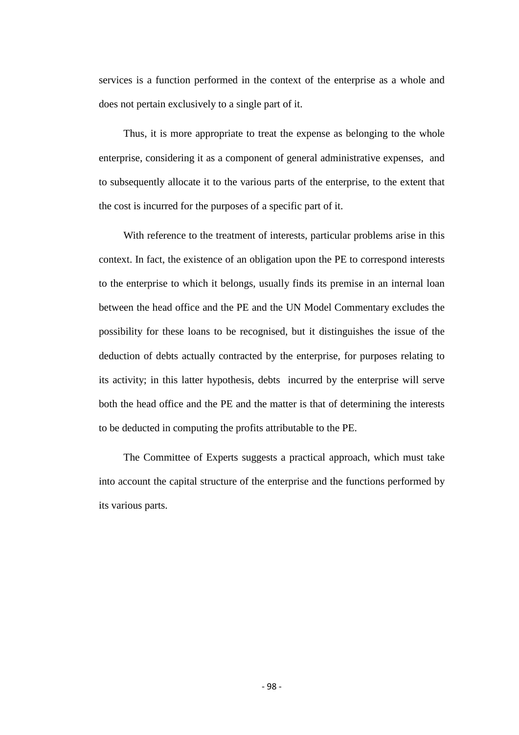services is a function performed in the context of the enterprise as a whole and does not pertain exclusively to a single part of it.

Thus, it is more appropriate to treat the expense as belonging to the whole enterprise, considering it as a component of general administrative expenses, and to subsequently allocate it to the various parts of the enterprise, to the extent that the cost is incurred for the purposes of a specific part of it.

With reference to the treatment of interests, particular problems arise in this context. In fact, the existence of an obligation upon the PE to correspond interests to the enterprise to which it belongs, usually finds its premise in an internal loan between the head office and the PE and the UN Model Commentary excludes the possibility for these loans to be recognised, but it distinguishes the issue of the deduction of debts actually contracted by the enterprise, for purposes relating to its activity; in this latter hypothesis, debts incurred by the enterprise will serve both the head office and the PE and the matter is that of determining the interests to be deducted in computing the profits attributable to the PE.

The Committee of Experts suggests a practical approach, which must take into account the capital structure of the enterprise and the functions performed by its various parts.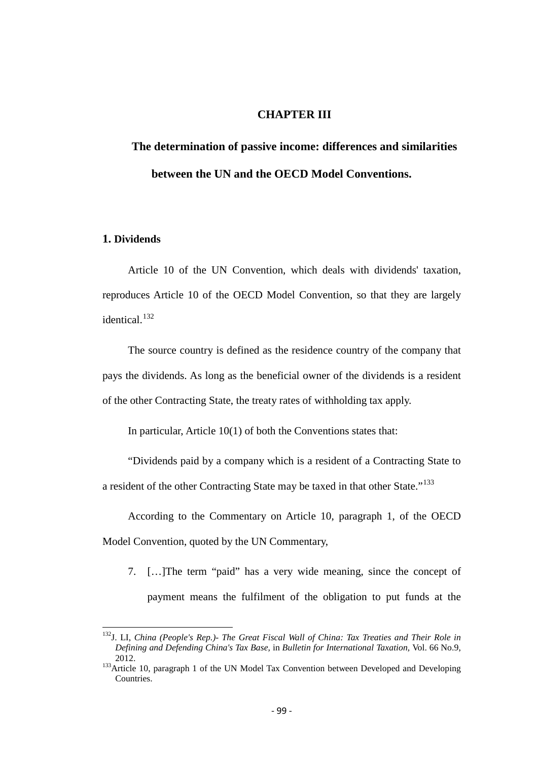# CHAPTER III

## The determination of passive income: differences and similarities between the UN and the OECD Model Conventions.

### 1. Dividends

Article 10 of the UN Convention, which deals with dividends' taxation, reproduces Article 10 of the OECD Model Convention, so that they are largely identical.[132]

The source country is defined as the residence country of the company that pays the dividends. As long as the beneficial owner of the dividends is a resident of the other Contracting State, the treaty rates of withholding tax apply.

In particular, Article 10(1) of both the Conventions states that:

"Dividends paid by a company which is a resident of a Contracting State to a resident of the other Contracting State may be taxed in that other State."[133]

According to the Commentary on Article 10, paragraph 1, of the OECD Model Convention, quoted by the UN Commentary,

7. […]The term "paid" has a very wide meaning, since the concept of payment means the fulfilment of the obligation to put funds at the

---

[132] J. LI, *China (People's Rep.)- The Great Fiscal Wall of China: Tax Treaties and Their Role in Defining and Defending China's Tax Base*, in *Bulletin for International Taxation*, Vol. 66 No.9, 2012.

[133] Article 10, paragraph 1 of the UN Model Tax Convention between Developed and Developing Countries.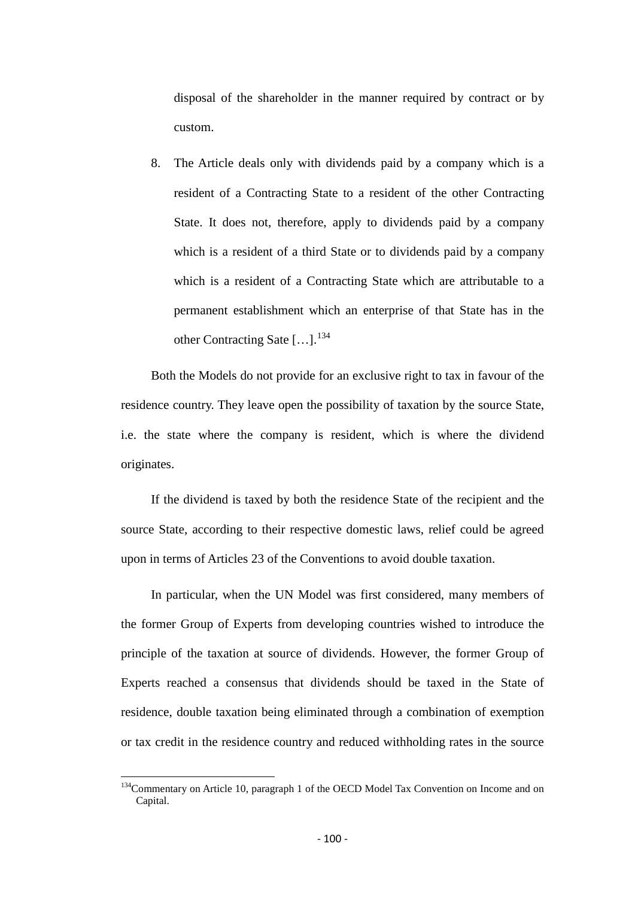disposal of the shareholder in the manner required by contract or by custom.

8. The Article deals only with dividends paid by a company which is a resident of a Contracting State to a resident of the other Contracting State. It does not, therefore, apply to dividends paid by a company which is a resident of a third State or to dividends paid by a company which is a resident of a Contracting State which are attributable to a permanent establishment which an enterprise of that State has in the other Contracting Sate […].[134]

Both the Models do not provide for an exclusive right to tax in favour of the residence country. They leave open the possibility of taxation by the source State, i.e. the state where the company is resident, which is where the dividend originates.

If the dividend is taxed by both the residence State of the recipient and the source State, according to their respective domestic laws, relief could be agreed upon in terms of Articles 23 of the Conventions to avoid double taxation.

In particular, when the UN Model was first considered, many members of the former Group of Experts from developing countries wished to introduce the principle of the taxation at source of dividends. However, the former Group of Experts reached a consensus that dividends should be taxed in the State of residence, double taxation being eliminated through a combination of exemption or tax credit in the residence country and reduced withholding rates in the source

[134] Commentary on Article 10, paragraph 1 of the OECD Model Tax Convention on Income and on Capital.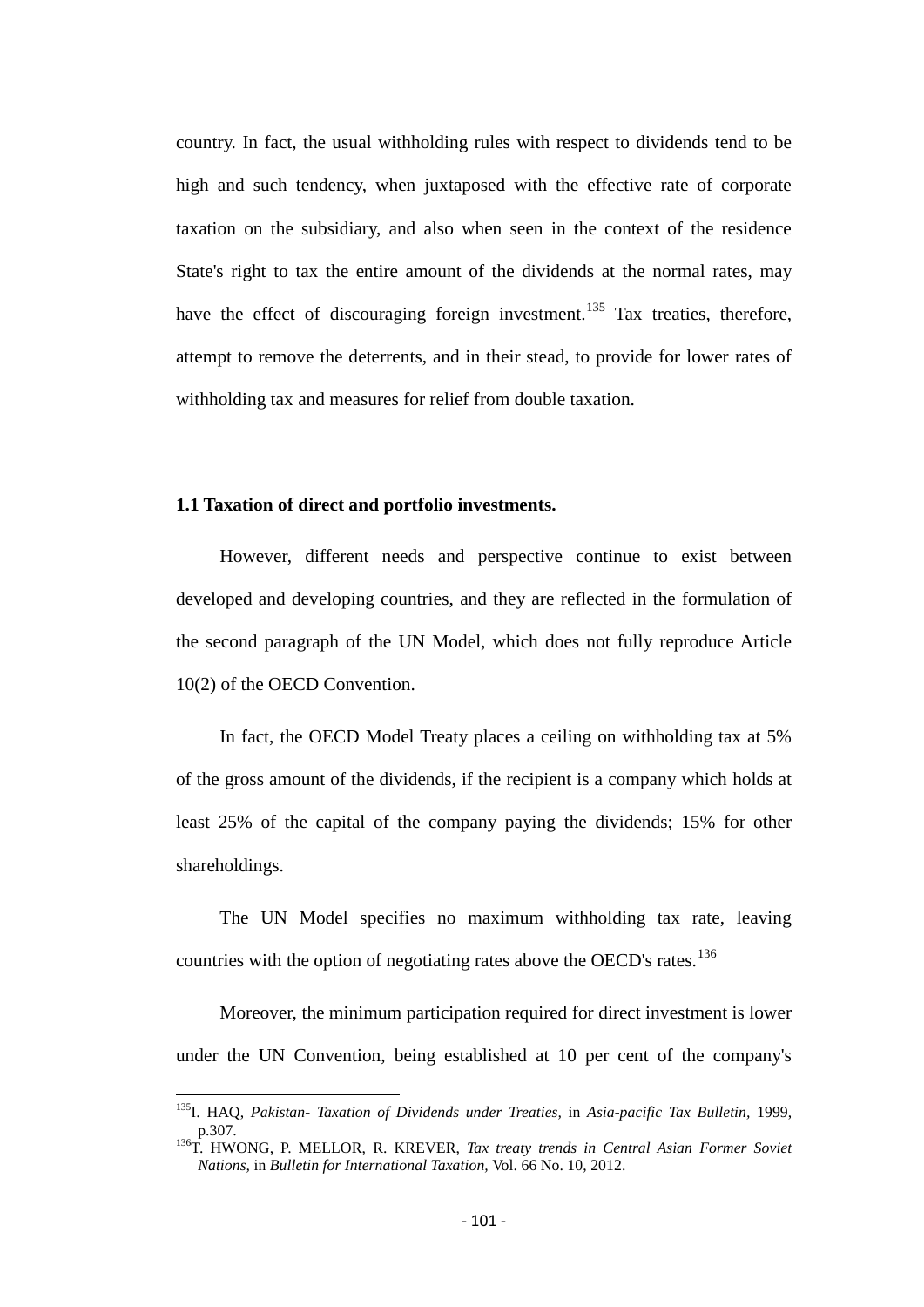country. In fact, the usual withholding rules with respect to dividends tend to be high and such tendency, when juxtaposed with the effective rate of corporate taxation on the subsidiary, and also when seen in the context of the residence State's right to tax the entire amount of the dividends at the normal rates, may have the effect of discouraging foreign investment.[135] Tax treaties, therefore, attempt to remove the deterrents, and in their stead, to provide for lower rates of withholding tax and measures for relief from double taxation.

### 1.1 Taxation of direct and portfolio investments.

However, different needs and perspective continue to exist between developed and developing countries, and they are reflected in the formulation of the second paragraph of the UN Model, which does not fully reproduce Article 10(2) of the OECD Convention.

In fact, the OECD Model Treaty places a ceiling on withholding tax at 5% of the gross amount of the dividends, if the recipient is a company which holds at least 25% of the capital of the company paying the dividends; 15% for other shareholdings.

The UN Model specifies no maximum withholding tax rate, leaving countries with the option of negotiating rates above the OECD's rates.[136]

Moreover, the minimum participation required for direct investment is lower under the UN Convention, being established at 10 per cent of the company's

---

[135] I. HAQ, *Pakistan- Taxation of Dividends under Treaties*, in *Asia-pacific Tax Bulletin*, 1999, p.307.

[136] T. HWONG, P. MELLOR, R. KREVER, *Tax treaty trends in Central Asian Former Soviet Nations*, in *Bulletin for International Taxation*, Vol. 66 No. 10, 2012.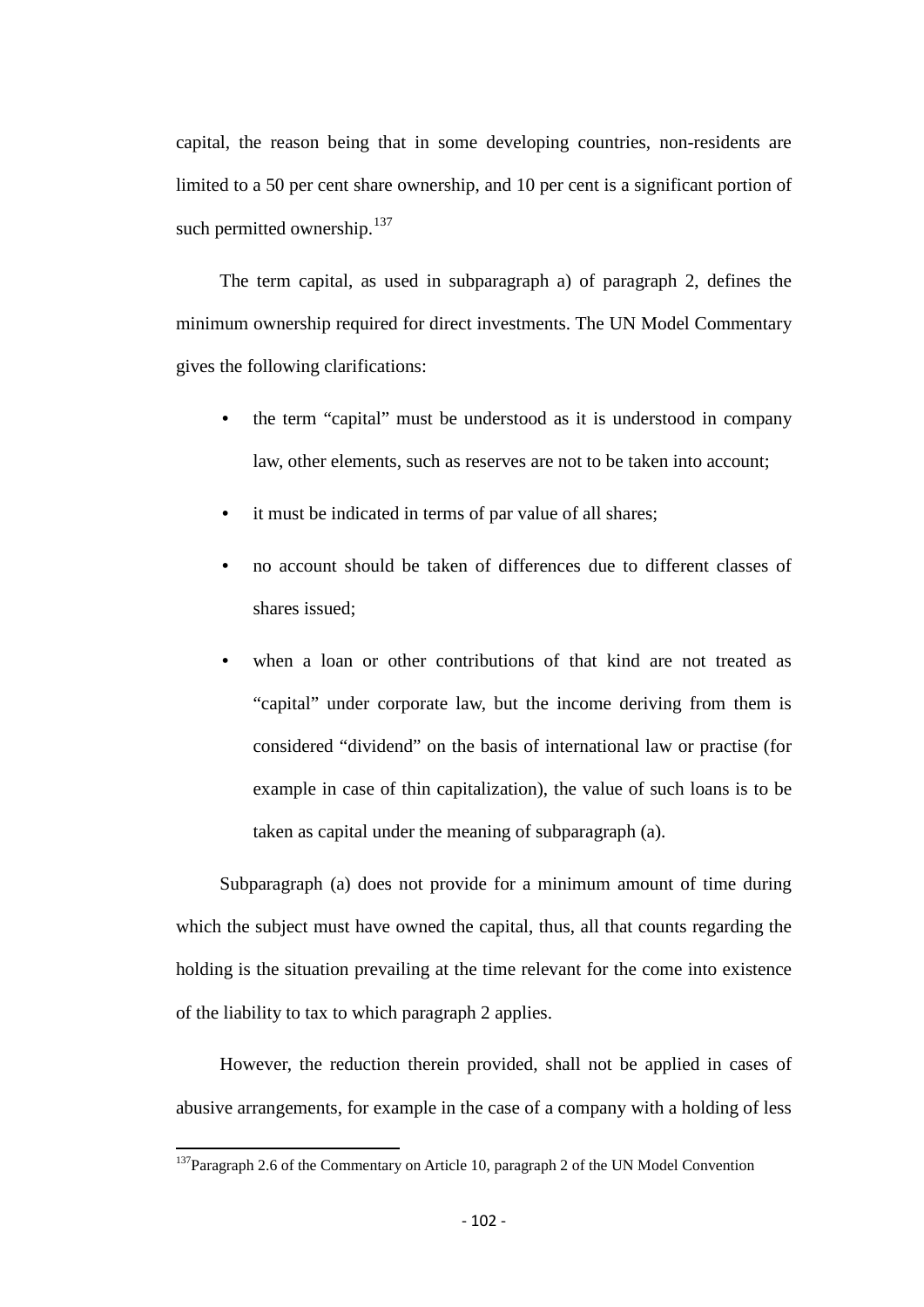capital, the reason being that in some developing countries, non-residents are limited to a 50 per cent share ownership, and 10 per cent is a significant portion of such permitted ownership.[137]

The term capital, as used in subparagraph a) of paragraph 2, defines the minimum ownership required for direct investments. The UN Model Commentary gives the following clarifications:

- the term "capital" must be understood as it is understood in company law, other elements, such as reserves are not to be taken into account;
- it must be indicated in terms of par value of all shares;
- no account should be taken of differences due to different classes of shares issued;
- when a loan or other contributions of that kind are not treated as "capital" under corporate law, but the income deriving from them is considered "dividend" on the basis of international law or practise (for example in case of thin capitalization), the value of such loans is to be taken as capital under the meaning of subparagraph (a).

Subparagraph (a) does not provide for a minimum amount of time during which the subject must have owned the capital, thus, all that counts regarding the holding is the situation prevailing at the time relevant for the come into existence of the liability to tax to which paragraph 2 applies.

However, the reduction therein provided, shall not be applied in cases of abusive arrangements, for example in the case of a company with a holding of less

[137] Paragraph 2.6 of the Commentary on Article 10, paragraph 2 of the UN Model Convention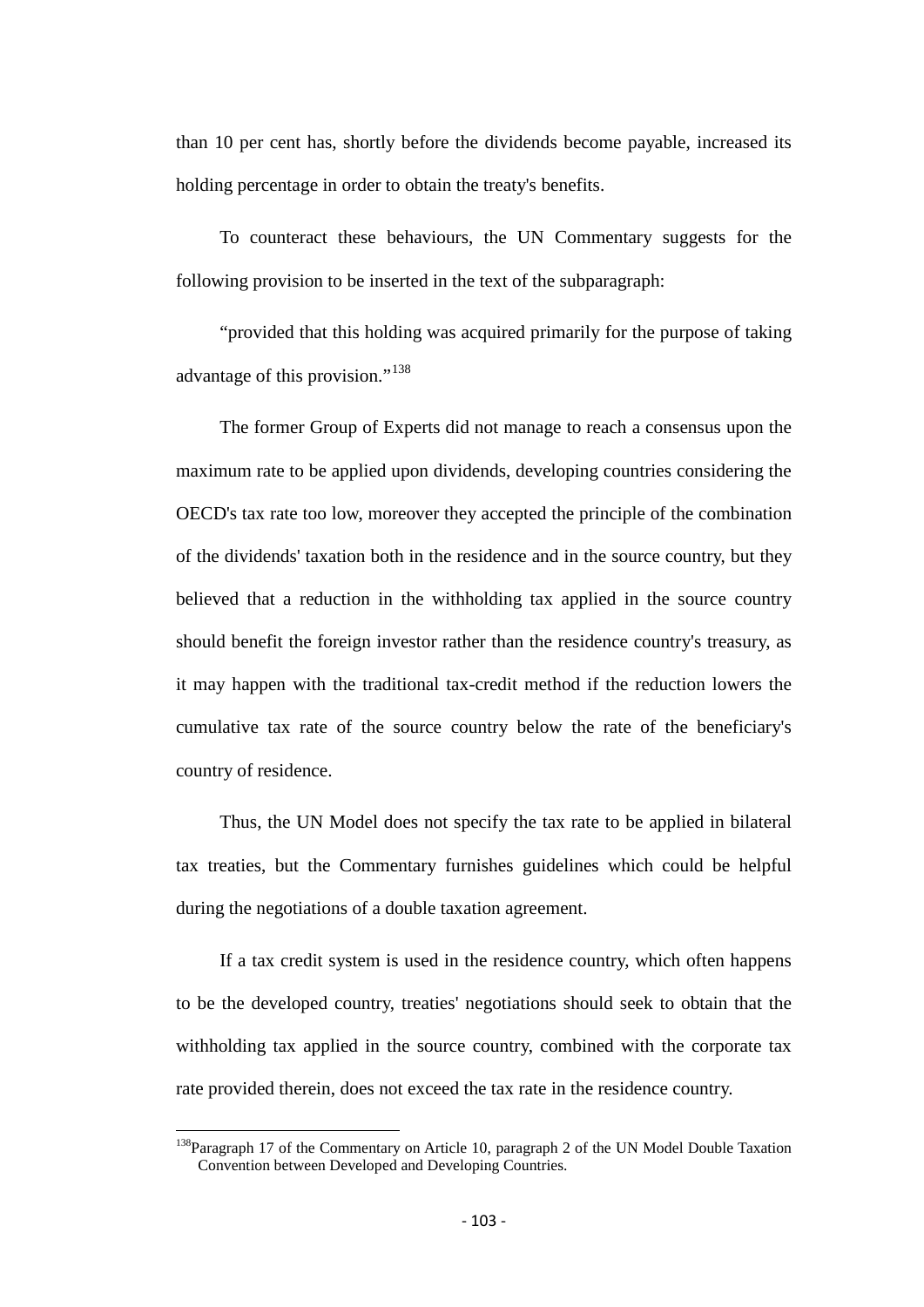than 10 per cent has, shortly before the dividends become payable, increased its holding percentage in order to obtain the treaty's benefits.

To counteract these behaviours, the UN Commentary suggests for the following provision to be inserted in the text of the subparagraph:

"provided that this holding was acquired primarily for the purpose of taking advantage of this provision."[138]

The former Group of Experts did not manage to reach a consensus upon the maximum rate to be applied upon dividends, developing countries considering the OECD's tax rate too low, moreover they accepted the principle of the combination of the dividends' taxation both in the residence and in the source country, but they believed that a reduction in the withholding tax applied in the source country should benefit the foreign investor rather than the residence country's treasury, as it may happen with the traditional tax-credit method if the reduction lowers the cumulative tax rate of the source country below the rate of the beneficiary's country of residence.

Thus, the UN Model does not specify the tax rate to be applied in bilateral tax treaties, but the Commentary furnishes guidelines which could be helpful during the negotiations of a double taxation agreement.

If a tax credit system is used in the residence country, which often happens to be the developed country, treaties' negotiations should seek to obtain that the withholding tax applied in the source country, combined with the corporate tax rate provided therein, does not exceed the tax rate in the residence country.

---

[138] Paragraph 17 of the Commentary on Article 10, paragraph 2 of the UN Model Double Taxation Convention between Developed and Developing Countries.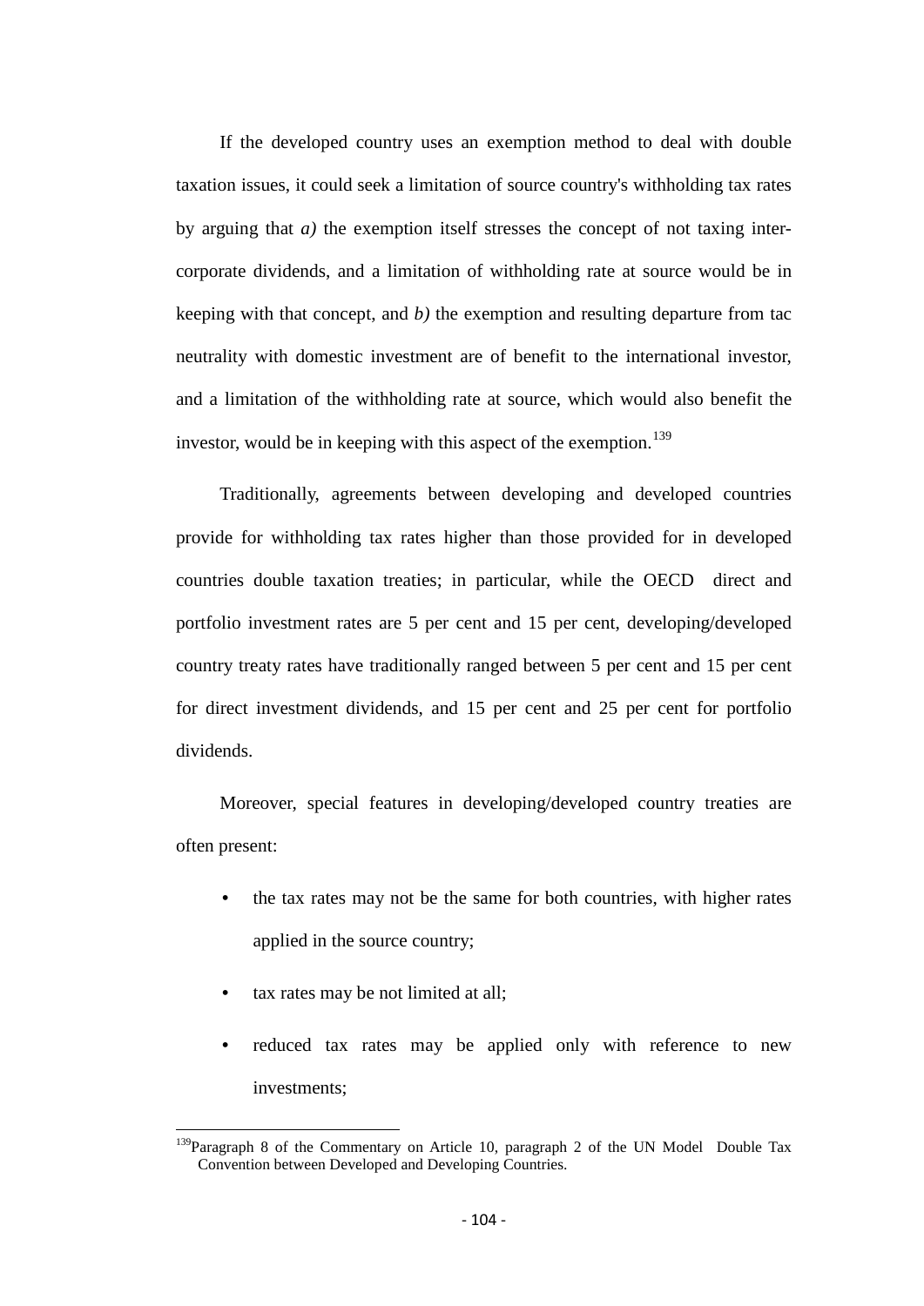If the developed country uses an exemption method to deal with double taxation issues, it could seek a limitation of source country's withholding tax rates by arguing that *a)* the exemption itself stresses the concept of not taxing inter-corporate dividends, and a limitation of withholding rate at source would be in keeping with that concept, and *b)* the exemption and resulting departure from tac neutrality with domestic investment are of benefit to the international investor, and a limitation of the withholding rate at source, which would also benefit the investor, would be in keeping with this aspect of the exemption.[139]

Traditionally, agreements between developing and developed countries provide for withholding tax rates higher than those provided for in developed countries double taxation treaties; in particular, while the OECD direct and portfolio investment rates are 5 per cent and 15 per cent, developing/developed country treaty rates have traditionally ranged between 5 per cent and 15 per cent for direct investment dividends, and 15 per cent and 25 per cent for portfolio dividends.

Moreover, special features in developing/developed country treaties are often present:

- the tax rates may not be the same for both countries, with higher rates applied in the source country;
- tax rates may be not limited at all;
- reduced tax rates may be applied only with reference to new investments;

---

[139] Paragraph 8 of the Commentary on Article 10, paragraph 2 of the UN Model Double Tax Convention between Developed and Developing Countries.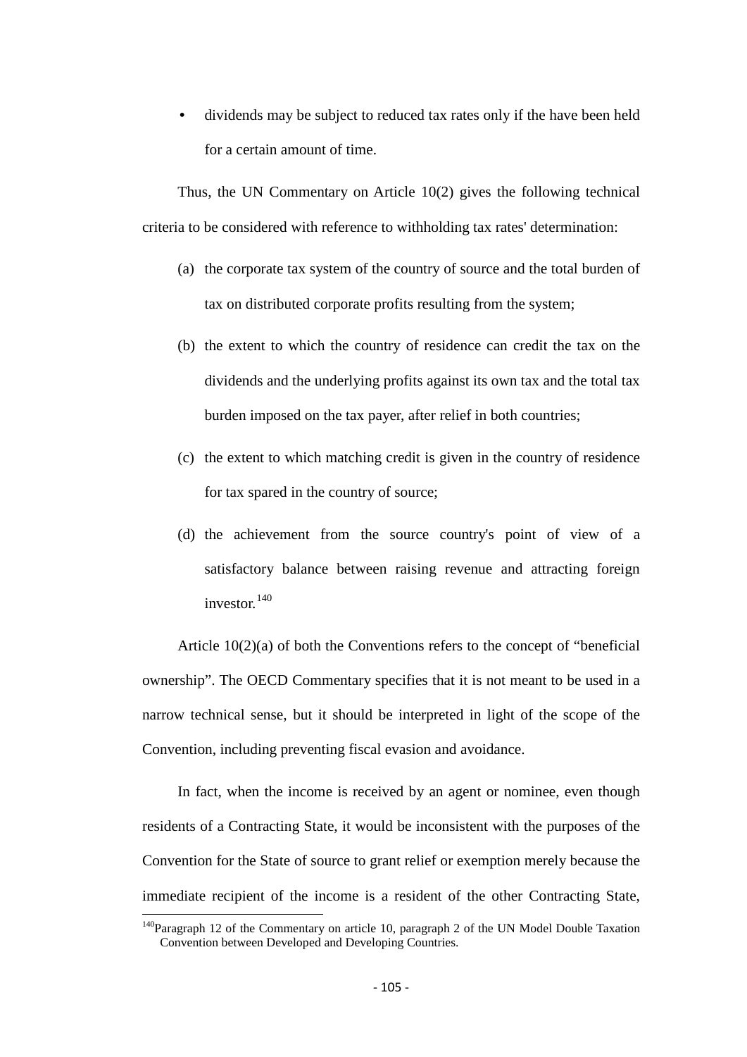- dividends may be subject to reduced tax rates only if the have been held for a certain amount of time.

Thus, the UN Commentary on Article 10(2) gives the following technical criteria to be considered with reference to withholding tax rates' determination:

(a) the corporate tax system of the country of source and the total burden of tax on distributed corporate profits resulting from the system;

(b) the extent to which the country of residence can credit the tax on the dividends and the underlying profits against its own tax and the total tax burden imposed on the tax payer, after relief in both countries;

(c) the extent to which matching credit is given in the country of residence for tax spared in the country of source;

(d) the achievement from the source country's point of view of a satisfactory balance between raising revenue and attracting foreign investor.[140]

Article 10(2)(a) of both the Conventions refers to the concept of "beneficial ownership". The OECD Commentary specifies that it is not meant to be used in a narrow technical sense, but it should be interpreted in light of the scope of the Convention, including preventing fiscal evasion and avoidance.

In fact, when the income is received by an agent or nominee, even though residents of a Contracting State, it would be inconsistent with the purposes of the Convention for the State of source to grant relief or exemption merely because the immediate recipient of the income is a resident of the other Contracting State,

[140] Paragraph 12 of the Commentary on article 10, paragraph 2 of the UN Model Double Taxation Convention between Developed and Developing Countries.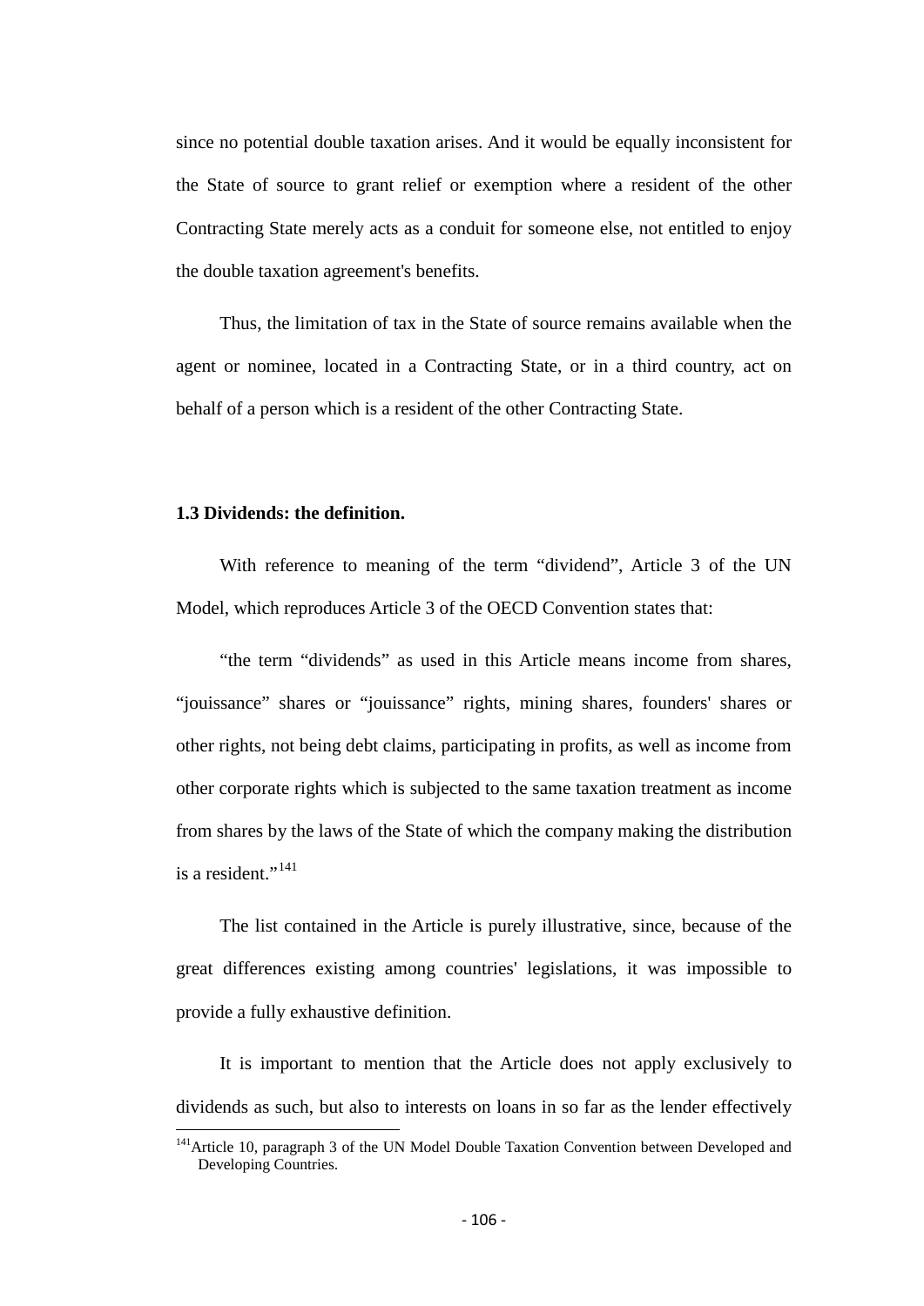since no potential double taxation arises. And it would be equally inconsistent for the State of source to grant relief or exemption where a resident of the other Contracting State merely acts as a conduit for someone else, not entitled to enjoy the double taxation agreement's benefits.

Thus, the limitation of tax in the State of source remains available when the agent or nominee, located in a Contracting State, or in a third country, act on behalf of a person which is a resident of the other Contracting State.

### 1.3 Dividends: the definition.

With reference to meaning of the term "dividend", Article 3 of the UN Model, which reproduces Article 3 of the OECD Convention states that:

"the term "dividends" as used in this Article means income from shares, "jouissance" shares or "jouissance" rights, mining shares, founders' shares or other rights, not being debt claims, participating in profits, as well as income from other corporate rights which is subjected to the same taxation treatment as income from shares by the laws of the State of which the company making the distribution is a resident."[141]

The list contained in the Article is purely illustrative, since, because of the great differences existing among countries' legislations, it was impossible to provide a fully exhaustive definition.

It is important to mention that the Article does not apply exclusively to dividends as such, but also to interests on loans in so far as the lender effectively

---

[141] Article 10, paragraph 3 of the UN Model Double Taxation Convention between Developed and Developing Countries.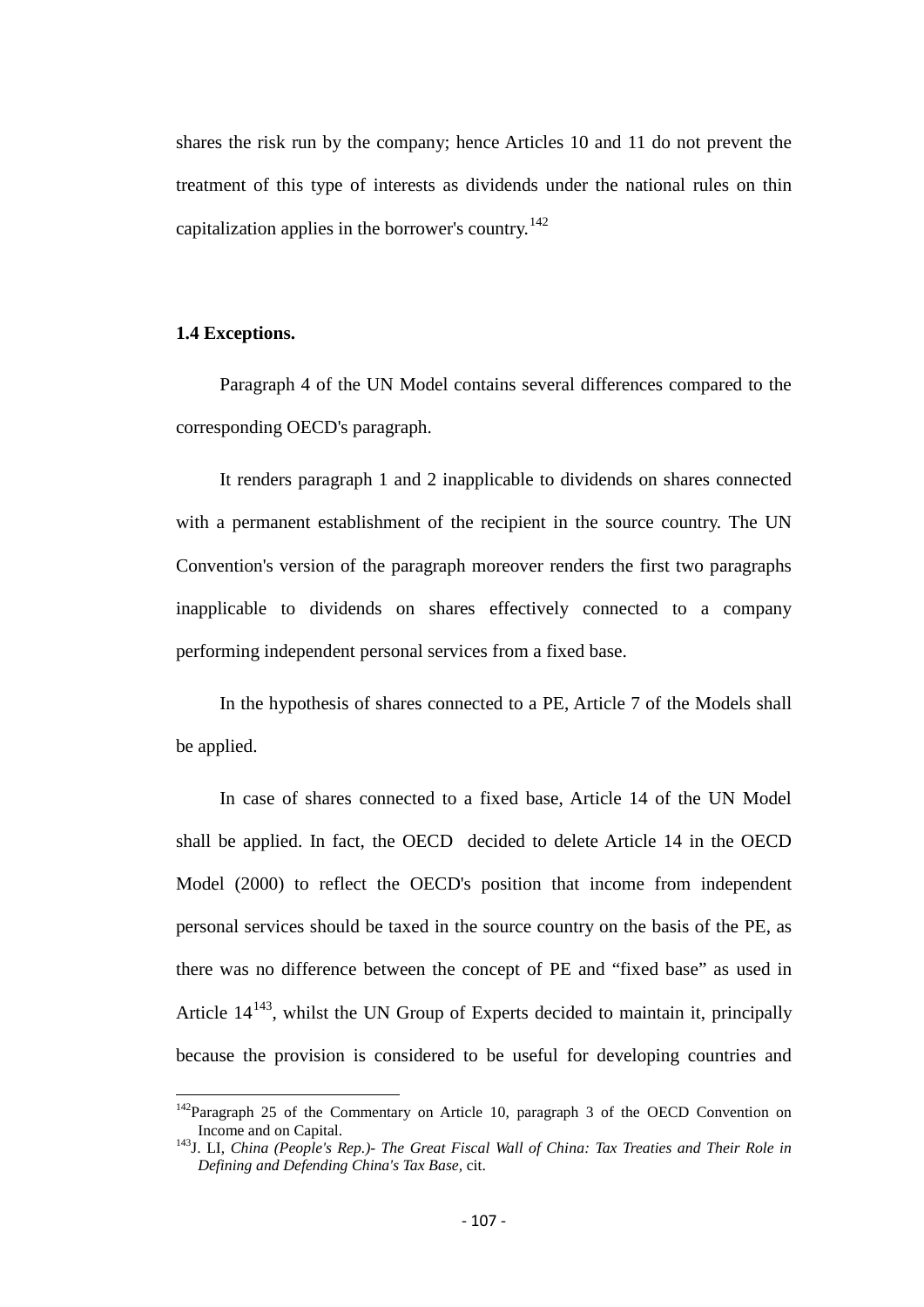shares the risk run by the company; hence Articles 10 and 11 do not prevent the treatment of this type of interests as dividends under the national rules on thin capitalization applies in the borrower's country.[142]

### 1.4 Exceptions.

Paragraph 4 of the UN Model contains several differences compared to the corresponding OECD's paragraph.

It renders paragraph 1 and 2 inapplicable to dividends on shares connected with a permanent establishment of the recipient in the source country. The UN Convention's version of the paragraph moreover renders the first two paragraphs inapplicable to dividends on shares effectively connected to a company performing independent personal services from a fixed base.

In the hypothesis of shares connected to a PE, Article 7 of the Models shall be applied.

In case of shares connected to a fixed base, Article 14 of the UN Model shall be applied. In fact, the OECD decided to delete Article 14 in the OECD Model (2000) to reflect the OECD's position that income from independent personal services should be taxed in the source country on the basis of the PE, as there was no difference between the concept of PE and "fixed base" as used in Article 14[143], whilst the UN Group of Experts decided to maintain it, principally because the provision is considered to be useful for developing countries and

---

[142] Paragraph 25 of the Commentary on Article 10, paragraph 3 of the OECD Convention on Income and on Capital.

[143] J. LI, *China (People's Rep.)- The Great Fiscal Wall of China: Tax Treaties and Their Role in Defining and Defending China's Tax Base*, cit.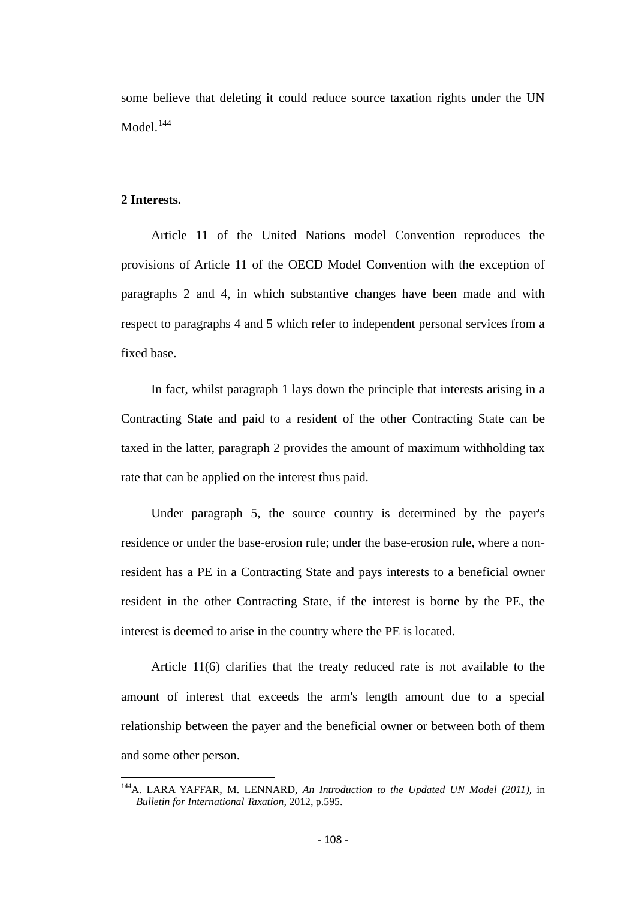some believe that deleting it could reduce source taxation rights under the UN Model.[144]

**2 Interests.**

Article 11 of the United Nations model Convention reproduces the provisions of Article 11 of the OECD Model Convention with the exception of paragraphs 2 and 4, in which substantive changes have been made and with respect to paragraphs 4 and 5 which refer to independent personal services from a fixed base.

In fact, whilst paragraph 1 lays down the principle that interests arising in a Contracting State and paid to a resident of the other Contracting State can be taxed in the latter, paragraph 2 provides the amount of maximum withholding tax rate that can be applied on the interest thus paid.

Under paragraph 5, the source country is determined by the payer's residence or under the base-erosion rule; under the base-erosion rule, where a non-resident has a PE in a Contracting State and pays interests to a beneficial owner resident in the other Contracting State, if the interest is borne by the PE, the interest is deemed to arise in the country where the PE is located.

Article 11(6) clarifies that the treaty reduced rate is not available to the amount of interest that exceeds the arm's length amount due to a special relationship between the payer and the beneficial owner or between both of them and some other person.

---

[144] A. LARA YAFFAR, M. LENNARD, *An Introduction to the Updated UN Model (2011)*, in *Bulletin for International Taxation*, 2012, p.595.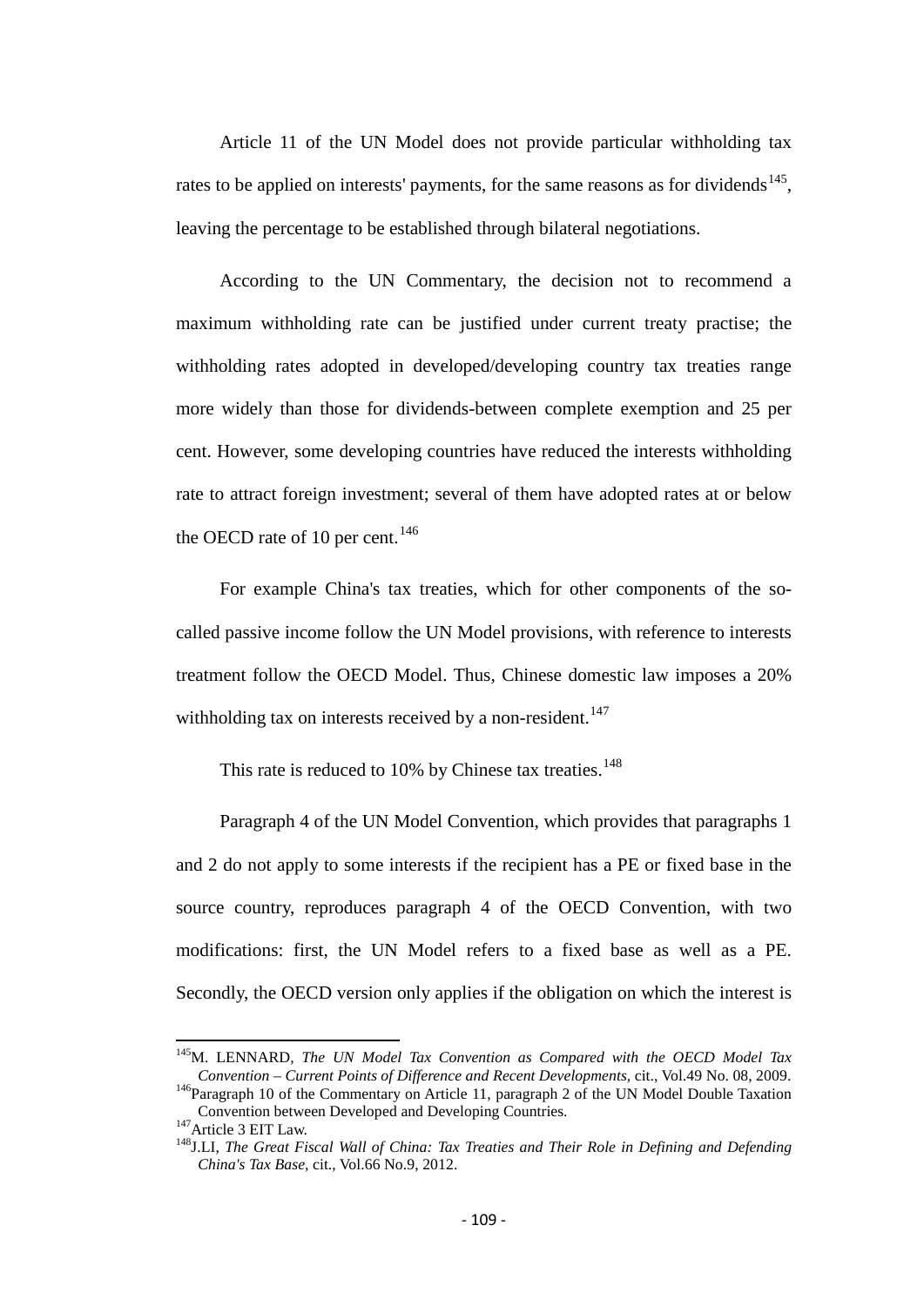Article 11 of the UN Model does not provide particular withholding tax rates to be applied on interests' payments, for the same reasons as for dividends[145], leaving the percentage to be established through bilateral negotiations.

According to the UN Commentary, the decision not to recommend a maximum withholding rate can be justified under current treaty practise; the withholding rates adopted in developed/developing country tax treaties range more widely than those for dividends-between complete exemption and 25 per cent. However, some developing countries have reduced the interests withholding rate to attract foreign investment; several of them have adopted rates at or below the OECD rate of 10 per cent.[146]

For example China's tax treaties, which for other components of the so-called passive income follow the UN Model provisions, with reference to interests treatment follow the OECD Model. Thus, Chinese domestic law imposes a 20% withholding tax on interests received by a non-resident.[147]

This rate is reduced to 10% by Chinese tax treaties.[148]

Paragraph 4 of the UN Model Convention, which provides that paragraphs 1 and 2 do not apply to some interests if the recipient has a PE or fixed base in the source country, reproduces paragraph 4 of the OECD Convention, with two modifications: first, the UN Model refers to a fixed base as well as a PE. Secondly, the OECD version only applies if the obligation on which the interest is

---

[145] M. LENNARD, *The UN Model Tax Convention as Compared with the OECD Model Tax Convention – Current Points of Difference and Recent Developments*, cit., Vol.49 No. 08, 2009.

[146] Paragraph 10 of the Commentary on Article 11, paragraph 2 of the UN Model Double Taxation Convention between Developed and Developing Countries.

[147] Article 3 EIT Law.

[148] J.LI, *The Great Fiscal Wall of China: Tax Treaties and Their Role in Defining and Defending China's Tax Base*, cit., Vol.66 No.9, 2012.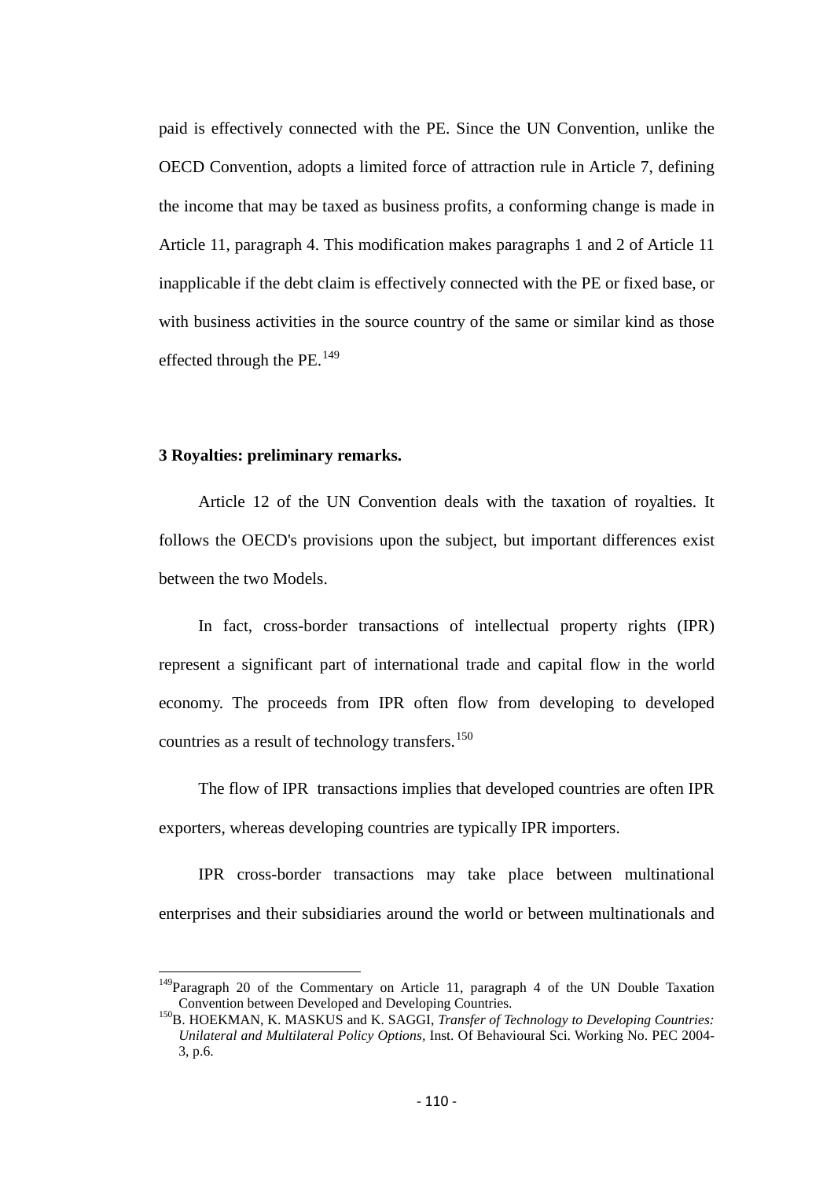paid is effectively connected with the PE. Since the UN Convention, unlike the OECD Convention, adopts a limited force of attraction rule in Article 7, defining the income that may be taxed as business profits, a conforming change is made in Article 11, paragraph 4. This modification makes paragraphs 1 and 2 of Article 11 inapplicable if the debt claim is effectively connected with the PE or fixed base, or with business activities in the source country of the same or similar kind as those effected through the PE.[149]

### 3 Royalties: preliminary remarks.

Article 12 of the UN Convention deals with the taxation of royalties. It follows the OECD's provisions upon the subject, but important differences exist between the two Models.

In fact, cross-border transactions of intellectual property rights (IPR) represent a significant part of international trade and capital flow in the world economy. The proceeds from IPR often flow from developing to developed countries as a result of technology transfers.[150]

The flow of IPR transactions implies that developed countries are often IPR exporters, whereas developing countries are typically IPR importers.

IPR cross-border transactions may take place between multinational enterprises and their subsidiaries around the world or between multinationals and

---

[149] Paragraph 20 of the Commentary on Article 11, paragraph 4 of the UN Double Taxation Convention between Developed and Developing Countries.

[150] B. HOEKMAN, K. MASKUS and K. SAGGI, *Transfer of Technology to Developing Countries: Unilateral and Multilateral Policy Options*, Inst. Of Behavioural Sci. Working No. PEC 2004-3, p.6.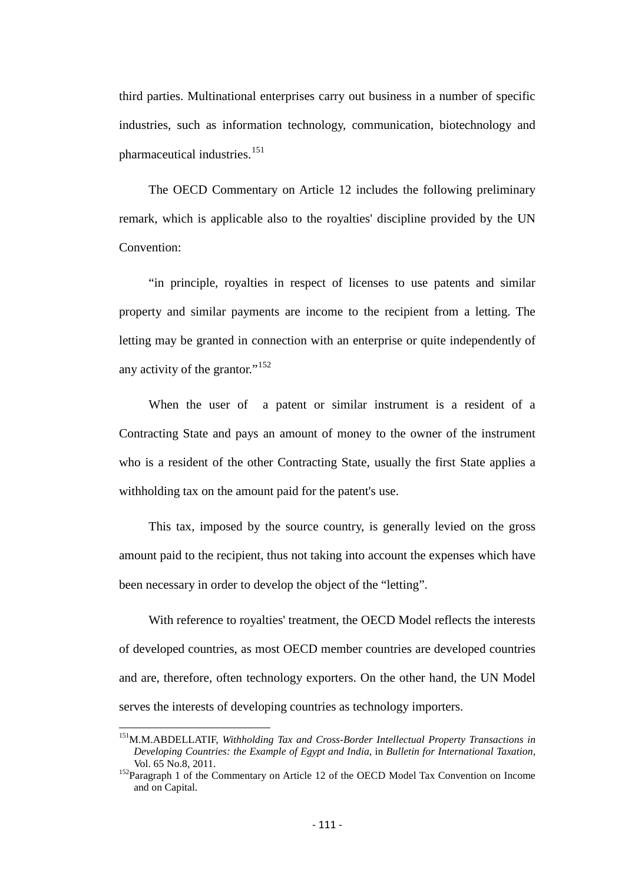third parties. Multinational enterprises carry out business in a number of specific industries, such as information technology, communication, biotechnology and pharmaceutical industries.[151]

The OECD Commentary on Article 12 includes the following preliminary remark, which is applicable also to the royalties' discipline provided by the UN Convention:

"in principle, royalties in respect of licenses to use patents and similar property and similar payments are income to the recipient from a letting. The letting may be granted in connection with an enterprise or quite independently of any activity of the grantor."[152]

When the user of a patent or similar instrument is a resident of a Contracting State and pays an amount of money to the owner of the instrument who is a resident of the other Contracting State, usually the first State applies a withholding tax on the amount paid for the patent's use.

This tax, imposed by the source country, is generally levied on the gross amount paid to the recipient, thus not taking into account the expenses which have been necessary in order to develop the object of the "letting".

With reference to royalties' treatment, the OECD Model reflects the interests of developed countries, as most OECD member countries are developed countries and are, therefore, often technology exporters. On the other hand, the UN Model serves the interests of developing countries as technology importers.

---

[151] M.M.ABDELLATIF, *Withholding Tax and Cross-Border Intellectual Property Transactions in Developing Countries: the Example of Egypt and India*, in *Bulletin for International Taxation*, Vol. 65 No.8, 2011.

[152] Paragraph 1 of the Commentary on Article 12 of the OECD Model Tax Convention on Income and on Capital.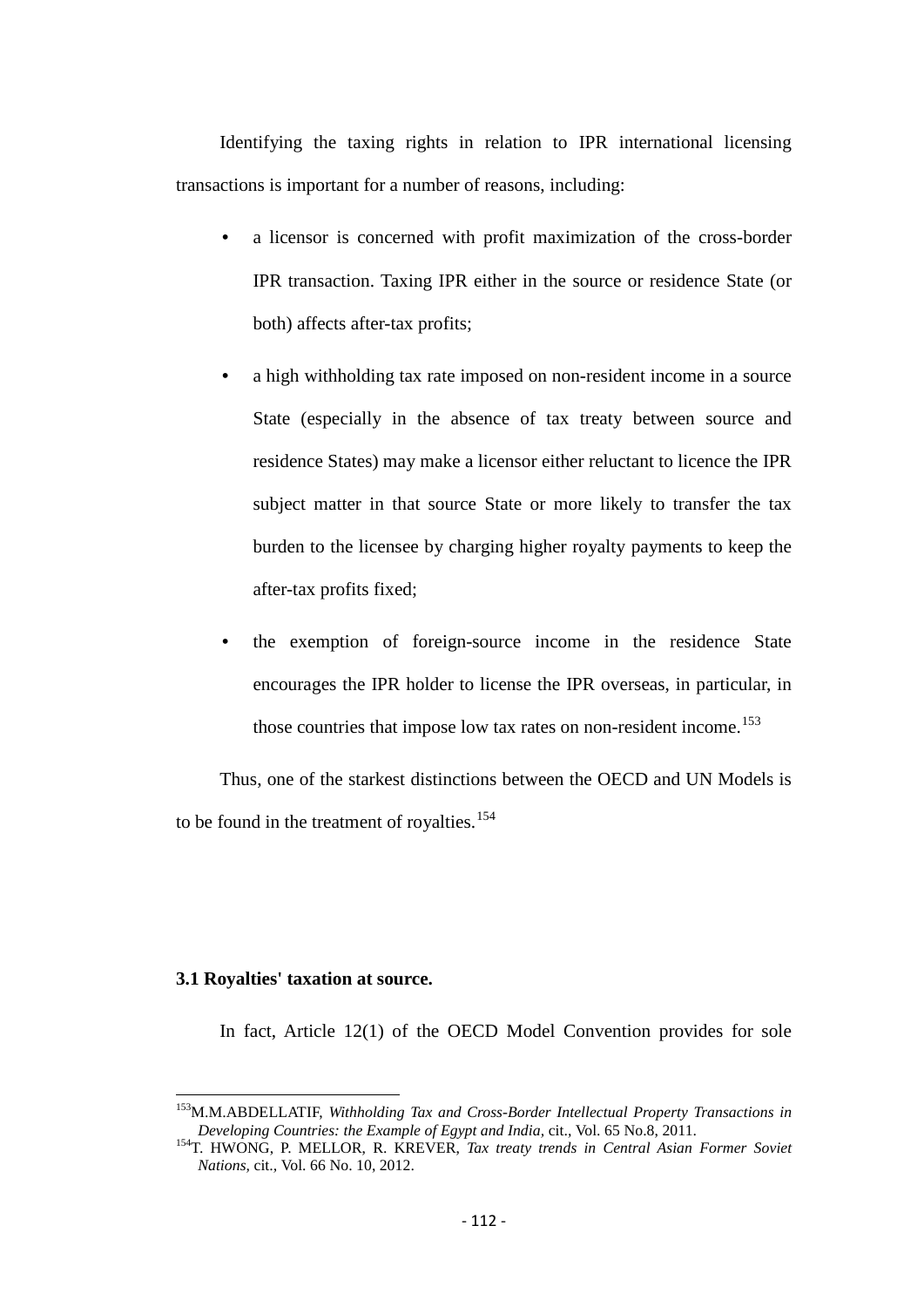Identifying the taxing rights in relation to IPR international licensing transactions is important for a number of reasons, including:

- a licensor is concerned with profit maximization of the cross-border IPR transaction. Taxing IPR either in the source or residence State (or both) affects after-tax profits;
- a high withholding tax rate imposed on non-resident income in a source State (especially in the absence of tax treaty between source and residence States) may make a licensor either reluctant to licence the IPR subject matter in that source State or more likely to transfer the tax burden to the licensee by charging higher royalty payments to keep the after-tax profits fixed;
- the exemption of foreign-source income in the residence State encourages the IPR holder to license the IPR overseas, in particular, in those countries that impose low tax rates on non-resident income.[153]

Thus, one of the starkest distinctions between the OECD and UN Models is to be found in the treatment of royalties.[154]

### 3.1 Royalties' taxation at source.

In fact, Article 12(1) of the OECD Model Convention provides for sole

---

[153] M.M.ABDELLATIF, *Withholding Tax and Cross-Border Intellectual Property Transactions in Developing Countries: the Example of Egypt and India*, cit., Vol. 65 No.8, 2011.

[154] T. HWONG, P. MELLOR, R. KREVER, *Tax treaty trends in Central Asian Former Soviet Nations*, cit., Vol. 66 No. 10, 2012.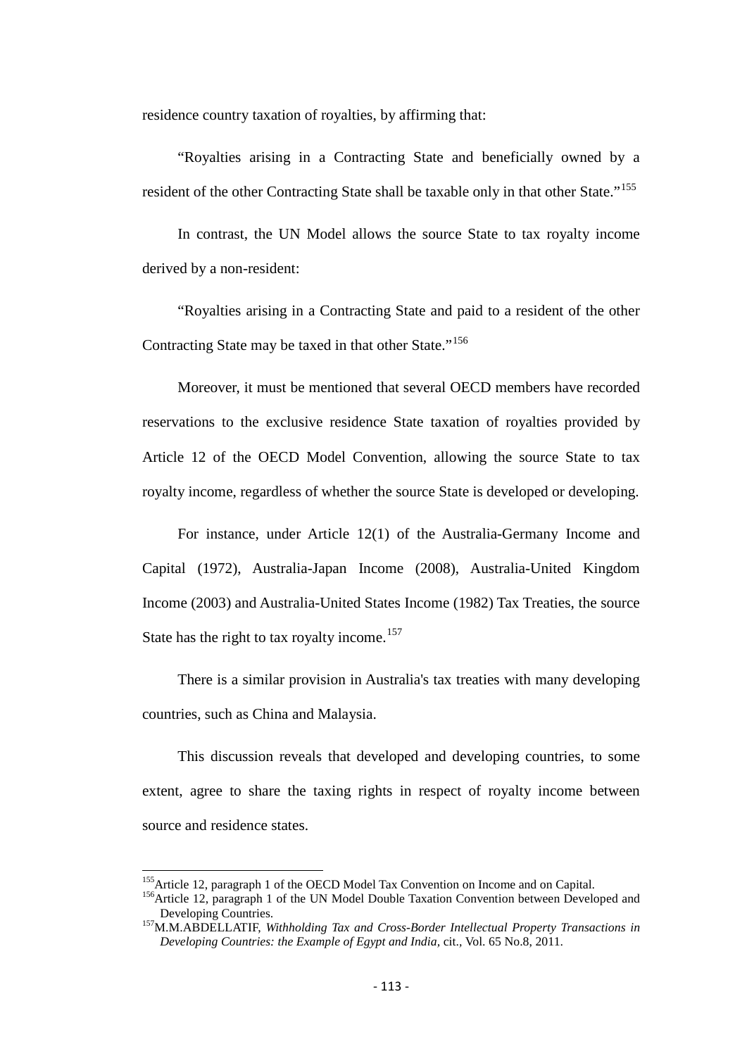residence country taxation of royalties, by affirming that:

"Royalties arising in a Contracting State and beneficially owned by a resident of the other Contracting State shall be taxable only in that other State."[155]

In contrast, the UN Model allows the source State to tax royalty income derived by a non-resident:

"Royalties arising in a Contracting State and paid to a resident of the other Contracting State may be taxed in that other State."[156]

Moreover, it must be mentioned that several OECD members have recorded reservations to the exclusive residence State taxation of royalties provided by Article 12 of the OECD Model Convention, allowing the source State to tax royalty income, regardless of whether the source State is developed or developing.

For instance, under Article 12(1) of the Australia-Germany Income and Capital (1972), Australia-Japan Income (2008), Australia-United Kingdom Income (2003) and Australia-United States Income (1982) Tax Treaties, the source State has the right to tax royalty income.[157]

There is a similar provision in Australia's tax treaties with many developing countries, such as China and Malaysia.

This discussion reveals that developed and developing countries, to some extent, agree to share the taxing rights in respect of royalty income between source and residence states.

---

[155] Article 12, paragraph 1 of the OECD Model Tax Convention on Income and on Capital.

[156] Article 12, paragraph 1 of the UN Model Double Taxation Convention between Developed and Developing Countries.

[157] M.M.ABDELLATIF, *Withholding Tax and Cross-Border Intellectual Property Transactions in Developing Countries: the Example of Egypt and India*, cit., Vol. 65 No.8, 2011.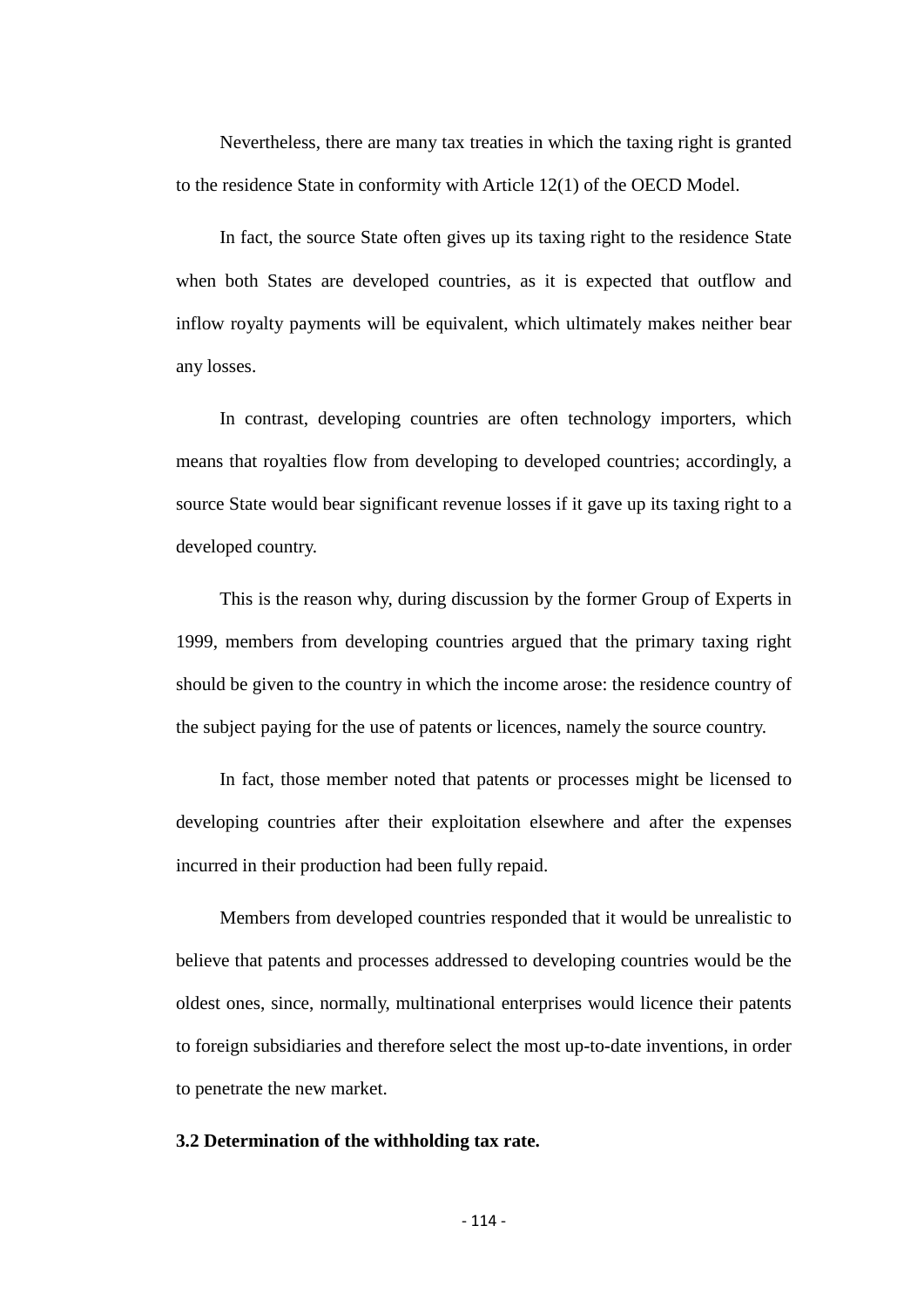Nevertheless, there are many tax treaties in which the taxing right is granted to the residence State in conformity with Article 12(1) of the OECD Model.

In fact, the source State often gives up its taxing right to the residence State when both States are developed countries, as it is expected that outflow and inflow royalty payments will be equivalent, which ultimately makes neither bear any losses.

In contrast, developing countries are often technology importers, which means that royalties flow from developing to developed countries; accordingly, a source State would bear significant revenue losses if it gave up its taxing right to a developed country.

This is the reason why, during discussion by the former Group of Experts in 1999, members from developing countries argued that the primary taxing right should be given to the country in which the income arose: the residence country of the subject paying for the use of patents or licences, namely the source country.

In fact, those member noted that patents or processes might be licensed to developing countries after their exploitation elsewhere and after the expenses incurred in their production had been fully repaid.

Members from developed countries responded that it would be unrealistic to believe that patents and processes addressed to developing countries would be the oldest ones, since, normally, multinational enterprises would licence their patents to foreign subsidiaries and therefore select the most up-to-date inventions, in order to penetrate the new market.

**3.2 Determination of the withholding tax rate.**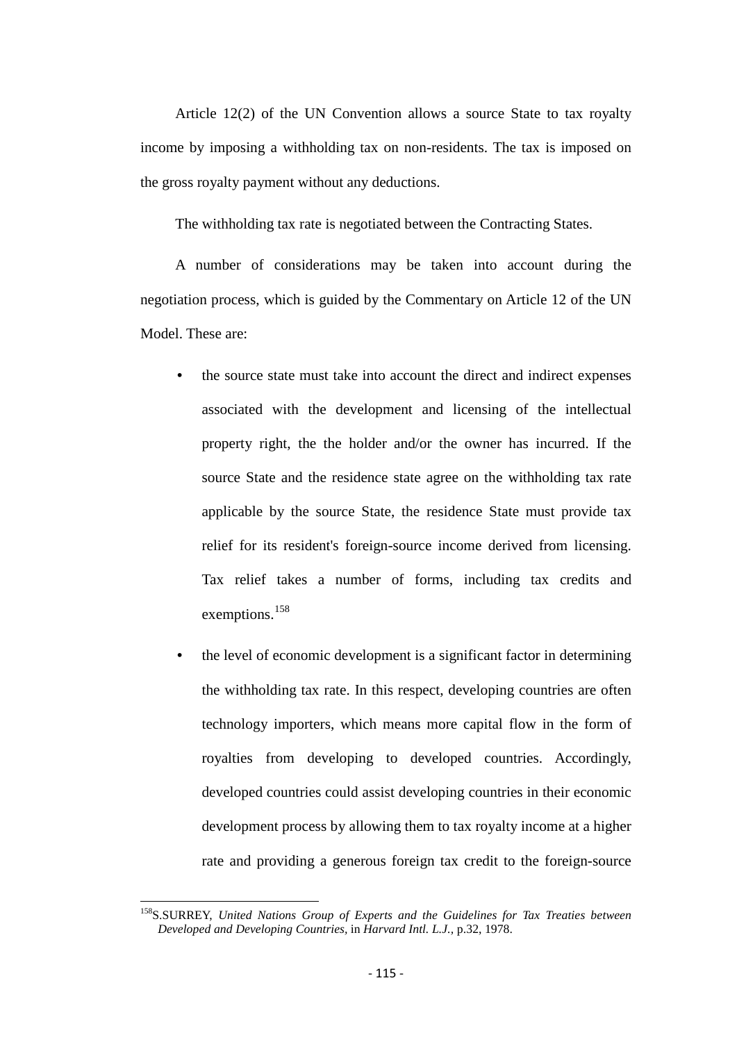Article 12(2) of the UN Convention allows a source State to tax royalty income by imposing a withholding tax on non-residents. The tax is imposed on the gross royalty payment without any deductions.

The withholding tax rate is negotiated between the Contracting States.

A number of considerations may be taken into account during the negotiation process, which is guided by the Commentary on Article 12 of the UN Model. These are:

- the source state must take into account the direct and indirect expenses associated with the development and licensing of the intellectual property right, the the holder and/or the owner has incurred. If the source State and the residence state agree on the withholding tax rate applicable by the source State, the residence State must provide tax relief for its resident's foreign-source income derived from licensing. Tax relief takes a number of forms, including tax credits and exemptions.[158]
- the level of economic development is a significant factor in determining the withholding tax rate. In this respect, developing countries are often technology importers, which means more capital flow in the form of royalties from developing to developed countries. Accordingly, developed countries could assist developing countries in their economic development process by allowing them to tax royalty income at a higher rate and providing a generous foreign tax credit to the foreign-source

---

[158] S.SURREY, *United Nations Group of Experts and the Guidelines for Tax Treaties between Developed and Developing Countries*, in *Harvard Intl. L.J.*, p.32, 1978.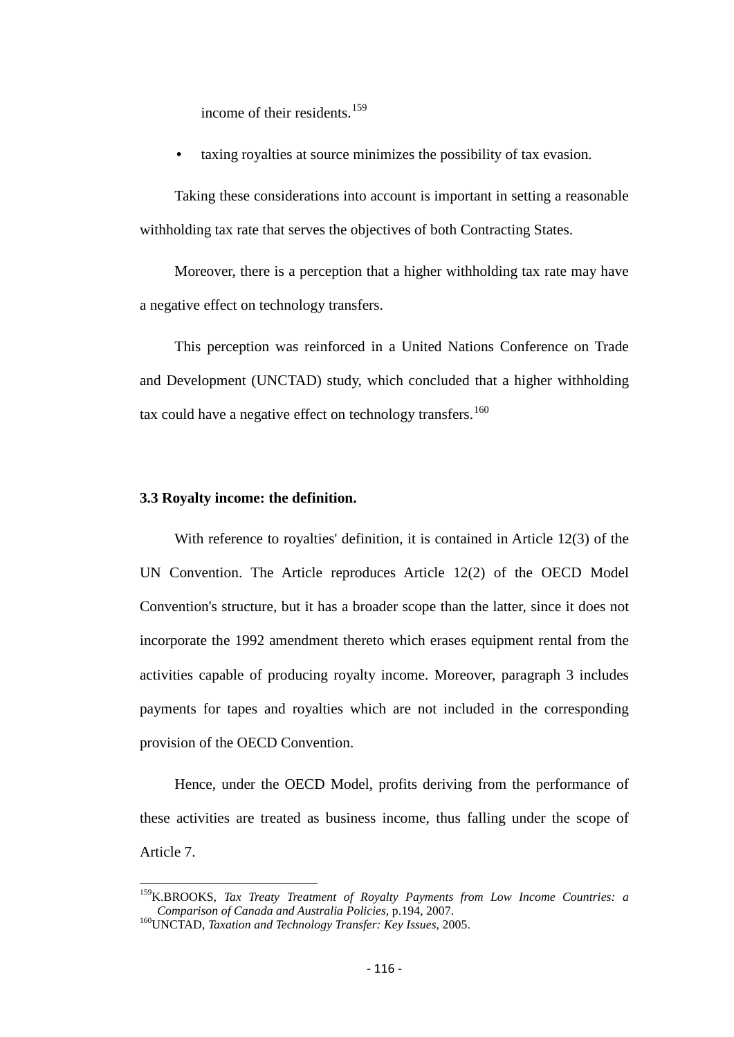income of their residents.[159]

- taxing royalties at source minimizes the possibility of tax evasion.

Taking these considerations into account is important in setting a reasonable withholding tax rate that serves the objectives of both Contracting States.

Moreover, there is a perception that a higher withholding tax rate may have a negative effect on technology transfers.

This perception was reinforced in a United Nations Conference on Trade and Development (UNCTAD) study, which concluded that a higher withholding tax could have a negative effect on technology transfers.[160]

### 3.3 Royalty income: the definition.

With reference to royalties' definition, it is contained in Article 12(3) of the UN Convention. The Article reproduces Article 12(2) of the OECD Model Convention's structure, but it has a broader scope than the latter, since it does not incorporate the 1992 amendment thereto which erases equipment rental from the activities capable of producing royalty income. Moreover, paragraph 3 includes payments for tapes and royalties which are not included in the corresponding provision of the OECD Convention.

Hence, under the OECD Model, profits deriving from the performance of these activities are treated as business income, thus falling under the scope of Article 7.

---

[159] K.BROOKS, *Tax Treaty Treatment of Royalty Payments from Low Income Countries: a Comparison of Canada and Australia Policies*, p.194, 2007.

[160] UNCTAD, *Taxation and Technology Transfer: Key Issues*, 2005.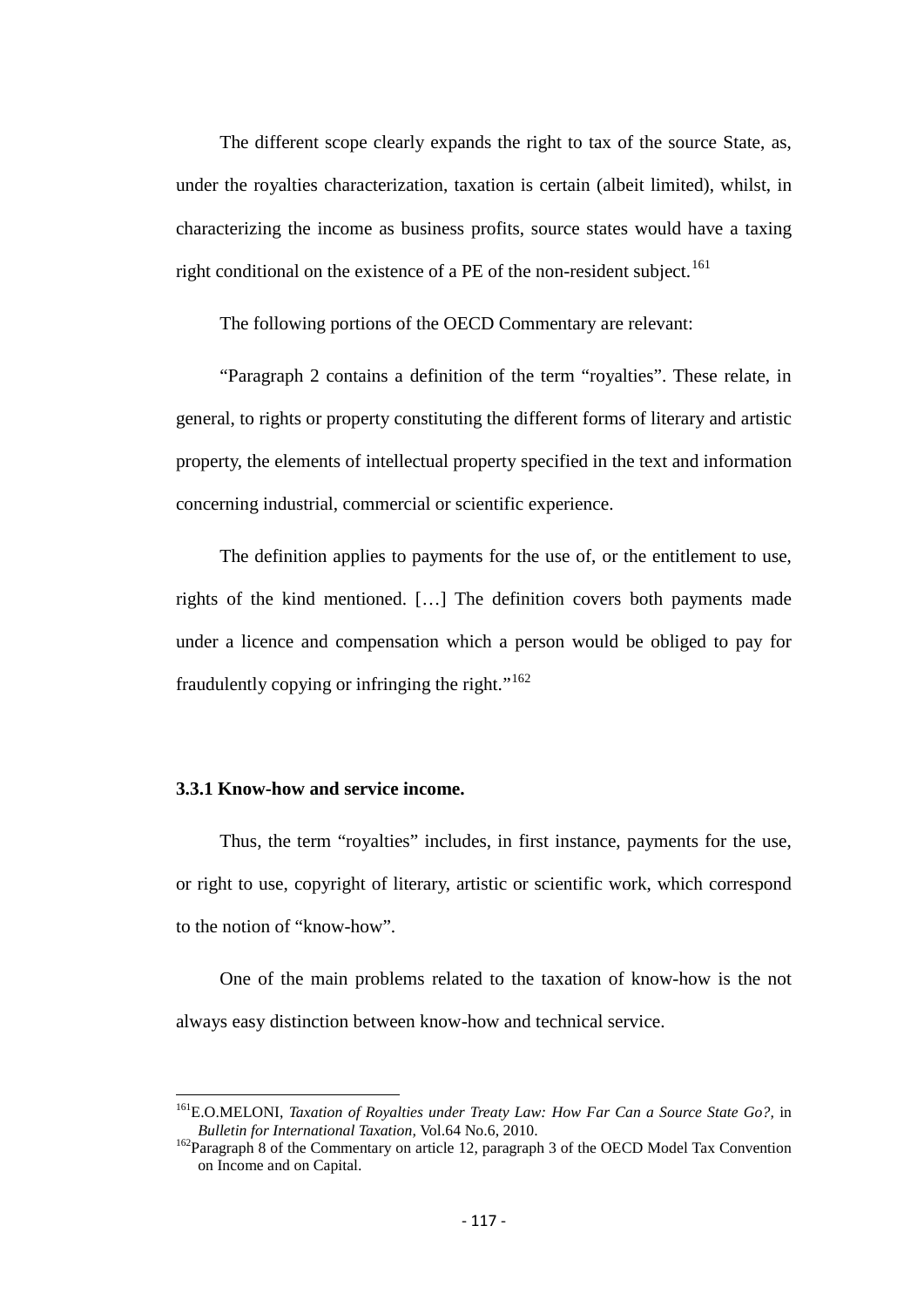The different scope clearly expands the right to tax of the source State, as, under the royalties characterization, taxation is certain (albeit limited), whilst, in characterizing the income as business profits, source states would have a taxing right conditional on the existence of a PE of the non-resident subject.[161]

The following portions of the OECD Commentary are relevant:

"Paragraph 2 contains a definition of the term "royalties". These relate, in general, to rights or property constituting the different forms of literary and artistic property, the elements of intellectual property specified in the text and information concerning industrial, commercial or scientific experience.

The definition applies to payments for the use of, or the entitlement to use, rights of the kind mentioned. […] The definition covers both payments made under a licence and compensation which a person would be obliged to pay for fraudulently copying or infringing the right."[162]

### 3.3.1 Know-how and service income.

Thus, the term "royalties" includes, in first instance, payments for the use, or right to use, copyright of literary, artistic or scientific work, which correspond to the notion of "know-how".

One of the main problems related to the taxation of know-how is the not always easy distinction between know-how and technical service.

---

[161] E.O.MELONI, *Taxation of Royalties under Treaty Law: How Far Can a Source State Go?*, in *Bulletin for International Taxation*, Vol.64 No.6, 2010.

[162] Paragraph 8 of the Commentary on article 12, paragraph 3 of the OECD Model Tax Convention on Income and on Capital.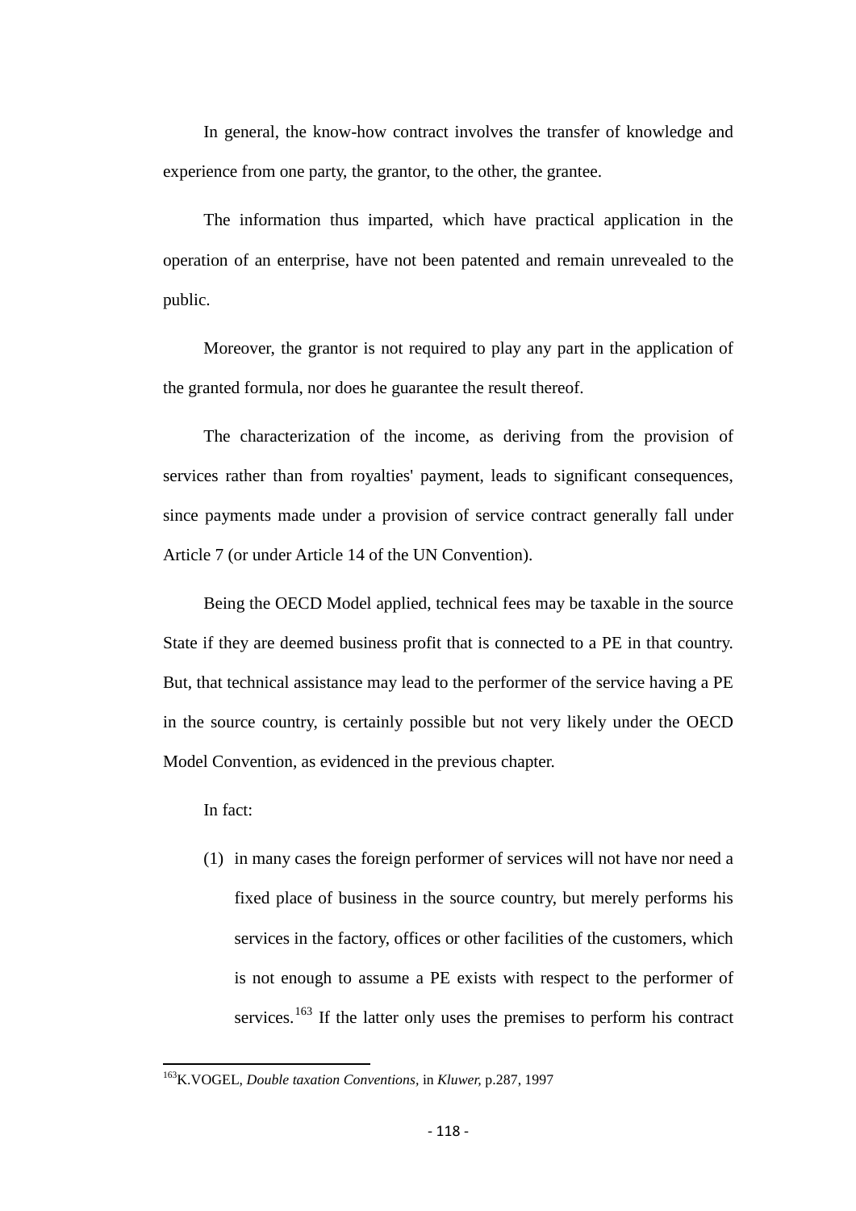In general, the know-how contract involves the transfer of knowledge and experience from one party, the grantor, to the other, the grantee.

The information thus imparted, which have practical application in the operation of an enterprise, have not been patented and remain unrevealed to the public.

Moreover, the grantor is not required to play any part in the application of the granted formula, nor does he guarantee the result thereof.

The characterization of the income, as deriving from the provision of services rather than from royalties' payment, leads to significant consequences, since payments made under a provision of service contract generally fall under Article 7 (or under Article 14 of the UN Convention).

Being the OECD Model applied, technical fees may be taxable in the source State if they are deemed business profit that is connected to a PE in that country. But, that technical assistance may lead to the performer of the service having a PE in the source country, is certainly possible but not very likely under the OECD Model Convention, as evidenced in the previous chapter.

In fact:

(1) in many cases the foreign performer of services will not have nor need a fixed place of business in the source country, but merely performs his services in the factory, offices or other facilities of the customers, which is not enough to assume a PE exists with respect to the performer of services.[163] If the latter only uses the premises to perform his contract

---

[163] K.VOGEL, *Double taxation Conventions*, in *Kluwer*, p.287, 1997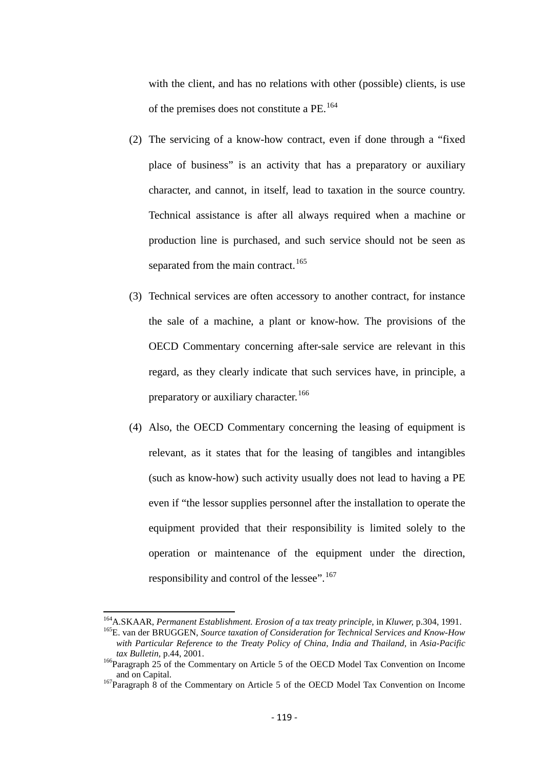with the client, and has no relations with other (possible) clients, is use of the premises does not constitute a PE.[164]

(2) The servicing of a know-how contract, even if done through a "fixed place of business" is an activity that has a preparatory or auxiliary character, and cannot, in itself, lead to taxation in the source country. Technical assistance is after all always required when a machine or production line is purchased, and such service should not be seen as separated from the main contract.[165]

(3) Technical services are often accessory to another contract, for instance the sale of a machine, a plant or know-how. The provisions of the OECD Commentary concerning after-sale service are relevant in this regard, as they clearly indicate that such services have, in principle, a preparatory or auxiliary character.[166]

(4) Also, the OECD Commentary concerning the leasing of equipment is relevant, as it states that for the leasing of tangibles and intangibles (such as know-how) such activity usually does not lead to having a PE even if "the lessor supplies personnel after the installation to operate the equipment provided that their responsibility is limited solely to the operation or maintenance of the equipment under the direction, responsibility and control of the lessee".[167]

---

[164] A.SKAAR, *Permanent Establishment. Erosion of a tax treaty principle,* in *Kluwer,* p.304, 1991.

[165] E. van der BRUGGEN, *Source taxation of Consideration for Technical Services and Know-How with Particular Reference to the Treaty Policy of China, India and Thailand,* in *Asia-Pacific tax Bulletin,* p.44, 2001.

[166] Paragraph 25 of the Commentary on Article 5 of the OECD Model Tax Convention on Income and on Capital.

[167] Paragraph 8 of the Commentary on Article 5 of the OECD Model Tax Convention on Income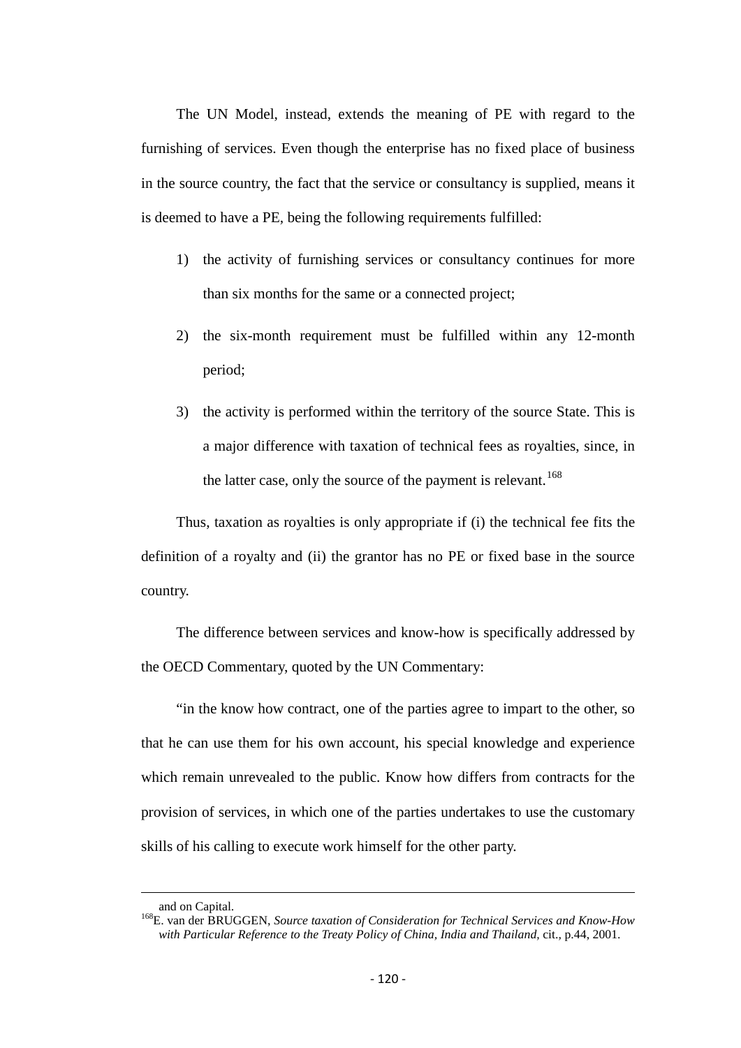The UN Model, instead, extends the meaning of PE with regard to the furnishing of services. Even though the enterprise has no fixed place of business in the source country, the fact that the service or consultancy is supplied, means it is deemed to have a PE, being the following requirements fulfilled:

1) the activity of furnishing services or consultancy continues for more than six months for the same or a connected project;
2) the six-month requirement must be fulfilled within any 12-month period;
3) the activity is performed within the territory of the source State. This is a major difference with taxation of technical fees as royalties, since, in the latter case, only the source of the payment is relevant.[168]

Thus, taxation as royalties is only appropriate if (i) the technical fee fits the definition of a royalty and (ii) the grantor has no PE or fixed base in the source country.

The difference between services and know-how is specifically addressed by the OECD Commentary, quoted by the UN Commentary:

"in the know how contract, one of the parties agree to impart to the other, so that he can use them for his own account, his special knowledge and experience which remain unrevealed to the public. Know how differs from contracts for the provision of services, in which one of the parties undertakes to use the customary skills of his calling to execute work himself for the other party.

---

and on Capital.

[168] E. van der BRUGGEN, *Source taxation of Consideration for Technical Services and Know-How with Particular Reference to the Treaty Policy of China, India and Thailand*, cit., p.44, 2001.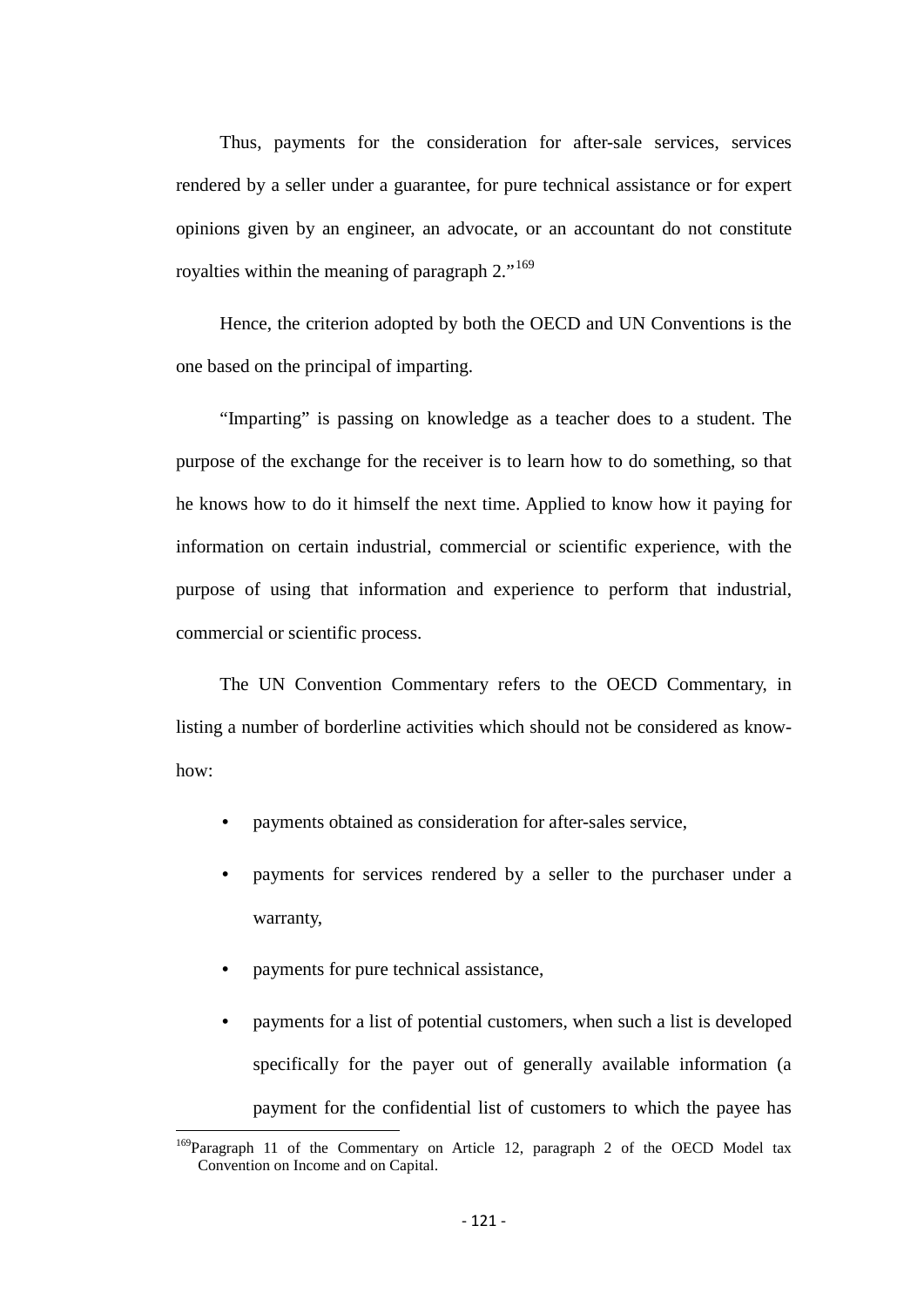Thus, payments for the consideration for after-sale services, services rendered by a seller under a guarantee, for pure technical assistance or for expert opinions given by an engineer, an advocate, or an accountant do not constitute royalties within the meaning of paragraph 2."[169]

Hence, the criterion adopted by both the OECD and UN Conventions is the one based on the principal of imparting.

"Imparting" is passing on knowledge as a teacher does to a student. The purpose of the exchange for the receiver is to learn how to do something, so that he knows how to do it himself the next time. Applied to know how it paying for information on certain industrial, commercial or scientific experience, with the purpose of using that information and experience to perform that industrial, commercial or scientific process.

The UN Convention Commentary refers to the OECD Commentary, in listing a number of borderline activities which should not be considered as know-how:

- payments obtained as consideration for after-sales service,
- payments for services rendered by a seller to the purchaser under a warranty,
- payments for pure technical assistance,
- payments for a list of potential customers, when such a list is developed specifically for the payer out of generally available information (a payment for the confidential list of customers to which the payee has

[169] Paragraph 11 of the Commentary on Article 12, paragraph 2 of the OECD Model tax Convention on Income and on Capital.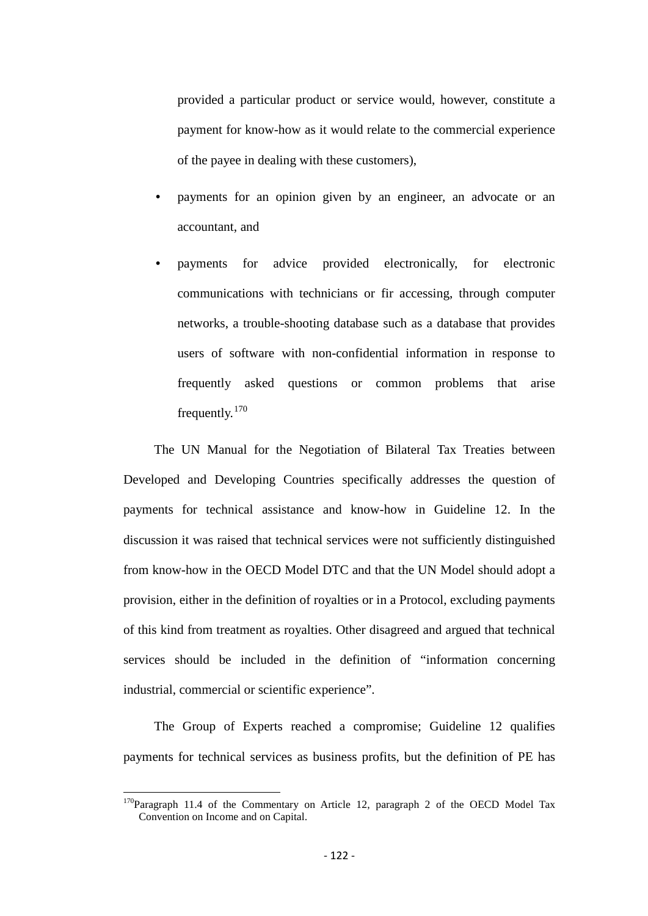provided a particular product or service would, however, constitute a payment for know-how as it would relate to the commercial experience of the payee in dealing with these customers),

- payments for an opinion given by an engineer, an advocate or an accountant, and
- payments for advice provided electronically, for electronic communications with technicians or fir accessing, through computer networks, a trouble-shooting database such as a database that provides users of software with non-confidential information in response to frequently asked questions or common problems that arise frequently.[170]

The UN Manual for the Negotiation of Bilateral Tax Treaties between Developed and Developing Countries specifically addresses the question of payments for technical assistance and know-how in Guideline 12. In the discussion it was raised that technical services were not sufficiently distinguished from know-how in the OECD Model DTC and that the UN Model should adopt a provision, either in the definition of royalties or in a Protocol, excluding payments of this kind from treatment as royalties. Other disagreed and argued that technical services should be included in the definition of "information concerning industrial, commercial or scientific experience".

The Group of Experts reached a compromise; Guideline 12 qualifies payments for technical services as business profits, but the definition of PE has

---

[170] Paragraph 11.4 of the Commentary on Article 12, paragraph 2 of the OECD Model Tax Convention on Income and on Capital.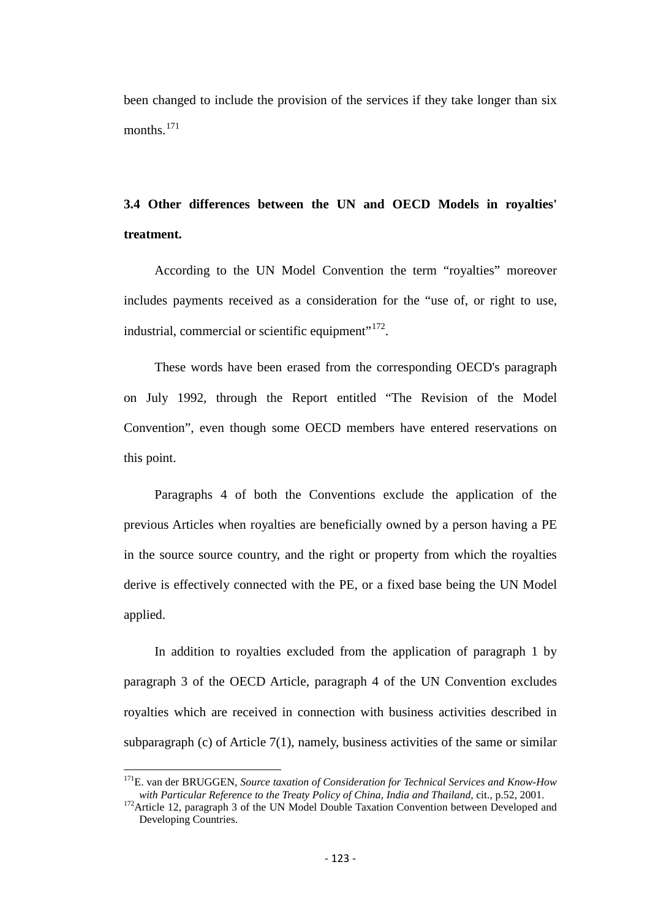been changed to include the provision of the services if they take longer than six months.[171]

## 3.4 Other differences between the UN and OECD Models in royalties' treatment.

According to the UN Model Convention the term "royalties" moreover includes payments received as a consideration for the "use of, or right to use, industrial, commercial or scientific equipment"[172].

These words have been erased from the corresponding OECD's paragraph on July 1992, through the Report entitled "The Revision of the Model Convention", even though some OECD members have entered reservations on this point.

Paragraphs 4 of both the Conventions exclude the application of the previous Articles when royalties are beneficially owned by a person having a PE in the source source country, and the right or property from which the royalties derive is effectively connected with the PE, or a fixed base being the UN Model applied.

In addition to royalties excluded from the application of paragraph 1 by paragraph 3 of the OECD Article, paragraph 4 of the UN Convention excludes royalties which are received in connection with business activities described in subparagraph (c) of Article 7(1), namely, business activities of the same or similar

---

[171] E. van der BRUGGEN, *Source taxation of Consideration for Technical Services and Know-How with Particular Reference to the Treaty Policy of China, India and Thailand*, cit., p.52, 2001.

[172] Article 12, paragraph 3 of the UN Model Double Taxation Convention between Developed and Developing Countries.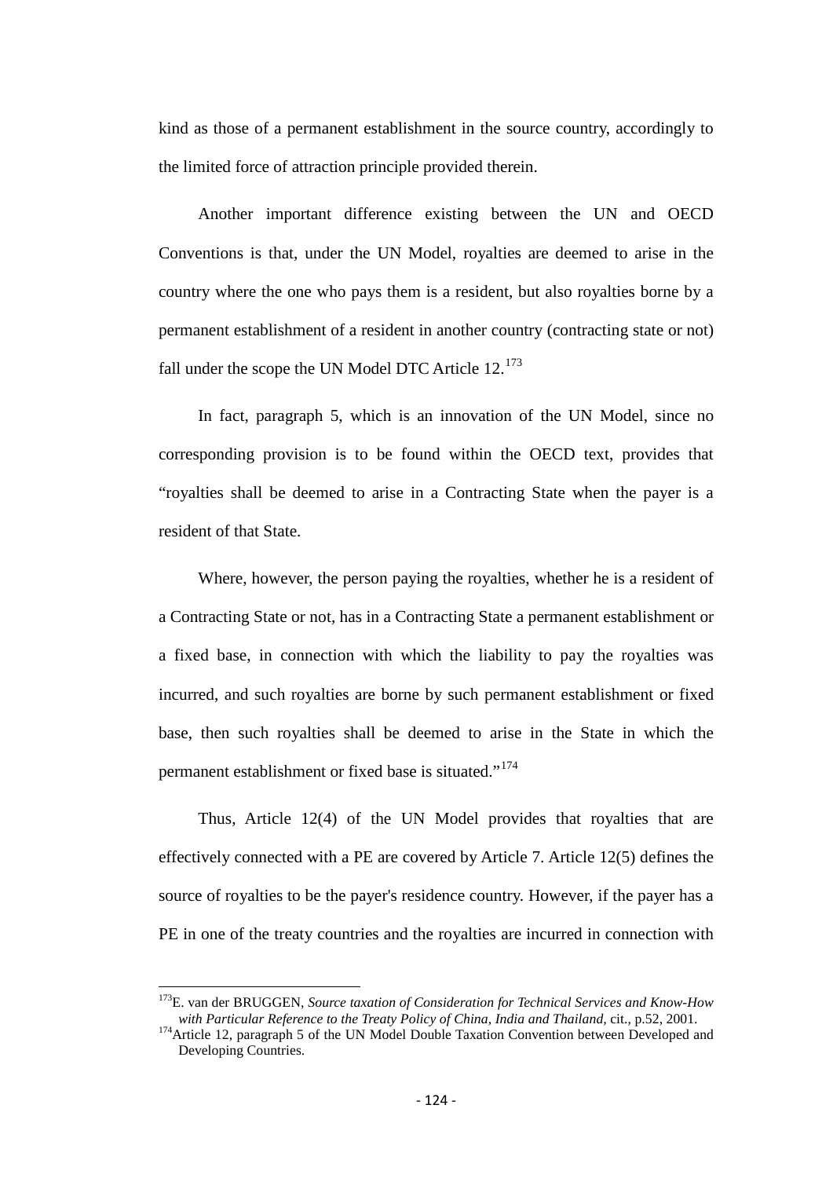kind as those of a permanent establishment in the source country, accordingly to the limited force of attraction principle provided therein.

Another important difference existing between the UN and OECD Conventions is that, under the UN Model, royalties are deemed to arise in the country where the one who pays them is a resident, but also royalties borne by a permanent establishment of a resident in another country (contracting state or not) fall under the scope the UN Model DTC Article 12.[173]

In fact, paragraph 5, which is an innovation of the UN Model, since no corresponding provision is to be found within the OECD text, provides that "royalties shall be deemed to arise in a Contracting State when the payer is a resident of that State.

Where, however, the person paying the royalties, whether he is a resident of a Contracting State or not, has in a Contracting State a permanent establishment or a fixed base, in connection with which the liability to pay the royalties was incurred, and such royalties are borne by such permanent establishment or fixed base, then such royalties shall be deemed to arise in the State in which the permanent establishment or fixed base is situated."[174]

Thus, Article 12(4) of the UN Model provides that royalties that are effectively connected with a PE are covered by Article 7. Article 12(5) defines the source of royalties to be the payer's residence country. However, if the payer has a PE in one of the treaty countries and the royalties are incurred in connection with

---

[173] E. van der BRUGGEN, *Source taxation of Consideration for Technical Services and Know-How with Particular Reference to the Treaty Policy of China, India and Thailand*, cit., p.52, 2001.

[174] Article 12, paragraph 5 of the UN Model Double Taxation Convention between Developed and Developing Countries.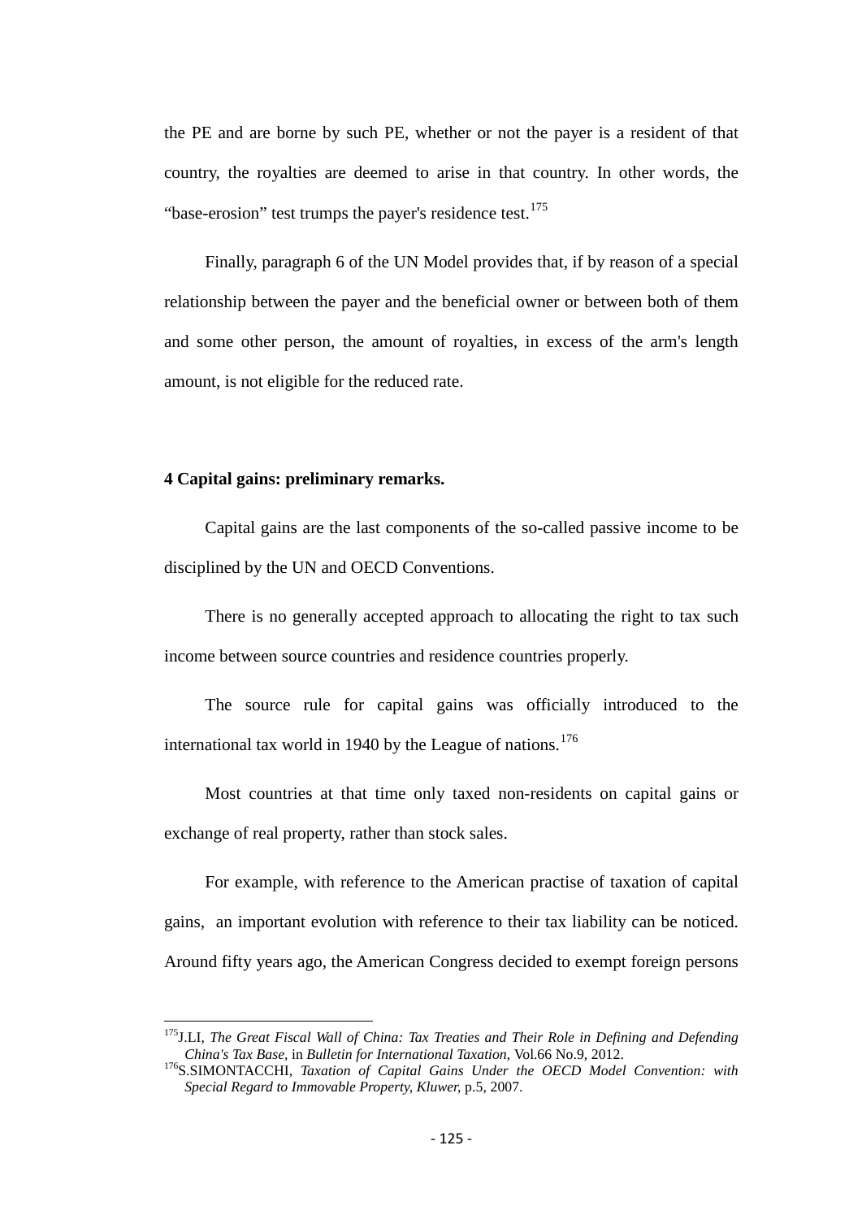the PE and are borne by such PE, whether or not the payer is a resident of that country, the royalties are deemed to arise in that country. In other words, the "base-erosion" test trumps the payer's residence test.[175]

Finally, paragraph 6 of the UN Model provides that, if by reason of a special relationship between the payer and the beneficial owner or between both of them and some other person, the amount of royalties, in excess of the arm's length amount, is not eligible for the reduced rate.

### 4 Capital gains: preliminary remarks.

Capital gains are the last components of the so-called passive income to be disciplined by the UN and OECD Conventions.

There is no generally accepted approach to allocating the right to tax such income between source countries and residence countries properly.

The source rule for capital gains was officially introduced to the international tax world in 1940 by the League of nations.[176]

Most countries at that time only taxed non-residents on capital gains or exchange of real property, rather than stock sales.

For example, with reference to the American practise of taxation of capital gains, an important evolution with reference to their tax liability can be noticed. Around fifty years ago, the American Congress decided to exempt foreign persons

---

[175] J.LI, *The Great Fiscal Wall of China: Tax Treaties and Their Role in Defining and Defending China's Tax Base*, in *Bulletin for International Taxation*, Vol.66 No.9, 2012.

[176] S.SIMONTACCHI, *Taxation of Capital Gains Under the OECD Model Convention: with Special Regard to Immovable Property, Kluwer*, p.5, 2007.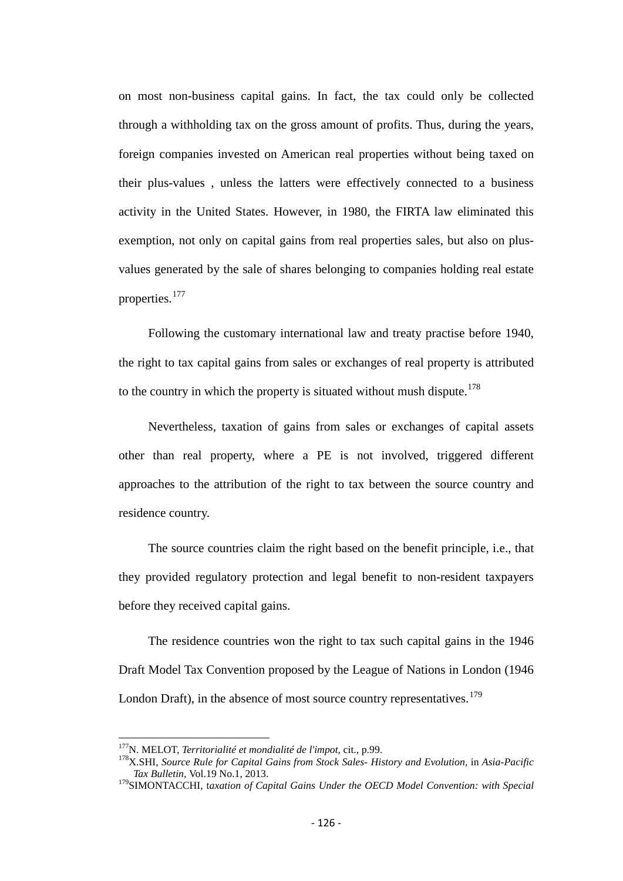on most non-business capital gains. In fact, the tax could only be collected through a withholding tax on the gross amount of profits. Thus, during the years, foreign companies invested on American real properties without being taxed on their plus-values , unless the latters were effectively connected to a business activity in the United States. However, in 1980, the FIRTA law eliminated this exemption, not only on capital gains from real properties sales, but also on plus-values generated by the sale of shares belonging to companies holding real estate properties.[177]

Following the customary international law and treaty practise before 1940, the right to tax capital gains from sales or exchanges of real property is attributed to the country in which the property is situated without mush dispute.[178]

Nevertheless, taxation of gains from sales or exchanges of capital assets other than real property, where a PE is not involved, triggered different approaches to the attribution of the right to tax between the source country and residence country.

The source countries claim the right based on the benefit principle, i.e., that they provided regulatory protection and legal benefit to non-resident taxpayers before they received capital gains.

The residence countries won the right to tax such capital gains in the 1946 Draft Model Tax Convention proposed by the League of Nations in London (1946 London Draft), in the absence of most source country representatives.[179]

---

[177] N. MELOT, *Territorialité et mondialité de l'impot,* cit., p.99.

[178] X.SHI, *Source Rule for Capital Gains from Stock Sales- History and Evolution,* in *Asia-Pacific Tax Bulletin,* Vol.19 No.1, 2013.

[179] SIMONTACCHI, t*axation of Capital Gains Under the OECD Model Convention: with Special*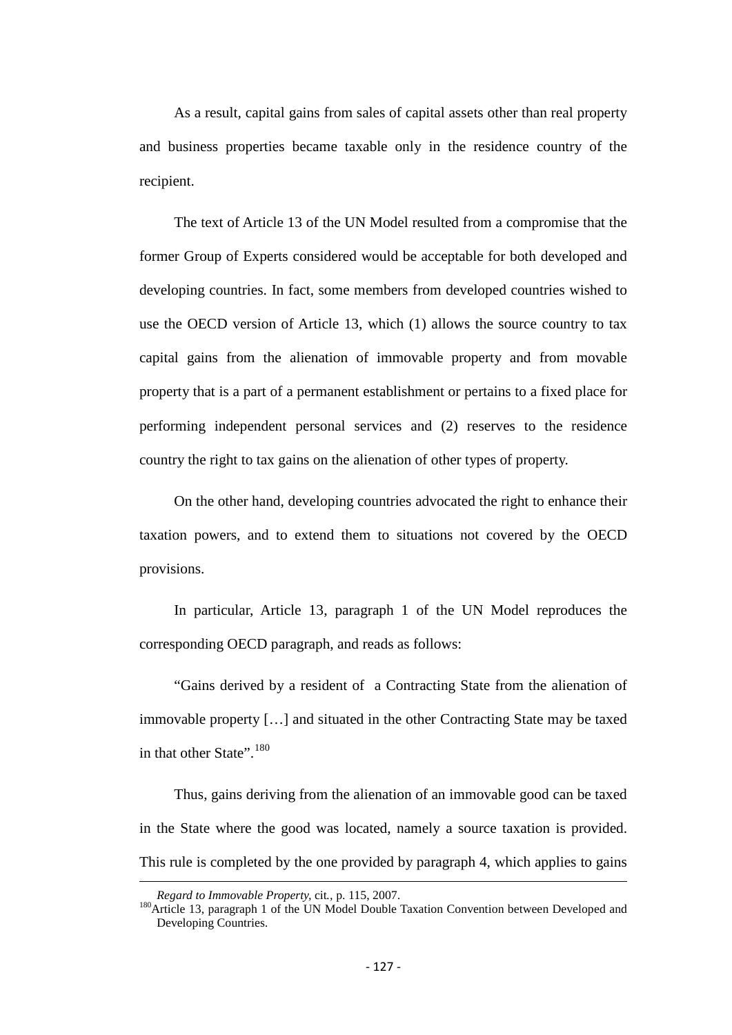As a result, capital gains from sales of capital assets other than real property and business properties became taxable only in the residence country of the recipient.

The text of Article 13 of the UN Model resulted from a compromise that the former Group of Experts considered would be acceptable for both developed and developing countries. In fact, some members from developed countries wished to use the OECD version of Article 13, which (1) allows the source country to tax capital gains from the alienation of immovable property and from movable property that is a part of a permanent establishment or pertains to a fixed place for performing independent personal services and (2) reserves to the residence country the right to tax gains on the alienation of other types of property.

On the other hand, developing countries advocated the right to enhance their taxation powers, and to extend them to situations not covered by the OECD provisions.

In particular, Article 13, paragraph 1 of the UN Model reproduces the corresponding OECD paragraph, and reads as follows:

"Gains derived by a resident of a Contracting State from the alienation of immovable property […] and situated in the other Contracting State may be taxed in that other State".[180]

Thus, gains deriving from the alienation of an immovable good can be taxed in the State where the good was located, namely a source taxation is provided. This rule is completed by the one provided by paragraph 4, which applies to gains

---

*Regard to Immovable Property*, cit., p. 115, 2007.

[180] Article 13, paragraph 1 of the UN Model Double Taxation Convention between Developed and Developing Countries.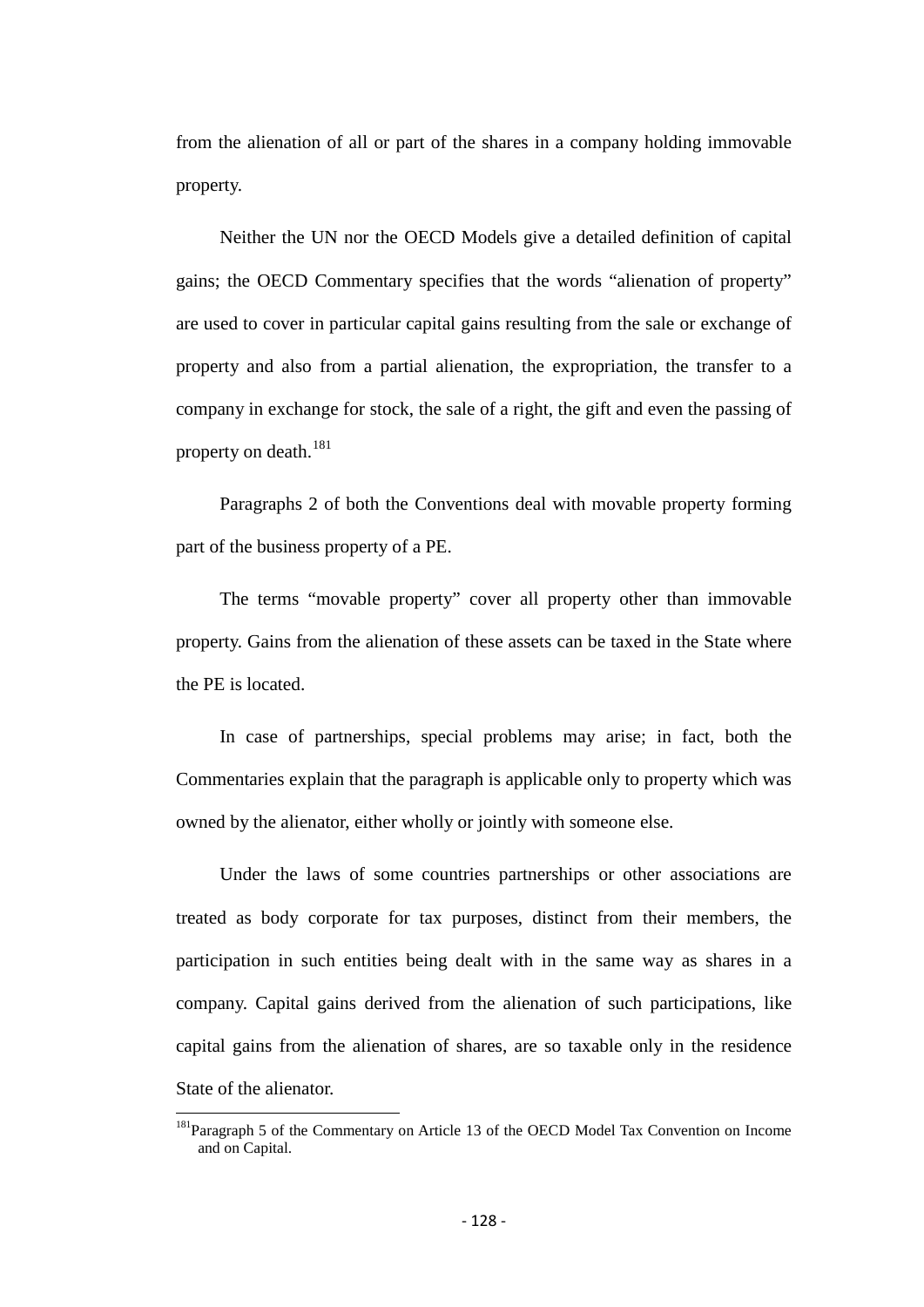from the alienation of all or part of the shares in a company holding immovable property.

Neither the UN nor the OECD Models give a detailed definition of capital gains; the OECD Commentary specifies that the words "alienation of property" are used to cover in particular capital gains resulting from the sale or exchange of property and also from a partial alienation, the expropriation, the transfer to a company in exchange for stock, the sale of a right, the gift and even the passing of property on death.[181]

Paragraphs 2 of both the Conventions deal with movable property forming part of the business property of a PE.

The terms "movable property" cover all property other than immovable property. Gains from the alienation of these assets can be taxed in the State where the PE is located.

In case of partnerships, special problems may arise; in fact, both the Commentaries explain that the paragraph is applicable only to property which was owned by the alienator, either wholly or jointly with someone else.

Under the laws of some countries partnerships or other associations are treated as body corporate for tax purposes, distinct from their members, the participation in such entities being dealt with in the same way as shares in a company. Capital gains derived from the alienation of such participations, like capital gains from the alienation of shares, are so taxable only in the residence State of the alienator.

---

[181] Paragraph 5 of the Commentary on Article 13 of the OECD Model Tax Convention on Income and on Capital.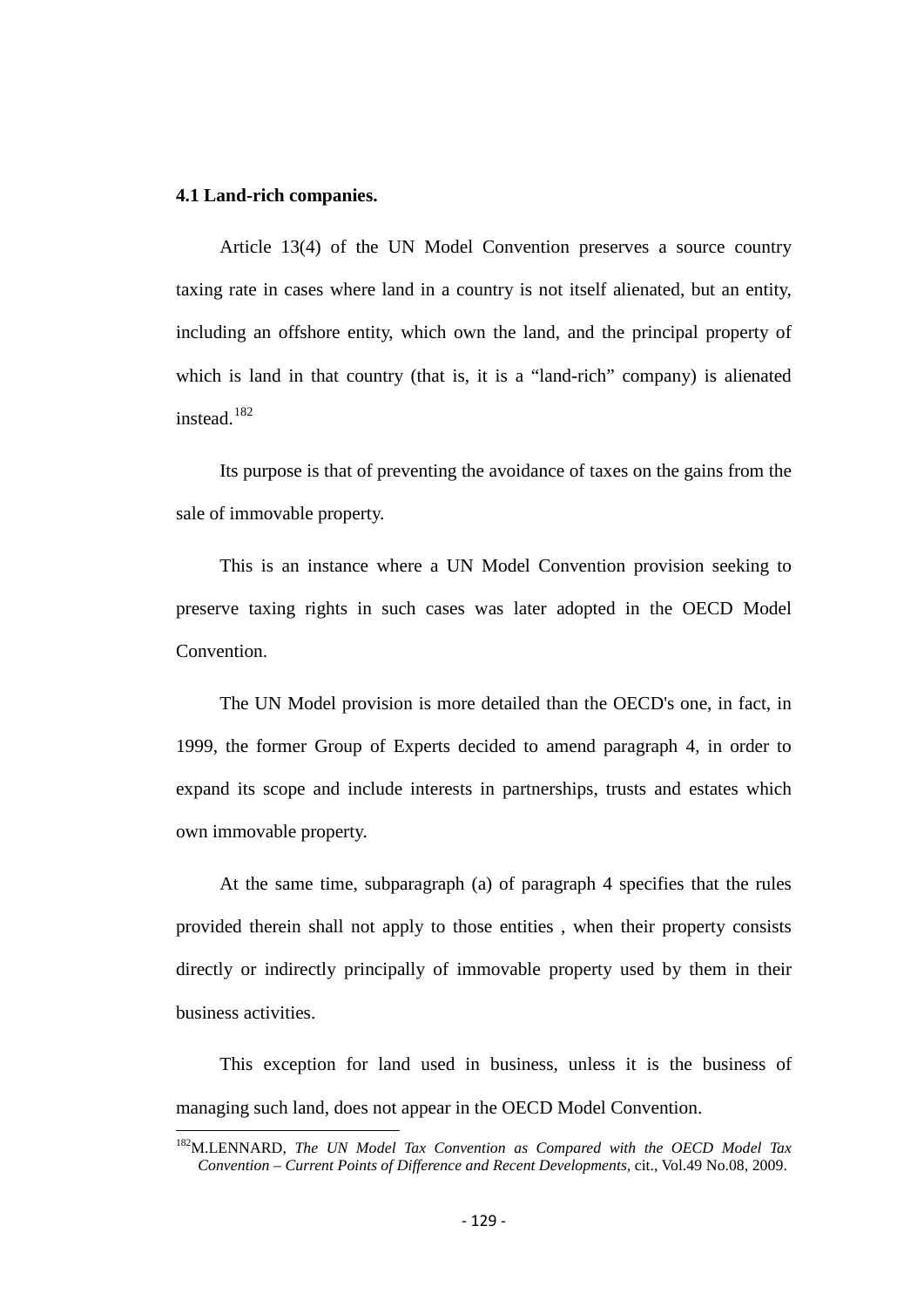### 4.1 Land-rich companies.

Article 13(4) of the UN Model Convention preserves a source country taxing rate in cases where land in a country is not itself alienated, but an entity, including an offshore entity, which own the land, and the principal property of which is land in that country (that is, it is a "land-rich" company) is alienated instead.[182]

Its purpose is that of preventing the avoidance of taxes on the gains from the sale of immovable property.

This is an instance where a UN Model Convention provision seeking to preserve taxing rights in such cases was later adopted in the OECD Model Convention.

The UN Model provision is more detailed than the OECD's one, in fact, in 1999, the former Group of Experts decided to amend paragraph 4, in order to expand its scope and include interests in partnerships, trusts and estates which own immovable property.

At the same time, subparagraph (a) of paragraph 4 specifies that the rules provided therein shall not apply to those entities , when their property consists directly or indirectly principally of immovable property used by them in their business activities.

This exception for land used in business, unless it is the business of managing such land, does not appear in the OECD Model Convention.

---

[182] M.LENNARD, *The UN Model Tax Convention as Compared with the OECD Model Tax Convention – Current Points of Difference and Recent Developments*, cit., Vol.49 No.08, 2009.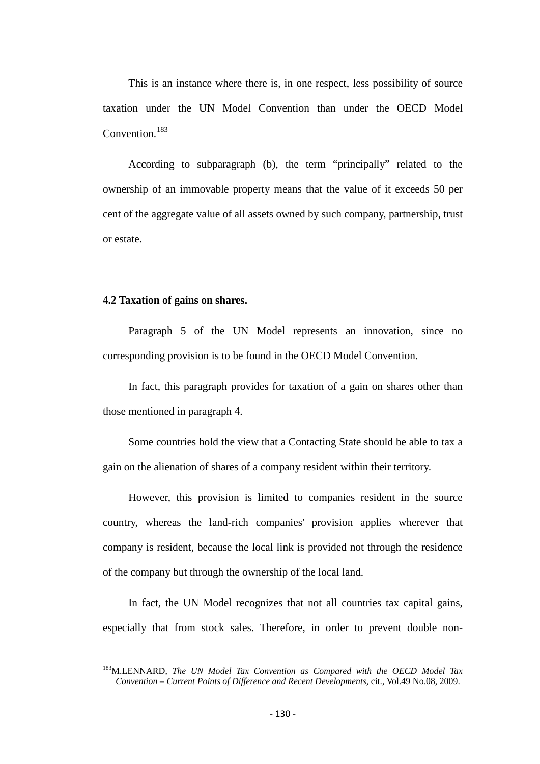This is an instance where there is, in one respect, less possibility of source taxation under the UN Model Convention than under the OECD Model Convention.[183]

According to subparagraph (b), the term “principally” related to the ownership of an immovable property means that the value of it exceeds 50 per cent of the aggregate value of all assets owned by such company, partnership, trust or estate.

**4.2 Taxation of gains on shares.**

Paragraph 5 of the UN Model represents an innovation, since no corresponding provision is to be found in the OECD Model Convention.

In fact, this paragraph provides for taxation of a gain on shares other than those mentioned in paragraph 4.

Some countries hold the view that a Contacting State should be able to tax a gain on the alienation of shares of a company resident within their territory.

However, this provision is limited to companies resident in the source country, whereas the land-rich companies' provision applies wherever that company is resident, because the local link is provided not through the residence of the company but through the ownership of the local land.

In fact, the UN Model recognizes that not all countries tax capital gains, especially that from stock sales. Therefore, in order to prevent double non-

[183] M.LENNARD, *The UN Model Tax Convention as Compared with the OECD Model Tax Convention – Current Points of Difference and Recent Developments*, cit., Vol.49 No.08, 2009.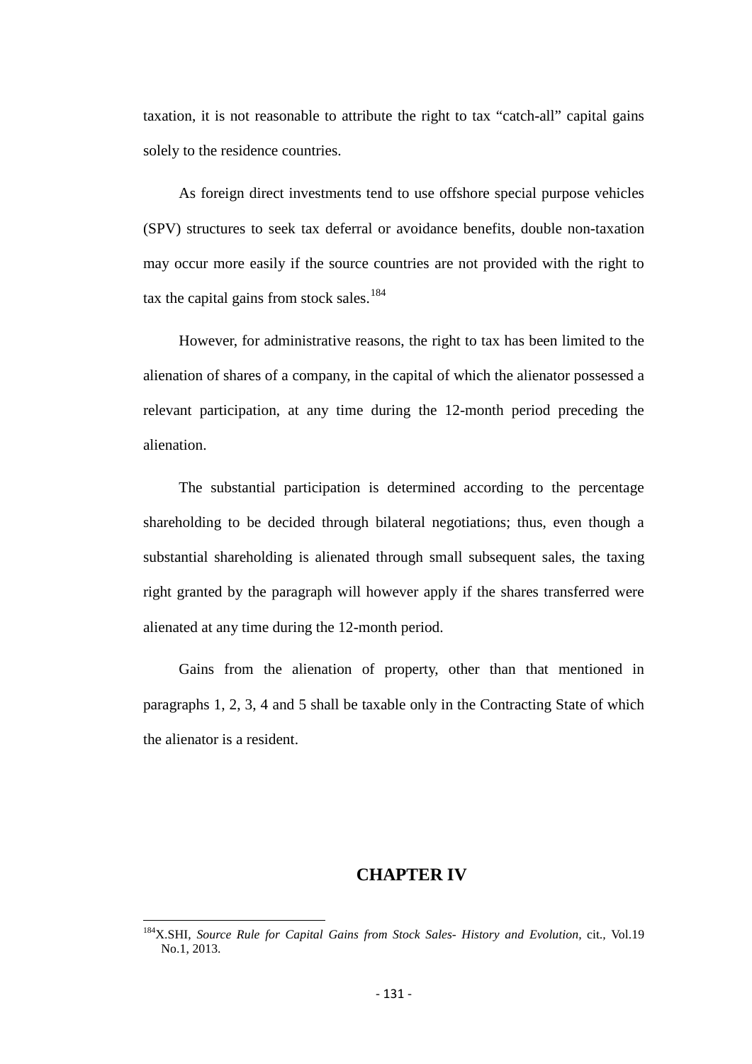taxation, it is not reasonable to attribute the right to tax "catch-all" capital gains solely to the residence countries.

As foreign direct investments tend to use offshore special purpose vehicles (SPV) structures to seek tax deferral or avoidance benefits, double non-taxation may occur more easily if the source countries are not provided with the right to tax the capital gains from stock sales.[184]

However, for administrative reasons, the right to tax has been limited to the alienation of shares of a company, in the capital of which the alienator possessed a relevant participation, at any time during the 12-month period preceding the alienation.

The substantial participation is determined according to the percentage shareholding to be decided through bilateral negotiations; thus, even though a substantial shareholding is alienated through small subsequent sales, the taxing right granted by the paragraph will however apply if the shares transferred were alienated at any time during the 12-month period.

Gains from the alienation of property, other than that mentioned in paragraphs 1, 2, 3, 4 and 5 shall be taxable only in the Contracting State of which the alienator is a resident.

# CHAPTER IV

---

[184] X.SHI, *Source Rule for Capital Gains from Stock Sales- History and Evolution*, cit., Vol.19 No.1, 2013.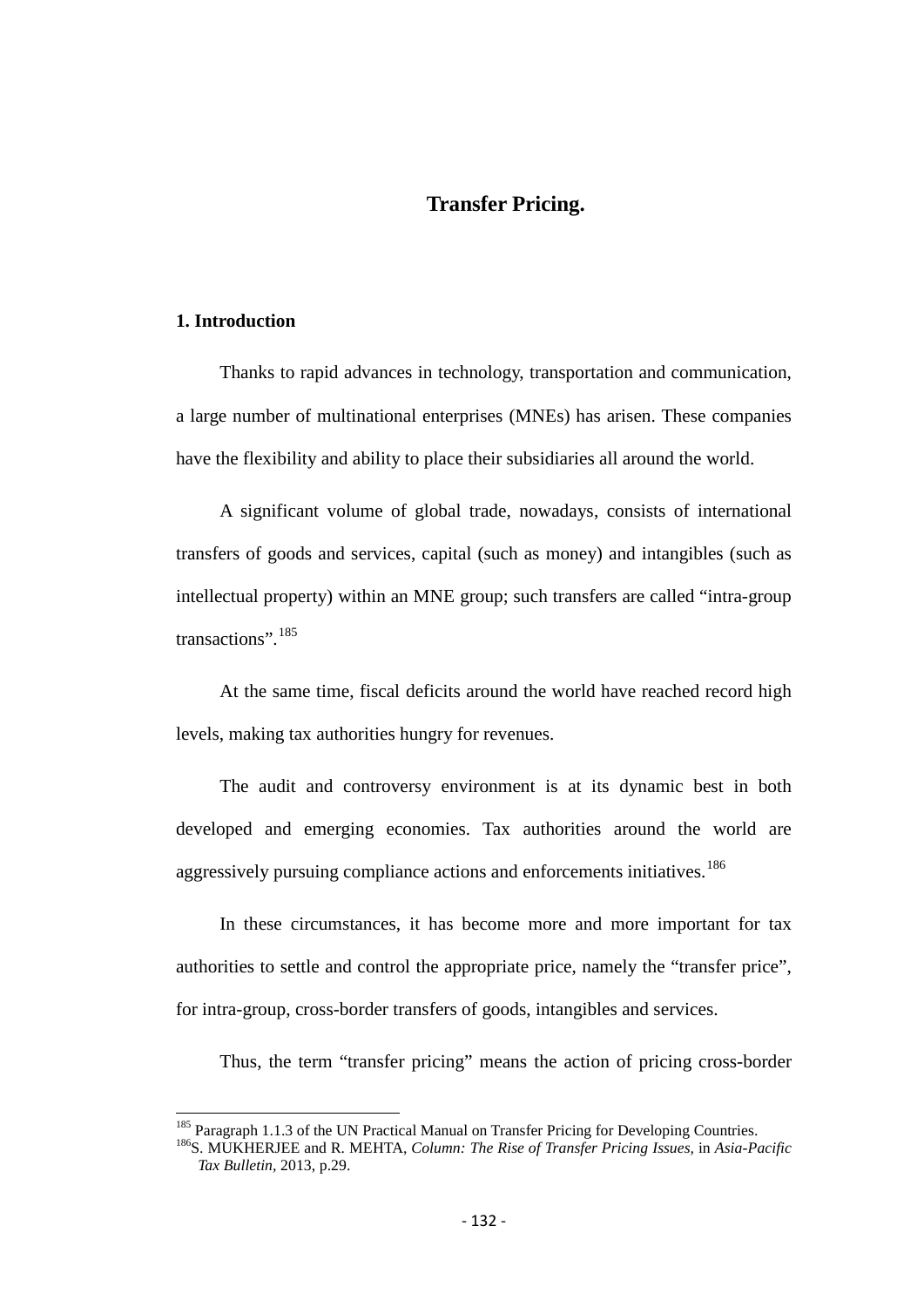# Transfer Pricing.

## 1. Introduction

Thanks to rapid advances in technology, transportation and communication, a large number of multinational enterprises (MNEs) has arisen. These companies have the flexibility and ability to place their subsidiaries all around the world.

A significant volume of global trade, nowadays, consists of international transfers of goods and services, capital (such as money) and intangibles (such as intellectual property) within an MNE group; such transfers are called "intra-group transactions".[185]

At the same time, fiscal deficits around the world have reached record high levels, making tax authorities hungry for revenues.

The audit and controversy environment is at its dynamic best in both developed and emerging economies. Tax authorities around the world are aggressively pursuing compliance actions and enforcements initiatives.[186]

In these circumstances, it has become more and more important for tax authorities to settle and control the appropriate price, namely the "transfer price", for intra-group, cross-border transfers of goods, intangibles and services.

Thus, the term "transfer pricing" means the action of pricing cross-border

---

[185] Paragraph 1.1.3 of the UN Practical Manual on Transfer Pricing for Developing Countries.

[186] S. MUKHERJEE and R. MEHTA, *Column: The Rise of Transfer Pricing Issues*, in *Asia-Pacific Tax Bulletin*, 2013, p.29.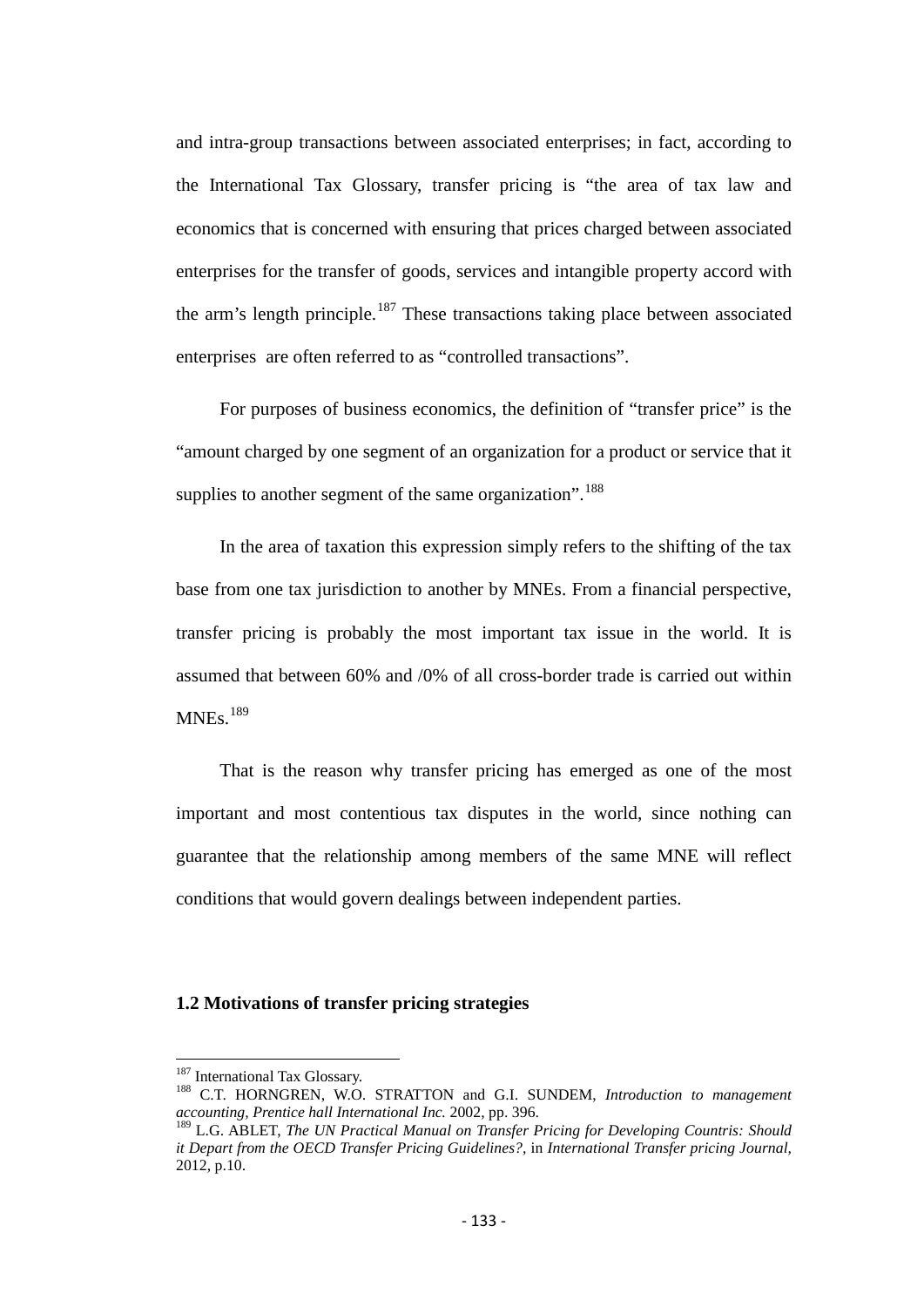and intra-group transactions between associated enterprises; in fact, according to the International Tax Glossary, transfer pricing is "the area of tax law and economics that is concerned with ensuring that prices charged between associated enterprises for the transfer of goods, services and intangible property accord with the arm's length principle.[187] These transactions taking place between associated enterprises are often referred to as "controlled transactions".

For purposes of business economics, the definition of "transfer price" is the "amount charged by one segment of an organization for a product or service that it supplies to another segment of the same organization".[188]

In the area of taxation this expression simply refers to the shifting of the tax base from one tax jurisdiction to another by MNEs. From a financial perspective, transfer pricing is probably the most important tax issue in the world. It is assumed that between 60% and /0% of all cross-border trade is carried out within MNEs.[189]

That is the reason why transfer pricing has emerged as one of the most important and most contentious tax disputes in the world, since nothing can guarantee that the relationship among members of the same MNE will reflect conditions that would govern dealings between independent parties.

### 1.2 Motivations of transfer pricing strategies

---

[187] International Tax Glossary.

[188] C.T. HORNGREN, W.O. STRATTON and G.I. SUNDEM, *Introduction to management accounting, Prentice hall International Inc.* 2002, pp. 396.

[189] L.G. ABLET, *The UN Practical Manual on Transfer Pricing for Developing Countris: Should it Depart from the OECD Transfer Pricing Guidelines?*, in *International Transfer pricing Journal*, 2012, p.10.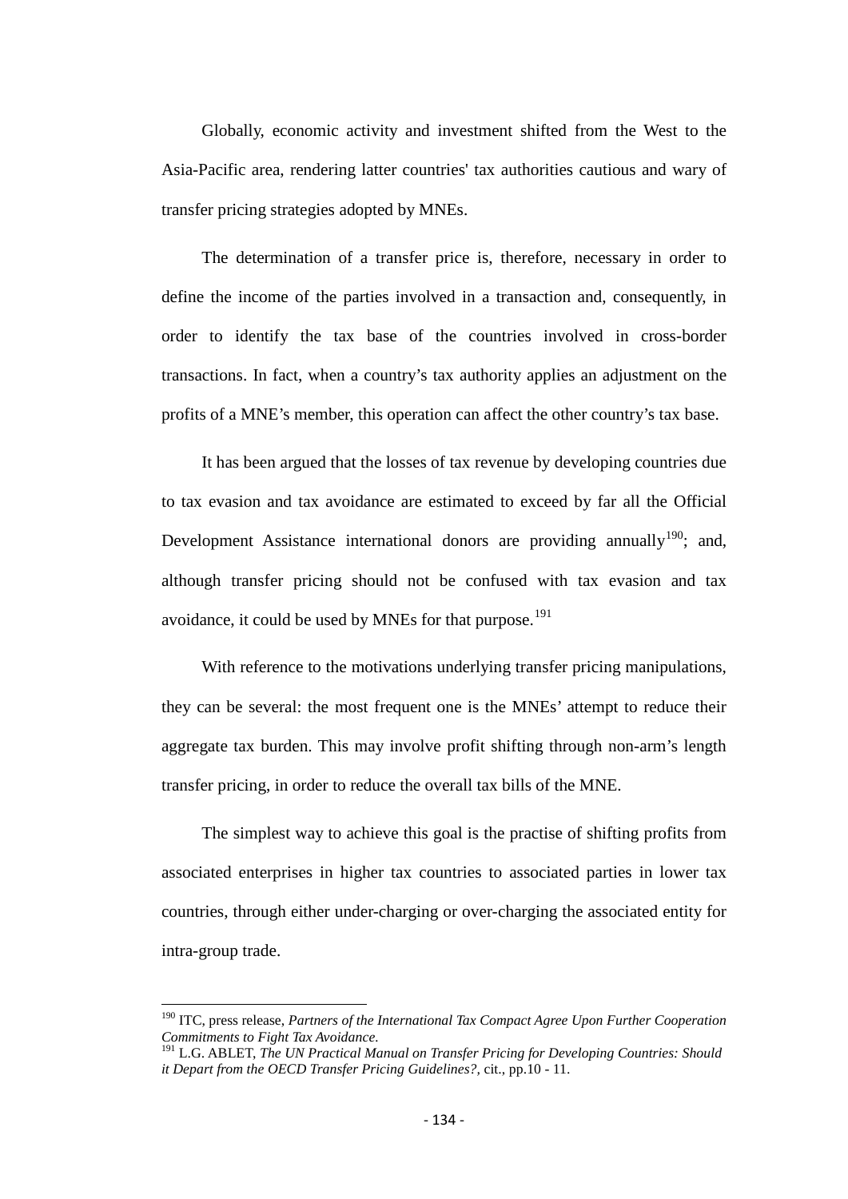Globally, economic activity and investment shifted from the West to the Asia-Pacific area, rendering latter countries' tax authorities cautious and wary of transfer pricing strategies adopted by MNEs.

The determination of a transfer price is, therefore, necessary in order to define the income of the parties involved in a transaction and, consequently, in order to identify the tax base of the countries involved in cross-border transactions. In fact, when a country's tax authority applies an adjustment on the profits of a MNE's member, this operation can affect the other country's tax base.

It has been argued that the losses of tax revenue by developing countries due to tax evasion and tax avoidance are estimated to exceed by far all the Official Development Assistance international donors are providing annually[190]; and, although transfer pricing should not be confused with tax evasion and tax avoidance, it could be used by MNEs for that purpose.[191]

With reference to the motivations underlying transfer pricing manipulations, they can be several: the most frequent one is the MNEs' attempt to reduce their aggregate tax burden. This may involve profit shifting through non-arm's length transfer pricing, in order to reduce the overall tax bills of the MNE.

The simplest way to achieve this goal is the practise of shifting profits from associated enterprises in higher tax countries to associated parties in lower tax countries, through either under-charging or over-charging the associated entity for intra-group trade.

---

[190] ITC, press release, *Partners of the International Tax Compact Agree Upon Further Cooperation Commitments to Fight Tax Avoidance*.

[191] L.G. ABLET, *The UN Practical Manual on Transfer Pricing for Developing Countries: Should it Depart from the OECD Transfer Pricing Guidelines?*, cit., pp.10 - 11.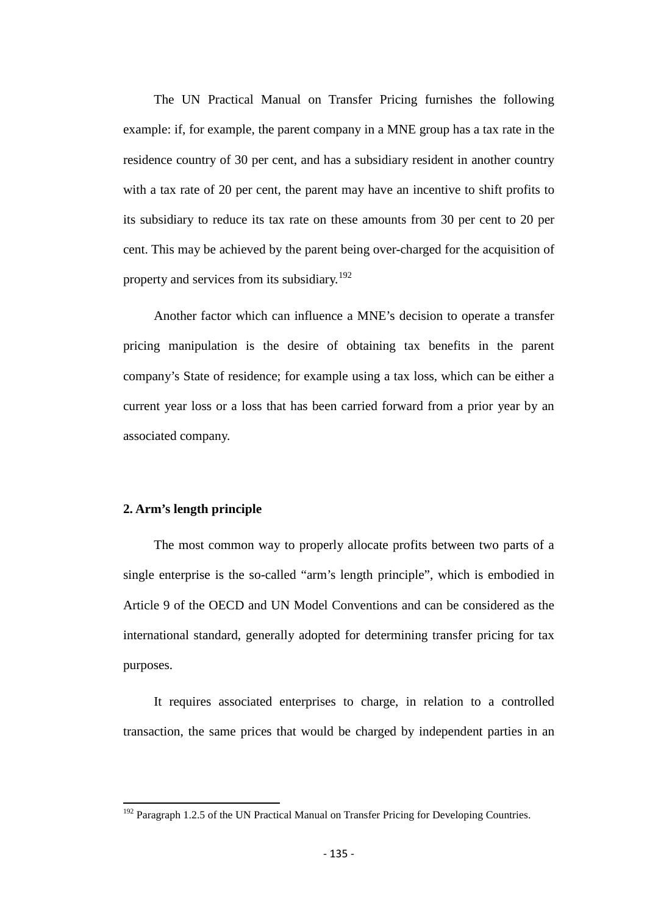The UN Practical Manual on Transfer Pricing furnishes the following example: if, for example, the parent company in a MNE group has a tax rate in the residence country of 30 per cent, and has a subsidiary resident in another country with a tax rate of 20 per cent, the parent may have an incentive to shift profits to its subsidiary to reduce its tax rate on these amounts from 30 per cent to 20 per cent. This may be achieved by the parent being over-charged for the acquisition of property and services from its subsidiary.[192]

Another factor which can influence a MNE's decision to operate a transfer pricing manipulation is the desire of obtaining tax benefits in the parent company's State of residence; for example using a tax loss, which can be either a current year loss or a loss that has been carried forward from a prior year by an associated company.

**2. Arm's length principle**

The most common way to properly allocate profits between two parts of a single enterprise is the so-called "arm's length principle", which is embodied in Article 9 of the OECD and UN Model Conventions and can be considered as the international standard, generally adopted for determining transfer pricing for tax purposes.

It requires associated enterprises to charge, in relation to a controlled transaction, the same prices that would be charged by independent parties in an

[192] Paragraph 1.2.5 of the UN Practical Manual on Transfer Pricing for Developing Countries.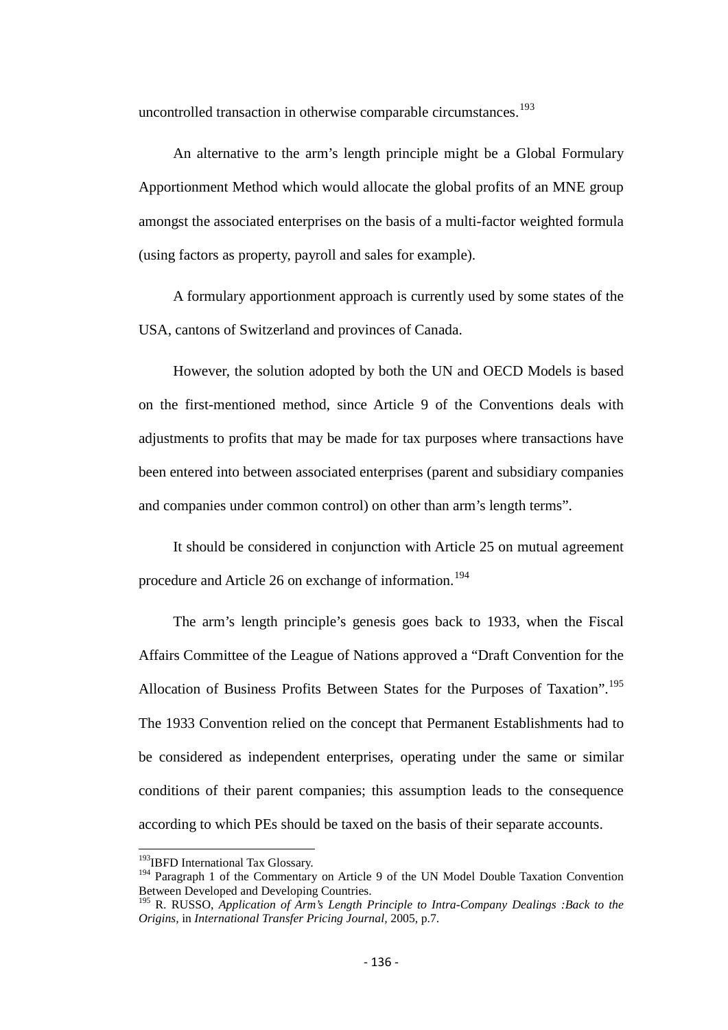uncontrolled transaction in otherwise comparable circumstances.[193]

An alternative to the arm's length principle might be a Global Formulary Apportionment Method which would allocate the global profits of an MNE group amongst the associated enterprises on the basis of a multi-factor weighted formula (using factors as property, payroll and sales for example).

A formulary apportionment approach is currently used by some states of the USA, cantons of Switzerland and provinces of Canada.

However, the solution adopted by both the UN and OECD Models is based on the first-mentioned method, since Article 9 of the Conventions deals with adjustments to profits that may be made for tax purposes where transactions have been entered into between associated enterprises (parent and subsidiary companies and companies under common control) on other than arm's length terms".

It should be considered in conjunction with Article 25 on mutual agreement procedure and Article 26 on exchange of information.[194]

The arm's length principle's genesis goes back to 1933, when the Fiscal Affairs Committee of the League of Nations approved a "Draft Convention for the Allocation of Business Profits Between States for the Purposes of Taxation".[195] The 1933 Convention relied on the concept that Permanent Establishments had to be considered as independent enterprises, operating under the same or similar conditions of their parent companies; this assumption leads to the consequence according to which PEs should be taxed on the basis of their separate accounts.

---

[193] IBFD International Tax Glossary.

[194] Paragraph 1 of the Commentary on Article 9 of the UN Model Double Taxation Convention Between Developed and Developing Countries.

[195] R. RUSSO, *Application of Arm's Length Principle to Intra-Company Dealings :Back to the Origins*, in *International Transfer Pricing Journal*, 2005, p.7.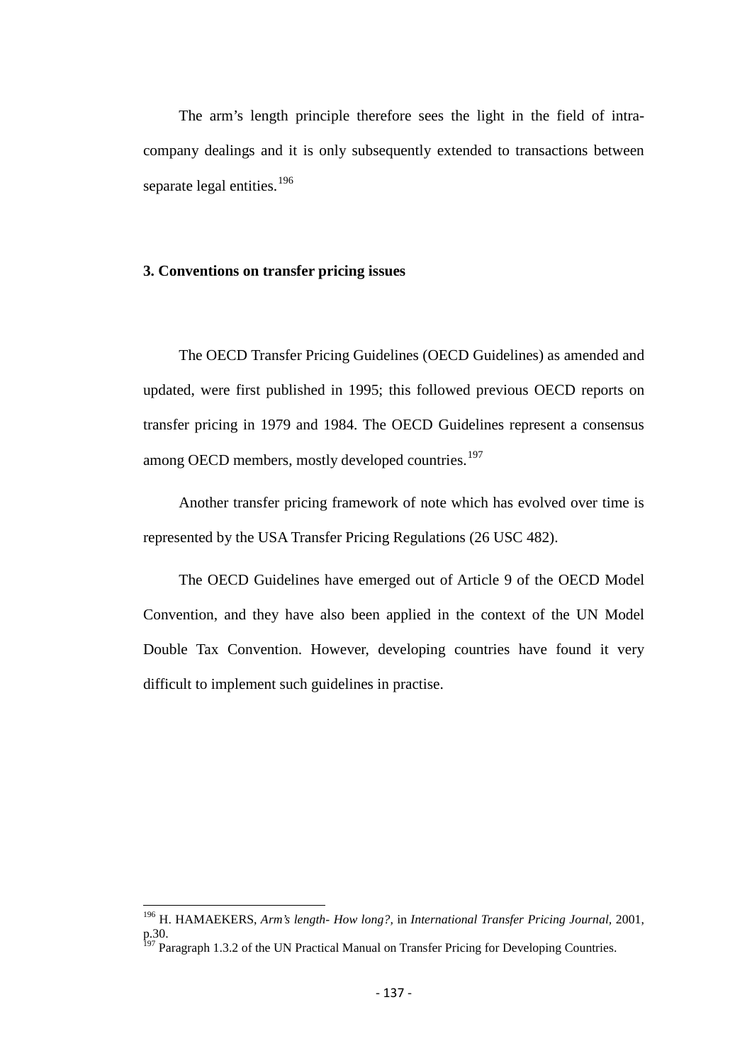The arm's length principle therefore sees the light in the field of intra-company dealings and it is only subsequently extended to transactions between separate legal entities.[196]

### 3. Conventions on transfer pricing issues

The OECD Transfer Pricing Guidelines (OECD Guidelines) as amended and updated, were first published in 1995; this followed previous OECD reports on transfer pricing in 1979 and 1984. The OECD Guidelines represent a consensus among OECD members, mostly developed countries.[197]

Another transfer pricing framework of note which has evolved over time is represented by the USA Transfer Pricing Regulations (26 USC 482).

The OECD Guidelines have emerged out of Article 9 of the OECD Model Convention, and they have also been applied in the context of the UN Model Double Tax Convention. However, developing countries have found it very difficult to implement such guidelines in practise.

---

[196] H. HAMAEKERS, *Arm's length- How long?*, in *International Transfer Pricing Journal*, 2001, p.30.

[197] Paragraph 1.3.2 of the UN Practical Manual on Transfer Pricing for Developing Countries.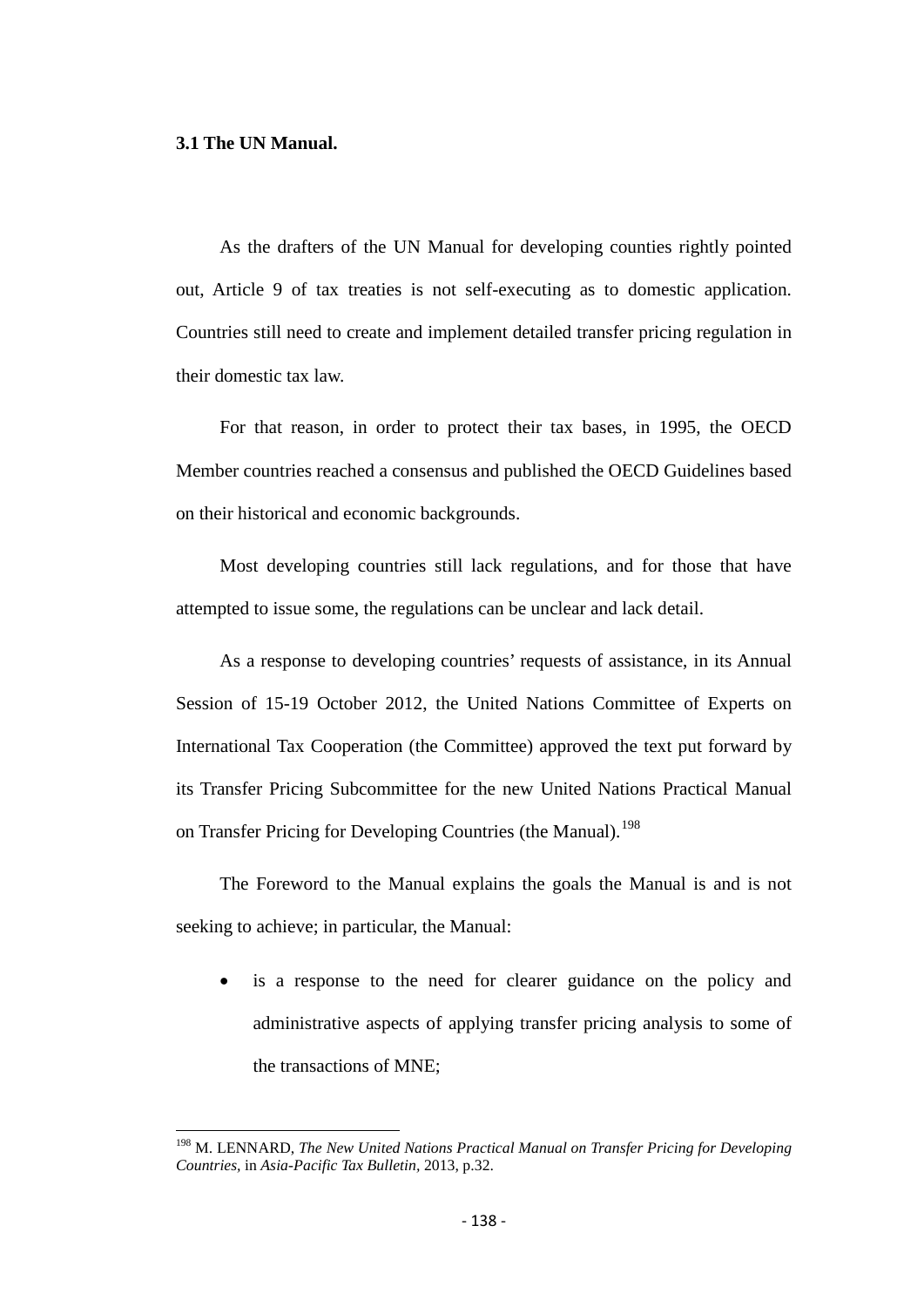### 3.1 The UN Manual.

As the drafters of the UN Manual for developing counties rightly pointed out, Article 9 of tax treaties is not self-executing as to domestic application. Countries still need to create and implement detailed transfer pricing regulation in their domestic tax law.

For that reason, in order to protect their tax bases, in 1995, the OECD Member countries reached a consensus and published the OECD Guidelines based on their historical and economic backgrounds.

Most developing countries still lack regulations, and for those that have attempted to issue some, the regulations can be unclear and lack detail.

As a response to developing countries' requests of assistance, in its Annual Session of 15-19 October 2012, the United Nations Committee of Experts on International Tax Cooperation (the Committee) approved the text put forward by its Transfer Pricing Subcommittee for the new United Nations Practical Manual on Transfer Pricing for Developing Countries (the Manual).[198]

The Foreword to the Manual explains the goals the Manual is and is not seeking to achieve; in particular, the Manual:

- is a response to the need for clearer guidance on the policy and administrative aspects of applying transfer pricing analysis to some of the transactions of MNE;

---

[198] M. LENNARD, *The New United Nations Practical Manual on Transfer Pricing for Developing Countries*, in *Asia-Pacific Tax Bulletin*, 2013, p.32.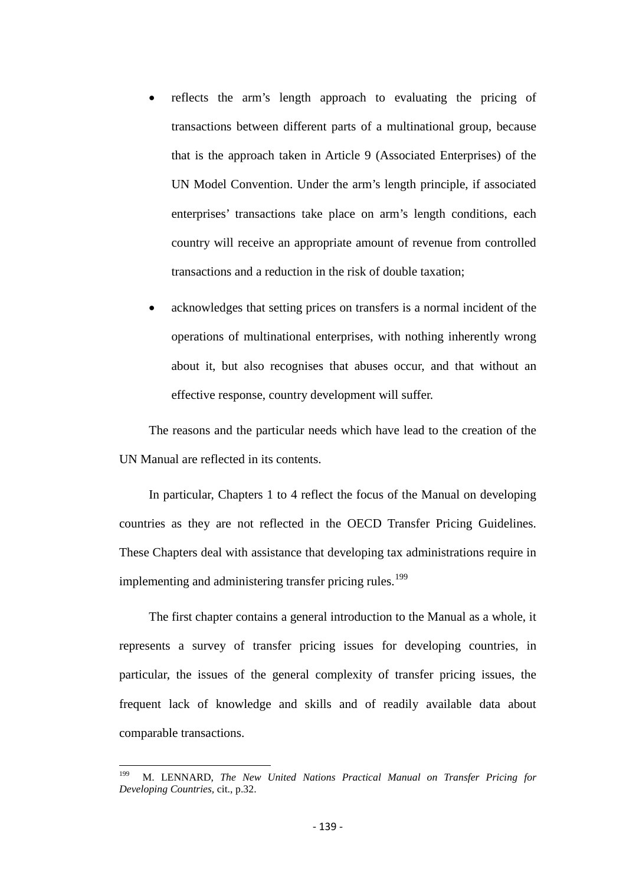- reflects the arm's length approach to evaluating the pricing of transactions between different parts of a multinational group, because that is the approach taken in Article 9 (Associated Enterprises) of the UN Model Convention. Under the arm's length principle, if associated enterprises' transactions take place on arm's length conditions, each country will receive an appropriate amount of revenue from controlled transactions and a reduction in the risk of double taxation;
- acknowledges that setting prices on transfers is a normal incident of the operations of multinational enterprises, with nothing inherently wrong about it, but also recognises that abuses occur, and that without an effective response, country development will suffer.

The reasons and the particular needs which have lead to the creation of the UN Manual are reflected in its contents.

In particular, Chapters 1 to 4 reflect the focus of the Manual on developing countries as they are not reflected in the OECD Transfer Pricing Guidelines. These Chapters deal with assistance that developing tax administrations require in implementing and administering transfer pricing rules.[199]

The first chapter contains a general introduction to the Manual as a whole, it represents a survey of transfer pricing issues for developing countries, in particular, the issues of the general complexity of transfer pricing issues, the frequent lack of knowledge and skills and of readily available data about comparable transactions.

---

[199] M. LENNARD, *The New United Nations Practical Manual on Transfer Pricing for Developing Countries*, cit., p.32.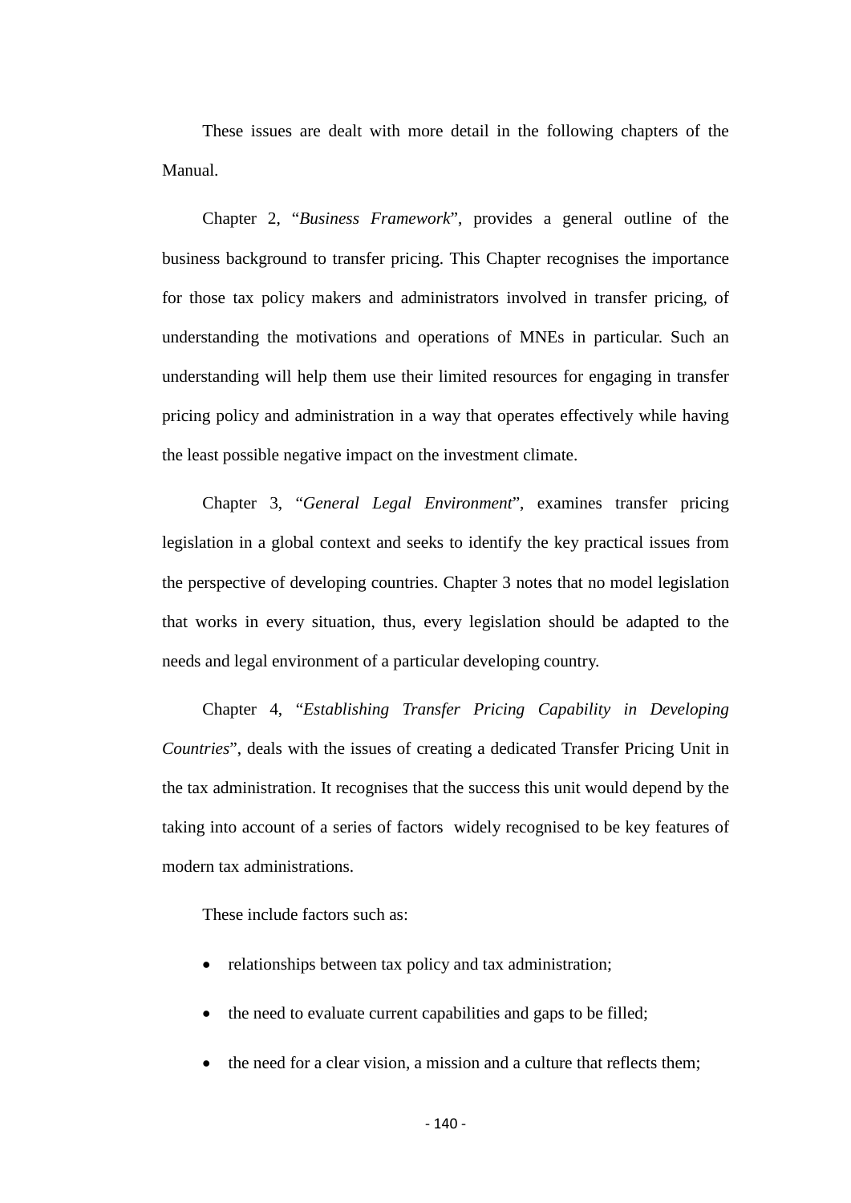These issues are dealt with more detail in the following chapters of the Manual.

Chapter 2, “*Business Framework*”, provides a general outline of the business background to transfer pricing. This Chapter recognises the importance for those tax policy makers and administrators involved in transfer pricing, of understanding the motivations and operations of MNEs in particular. Such an understanding will help them use their limited resources for engaging in transfer pricing policy and administration in a way that operates effectively while having the least possible negative impact on the investment climate.

Chapter 3, “*General Legal Environment*”, examines transfer pricing legislation in a global context and seeks to identify the key practical issues from the perspective of developing countries. Chapter 3 notes that no model legislation that works in every situation, thus, every legislation should be adapted to the needs and legal environment of a particular developing country.

Chapter 4, “*Establishing Transfer Pricing Capability in Developing Countries*”, deals with the issues of creating a dedicated Transfer Pricing Unit in the tax administration. It recognises that the success this unit would depend by the taking into account of a series of factors widely recognised to be key features of modern tax administrations.

These include factors such as:

- relationships between tax policy and tax administration;
- the need to evaluate current capabilities and gaps to be filled;
- the need for a clear vision, a mission and a culture that reflects them;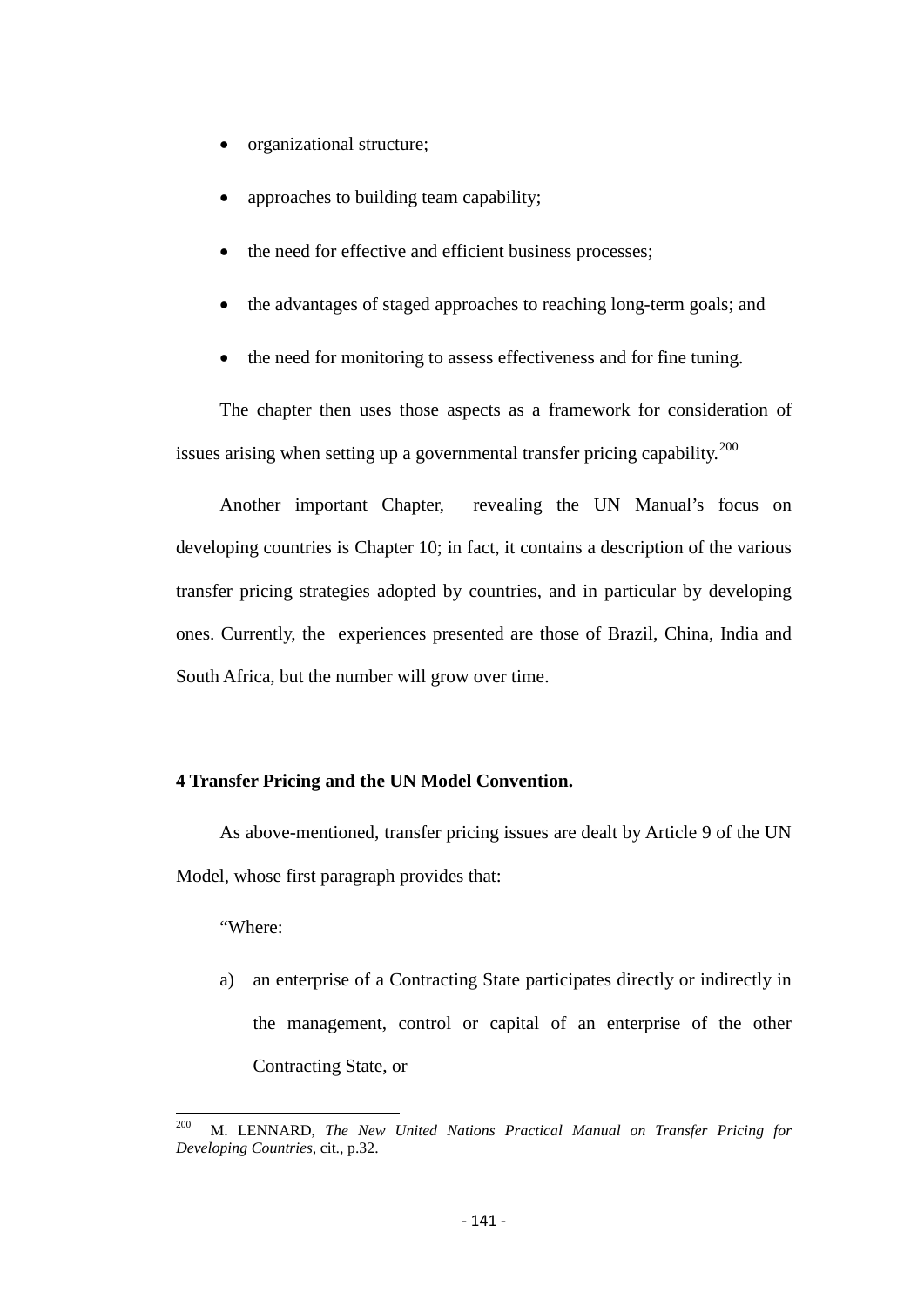- organizational structure;
- approaches to building team capability;
- the need for effective and efficient business processes;
- the advantages of staged approaches to reaching long-term goals; and
- the need for monitoring to assess effectiveness and for fine tuning.

The chapter then uses those aspects as a framework for consideration of issues arising when setting up a governmental transfer pricing capability.[200]

Another important Chapter, revealing the UN Manual's focus on developing countries is Chapter 10; in fact, it contains a description of the various transfer pricing strategies adopted by countries, and in particular by developing ones. Currently, the experiences presented are those of Brazil, China, India and South Africa, but the number will grow over time.

## 4 Transfer Pricing and the UN Model Convention.

As above-mentioned, transfer pricing issues are dealt by Article 9 of the UN Model, whose first paragraph provides that:

"Where:

a) an enterprise of a Contracting State participates directly or indirectly in the management, control or capital of an enterprise of the other Contracting State, or

---

[200] M. LENNARD, *The New United Nations Practical Manual on Transfer Pricing for Developing Countries*, cit., p.32.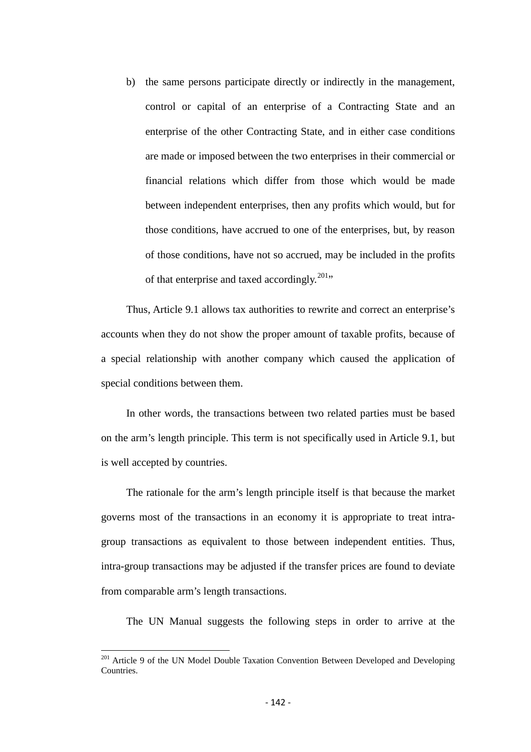b) the same persons participate directly or indirectly in the management, control or capital of an enterprise of a Contracting State and an enterprise of the other Contracting State, and in either case conditions are made or imposed between the two enterprises in their commercial or financial relations which differ from those which would be made between independent enterprises, then any profits which would, but for those conditions, have accrued to one of the enterprises, but, by reason of those conditions, have not so accrued, may be included in the profits of that enterprise and taxed accordingly.[201]"

Thus, Article 9.1 allows tax authorities to rewrite and correct an enterprise's accounts when they do not show the proper amount of taxable profits, because of a special relationship with another company which caused the application of special conditions between them.

In other words, the transactions between two related parties must be based on the arm's length principle. This term is not specifically used in Article 9.1, but is well accepted by countries.

The rationale for the arm's length principle itself is that because the market governs most of the transactions in an economy it is appropriate to treat intra-group transactions as equivalent to those between independent entities. Thus, intra-group transactions may be adjusted if the transfer prices are found to deviate from comparable arm's length transactions.

The UN Manual suggests the following steps in order to arrive at the

[201] Article 9 of the UN Model Double Taxation Convention Between Developed and Developing Countries.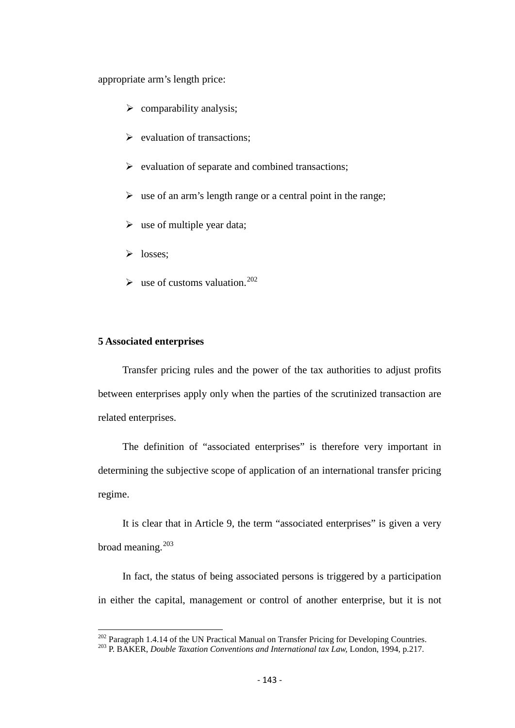appropriate arm's length price:

- comparability analysis;
- evaluation of transactions;
- evaluation of separate and combined transactions;
- use of an arm's length range or a central point in the range;
- use of multiple year data;
- losses;
- use of customs valuation.[202]

**5 Associated enterprises**

Transfer pricing rules and the power of the tax authorities to adjust profits between enterprises apply only when the parties of the scrutinized transaction are related enterprises.

The definition of "associated enterprises" is therefore very important in determining the subjective scope of application of an international transfer pricing regime.

It is clear that in Article 9, the term "associated enterprises" is given a very broad meaning.[203]

In fact, the status of being associated persons is triggered by a participation in either the capital, management or control of another enterprise, but it is not

---

[202] Paragraph 1.4.14 of the UN Practical Manual on Transfer Pricing for Developing Countries.

[203] P. BAKER, *Double Taxation Conventions and International tax Law,* London, 1994, p.217.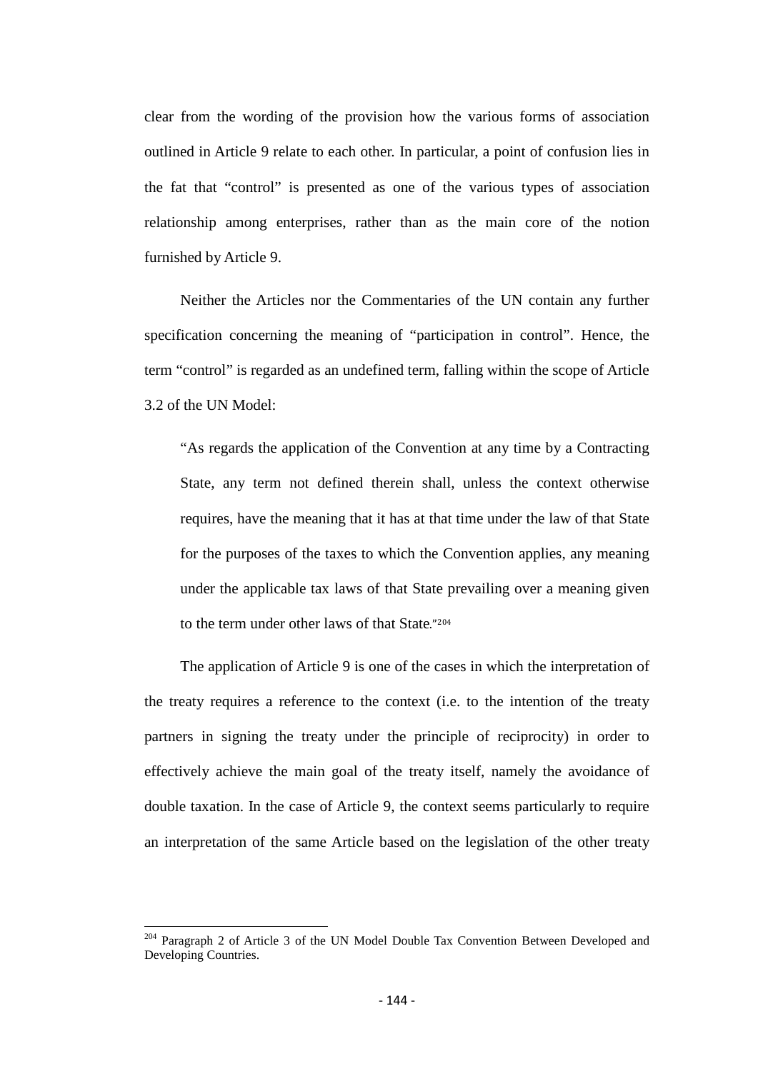clear from the wording of the provision how the various forms of association outlined in Article 9 relate to each other. In particular, a point of confusion lies in the fat that "control" is presented as one of the various types of association relationship among enterprises, rather than as the main core of the notion furnished by Article 9.

Neither the Articles nor the Commentaries of the UN contain any further specification concerning the meaning of "participation in control". Hence, the term "control" is regarded as an undefined term, falling within the scope of Article 3.2 of the UN Model:

> "As regards the application of the Convention at any time by a Contracting State, any term not defined therein shall, unless the context otherwise requires, have the meaning that it has at that time under the law of that State for the purposes of the taxes to which the Convention applies, any meaning under the applicable tax laws of that State prevailing over a meaning given to the term under other laws of that State."[204]

The application of Article 9 is one of the cases in which the interpretation of the treaty requires a reference to the context (i.e. to the intention of the treaty partners in signing the treaty under the principle of reciprocity) in order to effectively achieve the main goal of the treaty itself, namely the avoidance of double taxation. In the case of Article 9, the context seems particularly to require an interpretation of the same Article based on the legislation of the other treaty

---

[204] Paragraph 2 of Article 3 of the UN Model Double Tax Convention Between Developed and Developing Countries.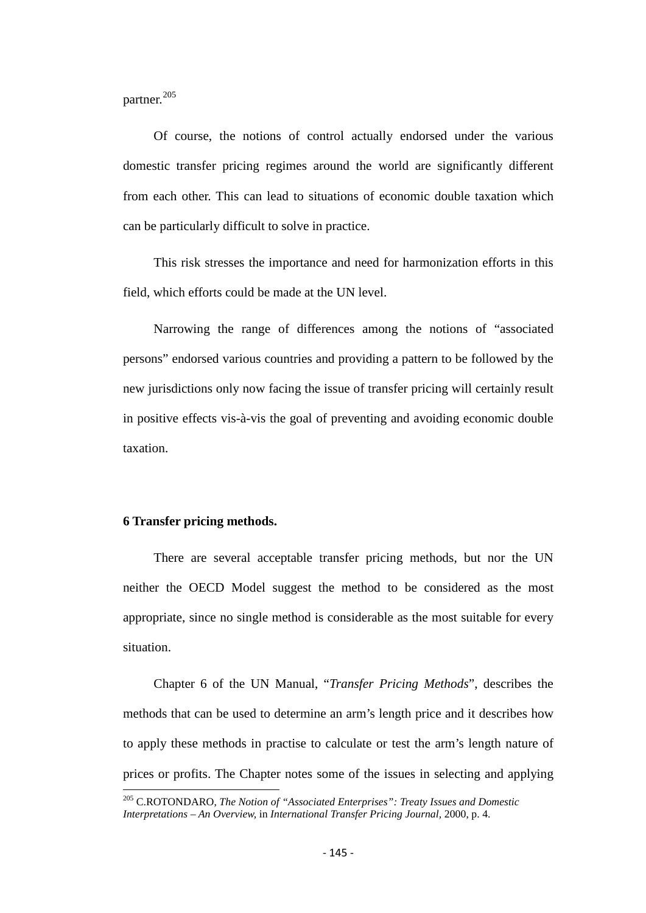partner.[205]

Of course, the notions of control actually endorsed under the various domestic transfer pricing regimes around the world are significantly different from each other. This can lead to situations of economic double taxation which can be particularly difficult to solve in practice.

This risk stresses the importance and need for harmonization efforts in this field, which efforts could be made at the UN level.

Narrowing the range of differences among the notions of "associated persons" endorsed various countries and providing a pattern to be followed by the new jurisdictions only now facing the issue of transfer pricing will certainly result in positive effects vis-à-vis the goal of preventing and avoiding economic double taxation.

## 6 Transfer pricing methods.

There are several acceptable transfer pricing methods, but nor the UN neither the OECD Model suggest the method to be considered as the most appropriate, since no single method is considerable as the most suitable for every situation.

Chapter 6 of the UN Manual, "*Transfer Pricing Methods*", describes the methods that can be used to determine an arm's length price and it describes how to apply these methods in practise to calculate or test the arm's length nature of prices or profits. The Chapter notes some of the issues in selecting and applying

---

[205] C.ROTONDARO, *The Notion of "Associated Enterprises": Treaty Issues and Domestic Interpretations – An Overview*, in *International Transfer Pricing Journal*, 2000, p. 4.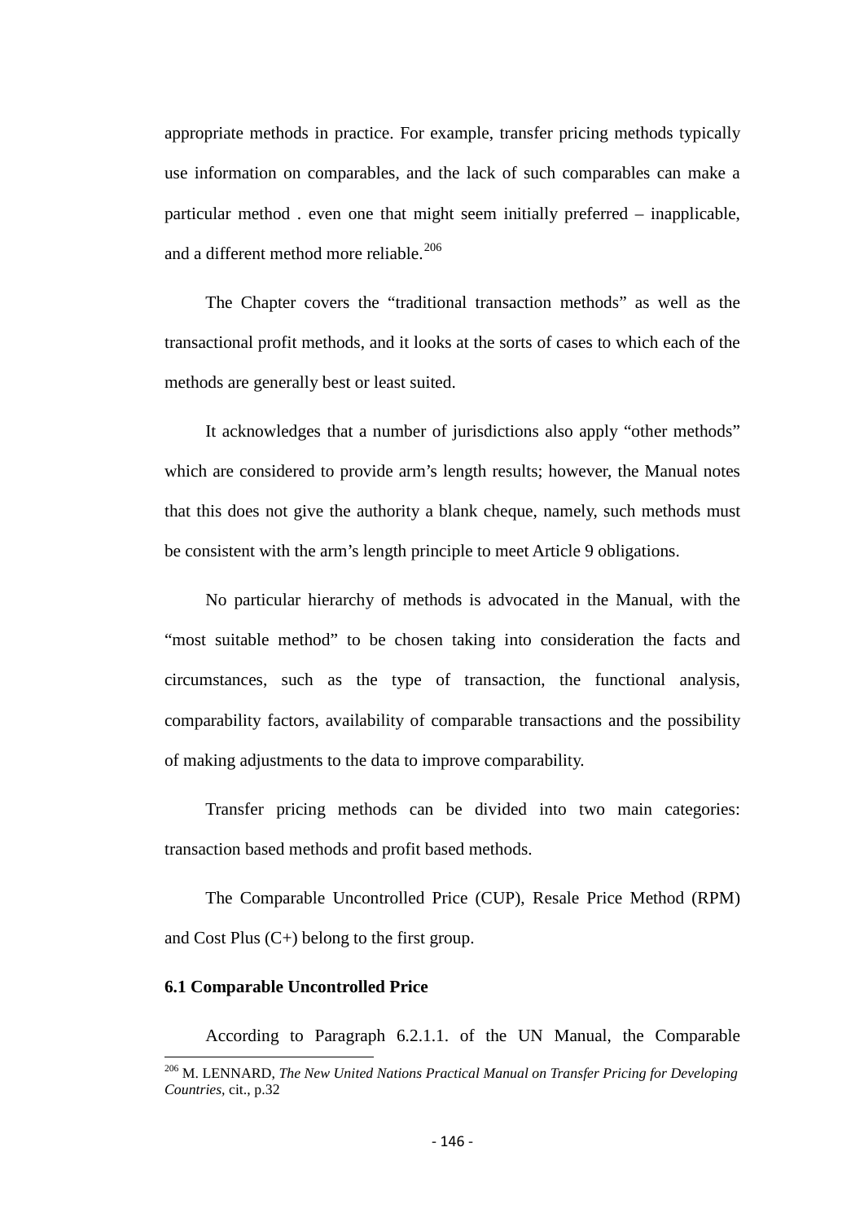appropriate methods in practice. For example, transfer pricing methods typically use information on comparables, and the lack of such comparables can make a particular method . even one that might seem initially preferred – inapplicable, and a different method more reliable.[206]

The Chapter covers the "traditional transaction methods" as well as the transactional profit methods, and it looks at the sorts of cases to which each of the methods are generally best or least suited.

It acknowledges that a number of jurisdictions also apply "other methods" which are considered to provide arm's length results; however, the Manual notes that this does not give the authority a blank cheque, namely, such methods must be consistent with the arm's length principle to meet Article 9 obligations.

No particular hierarchy of methods is advocated in the Manual, with the "most suitable method" to be chosen taking into consideration the facts and circumstances, such as the type of transaction, the functional analysis, comparability factors, availability of comparable transactions and the possibility of making adjustments to the data to improve comparability.

Transfer pricing methods can be divided into two main categories: transaction based methods and profit based methods.

The Comparable Uncontrolled Price (CUP), Resale Price Method (RPM) and Cost Plus (C+) belong to the first group.

### 6.1 Comparable Uncontrolled Price

According to Paragraph 6.2.1.1. of the UN Manual, the Comparable

---

[206] M. LENNARD, *The New United Nations Practical Manual on Transfer Pricing for Developing Countries*, cit., p.32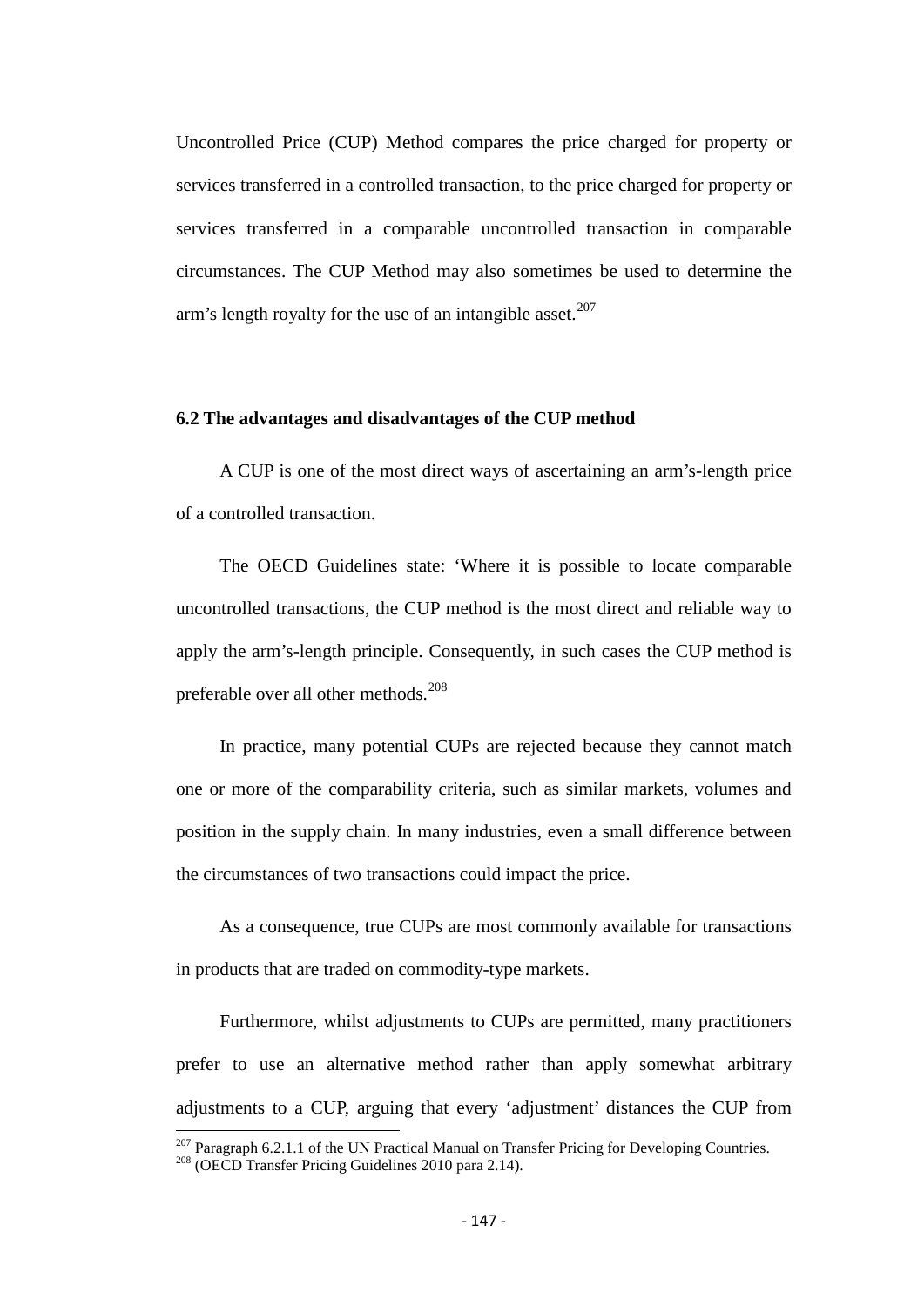Uncontrolled Price (CUP) Method compares the price charged for property or services transferred in a controlled transaction, to the price charged for property or services transferred in a comparable uncontrolled transaction in comparable circumstances. The CUP Method may also sometimes be used to determine the arm's length royalty for the use of an intangible asset.[207]

### 6.2 The advantages and disadvantages of the CUP method

A CUP is one of the most direct ways of ascertaining an arm's-length price of a controlled transaction.

The OECD Guidelines state: 'Where it is possible to locate comparable uncontrolled transactions, the CUP method is the most direct and reliable way to apply the arm's-length principle. Consequently, in such cases the CUP method is preferable over all other methods.[208]

In practice, many potential CUPs are rejected because they cannot match one or more of the comparability criteria, such as similar markets, volumes and position in the supply chain. In many industries, even a small difference between the circumstances of two transactions could impact the price.

As a consequence, true CUPs are most commonly available for transactions in products that are traded on commodity-type markets.

Furthermore, whilst adjustments to CUPs are permitted, many practitioners prefer to use an alternative method rather than apply somewhat arbitrary adjustments to a CUP, arguing that every 'adjustment' distances the CUP from

---

[207] Paragraph 6.2.1.1 of the UN Practical Manual on Transfer Pricing for Developing Countries.

[208] (OECD Transfer Pricing Guidelines 2010 para 2.14).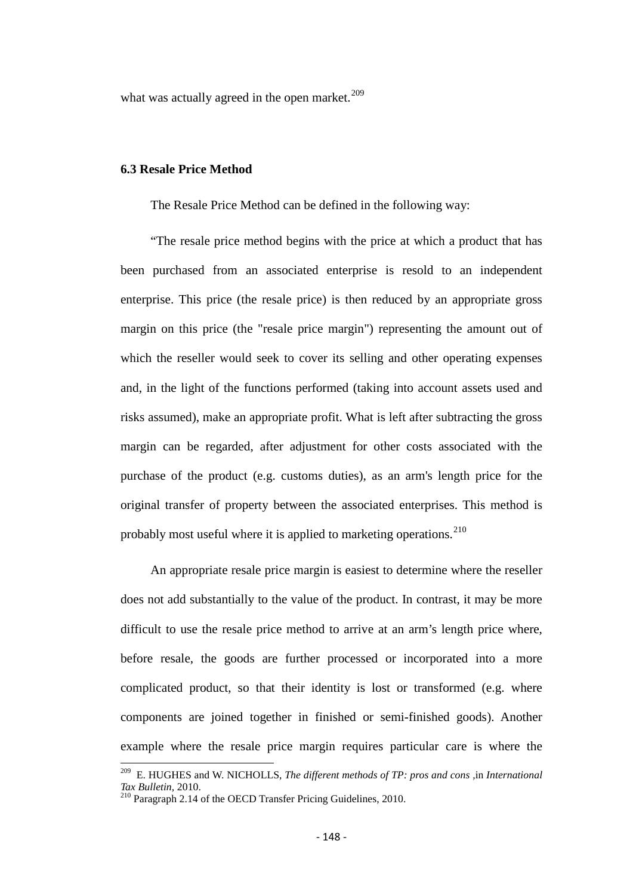what was actually agreed in the open market.[209]

### 6.3 Resale Price Method

The Resale Price Method can be defined in the following way:

"The resale price method begins with the price at which a product that has been purchased from an associated enterprise is resold to an independent enterprise. This price (the resale price) is then reduced by an appropriate gross margin on this price (the "resale price margin") representing the amount out of which the reseller would seek to cover its selling and other operating expenses and, in the light of the functions performed (taking into account assets used and risks assumed), make an appropriate profit. What is left after subtracting the gross margin can be regarded, after adjustment for other costs associated with the purchase of the product (e.g. customs duties), as an arm's length price for the original transfer of property between the associated enterprises. This method is probably most useful where it is applied to marketing operations.[210]

An appropriate resale price margin is easiest to determine where the reseller does not add substantially to the value of the product. In contrast, it may be more difficult to use the resale price method to arrive at an arm's length price where, before resale, the goods are further processed or incorporated into a more complicated product, so that their identity is lost or transformed (e.g. where components are joined together in finished or semi-finished goods). Another example where the resale price margin requires particular care is where the

---

[209] E. HUGHES and W. NICHOLLS, *The different methods of TP: pros and cons* ,in *International Tax Bulletin*, 2010.

[210] Paragraph 2.14 of the OECD Transfer Pricing Guidelines, 2010.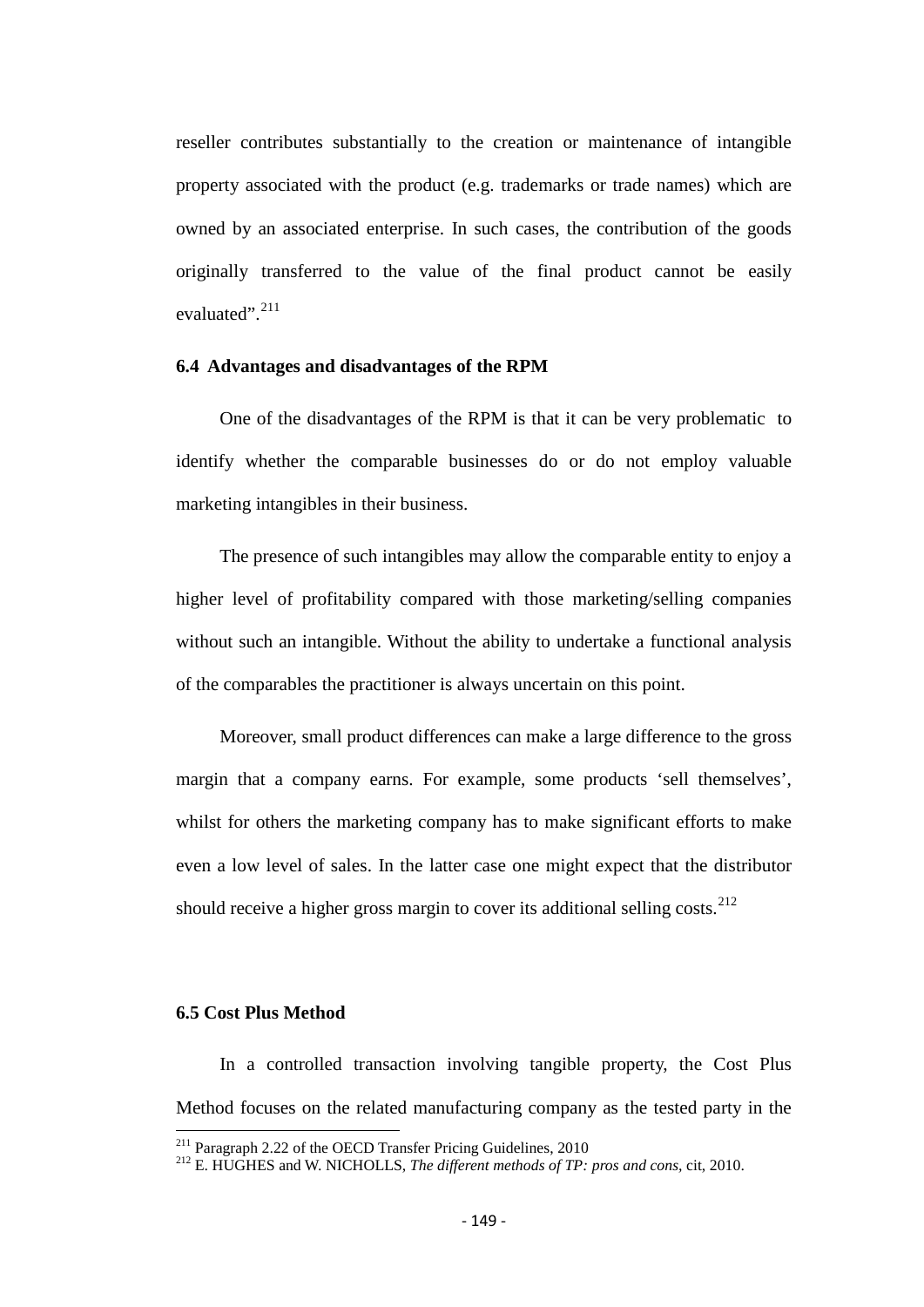reseller contributes substantially to the creation or maintenance of intangible property associated with the product (e.g. trademarks or trade names) which are owned by an associated enterprise. In such cases, the contribution of the goods originally transferred to the value of the final product cannot be easily evaluated".[211]

### 6.4 Advantages and disadvantages of the RPM

One of the disadvantages of the RPM is that it can be very problematic to identify whether the comparable businesses do or do not employ valuable marketing intangibles in their business.

The presence of such intangibles may allow the comparable entity to enjoy a higher level of profitability compared with those marketing/selling companies without such an intangible. Without the ability to undertake a functional analysis of the comparables the practitioner is always uncertain on this point.

Moreover, small product differences can make a large difference to the gross margin that a company earns. For example, some products 'sell themselves', whilst for others the marketing company has to make significant efforts to make even a low level of sales. In the latter case one might expect that the distributor should receive a higher gross margin to cover its additional selling costs.[212]

### 6.5 Cost Plus Method

In a controlled transaction involving tangible property, the Cost Plus Method focuses on the related manufacturing company as the tested party in the

---

[211] Paragraph 2.22 of the OECD Transfer Pricing Guidelines, 2010

[212] E. HUGHES and W. NICHOLLS, *The different methods of TP: pros and cons*, cit, 2010.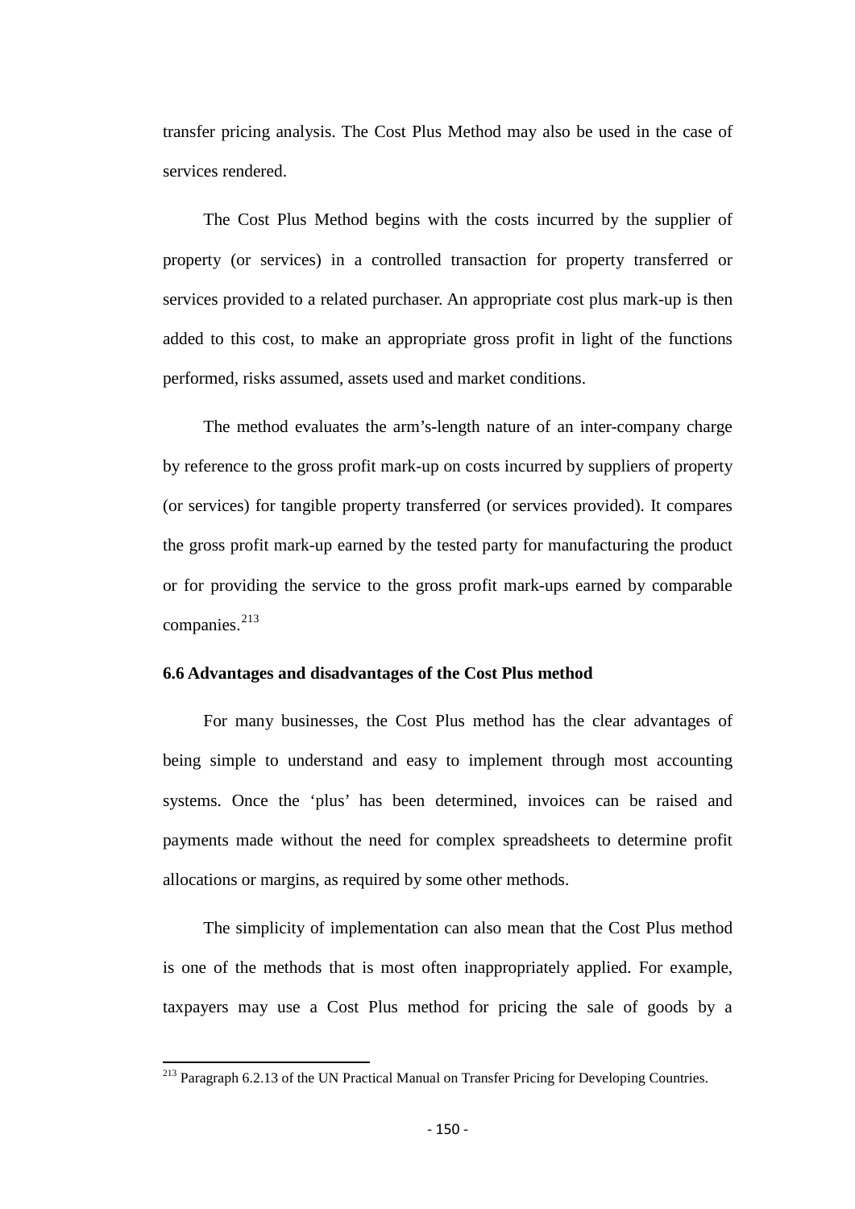transfer pricing analysis. The Cost Plus Method may also be used in the case of services rendered.

The Cost Plus Method begins with the costs incurred by the supplier of property (or services) in a controlled transaction for property transferred or services provided to a related purchaser. An appropriate cost plus mark-up is then added to this cost, to make an appropriate gross profit in light of the functions performed, risks assumed, assets used and market conditions.

The method evaluates the arm's-length nature of an inter-company charge by reference to the gross profit mark-up on costs incurred by suppliers of property (or services) for tangible property transferred (or services provided). It compares the gross profit mark-up earned by the tested party for manufacturing the product or for providing the service to the gross profit mark-ups earned by comparable companies.[213]

### 6.6 Advantages and disadvantages of the Cost Plus method

For many businesses, the Cost Plus method has the clear advantages of being simple to understand and easy to implement through most accounting systems. Once the 'plus' has been determined, invoices can be raised and payments made without the need for complex spreadsheets to determine profit allocations or margins, as required by some other methods.

The simplicity of implementation can also mean that the Cost Plus method is one of the methods that is most often inappropriately applied. For example, taxpayers may use a Cost Plus method for pricing the sale of goods by a

---

[213] Paragraph 6.2.13 of the UN Practical Manual on Transfer Pricing for Developing Countries.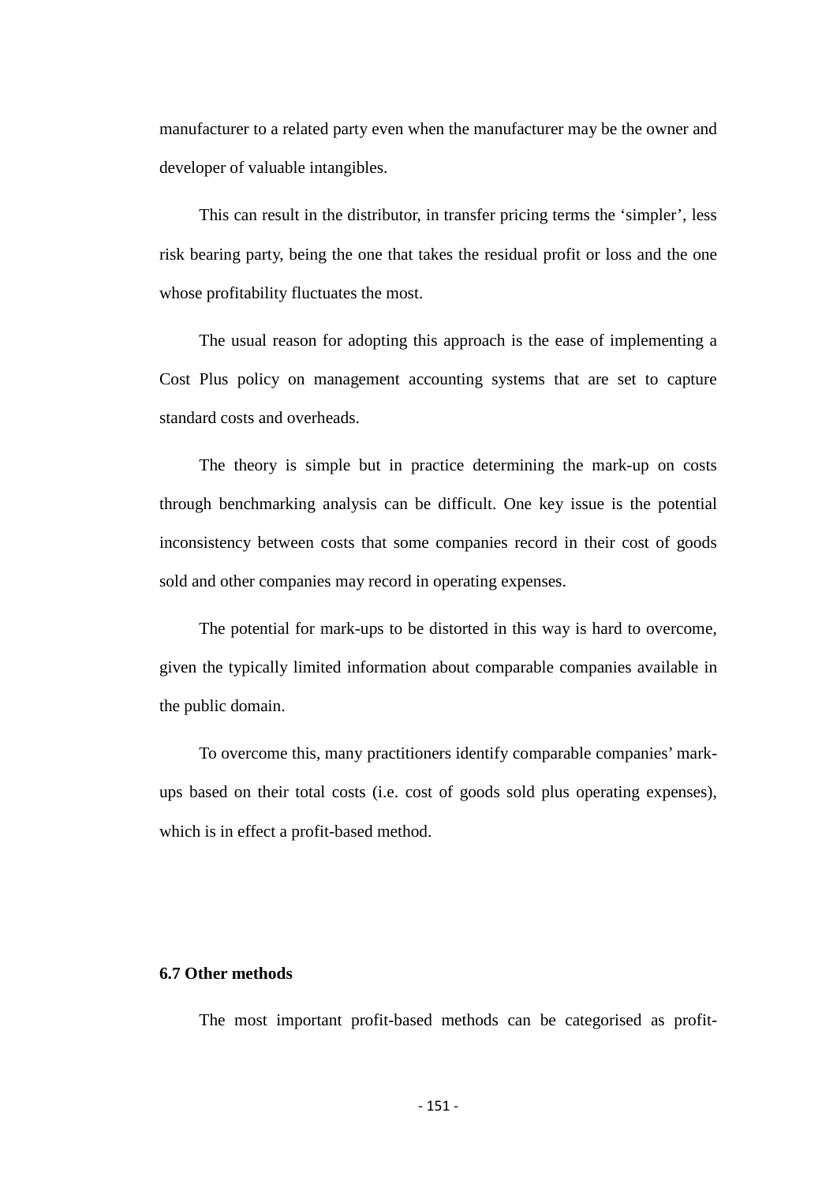manufacturer to a related party even when the manufacturer may be the owner and developer of valuable intangibles.

This can result in the distributor, in transfer pricing terms the 'simpler', less risk bearing party, being the one that takes the residual profit or loss and the one whose profitability fluctuates the most.

The usual reason for adopting this approach is the ease of implementing a Cost Plus policy on management accounting systems that are set to capture standard costs and overheads.

The theory is simple but in practice determining the mark-up on costs through benchmarking analysis can be difficult. One key issue is the potential inconsistency between costs that some companies record in their cost of goods sold and other companies may record in operating expenses.

The potential for mark-ups to be distorted in this way is hard to overcome, given the typically limited information about comparable companies available in the public domain.

To overcome this, many practitioners identify comparable companies' mark-ups based on their total costs (i.e. cost of goods sold plus operating expenses), which is in effect a profit-based method.

### 6.7 Other methods

The most important profit-based methods can be categorised as profit-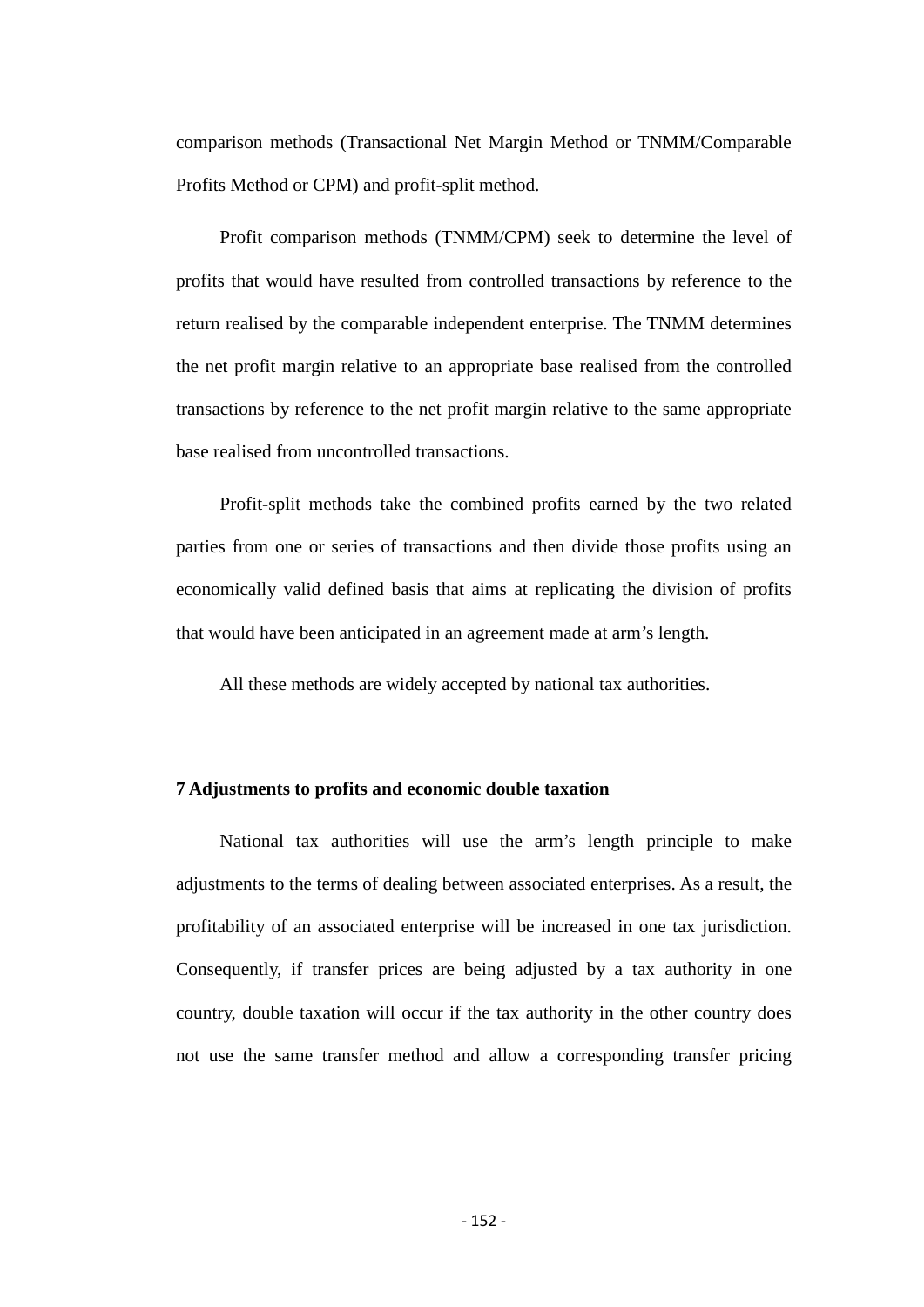comparison methods (Transactional Net Margin Method or TNMM/Comparable Profits Method or CPM) and profit-split method.

Profit comparison methods (TNMM/CPM) seek to determine the level of profits that would have resulted from controlled transactions by reference to the return realised by the comparable independent enterprise. The TNMM determines the net profit margin relative to an appropriate base realised from the controlled transactions by reference to the net profit margin relative to the same appropriate base realised from uncontrolled transactions.

Profit-split methods take the combined profits earned by the two related parties from one or series of transactions and then divide those profits using an economically valid defined basis that aims at replicating the division of profits that would have been anticipated in an agreement made at arm's length.

All these methods are widely accepted by national tax authorities.

**7 Adjustments to profits and economic double taxation**

National tax authorities will use the arm's length principle to make adjustments to the terms of dealing between associated enterprises. As a result, the profitability of an associated enterprise will be increased in one tax jurisdiction. Consequently, if transfer prices are being adjusted by a tax authority in one country, double taxation will occur if the tax authority in the other country does not use the same transfer method and allow a corresponding transfer pricing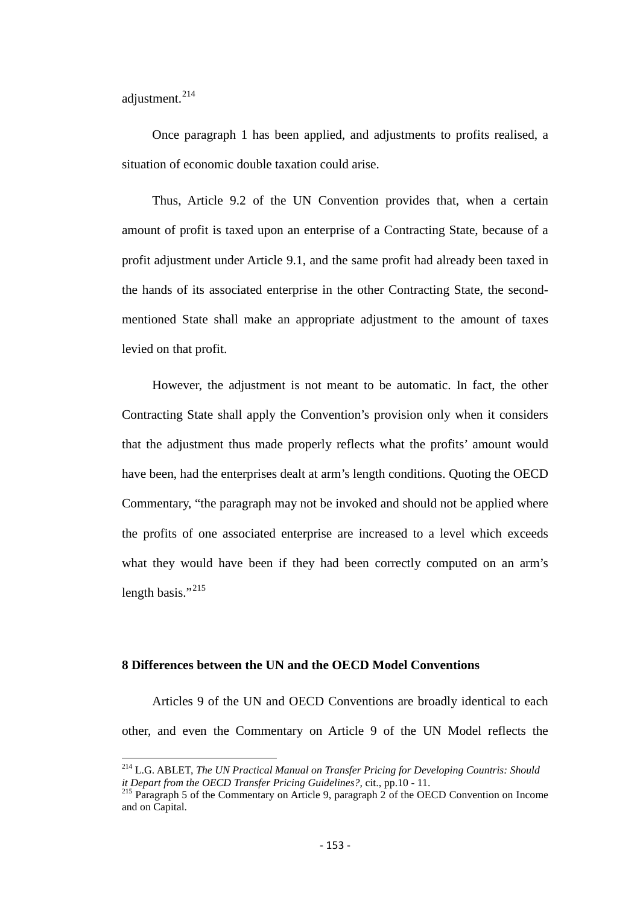adjustment.[214]

Once paragraph 1 has been applied, and adjustments to profits realised, a situation of economic double taxation could arise.

Thus, Article 9.2 of the UN Convention provides that, when a certain amount of profit is taxed upon an enterprise of a Contracting State, because of a profit adjustment under Article 9.1, and the same profit had already been taxed in the hands of its associated enterprise in the other Contracting State, the second-mentioned State shall make an appropriate adjustment to the amount of taxes levied on that profit.

However, the adjustment is not meant to be automatic. In fact, the other Contracting State shall apply the Convention's provision only when it considers that the adjustment thus made properly reflects what the profits' amount would have been, had the enterprises dealt at arm's length conditions. Quoting the OECD Commentary, "the paragraph may not be invoked and should not be applied where the profits of one associated enterprise are increased to a level which exceeds what they would have been if they had been correctly computed on an arm's length basis."[215]

## 8 Differences between the UN and the OECD Model Conventions

Articles 9 of the UN and OECD Conventions are broadly identical to each other, and even the Commentary on Article 9 of the UN Model reflects the

---

[214] L.G. ABLET, *The UN Practical Manual on Transfer Pricing for Developing Countris: Should it Depart from the OECD Transfer Pricing Guidelines?*, cit., pp.10 - 11.

[215] Paragraph 5 of the Commentary on Article 9, paragraph 2 of the OECD Convention on Income and on Capital.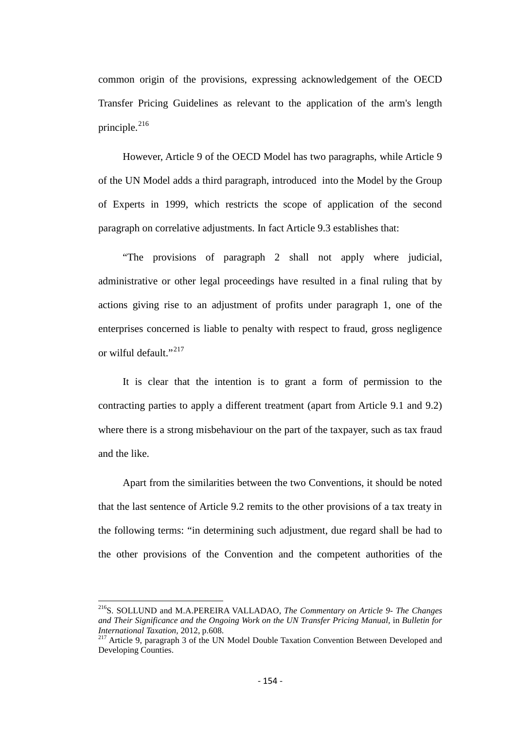common origin of the provisions, expressing acknowledgement of the OECD Transfer Pricing Guidelines as relevant to the application of the arm's length principle.[216]

However, Article 9 of the OECD Model has two paragraphs, while Article 9 of the UN Model adds a third paragraph, introduced into the Model by the Group of Experts in 1999, which restricts the scope of application of the second paragraph on correlative adjustments. In fact Article 9.3 establishes that:

"The provisions of paragraph 2 shall not apply where judicial, administrative or other legal proceedings have resulted in a final ruling that by actions giving rise to an adjustment of profits under paragraph 1, one of the enterprises concerned is liable to penalty with respect to fraud, gross negligence or wilful default."[217]

It is clear that the intention is to grant a form of permission to the contracting parties to apply a different treatment (apart from Article 9.1 and 9.2) where there is a strong misbehaviour on the part of the taxpayer, such as tax fraud and the like.

Apart from the similarities between the two Conventions, it should be noted that the last sentence of Article 9.2 remits to the other provisions of a tax treaty in the following terms: "in determining such adjustment, due regard shall be had to the other provisions of the Convention and the competent authorities of the

---

[216] S. SOLLUND and M.A.PEREIRA VALLADAO, *The Commentary on Article 9- The Changes and Their Significance and the Ongoing Work on the UN Transfer Pricing Manual*, in *Bulletin for International Taxation*, 2012, p.608.

[217] Article 9, paragraph 3 of the UN Model Double Taxation Convention Between Developed and Developing Counties.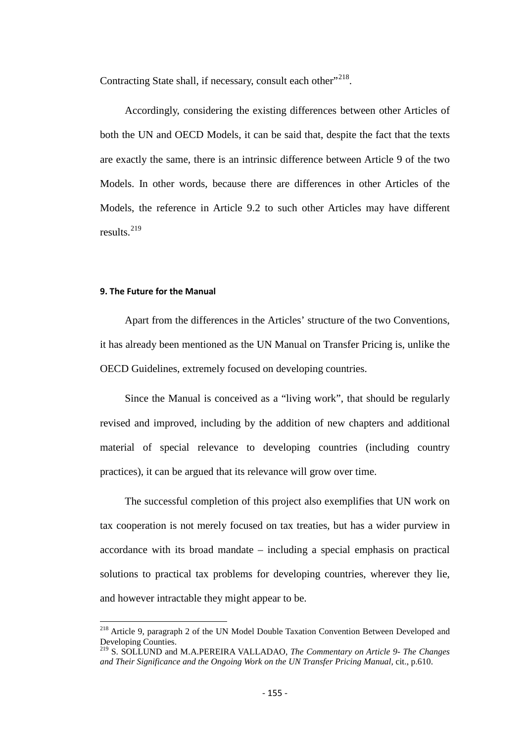Contracting State shall, if necessary, consult each other"[218].

Accordingly, considering the existing differences between other Articles of both the UN and OECD Models, it can be said that, despite the fact that the texts are exactly the same, there is an intrinsic difference between Article 9 of the two Models. In other words, because there are differences in other Articles of the Models, the reference in Article 9.2 to such other Articles may have different results.[219]

**9. The Future for the Manual**

Apart from the differences in the Articles' structure of the two Conventions, it has already been mentioned as the UN Manual on Transfer Pricing is, unlike the OECD Guidelines, extremely focused on developing countries.

Since the Manual is conceived as a "living work", that should be regularly revised and improved, including by the addition of new chapters and additional material of special relevance to developing countries (including country practices), it can be argued that its relevance will grow over time.

The successful completion of this project also exemplifies that UN work on tax cooperation is not merely focused on tax treaties, but has a wider purview in accordance with its broad mandate – including a special emphasis on practical solutions to practical tax problems for developing countries, wherever they lie, and however intractable they might appear to be.

---

[218] Article 9, paragraph 2 of the UN Model Double Taxation Convention Between Developed and Developing Counties.

[219] S. SOLLUND and M.A.PEREIRA VALLADAO, *The Commentary on Article 9- The Changes and Their Significance and the Ongoing Work on the UN Transfer Pricing Manual*, cit., p.610.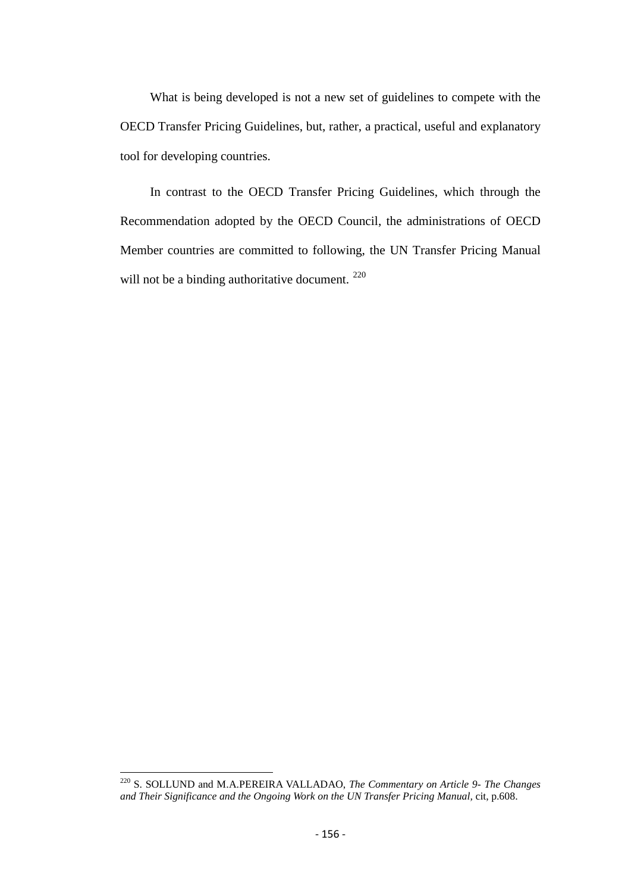What is being developed is not a new set of guidelines to compete with the OECD Transfer Pricing Guidelines, but, rather, a practical, useful and explanatory tool for developing countries.

In contrast to the OECD Transfer Pricing Guidelines, which through the Recommendation adopted by the OECD Council, the administrations of OECD Member countries are committed to following, the UN Transfer Pricing Manual will not be a binding authoritative document. [220]

---

[220] S. SOLLUND and M.A.PEREIRA VALLADAO, *The Commentary on Article 9- The Changes and Their Significance and the Ongoing Work on the UN Transfer Pricing Manual*, cit, p.608.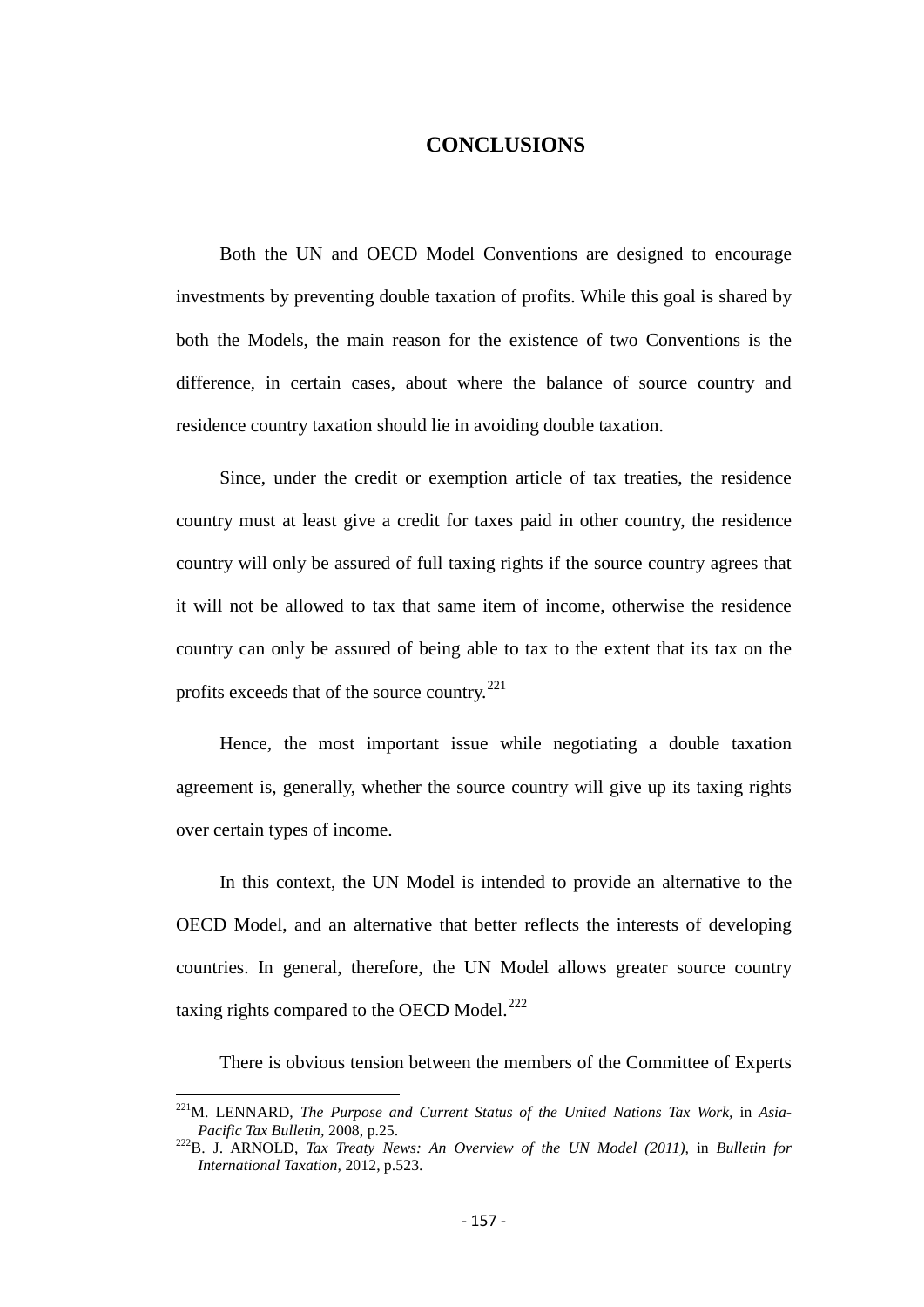# CONCLUSIONS

Both the UN and OECD Model Conventions are designed to encourage investments by preventing double taxation of profits. While this goal is shared by both the Models, the main reason for the existence of two Conventions is the difference, in certain cases, about where the balance of source country and residence country taxation should lie in avoiding double taxation.

Since, under the credit or exemption article of tax treaties, the residence country must at least give a credit for taxes paid in other country, the residence country will only be assured of full taxing rights if the source country agrees that it will not be allowed to tax that same item of income, otherwise the residence country can only be assured of being able to tax to the extent that its tax on the profits exceeds that of the source country.[221]

Hence, the most important issue while negotiating a double taxation agreement is, generally, whether the source country will give up its taxing rights over certain types of income.

In this context, the UN Model is intended to provide an alternative to the OECD Model, and an alternative that better reflects the interests of developing countries. In general, therefore, the UN Model allows greater source country taxing rights compared to the OECD Model.[222]

There is obvious tension between the members of the Committee of Experts

---

[221] M. LENNARD, *The Purpose and Current Status of the United Nations Tax Work*, in *Asia-Pacific Tax Bulletin*, 2008, p.25.

[222] B. J. ARNOLD, *Tax Treaty News: An Overview of the UN Model (2011)*, in *Bulletin for International Taxation*, 2012, p.523.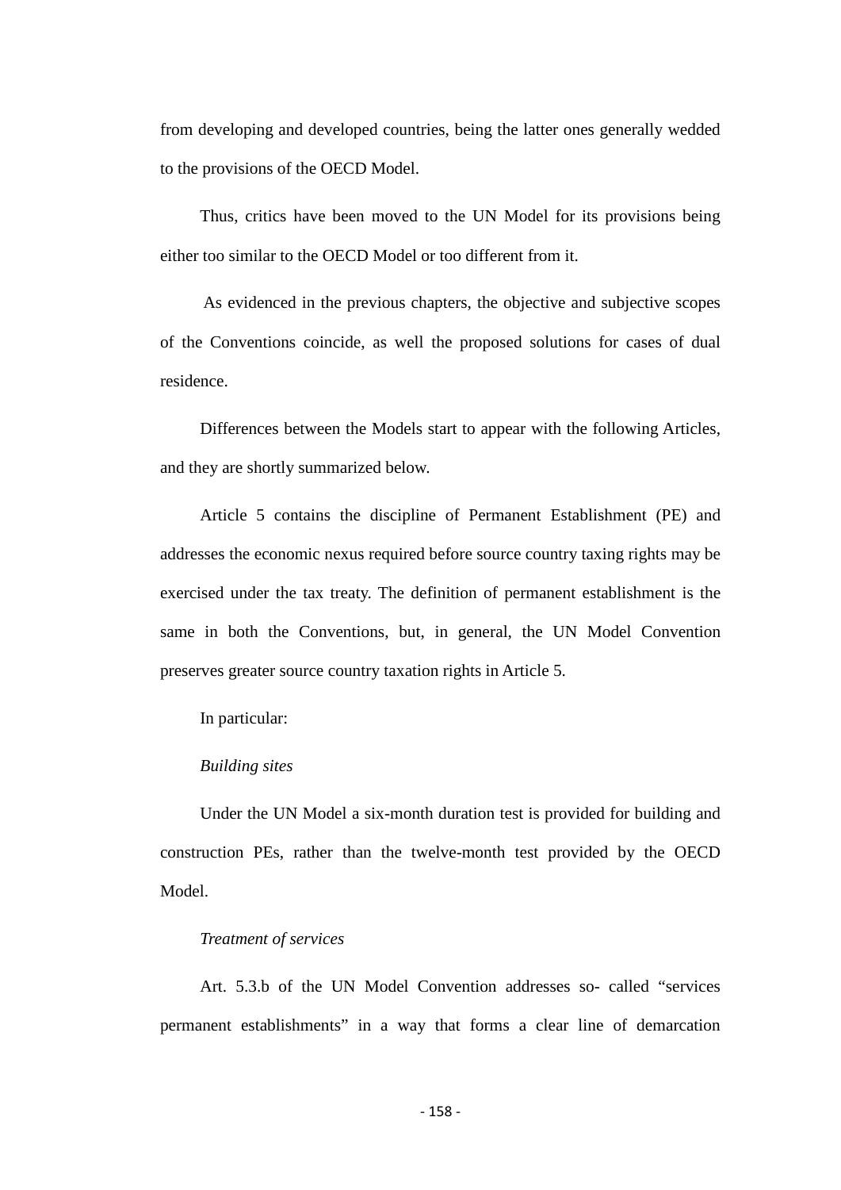from developing and developed countries, being the latter ones generally wedded to the provisions of the OECD Model.

Thus, critics have been moved to the UN Model for its provisions being either too similar to the OECD Model or too different from it.

As evidenced in the previous chapters, the objective and subjective scopes of the Conventions coincide, as well the proposed solutions for cases of dual residence.

Differences between the Models start to appear with the following Articles, and they are shortly summarized below.

Article 5 contains the discipline of Permanent Establishment (PE) and addresses the economic nexus required before source country taxing rights may be exercised under the tax treaty. The definition of permanent establishment is the same in both the Conventions, but, in general, the UN Model Convention preserves greater source country taxation rights in Article 5.

In particular:

*Building sites*

Under the UN Model a six-month duration test is provided for building and construction PEs, rather than the twelve-month test provided by the OECD Model.

*Treatment of services*

Art. 5.3.b of the UN Model Convention addresses so- called "services permanent establishments" in a way that forms a clear line of demarcation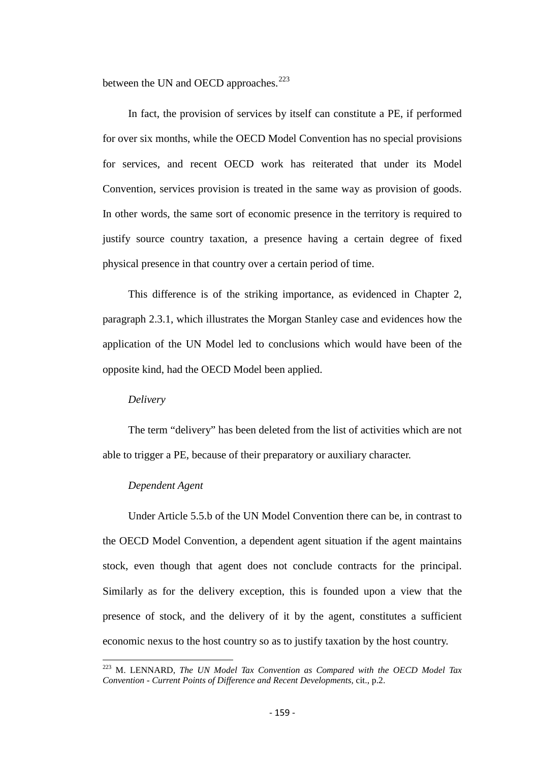between the UN and OECD approaches.[223]

In fact, the provision of services by itself can constitute a PE, if performed for over six months, while the OECD Model Convention has no special provisions for services, and recent OECD work has reiterated that under its Model Convention, services provision is treated in the same way as provision of goods. In other words, the same sort of economic presence in the territory is required to justify source country taxation, a presence having a certain degree of fixed physical presence in that country over a certain period of time.

This difference is of the striking importance, as evidenced in Chapter 2, paragraph 2.3.1, which illustrates the Morgan Stanley case and evidences how the application of the UN Model led to conclusions which would have been of the opposite kind, had the OECD Model been applied.

*Delivery*

The term "delivery" has been deleted from the list of activities which are not able to trigger a PE, because of their preparatory or auxiliary character.

*Dependent Agent*

Under Article 5.5.b of the UN Model Convention there can be, in contrast to the OECD Model Convention, a dependent agent situation if the agent maintains stock, even though that agent does not conclude contracts for the principal. Similarly as for the delivery exception, this is founded upon a view that the presence of stock, and the delivery of it by the agent, constitutes a sufficient economic nexus to the host country so as to justify taxation by the host country.

---

[223] M. LENNARD, *The UN Model Tax Convention as Compared with the OECD Model Tax Convention - Current Points of Difference and Recent Developments*, cit., p.2.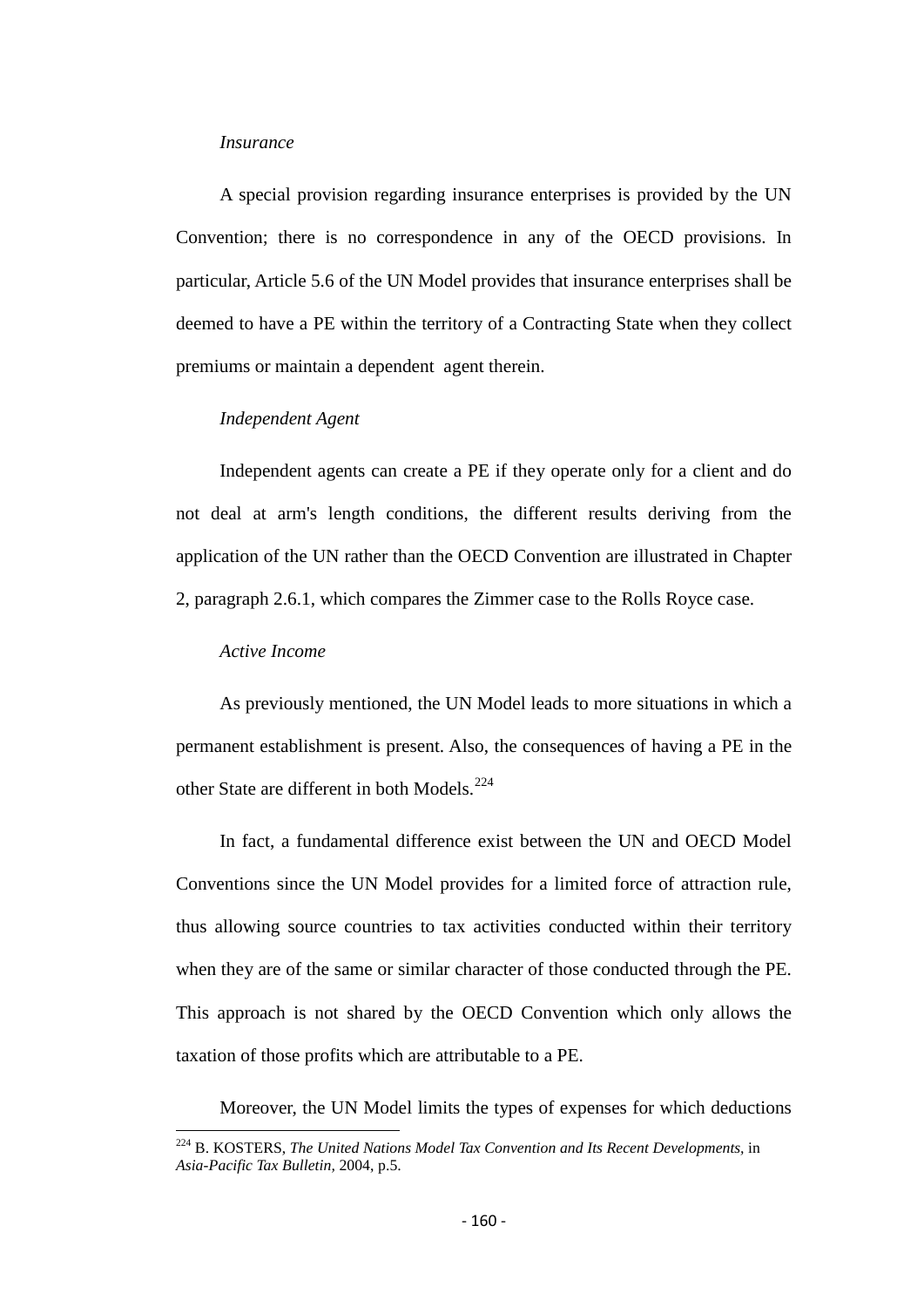*Insurance*

A special provision regarding insurance enterprises is provided by the UN Convention; there is no correspondence in any of the OECD provisions. In particular, Article 5.6 of the UN Model provides that insurance enterprises shall be deemed to have a PE within the territory of a Contracting State when they collect premiums or maintain a dependent agent therein.

*Independent Agent*

Independent agents can create a PE if they operate only for a client and do not deal at arm's length conditions, the different results deriving from the application of the UN rather than the OECD Convention are illustrated in Chapter 2, paragraph 2.6.1, which compares the Zimmer case to the Rolls Royce case.

*Active Income*

As previously mentioned, the UN Model leads to more situations in which a permanent establishment is present. Also, the consequences of having a PE in the other State are different in both Models.[224]

In fact, a fundamental difference exist between the UN and OECD Model Conventions since the UN Model provides for a limited force of attraction rule, thus allowing source countries to tax activities conducted within their territory when they are of the same or similar character of those conducted through the PE. This approach is not shared by the OECD Convention which only allows the taxation of those profits which are attributable to a PE.

Moreover, the UN Model limits the types of expenses for which deductions

---

[224] B. KOSTERS, *The United Nations Model Tax Convention and Its Recent Developments*, in *Asia-Pacific Tax Bulletin*, 2004, p.5.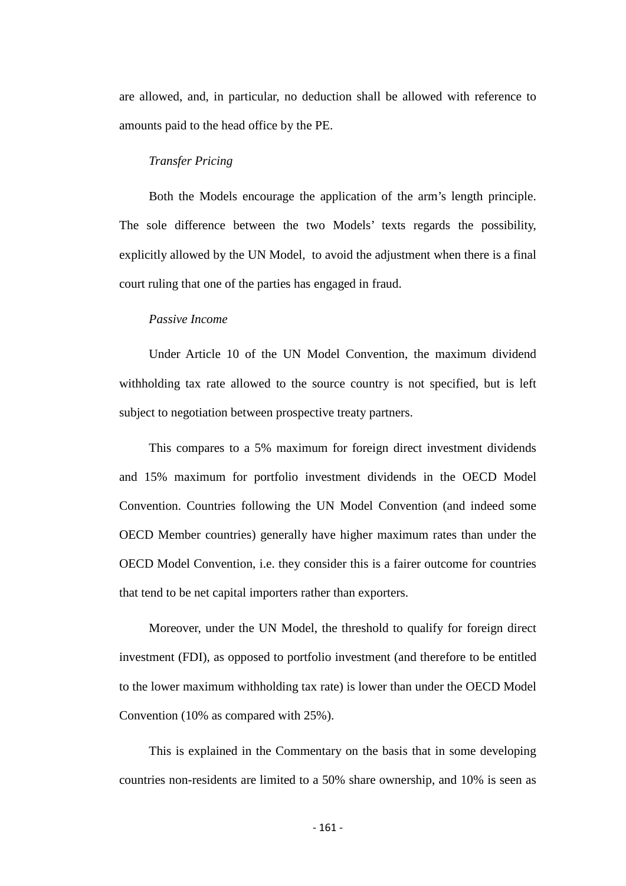are allowed, and, in particular, no deduction shall be allowed with reference to amounts paid to the head office by the PE.

*Transfer Pricing*

Both the Models encourage the application of the arm's length principle. The sole difference between the two Models' texts regards the possibility, explicitly allowed by the UN Model, to avoid the adjustment when there is a final court ruling that one of the parties has engaged in fraud.

*Passive Income*

Under Article 10 of the UN Model Convention, the maximum dividend withholding tax rate allowed to the source country is not specified, but is left subject to negotiation between prospective treaty partners.

This compares to a 5% maximum for foreign direct investment dividends and 15% maximum for portfolio investment dividends in the OECD Model Convention. Countries following the UN Model Convention (and indeed some OECD Member countries) generally have higher maximum rates than under the OECD Model Convention, i.e. they consider this is a fairer outcome for countries that tend to be net capital importers rather than exporters.

Moreover, under the UN Model, the threshold to qualify for foreign direct investment (FDI), as opposed to portfolio investment (and therefore to be entitled to the lower maximum withholding tax rate) is lower than under the OECD Model Convention (10% as compared with 25%).

This is explained in the Commentary on the basis that in some developing countries non-residents are limited to a 50% share ownership, and 10% is seen as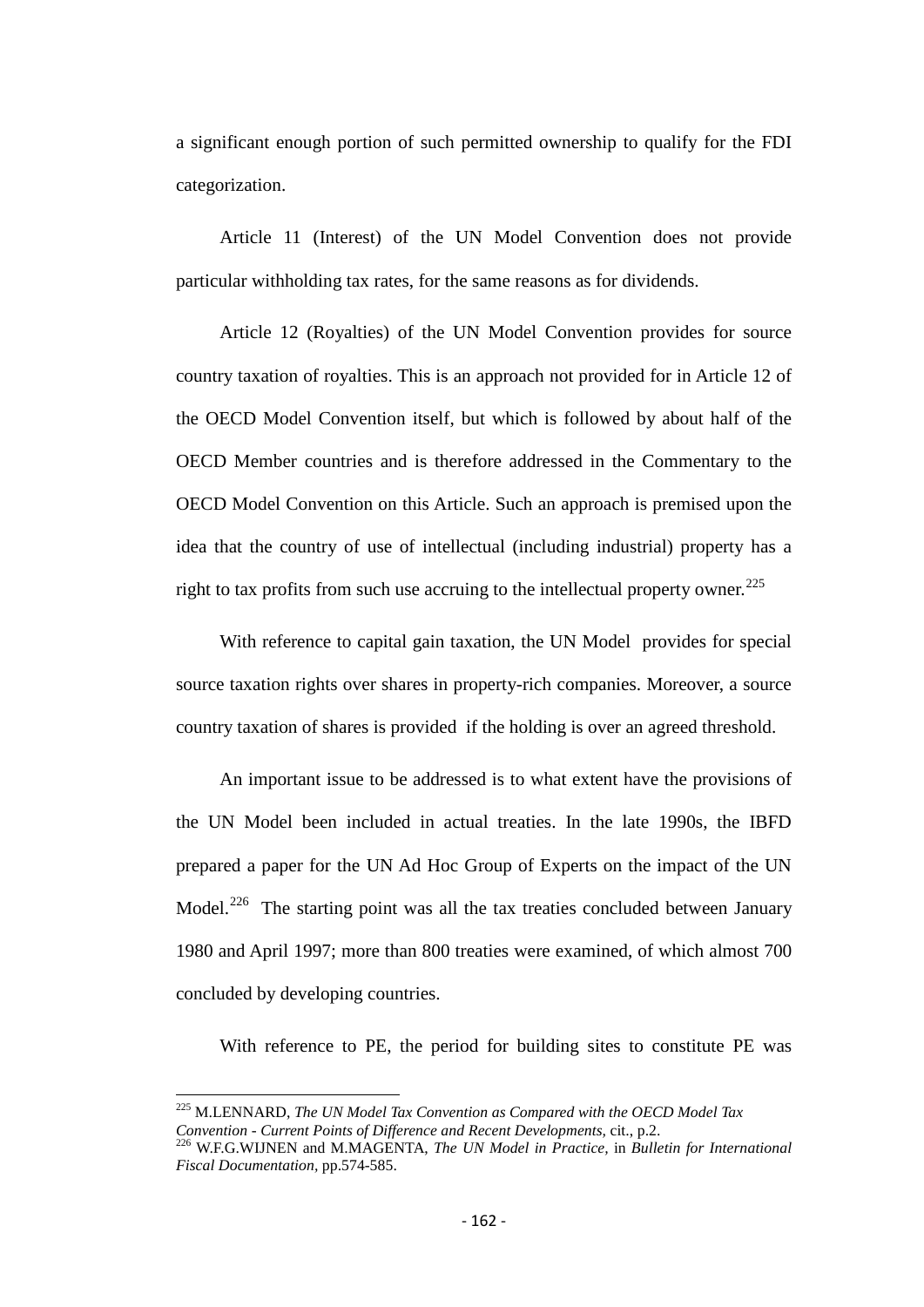a significant enough portion of such permitted ownership to qualify for the FDI categorization.

Article 11 (Interest) of the UN Model Convention does not provide particular withholding tax rates, for the same reasons as for dividends.

Article 12 (Royalties) of the UN Model Convention provides for source country taxation of royalties. This is an approach not provided for in Article 12 of the OECD Model Convention itself, but which is followed by about half of the OECD Member countries and is therefore addressed in the Commentary to the OECD Model Convention on this Article. Such an approach is premised upon the idea that the country of use of intellectual (including industrial) property has a right to tax profits from such use accruing to the intellectual property owner.[225]

With reference to capital gain taxation, the UN Model provides for special source taxation rights over shares in property-rich companies. Moreover, a source country taxation of shares is provided if the holding is over an agreed threshold.

An important issue to be addressed is to what extent have the provisions of the UN Model been included in actual treaties. In the late 1990s, the IBFD prepared a paper for the UN Ad Hoc Group of Experts on the impact of the UN Model.[226] The starting point was all the tax treaties concluded between January 1980 and April 1997; more than 800 treaties were examined, of which almost 700 concluded by developing countries.

With reference to PE, the period for building sites to constitute PE was

---

[225] M.LENNARD, *The UN Model Tax Convention as Compared with the OECD Model Tax Convention - Current Points of Difference and Recent Developments*, cit., p.2.

[226] W.F.G.WIJNEN and M.MAGENTA, *The UN Model in Practice*, in *Bulletin for International Fiscal Documentation*, pp.574-585.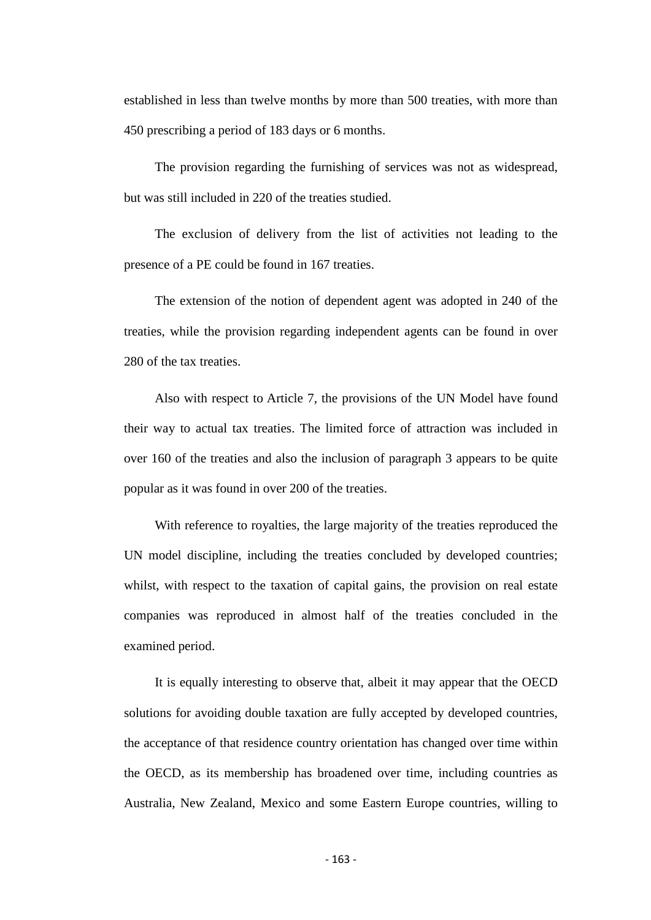established in less than twelve months by more than 500 treaties, with more than 450 prescribing a period of 183 days or 6 months.

The provision regarding the furnishing of services was not as widespread, but was still included in 220 of the treaties studied.

The exclusion of delivery from the list of activities not leading to the presence of a PE could be found in 167 treaties.

The extension of the notion of dependent agent was adopted in 240 of the treaties, while the provision regarding independent agents can be found in over 280 of the tax treaties.

Also with respect to Article 7, the provisions of the UN Model have found their way to actual tax treaties. The limited force of attraction was included in over 160 of the treaties and also the inclusion of paragraph 3 appears to be quite popular as it was found in over 200 of the treaties.

With reference to royalties, the large majority of the treaties reproduced the UN model discipline, including the treaties concluded by developed countries; whilst, with respect to the taxation of capital gains, the provision on real estate companies was reproduced in almost half of the treaties concluded in the examined period.

It is equally interesting to observe that, albeit it may appear that the OECD solutions for avoiding double taxation are fully accepted by developed countries, the acceptance of that residence country orientation has changed over time within the OECD, as its membership has broadened over time, including countries as Australia, New Zealand, Mexico and some Eastern Europe countries, willing to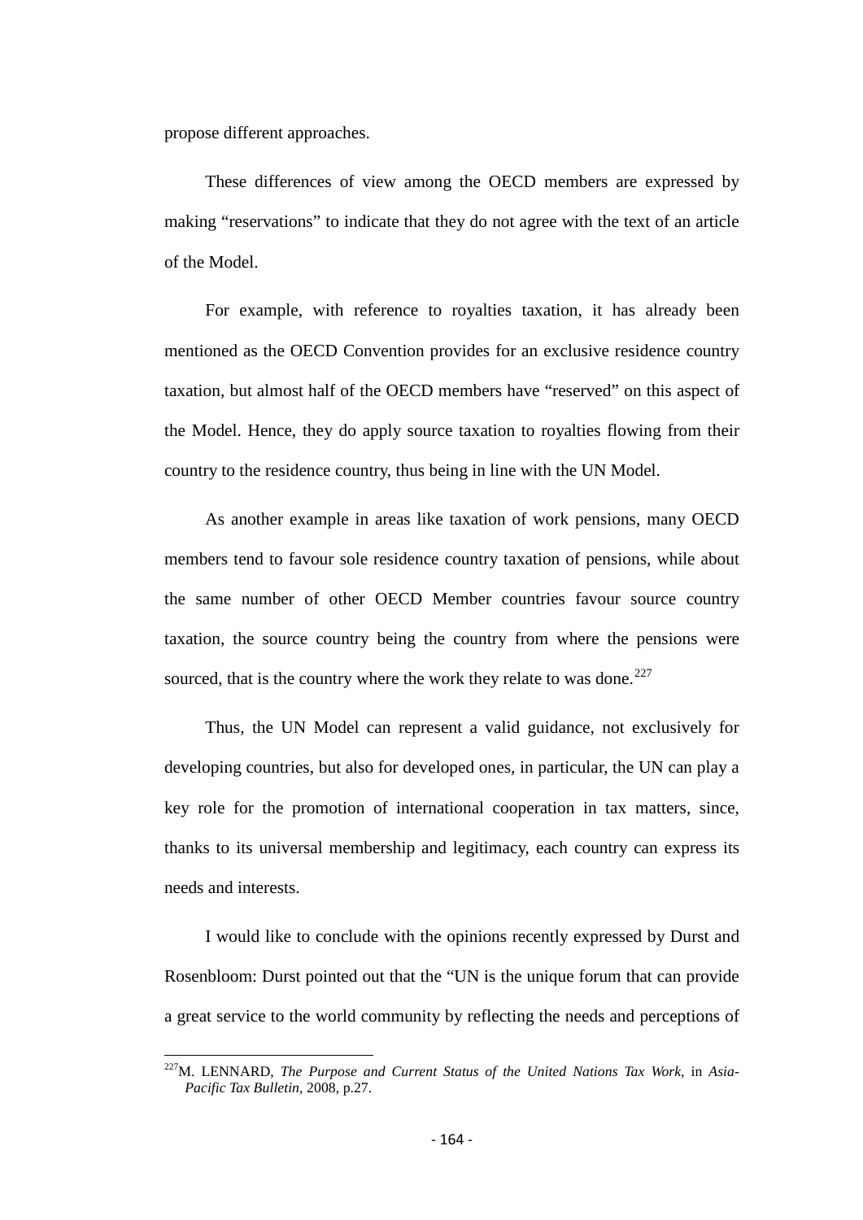propose different approaches.

These differences of view among the OECD members are expressed by making "reservations" to indicate that they do not agree with the text of an article of the Model.

For example, with reference to royalties taxation, it has already been mentioned as the OECD Convention provides for an exclusive residence country taxation, but almost half of the OECD members have "reserved" on this aspect of the Model. Hence, they do apply source taxation to royalties flowing from their country to the residence country, thus being in line with the UN Model.

As another example in areas like taxation of work pensions, many OECD members tend to favour sole residence country taxation of pensions, while about the same number of other OECD Member countries favour source country taxation, the source country being the country from where the pensions were sourced, that is the country where the work they relate to was done.[227]

Thus, the UN Model can represent a valid guidance, not exclusively for developing countries, but also for developed ones, in particular, the UN can play a key role for the promotion of international cooperation in tax matters, since, thanks to its universal membership and legitimacy, each country can express its needs and interests.

I would like to conclude with the opinions recently expressed by Durst and Rosenbloom: Durst pointed out that the "UN is the unique forum that can provide a great service to the world community by reflecting the needs and perceptions of

---

[227] M. LENNARD, *The Purpose and Current Status of the United Nations Tax Work,* in *Asia-Pacific Tax Bulletin,* 2008, p.27.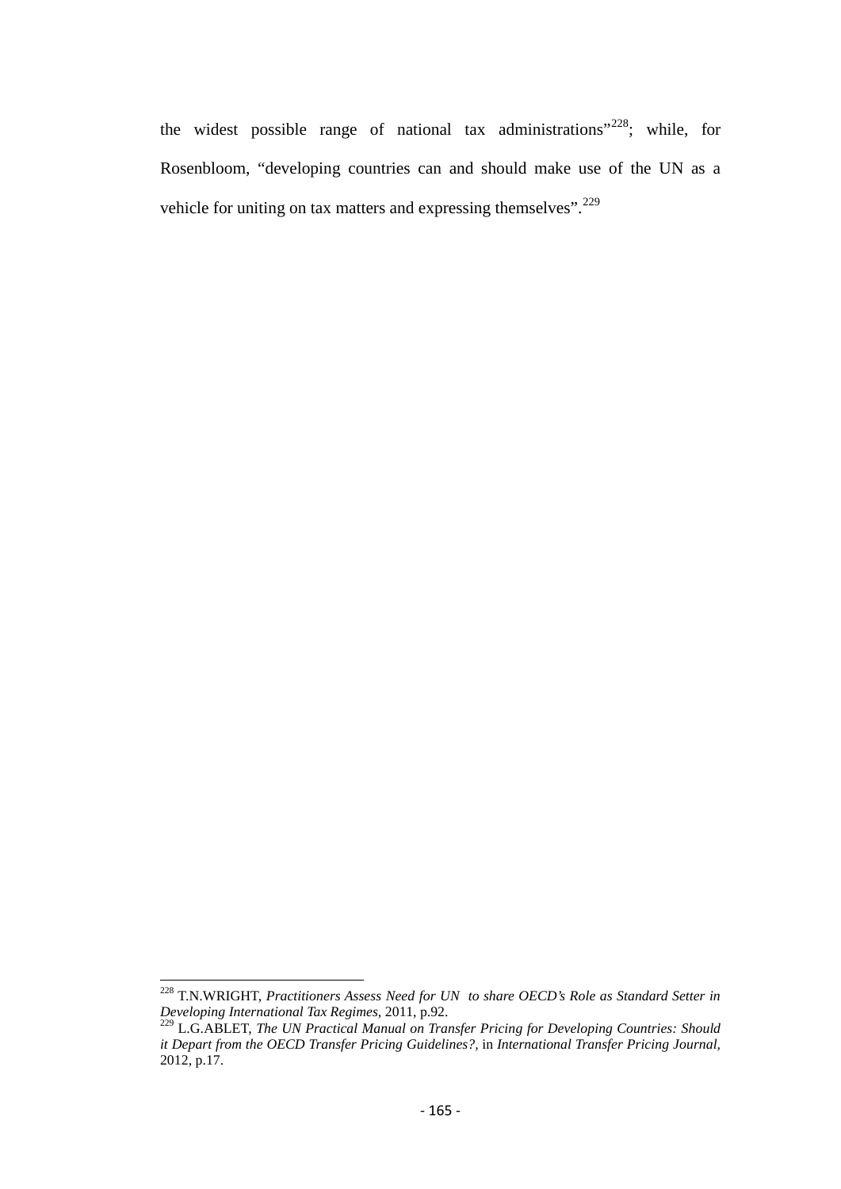the widest possible range of national tax administrations"[228]; while, for Rosenbloom, "developing countries can and should make use of the UN as a vehicle for uniting on tax matters and expressing themselves".[229]

---

[228] T.N.WRIGHT, *Practitioners Assess Need for UN to share OECD's Role as Standard Setter in Developing International Tax Regimes*, 2011, p.92.

[229] L.G.ABLET, *The UN Practical Manual on Transfer Pricing for Developing Countries: Should it Depart from the OECD Transfer Pricing Guidelines?*, in *International Transfer Pricing Journal*, 2012, p.17.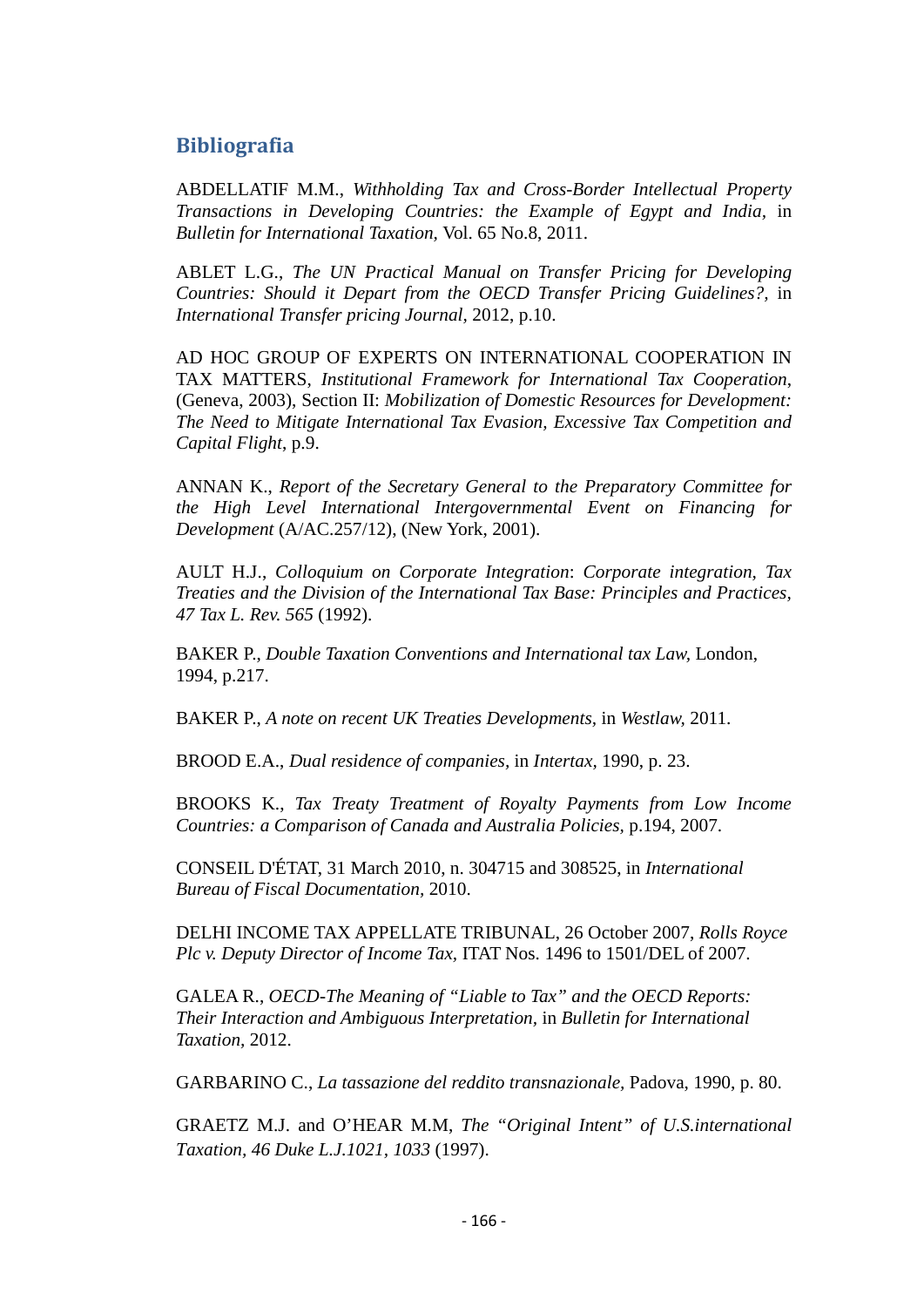## Bibliografia

ABDELLATIF M.M., *Withholding Tax and Cross-Border Intellectual Property Transactions in Developing Countries: the Example of Egypt and India,* in *Bulletin for International Taxation,* Vol. 65 No.8, 2011.

ABLET L.G., *The UN Practical Manual on Transfer Pricing for Developing Countries: Should it Depart from the OECD Transfer Pricing Guidelines?,* in *International Transfer pricing Journal,* 2012, p.10.

AD HOC GROUP OF EXPERTS ON INTERNATIONAL COOPERATION IN TAX MATTERS, *Institutional Framework for International Tax Cooperation*, (Geneva, 2003), Section II: *Mobilization of Domestic Resources for Development: The Need to Mitigate International Tax Evasion, Excessive Tax Competition and Capital Flight*, p.9.

ANNAN K., *Report of the Secretary General to the Preparatory Committee for the High Level International Intergovernmental Event on Financing for Development* (A/AC.257/12), (New York, 2001).

AULT H.J., *Colloquium on Corporate Integration*: *Corporate integration, Tax Treaties and the Division of the International Tax Base: Principles and Practices, 47 Tax L. Rev. 565* (1992).

BAKER P., *Double Taxation Conventions and International tax Law,* London, 1994, p.217.

BAKER P., *A note on recent UK Treaties Developments,* in *Westlaw,* 2011.

BROOD E.A., *Dual residence of companies,* in *Intertax,* 1990, p. 23.

BROOKS K., *Tax Treaty Treatment of Royalty Payments from Low Income Countries: a Comparison of Canada and Australia Policies,* p.194, 2007.

CONSEIL D'ÉTAT, 31 March 2010, n. 304715 and 308525, in *International Bureau of Fiscal Documentation,* 2010.

DELHI INCOME TAX APPELLATE TRIBUNAL, 26 October 2007, *Rolls Royce Plc v. Deputy Director of Income Tax,* ITAT Nos. 1496 to 1501/DEL of 2007.

GALEA R., *OECD-The Meaning of "Liable to Tax" and the OECD Reports: Their Interaction and Ambiguous Interpretation,* in *Bulletin for International Taxation,* 2012.

GARBARINO C., *La tassazione del reddito transnazionale,* Padova, 1990, p. 80.

GRAETZ M.J. and O'HEAR M.M, *The "Original Intent" of U.S.international Taxation, 46 Duke L.J.1021, 1033* (1997).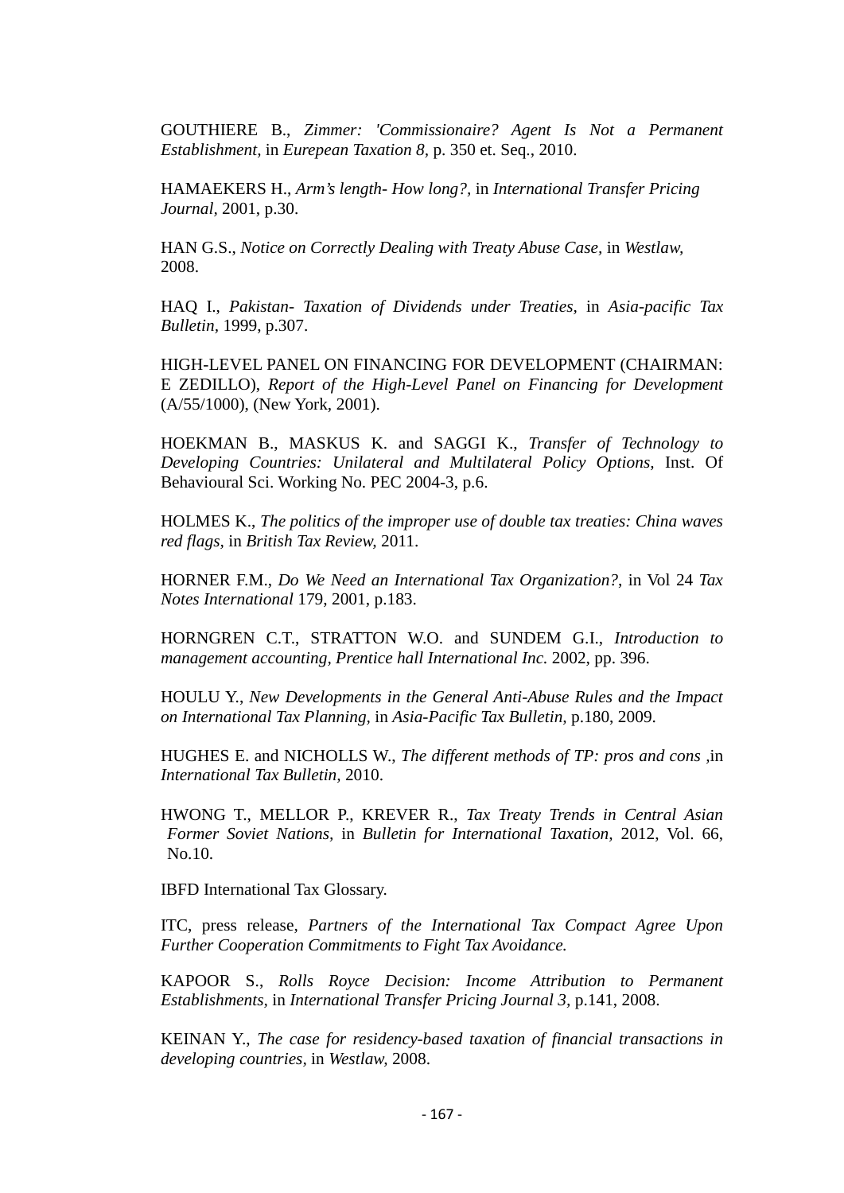GOUTHIERE B., *Zimmer: 'Commissionaire? Agent Is Not a Permanent Establishment,* in *Eurepean Taxation 8,* p. 350 et. Seq., 2010.

HAMAEKERS H., *Arm's length- How long?,* in *International Transfer Pricing Journal,* 2001, p.30.

HAN G.S., *Notice on Correctly Dealing with Treaty Abuse Case,* in *Westlaw,* 2008.

HAQ I., *Pakistan- Taxation of Dividends under Treaties,* in *Asia-pacific Tax Bulletin,* 1999, p.307.

HIGH-LEVEL PANEL ON FINANCING FOR DEVELOPMENT (CHAIRMAN: E ZEDILLO), *Report of the High-Level Panel on Financing for Development* (A/55/1000), (New York, 2001).

HOEKMAN B., MASKUS K. and SAGGI K., *Transfer of Technology to Developing Countries: Unilateral and Multilateral Policy Options,* Inst. Of Behavioural Sci. Working No. PEC 2004-3, p.6.

HOLMES K., *The politics of the improper use of double tax treaties: China waves red flags,* in *British Tax Review,* 2011.

HORNER F.M., *Do We Need an International Tax Organization?*, in Vol 24 *Tax Notes International* 179, 2001, p.183.

HORNGREN C.T., STRATTON W.O. and SUNDEM G.I., *Introduction to management accounting, Prentice hall International Inc.* 2002, pp. 396.

HOULU Y., *New Developments in the General Anti-Abuse Rules and the Impact on International Tax Planning,* in *Asia-Pacific Tax Bulletin,* p.180, 2009.

HUGHES E. and NICHOLLS W., *The different methods of TP: pros and cons* ,in *International Tax Bulletin,* 2010.

HWONG T., MELLOR P., KREVER R., *Tax Treaty Trends in Central Asian Former Soviet Nations,* in *Bulletin for International Taxation,* 2012, Vol. 66, No.10.

IBFD International Tax Glossary.

ITC, press release, *Partners of the International Tax Compact Agree Upon Further Cooperation Commitments to Fight Tax Avoidance.*

KAPOOR S., *Rolls Royce Decision: Income Attribution to Permanent Establishments,* in *International Transfer Pricing Journal 3,* p.141, 2008.

KEINAN Y., *The case for residency-based taxation of financial transactions in developing countries,* in *Westlaw,* 2008.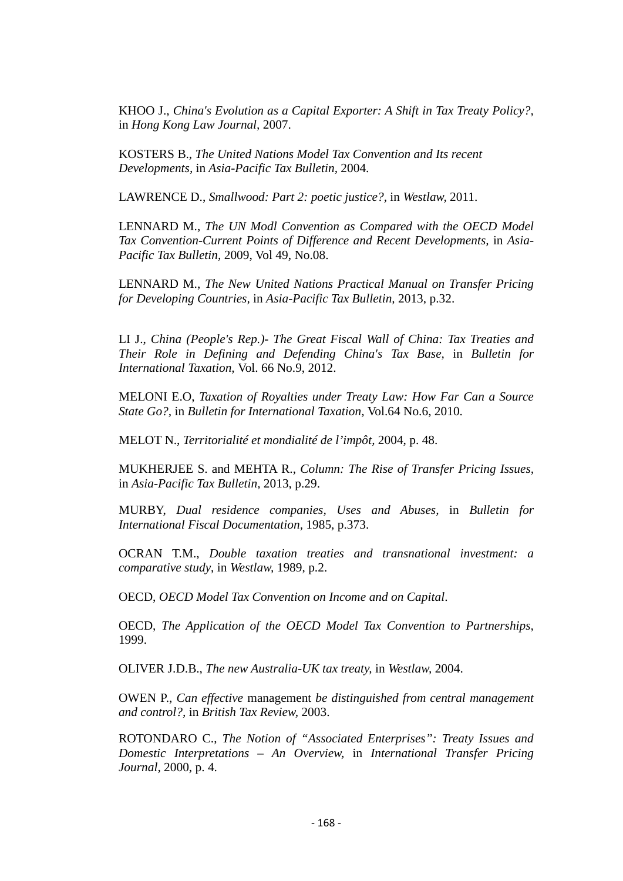KHOO J., *China's Evolution as a Capital Exporter: A Shift in Tax Treaty Policy?,* in *Hong Kong Law Journal*, 2007.

KOSTERS B., *The United Nations Model Tax Convention and Its recent Developments*, in *Asia-Pacific Tax Bulletin*, 2004.

LAWRENCE D., *Smallwood: Part 2: poetic justice?*, in *Westlaw,* 2011.

LENNARD M., *The UN Modl Convention as Compared with the OECD Model Tax Convention-Current Points of Difference and Recent Developments,* in *Asia-Pacific Tax Bulletin*, 2009, Vol 49, No.08.

LENNARD M., *The New United Nations Practical Manual on Transfer Pricing for Developing Countries*, in *Asia-Pacific Tax Bulletin*, 2013, p.32.

LI J., *China (People's Rep.)- The Great Fiscal Wall of China: Tax Treaties and Their Role in Defining and Defending China's Tax Base,* in *Bulletin for International Taxation,* Vol. 66 No.9, 2012.

MELONI E.O, *Taxation of Royalties under Treaty Law: How Far Can a Source State Go?,* in *Bulletin for International Taxation,* Vol.64 No.6, 2010.

MELOT N., *Territorialité et mondialité de l'impôt,* 2004, p. 48.

MUKHERJEE S. and MEHTA R., *Column: The Rise of Transfer Pricing Issues,* in *Asia-Pacific Tax Bulletin,* 2013, p.29.

MURBY, *Dual residence companies, Uses and Abuses,* in *Bulletin for International Fiscal Documentation,* 1985, p.373.

OCRAN T.M., *Double taxation treaties and transnational investment: a comparative study*, in *Westlaw,* 1989, p.2.

OECD, *OECD Model Tax Convention on Income and on Capital*.

OECD, *The Application of the OECD Model Tax Convention to Partnerships,* 1999.

OLIVER J.D.B., *The new Australia-UK tax treaty,* in *Westlaw,* 2004.

OWEN P., *Can effective* management *be distinguished from central management and control?,* in *British Tax Review,* 2003.

ROTONDARO C., *The Notion of "Associated Enterprises": Treaty Issues and Domestic Interpretations – An Overview,* in *International Transfer Pricing Journal*, 2000, p. 4.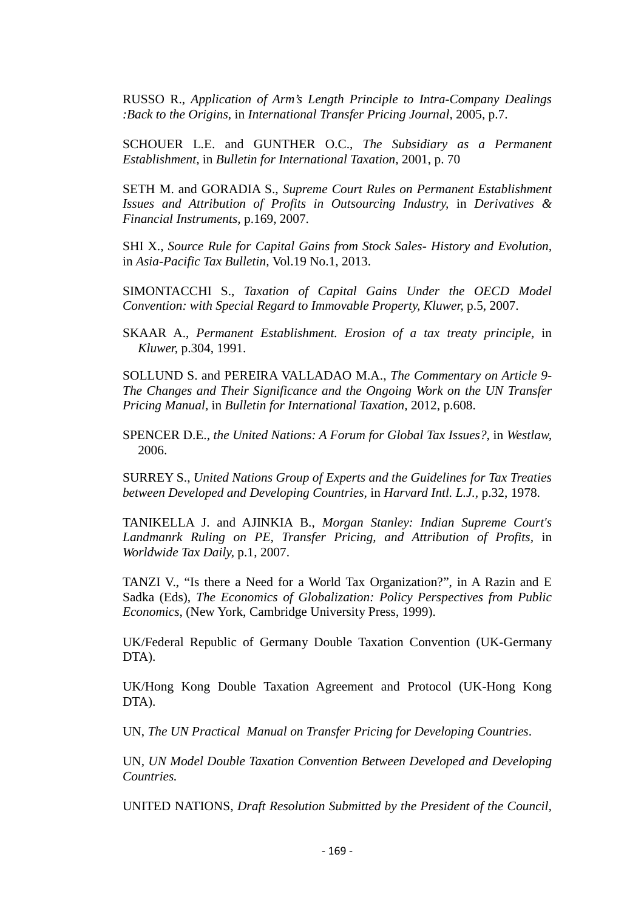RUSSO R., *Application of Arm's Length Principle to Intra-Company Dealings :Back to the Origins,* in *International Transfer Pricing Journal,* 2005, p.7.

SCHOUER L.E. and GUNTHER O.C., *The Subsidiary as a Permanent Establishment,* in *Bulletin for International Taxation,* 2001, p. 70

SETH M. and GORADIA S., *Supreme Court Rules on Permanent Establishment Issues and Attribution of Profits in Outsourcing Industry,* in *Derivatives & Financial Instruments,* p.169, 2007.

SHI X., *Source Rule for Capital Gains from Stock Sales- History and Evolution,* in *Asia-Pacific Tax Bulletin,* Vol.19 No.1, 2013.

SIMONTACCHI S., *Taxation of Capital Gains Under the OECD Model Convention: with Special Regard to Immovable Property, Kluwer,* p.5, 2007.

SKAAR A., *Permanent Establishment. Erosion of a tax treaty principle,* in *Kluwer,* p.304, 1991.

SOLLUND S. and PEREIRA VALLADAO M.A., *The Commentary on Article 9- The Changes and Their Significance and the Ongoing Work on the UN Transfer Pricing Manual,* in *Bulletin for International Taxation,* 2012, p.608.

SPENCER D.E., *the United Nations: A Forum for Global Tax Issues?,* in *Westlaw,* 2006.

SURREY S., *United Nations Group of Experts and the Guidelines for Tax Treaties between Developed and Developing Countries,* in *Harvard Intl. L.J.,* p.32, 1978.

TANIKELLA J. and AJINKIA B., *Morgan Stanley: Indian Supreme Court's Landmanrk Ruling on PE, Transfer Pricing, and Attribution of Profits,* in *Worldwide Tax Daily,* p.1, 2007.

TANZI V., "Is there a Need for a World Tax Organization?", in A Razin and E Sadka (Eds), *The Economics of Globalization: Policy Perspectives from Public Economics*, (New York, Cambridge University Press, 1999).

UK/Federal Republic of Germany Double Taxation Convention (UK-Germany DTA).

UK/Hong Kong Double Taxation Agreement and Protocol (UK-Hong Kong DTA).

UN, *The UN Practical Manual on Transfer Pricing for Developing Countries*.

UN, *UN Model Double Taxation Convention Between Developed and Developing Countries.*

UNITED NATIONS, *Draft Resolution Submitted by the President of the Council,*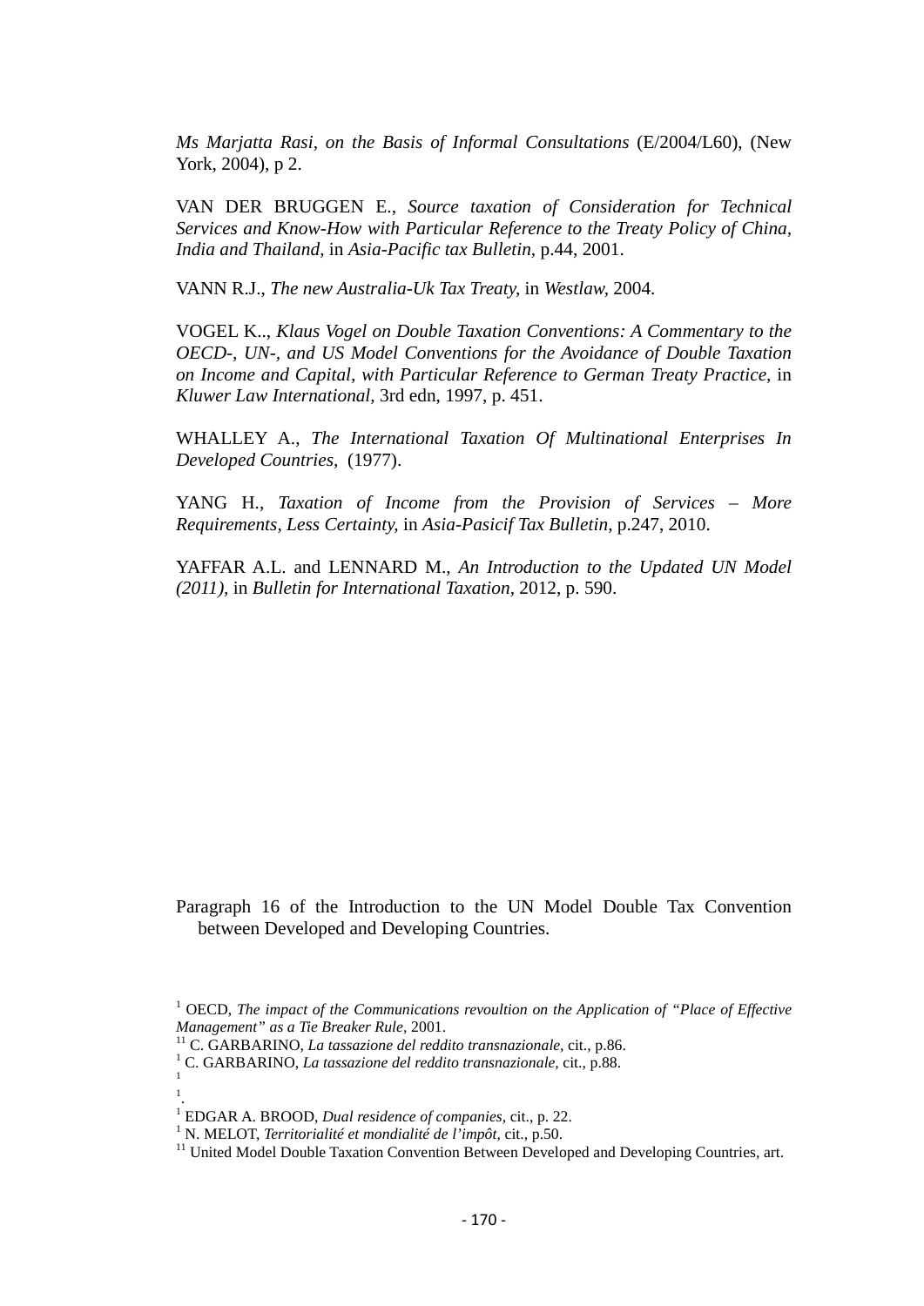*Ms Marjatta Rasi, on the Basis of Informal Consultations* (E/2004/L60), (New York, 2004), p 2.

VAN DER BRUGGEN E., *Source taxation of Consideration for Technical Services and Know-How with Particular Reference to the Treaty Policy of China, India and Thailand,* in *Asia-Pacific tax Bulletin,* p.44, 2001.

VANN R.J., *The new Australia-Uk Tax Treaty,* in *Westlaw,* 2004.

VOGEL K.., *Klaus Vogel on Double Taxation Conventions: A Commentary to the OECD-, UN-, and US Model Conventions for the Avoidance of Double Taxation on Income and Capital, with Particular Reference to German Treaty Practice,* in *Kluwer Law International,* 3rd edn, 1997, p. 451.

WHALLEY A., *The International Taxation Of Multinational Enterprises In Developed Countries,* (1977).

YANG H., *Taxation of Income from the Provision of Services – More Requirements, Less Certainty,* in *Asia-Pasicif Tax Bulletin,* p.247, 2010.

YAFFAR A.L. and LENNARD M., *An Introduction to the Updated UN Model (2011),* in *Bulletin for International Taxation,* 2012, p. 590.

Paragraph 16 of the Introduction to the UN Model Double Tax Convention between Developed and Developing Countries.

[1] OECD, *The impact of the Communications revoultion on the Application of "Place of Effective Management" as a Tie Breaker Rule,* 2001.

[11] C. GARBARINO, *La tassazione del reddito transnazionale,* cit., p.86.

[1] C. GARBARINO, *La tassazione del reddito transnazionale,* cit., p.88.

[1]

[1].

[1] EDGAR A. BROOD, *Dual residence of companies,* cit., p. 22.

[1] N. MELOT, *Territorialité et mondialité de l'impôt,* cit., p.50.

[11] United Model Double Taxation Convention Between Developed and Developing Countries, art.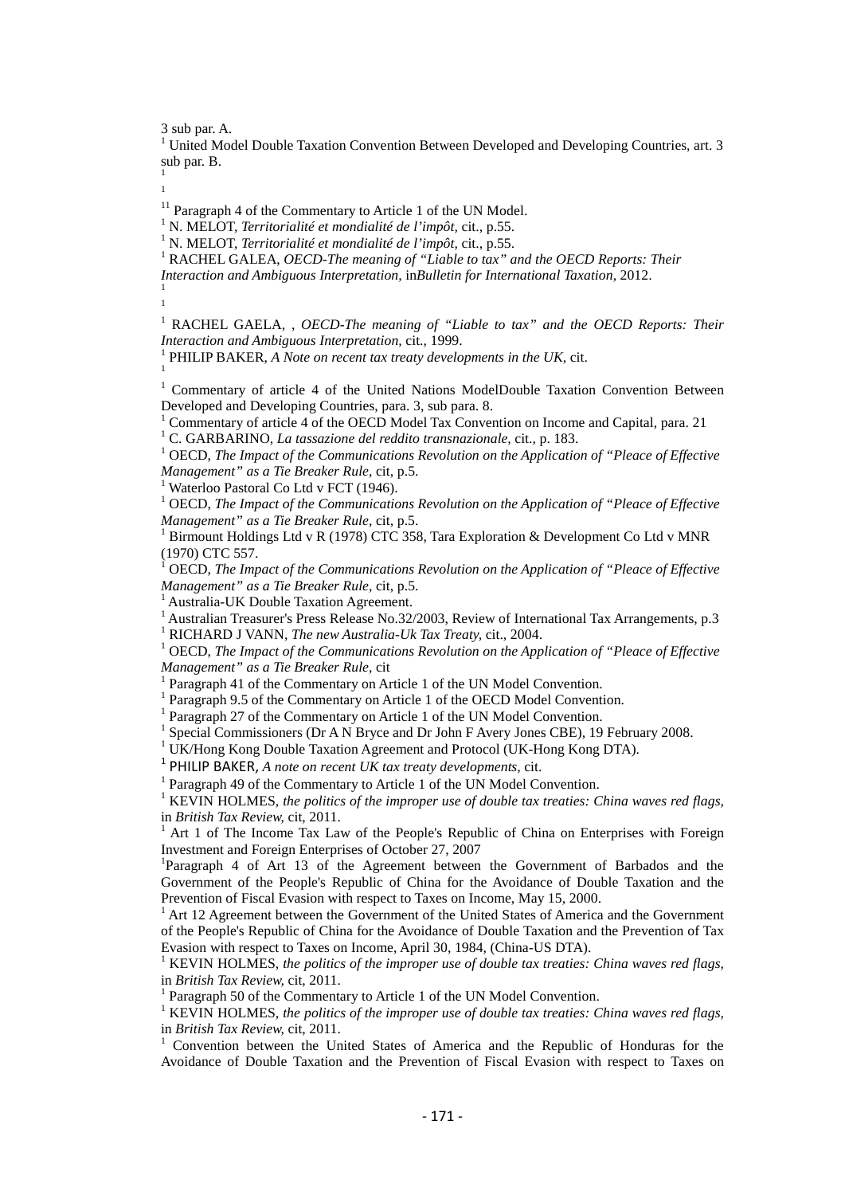3 sub par. A.

[1] United Model Double Taxation Convention Between Developed and Developing Countries, art. 3 sub par. B.

[1]

[1]

[11] Paragraph 4 of the Commentary to Article 1 of the UN Model.

[1] N. MELOT, *Territorialité et mondialité de l'impôt,* cit., p.55.

[1] N. MELOT, *Territorialité et mondialité de l'impôt,* cit., p.55.

[1] RACHEL GALEA, *OECD-The meaning of "Liable to tax" and the OECD Reports: Their Interaction and Ambiguous Interpretation,* in*Bulletin for International Taxation,* 2012.

[1]

[1]

[1] RACHEL GAELA, , *OECD-The meaning of "Liable to tax" and the OECD Reports: Their Interaction and Ambiguous Interpretation,* cit., 1999.

[1] PHILIP BAKER, *A Note on recent tax treaty developments in the UK,* cit.

[1]

[1] Commentary of article 4 of the United Nations ModelDouble Taxation Convention Between Developed and Developing Countries, para. 3, sub para. 8.

[1] Commentary of article 4 of the OECD Model Tax Convention on Income and Capital, para. 21

[1] C. GARBARINO, *La tassazione del reddito transnazionale,* cit., p. 183.

[1] OECD, *The Impact of the Communications Revolution on the Application of "Pleace of Effective Management" as a Tie Breaker Rule,* cit, p.5.

[1] Waterloo Pastoral Co Ltd v FCT (1946).

[1] OECD, *The Impact of the Communications Revolution on the Application of "Pleace of Effective Management" as a Tie Breaker Rule,* cit, p.5.

[1] Birmount Holdings Ltd v R (1978) CTC 358, Tara Exploration & Development Co Ltd v MNR (1970) CTC 557.

[1] OECD, *The Impact of the Communications Revolution on the Application of "Pleace of Effective Management" as a Tie Breaker Rule,* cit, p.5.

[1] Australia-UK Double Taxation Agreement.

[1] Australian Treasurer's Press Release No.32/2003, Review of International Tax Arrangements, p.3

[1] RICHARD J VANN, *The new Australia-Uk Tax Treaty,* cit., 2004.

[1] OECD, *The Impact of the Communications Revolution on the Application of "Pleace of Effective Management" as a Tie Breaker Rule,* cit

[1] Paragraph 41 of the Commentary on Article 1 of the UN Model Convention.

[1] Paragraph 9.5 of the Commentary on Article 1 of the OECD Model Convention.

[1] Paragraph 27 of the Commentary on Article 1 of the UN Model Convention.

[1] Special Commissioners (Dr A N Bryce and Dr John F Avery Jones CBE), 19 February 2008.

[1] UK/Hong Kong Double Taxation Agreement and Protocol (UK-Hong Kong DTA).

[1] PHILIP BAKER, *A note on recent UK tax treaty developments,* cit.

[1] Paragraph 49 of the Commentary to Article 1 of the UN Model Convention.

[1] KEVIN HOLMES, *the politics of the improper use of double tax treaties: China waves red flags,* in *British Tax Review,* cit, 2011.

[1] Art 1 of The Income Tax Law of the People's Republic of China on Enterprises with Foreign Investment and Foreign Enterprises of October 27, 2007

[1]Paragraph 4 of Art 13 of the Agreement between the Government of Barbados and the Government of the People's Republic of China for the Avoidance of Double Taxation and the Prevention of Fiscal Evasion with respect to Taxes on Income, May 15, 2000.

[1] Art 12 Agreement between the Government of the United States of America and the Government of the People's Republic of China for the Avoidance of Double Taxation and the Prevention of Tax Evasion with respect to Taxes on Income, April 30, 1984, (China-US DTA).

[1] KEVIN HOLMES, *the politics of the improper use of double tax treaties: China waves red flags,* in *British Tax Review,* cit, 2011.

[1] Paragraph 50 of the Commentary to Article 1 of the UN Model Convention.

[1] KEVIN HOLMES, *the politics of the improper use of double tax treaties: China waves red flags,* in *British Tax Review,* cit, 2011.

[1] Convention between the United States of America and the Republic of Honduras for the Avoidance of Double Taxation and the Prevention of Fiscal Evasion with respect to Taxes on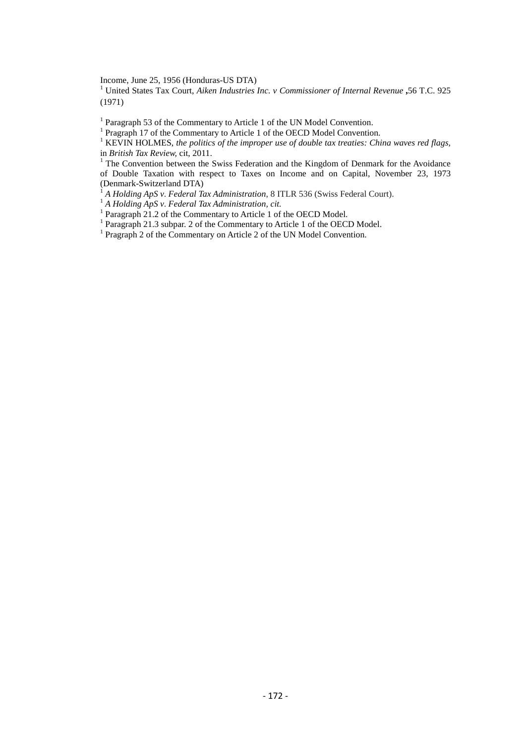Income, June 25, 1956 (Honduras-US DTA)

[1] United States Tax Court, *Aiken Industries Inc. v Commissioner of Internal Revenue* **,**56 T.C. 925 (1971)

[1] Paragraph 53 of the Commentary to Article 1 of the UN Model Convention.

[1] Pragraph 17 of the Commentary to Article 1 of the OECD Model Convention.

[1] KEVIN HOLMES, *the politics of the improper use of double tax treaties: China waves red flags*, in *British Tax Review*, cit, 2011.

[1] The Convention between the Swiss Federation and the Kingdom of Denmark for the Avoidance of Double Taxation with respect to Taxes on Income and on Capital, November 23, 1973 (Denmark-Switzerland DTA)

[1] *A Holding ApS v. Federal Tax Administration*, 8 ITLR 536 (Swiss Federal Court).

[1] *A Holding ApS v. Federal Tax Administration, cit.*

[1] Paragraph 21.2 of the Commentary to Article 1 of the OECD Model.

[1] Paragraph 21.3 subpar. 2 of the Commentary to Article 1 of the OECD Model.

[1] Pragraph 2 of the Commentary on Article 2 of the UN Model Convention.